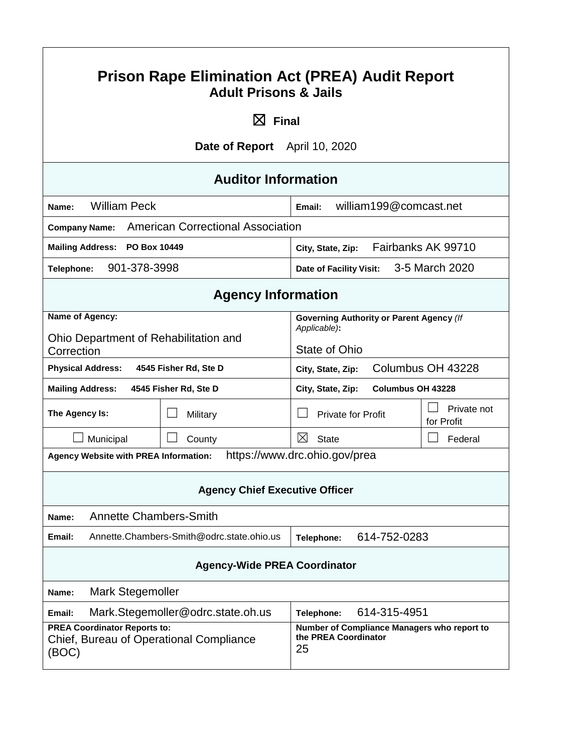# Prison Rape Elimination Act (PREA) Audit Report

## Adult Prisons & Jails

☒ **Final**

**Date of Report** April 10, 2020

## Auditor Information

| | |
|---|---|
| **Name:** William Peck | **Email:** william199@comcast.net |
| **Company Name:** American Correctional Association | |
| **Mailing Address:** PO Box 10449 | **City, State, Zip:** Fairbanks AK 99710 |
| **Telephone:** 901-378-3998 | **Date of Facility Visit:** 3-5 March 2020 |

## Agency Information

| | | | |
|---|---|---|---|
| **Name of Agency:** Ohio Department of Rehabilitation and Correction | | **Governing Authority or Parent Agency** *(If Applicable)***:** State of Ohio | |
| **Physical Address:** 4545 Fisher Rd, Ste D | | **City, State, Zip:** Columbus OH 43228 | |
| **Mailing Address:** 4545 Fisher Rd, Ste D | | **City, State, Zip:** Columbus OH 43228 | |
| **The Agency Is:** | ☐ Military | ☐ Private for Profit | ☐ Private not for Profit |
| ☐ Municipal | ☐ County | ☒ State | ☐ Federal |
| **Agency Website with PREA Information:** https://www.drc.ohio.gov/prea | | | |

### Agency Chief Executive Officer

| | |
|---|---|
| **Name:** Annette Chambers-Smith | |
| **Email:** Annette.Chambers-Smith@odrc.state.ohio.us | **Telephone:** 614-752-0283 |

### Agency-Wide PREA Coordinator

| | |
|---|---|
| **Name:** Mark Stegemoller | |
| **Email:** Mark.Stegemoller@odrc.state.oh.us | **Telephone:** 614-315-4951 |
| **PREA Coordinator Reports to:** Chief, Bureau of Operational Compliance (BOC) | **Number of Compliance Managers who report to the PREA Coordinator** 25 |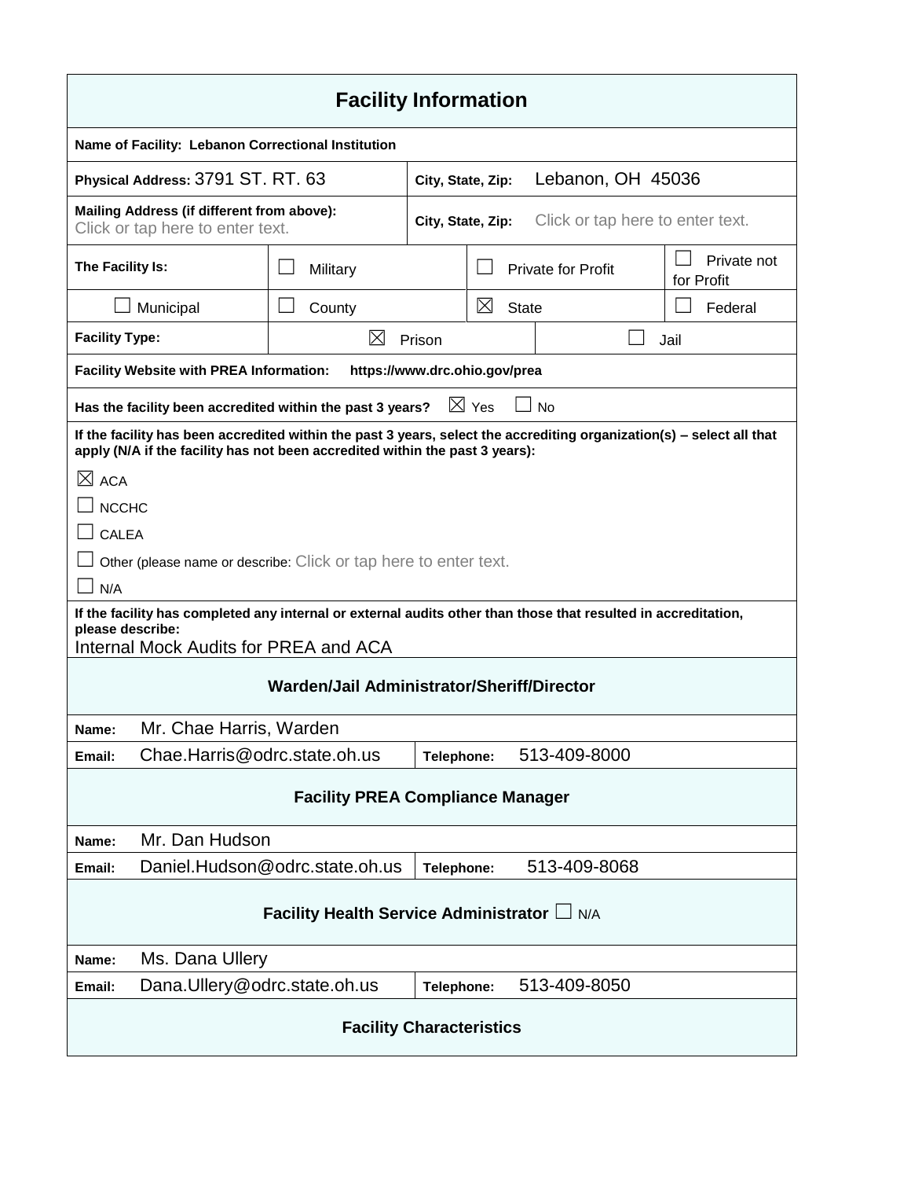## Facility Information

**Name of Facility:** Lebanon Correctional Institution

| | |
|---|---|
| **Physical Address:** 3791 ST. RT. 63 | **City, State, Zip:** Lebanon, OH 45036 |
| **Mailing Address (if different from above):** Click or tap here to enter text. | **City, State, Zip:** Click or tap here to enter text. |

| **The Facility Is:** | ☐ Military | ☐ Private for Profit | ☐ Private not for Profit |
|---|---|---|---|
| ☐ Municipal | ☐ County | ☒ State | ☐ Federal |

| **Facility Type:** | ☒ Prison | ☐ Jail |
|---|---|---|

**Facility Website with PREA Information:** https://www.drc.ohio.gov/prea

**Has the facility been accredited within the past 3 years?** ☒ Yes ☐ No

**If the facility has been accredited within the past 3 years, select the accrediting organization(s) – select all that apply (N/A if the facility has not been accredited within the past 3 years):**

☒ ACA

☐ NCCHC

☐ CALEA

☐ Other (please name or describe: Click or tap here to enter text.

☐ N/A

**If the facility has completed any internal or external audits other than those that resulted in accreditation, please describe:**
Internal Mock Audits for PREA and ACA

### Warden/Jail Administrator/Sheriff/Director

| | | | |
|---|---|---|---|
| **Name:** | Mr. Chae Harris, Warden | | |
| **Email:** | Chae.Harris@odrc.state.oh.us | **Telephone:** | 513-409-8000 |

### Facility PREA Compliance Manager

| | | | |
|---|---|---|---|
| **Name:** | Mr. Dan Hudson | | |
| **Email:** | Daniel.Hudson@odrc.state.oh.us | **Telephone:** | 513-409-8068 |

### Facility Health Service Administrator ☐ N/A

| | | | |
|---|---|---|---|
| **Name:** | Ms. Dana Ullery | | |
| **Email:** | Dana.Ullery@odrc.state.oh.us | **Telephone:** | 513-409-8050 |

### Facility Characteristics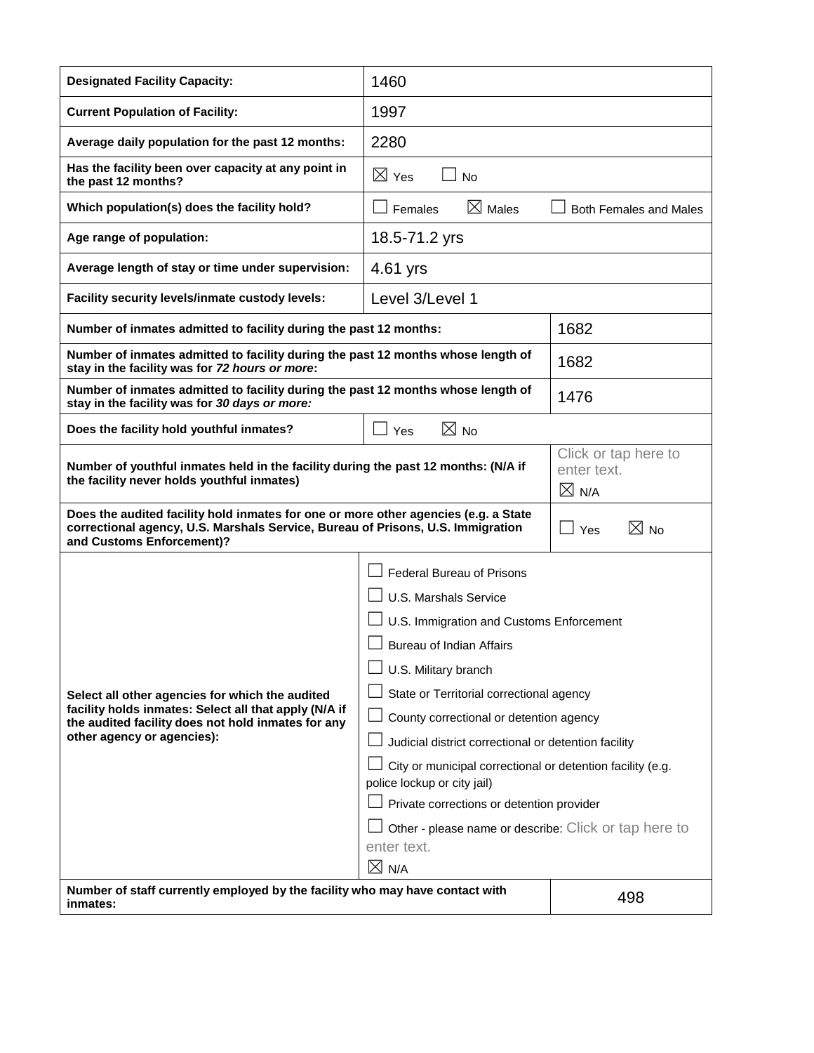| | |
|---|---|
| **Designated Facility Capacity:** | 1460 |
| **Current Population of Facility:** | 1997 |
| **Average daily population for the past 12 months:** | 2280 |
| **Has the facility been over capacity at any point in the past 12 months?** | ☒ Yes ☐ No |
| **Which population(s) does the facility hold?** | ☐ Females ☒ Males ☐ Both Females and Males |
| **Age range of population:** | 18.5-71.2 yrs |
| **Average length of stay or time under supervision:** | 4.61 yrs |
| **Facility security levels/inmate custody levels:** | Level 3/Level 1 |
| **Number of inmates admitted to facility during the past 12 months:** | 1682 |
| **Number of inmates admitted to facility during the past 12 months whose length of stay in the facility was for *72 hours or more*:** | 1682 |
| **Number of inmates admitted to facility during the past 12 months whose length of stay in the facility was for *30 days or more:*** | 1476 |
| **Does the facility hold youthful inmates?** | ☐ Yes ☒ No |
| **Number of youthful inmates held in the facility during the past 12 months: (N/A if the facility never holds youthful inmates)** | Click or tap here to enter text. ☒ N/A |
| **Does the audited facility hold inmates for one or more other agencies (e.g. a State correctional agency, U.S. Marshals Service, Bureau of Prisons, U.S. Immigration and Customs Enforcement)?** | ☐ Yes ☒ No |
| **Select all other agencies for which the audited facility holds inmates: Select all that apply (N/A if the audited facility does not hold inmates for any other agency or agencies):** | ☐ Federal Bureau of Prisons<br>☐ U.S. Marshals Service<br>☐ U.S. Immigration and Customs Enforcement<br>☐ Bureau of Indian Affairs<br>☐ U.S. Military branch<br>☐ State or Territorial correctional agency<br>☐ County correctional or detention agency<br>☐ Judicial district correctional or detention facility<br>☐ City or municipal correctional or detention facility (e.g. police lockup or city jail)<br>☐ Private corrections or detention provider<br>☐ Other - please name or describe: Click or tap here to enter text.<br>☒ N/A |
| **Number of staff currently employed by the facility who may have contact with inmates:** | 498 |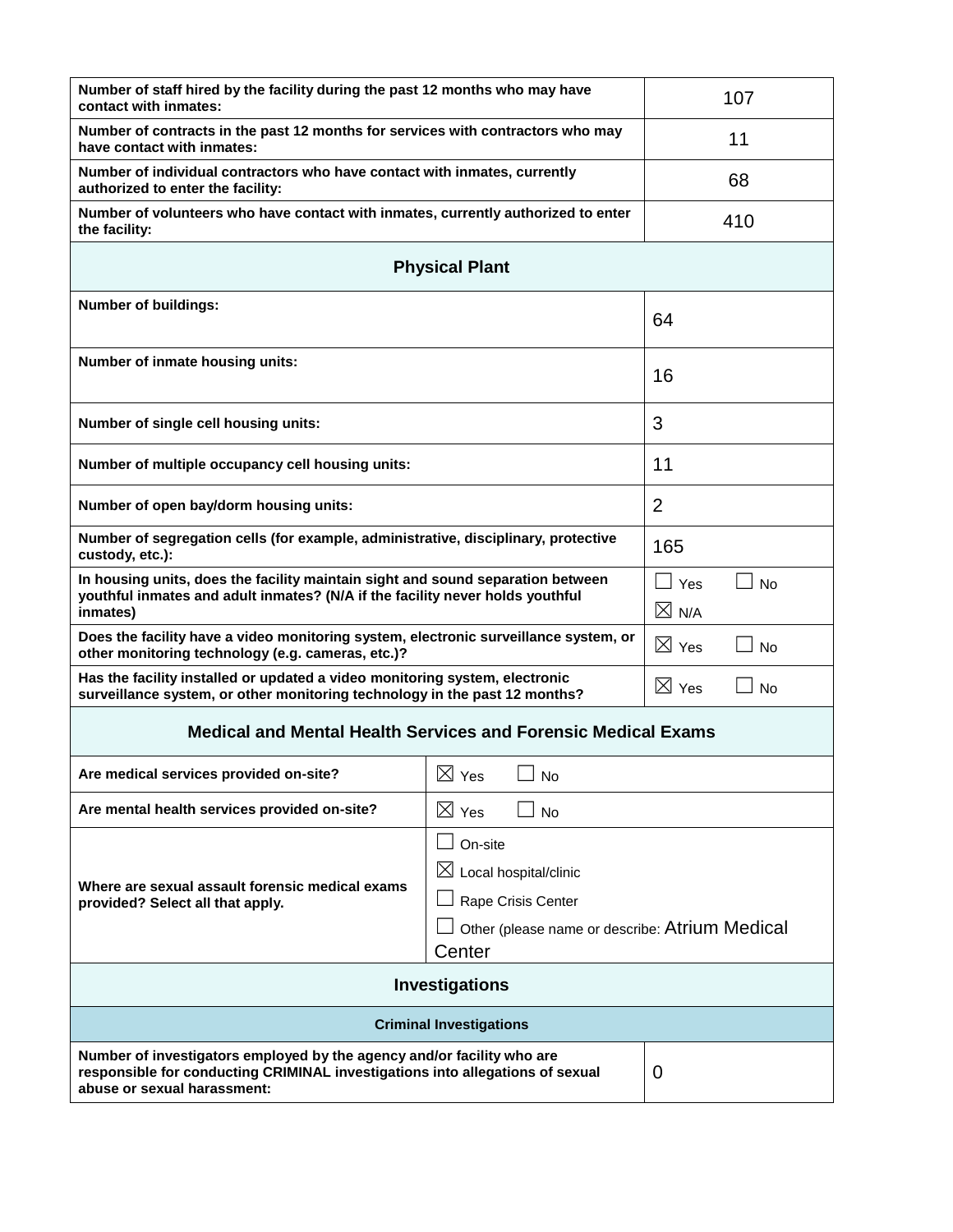| | |
|---|---|
| **Number of staff hired by the facility during the past 12 months who may have contact with inmates:** | 107 |
| **Number of contracts in the past 12 months for services with contractors who may have contact with inmates:** | 11 |
| **Number of individual contractors who have contact with inmates, currently authorized to enter the facility:** | 68 |
| **Number of volunteers who have contact with inmates, currently authorized to enter the facility:** | 410 |

### Physical Plant

| | |
|---|---|
| **Number of buildings:** | 64 |
| **Number of inmate housing units:** | 16 |
| **Number of single cell housing units:** | 3 |
| **Number of multiple occupancy cell housing units:** | 11 |
| **Number of open bay/dorm housing units:** | 2 |
| **Number of segregation cells (for example, administrative, disciplinary, protective custody, etc.):** | 165 |
| **In housing units, does the facility maintain sight and sound separation between youthful inmates and adult inmates? (N/A if the facility never holds youthful inmates)** | ☐ Yes ☐ No ☒ N/A |
| **Does the facility have a video monitoring system, electronic surveillance system, or other monitoring technology (e.g. cameras, etc.)?** | ☒ Yes ☐ No |
| **Has the facility installed or updated a video monitoring system, electronic surveillance system, or other monitoring technology in the past 12 months?** | ☒ Yes ☐ No |

### Medical and Mental Health Services and Forensic Medical Exams

| | |
|---|---|
| **Are medical services provided on-site?** | ☒ Yes ☐ No |
| **Are mental health services provided on-site?** | ☒ Yes ☐ No |
| **Where are sexual assault forensic medical exams provided? Select all that apply.** | ☐ On-site<br>☒ Local hospital/clinic<br>☐ Rape Crisis Center<br>☐ Other (please name or describe: Atrium Medical Center |

### Investigations

#### Criminal Investigations

| | |
|---|---|
| **Number of investigators employed by the agency and/or facility who are responsible for conducting CRIMINAL investigations into allegations of sexual abuse or sexual harassment:** | 0 |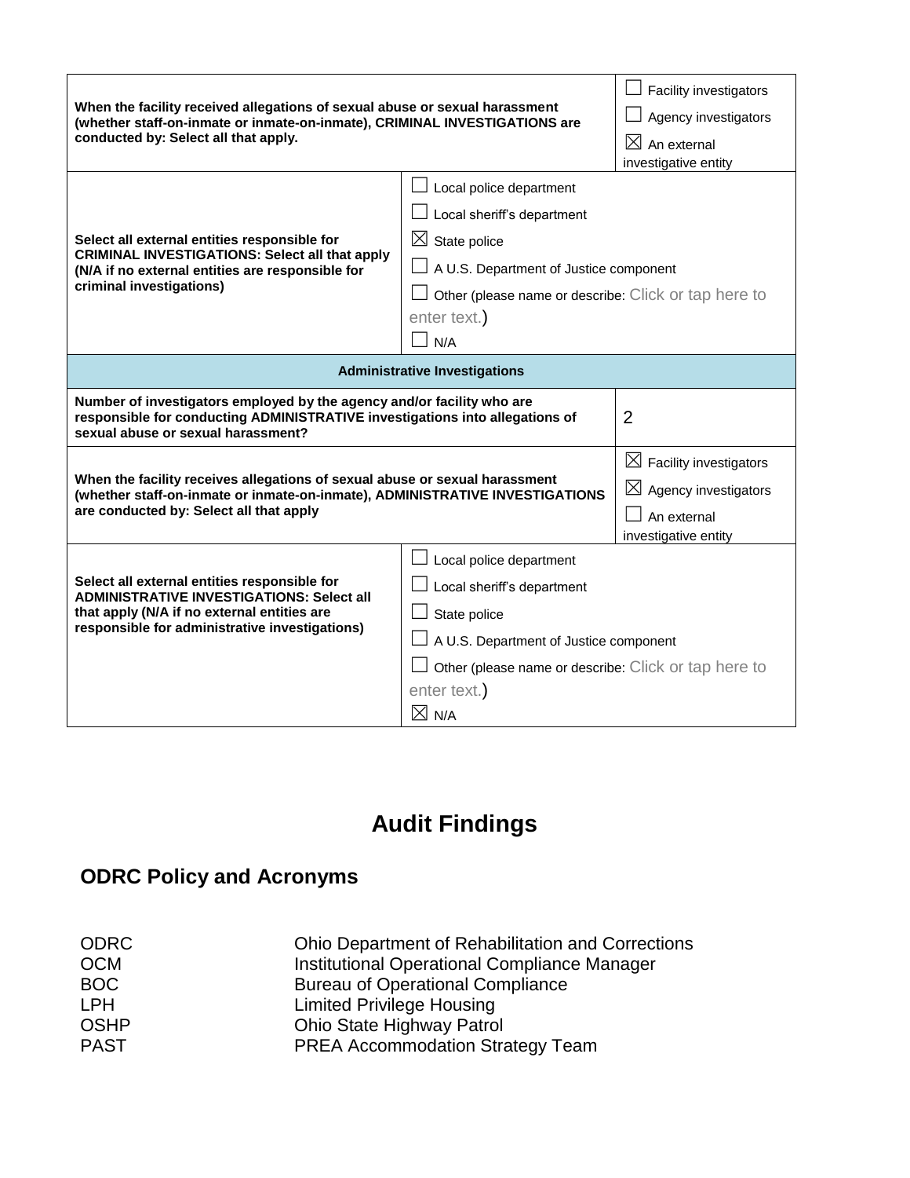| | |
|---|---|
| **When the facility received allegations of sexual abuse or sexual harassment (whether staff-on-inmate or inmate-on-inmate), CRIMINAL INVESTIGATIONS are conducted by: Select all that apply.** | ☐ Facility investigators<br>☐ Agency investigators<br>☒ An external investigative entity |
| **Select all external entities responsible for CRIMINAL INVESTIGATIONS: Select all that apply (N/A if no external entities are responsible for criminal investigations)** | ☐ Local police department<br>☐ Local sheriff's department<br>☒ State police<br>☐ A U.S. Department of Justice component<br>☐ Other (please name or describe: Click or tap here to enter text.)<br>☐ N/A |
| **Administrative Investigations** | |
| **Number of investigators employed by the agency and/or facility who are responsible for conducting ADMINISTRATIVE investigations into allegations of sexual abuse or sexual harassment?** | 2 |
| **When the facility receives allegations of sexual abuse or sexual harassment (whether staff-on-inmate or inmate-on-inmate), ADMINISTRATIVE INVESTIGATIONS are conducted by: Select all that apply** | ☒ Facility investigators<br>☒ Agency investigators<br>☐ An external investigative entity |
| **Select all external entities responsible for ADMINISTRATIVE INVESTIGATIONS: Select all that apply (N/A if no external entities are responsible for administrative investigations)** | ☐ Local police department<br>☐ Local sheriff's department<br>☐ State police<br>☐ A U.S. Department of Justice component<br>☐ Other (please name or describe: Click or tap here to enter text.)<br>☒ N/A |

# Audit Findings

## ODRC Policy and Acronyms

| | |
|---|---|
| ODRC | Ohio Department of Rehabilitation and Corrections |
| OCM | Institutional Operational Compliance Manager |
| BOC | Bureau of Operational Compliance |
| LPH | Limited Privilege Housing |
| OSHP | Ohio State Highway Patrol |
| PAST | PREA Accommodation Strategy Team |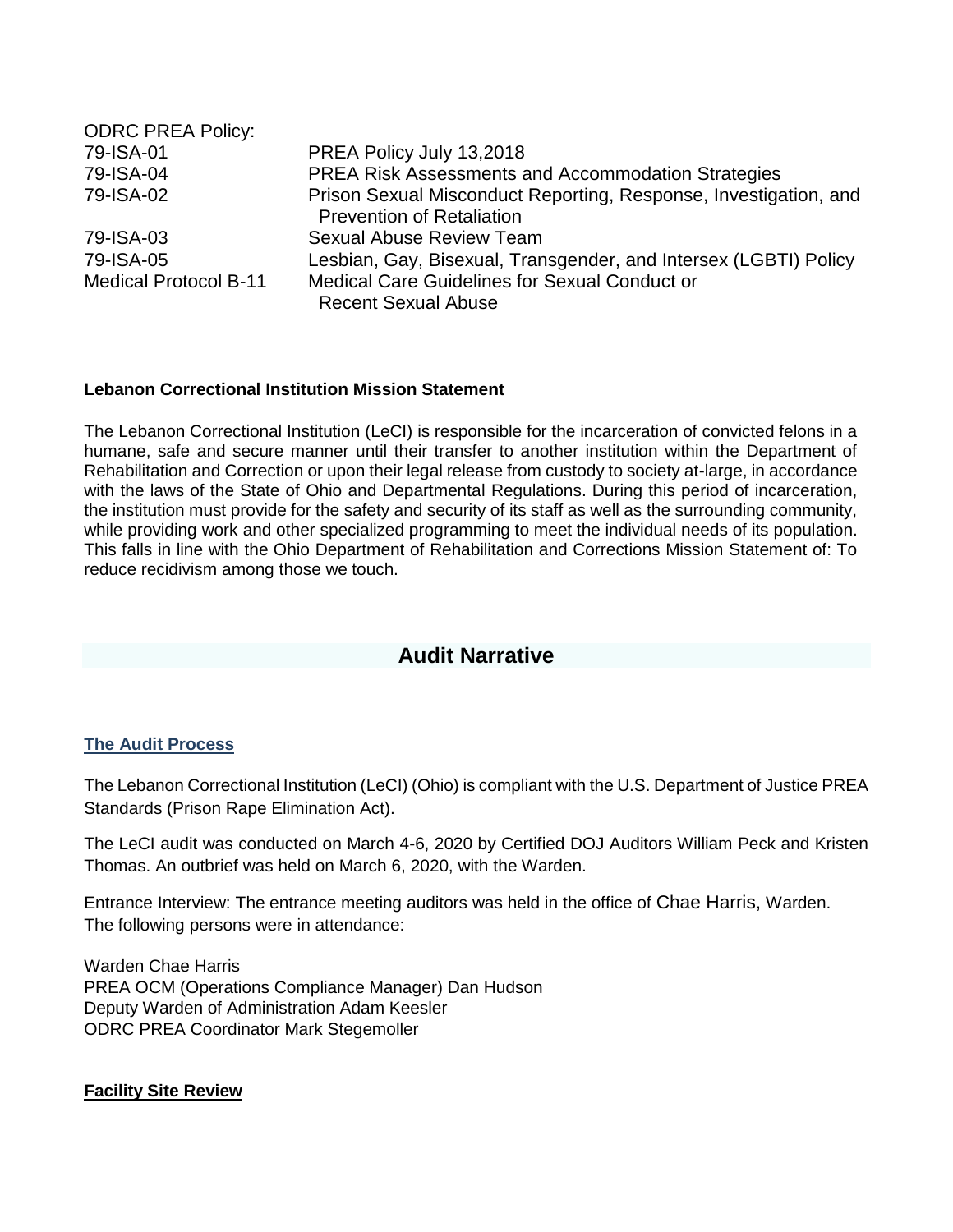ODRC PREA Policy:

| | |
|---|---|
| 79-ISA-01 | PREA Policy July 13,2018 |
| 79-ISA-04 | PREA Risk Assessments and Accommodation Strategies |
| 79-ISA-02 | Prison Sexual Misconduct Reporting, Response, Investigation, and Prevention of Retaliation |
| 79-ISA-03 | Sexual Abuse Review Team |
| 79-ISA-05 | Lesbian, Gay, Bisexual, Transgender, and Intersex (LGBTI) Policy |
| Medical Protocol B-11 | Medical Care Guidelines for Sexual Conduct or Recent Sexual Abuse |

**Lebanon Correctional Institution Mission Statement**

The Lebanon Correctional Institution (LeCI) is responsible for the incarceration of convicted felons in a humane, safe and secure manner until their transfer to another institution within the Department of Rehabilitation and Correction or upon their legal release from custody to society at-large, in accordance with the laws of the State of Ohio and Departmental Regulations. During this period of incarceration, the institution must provide for the safety and security of its staff as well as the surrounding community, while providing work and other specialized programming to meet the individual needs of its population. This falls in line with the Ohio Department of Rehabilitation and Corrections Mission Statement of: To reduce recidivism among those we touch.

## Audit Narrative

### The Audit Process

The Lebanon Correctional Institution (LeCI) (Ohio) is compliant with the U.S. Department of Justice PREA Standards (Prison Rape Elimination Act).

The LeCI audit was conducted on March 4-6, 2020 by Certified DOJ Auditors William Peck and Kristen Thomas. An outbrief was held on March 6, 2020, with the Warden.

Entrance Interview: The entrance meeting auditors was held in the office of Chae Harris, Warden. The following persons were in attendance:

Warden Chae Harris
PREA OCM (Operations Compliance Manager) Dan Hudson
Deputy Warden of Administration Adam Keesler
ODRC PREA Coordinator Mark Stegemoller

**Facility Site Review**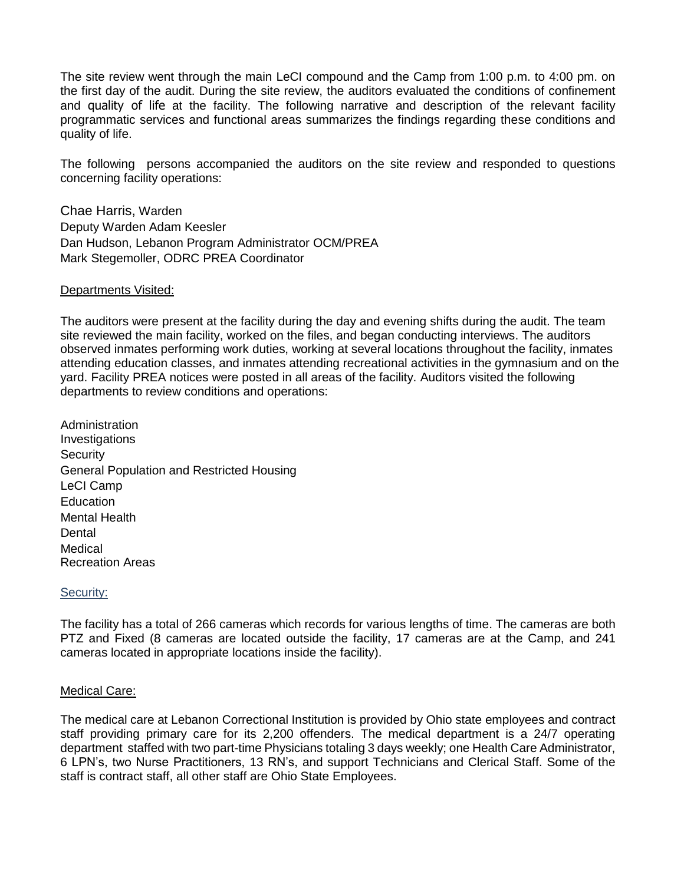The site review went through the main LeCI compound and the Camp from 1:00 p.m. to 4:00 pm. on the first day of the audit. During the site review, the auditors evaluated the conditions of confinement and quality of life at the facility. The following narrative and description of the relevant facility programmatic services and functional areas summarizes the findings regarding these conditions and quality of life.

The following persons accompanied the auditors on the site review and responded to questions concerning facility operations:

Chae Harris, Warden
Deputy Warden Adam Keesler
Dan Hudson, Lebanon Program Administrator OCM/PREA
Mark Stegemoller, ODRC PREA Coordinator

Departments Visited:

The auditors were present at the facility during the day and evening shifts during the audit. The team site reviewed the main facility, worked on the files, and began conducting interviews. The auditors observed inmates performing work duties, working at several locations throughout the facility, inmates attending education classes, and inmates attending recreational activities in the gymnasium and on the yard. Facility PREA notices were posted in all areas of the facility. Auditors visited the following departments to review conditions and operations:

Administration
Investigations
Security
General Population and Restricted Housing
LeCI Camp
Education
Mental Health
Dental
Medical
Recreation Areas

Security:

The facility has a total of 266 cameras which records for various lengths of time. The cameras are both PTZ and Fixed (8 cameras are located outside the facility, 17 cameras are at the Camp, and 241 cameras located in appropriate locations inside the facility).

Medical Care:

The medical care at Lebanon Correctional Institution is provided by Ohio state employees and contract staff providing primary care for its 2,200 offenders. The medical department is a 24/7 operating department staffed with two part-time Physicians totaling 3 days weekly; one Health Care Administrator, 6 LPN's, two Nurse Practitioners, 13 RN's, and support Technicians and Clerical Staff. Some of the staff is contract staff, all other staff are Ohio State Employees.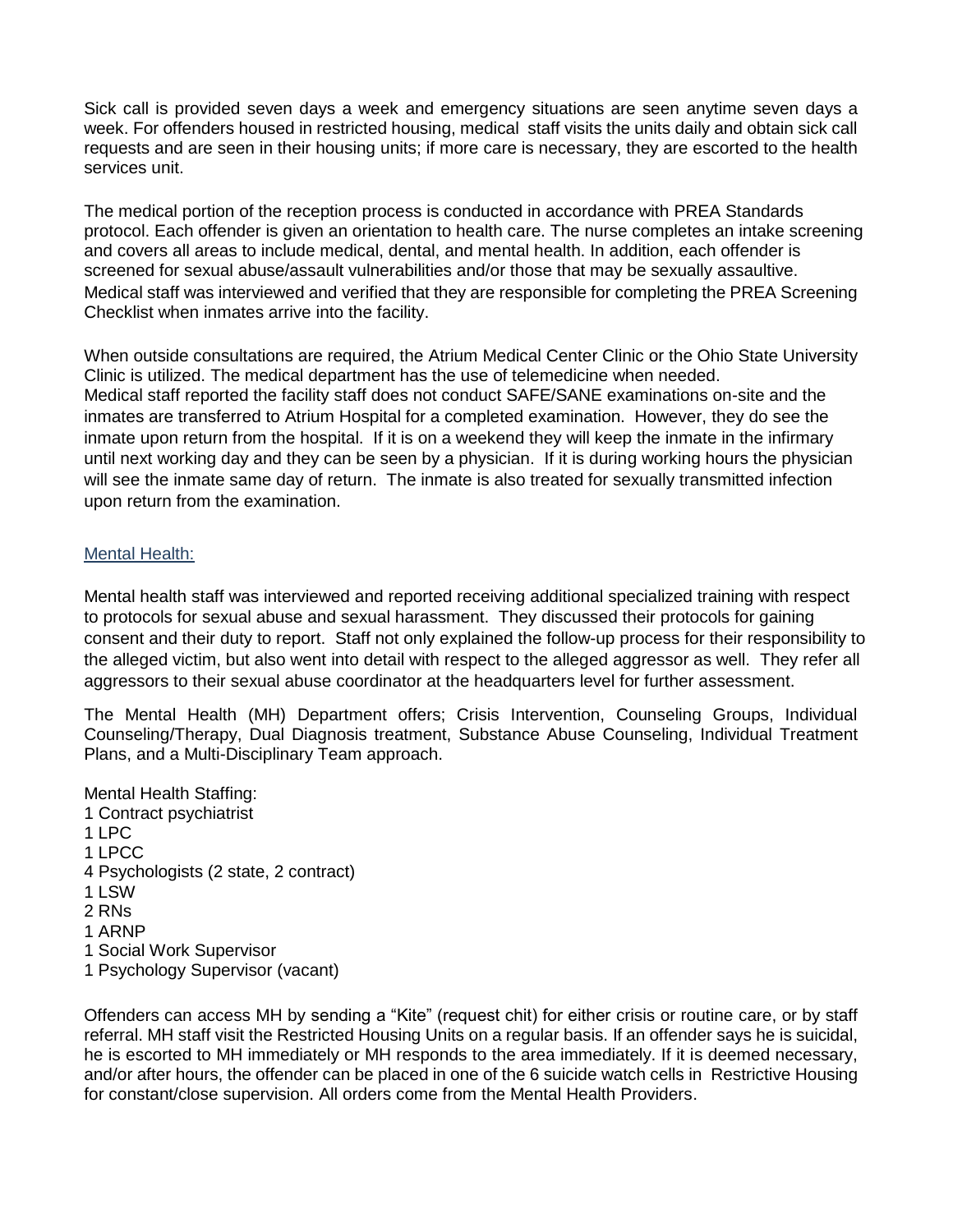Sick call is provided seven days a week and emergency situations are seen anytime seven days a week. For offenders housed in restricted housing, medical staff visits the units daily and obtain sick call requests and are seen in their housing units; if more care is necessary, they are escorted to the health services unit.

The medical portion of the reception process is conducted in accordance with PREA Standards protocol. Each offender is given an orientation to health care. The nurse completes an intake screening and covers all areas to include medical, dental, and mental health. In addition, each offender is screened for sexual abuse/assault vulnerabilities and/or those that may be sexually assaultive. Medical staff was interviewed and verified that they are responsible for completing the PREA Screening Checklist when inmates arrive into the facility.

When outside consultations are required, the Atrium Medical Center Clinic or the Ohio State University Clinic is utilized. The medical department has the use of telemedicine when needed.
Medical staff reported the facility staff does not conduct SAFE/SANE examinations on-site and the inmates are transferred to Atrium Hospital for a completed examination. However, they do see the inmate upon return from the hospital. If it is on a weekend they will keep the inmate in the infirmary until next working day and they can be seen by a physician. If it is during working hours the physician will see the inmate same day of return. The inmate is also treated for sexually transmitted infection upon return from the examination.

## Mental Health:

Mental health staff was interviewed and reported receiving additional specialized training with respect to protocols for sexual abuse and sexual harassment. They discussed their protocols for gaining consent and their duty to report. Staff not only explained the follow-up process for their responsibility to the alleged victim, but also went into detail with respect to the alleged aggressor as well. They refer all aggressors to their sexual abuse coordinator at the headquarters level for further assessment.

The Mental Health (MH) Department offers; Crisis Intervention, Counseling Groups, Individual Counseling/Therapy, Dual Diagnosis treatment, Substance Abuse Counseling, Individual Treatment Plans, and a Multi-Disciplinary Team approach.

Mental Health Staffing:
1 Contract psychiatrist
1 LPC
1 LPCC
4 Psychologists (2 state, 2 contract)
1 LSW
2 RNs
1 ARNP
1 Social Work Supervisor
1 Psychology Supervisor (vacant)

Offenders can access MH by sending a "Kite" (request chit) for either crisis or routine care, or by staff referral. MH staff visit the Restricted Housing Units on a regular basis. If an offender says he is suicidal, he is escorted to MH immediately or MH responds to the area immediately. If it is deemed necessary, and/or after hours, the offender can be placed in one of the 6 suicide watch cells in Restrictive Housing for constant/close supervision. All orders come from the Mental Health Providers.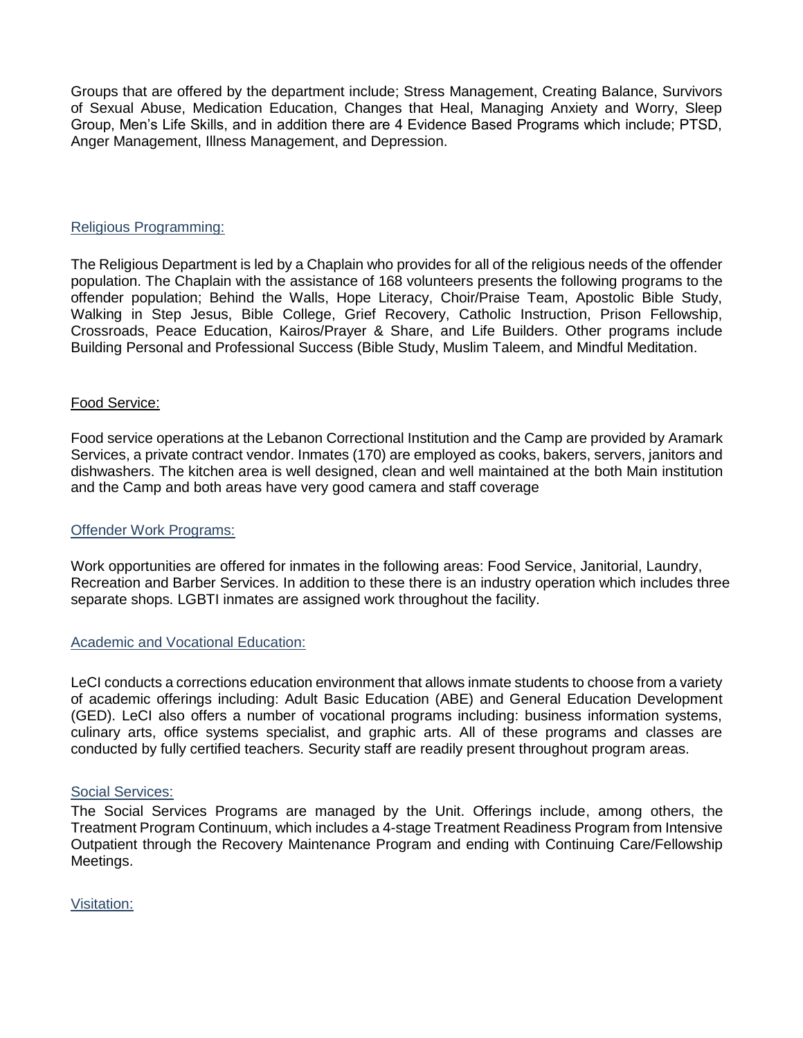Groups that are offered by the department include; Stress Management, Creating Balance, Survivors of Sexual Abuse, Medication Education, Changes that Heal, Managing Anxiety and Worry, Sleep Group, Men's Life Skills, and in addition there are 4 Evidence Based Programs which include; PTSD, Anger Management, Illness Management, and Depression.

## Religious Programming:

The Religious Department is led by a Chaplain who provides for all of the religious needs of the offender population. The Chaplain with the assistance of 168 volunteers presents the following programs to the offender population; Behind the Walls, Hope Literacy, Choir/Praise Team, Apostolic Bible Study, Walking in Step Jesus, Bible College, Grief Recovery, Catholic Instruction, Prison Fellowship, Crossroads, Peace Education, Kairos/Prayer & Share, and Life Builders. Other programs include Building Personal and Professional Success (Bible Study, Muslim Taleem, and Mindful Meditation.

## Food Service:

Food service operations at the Lebanon Correctional Institution and the Camp are provided by Aramark Services, a private contract vendor. Inmates (170) are employed as cooks, bakers, servers, janitors and dishwashers. The kitchen area is well designed, clean and well maintained at the both Main institution and the Camp and both areas have very good camera and staff coverage

## Offender Work Programs:

Work opportunities are offered for inmates in the following areas: Food Service, Janitorial, Laundry, Recreation and Barber Services. In addition to these there is an industry operation which includes three separate shops. LGBTI inmates are assigned work throughout the facility.

## Academic and Vocational Education:

LeCI conducts a corrections education environment that allows inmate students to choose from a variety of academic offerings including: Adult Basic Education (ABE) and General Education Development (GED). LeCI also offers a number of vocational programs including: business information systems, culinary arts, office systems specialist, and graphic arts. All of these programs and classes are conducted by fully certified teachers. Security staff are readily present throughout program areas.

## Social Services:

The Social Services Programs are managed by the Unit. Offerings include, among others, the Treatment Program Continuum, which includes a 4-stage Treatment Readiness Program from Intensive Outpatient through the Recovery Maintenance Program and ending with Continuing Care/Fellowship Meetings.

## Visitation: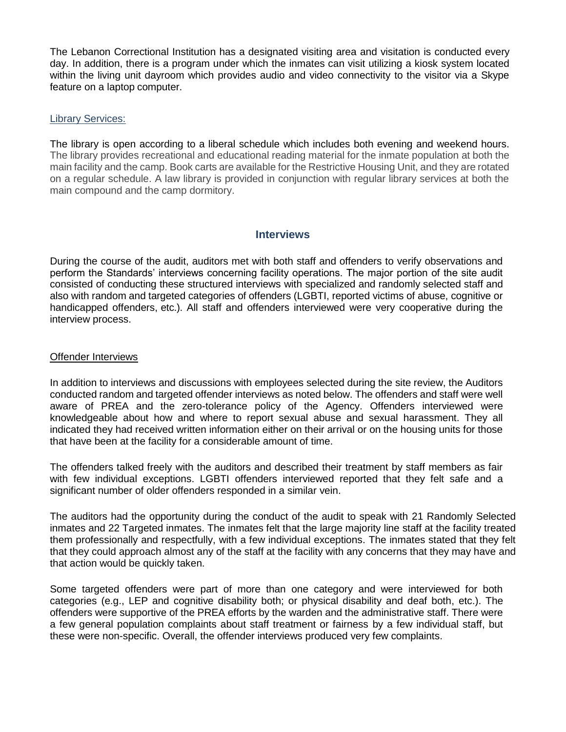The Lebanon Correctional Institution has a designated visiting area and visitation is conducted every day. In addition, there is a program under which the inmates can visit utilizing a kiosk system located within the living unit dayroom which provides audio and video connectivity to the visitor via a Skype feature on a laptop computer.

### Library Services:

The library is open according to a liberal schedule which includes both evening and weekend hours. The library provides recreational and educational reading material for the inmate population at both the main facility and the camp. Book carts are available for the Restrictive Housing Unit, and they are rotated on a regular schedule. A law library is provided in conjunction with regular library services at both the main compound and the camp dormitory.

## Interviews

During the course of the audit, auditors met with both staff and offenders to verify observations and perform the Standards' interviews concerning facility operations. The major portion of the site audit consisted of conducting these structured interviews with specialized and randomly selected staff and also with random and targeted categories of offenders (LGBTI, reported victims of abuse, cognitive or handicapped offenders, etc.). All staff and offenders interviewed were very cooperative during the interview process.

### Offender Interviews

In addition to interviews and discussions with employees selected during the site review, the Auditors conducted random and targeted offender interviews as noted below. The offenders and staff were well aware of PREA and the zero-tolerance policy of the Agency. Offenders interviewed were knowledgeable about how and where to report sexual abuse and sexual harassment. They all indicated they had received written information either on their arrival or on the housing units for those that have been at the facility for a considerable amount of time.

The offenders talked freely with the auditors and described their treatment by staff members as fair with few individual exceptions. LGBTI offenders interviewed reported that they felt safe and a significant number of older offenders responded in a similar vein.

The auditors had the opportunity during the conduct of the audit to speak with 21 Randomly Selected inmates and 22 Targeted inmates. The inmates felt that the large majority line staff at the facility treated them professionally and respectfully, with a few individual exceptions. The inmates stated that they felt that they could approach almost any of the staff at the facility with any concerns that they may have and that action would be quickly taken.

Some targeted offenders were part of more than one category and were interviewed for both categories (e.g., LEP and cognitive disability both; or physical disability and deaf both, etc.). The offenders were supportive of the PREA efforts by the warden and the administrative staff. There were a few general population complaints about staff treatment or fairness by a few individual staff, but these were non-specific. Overall, the offender interviews produced very few complaints.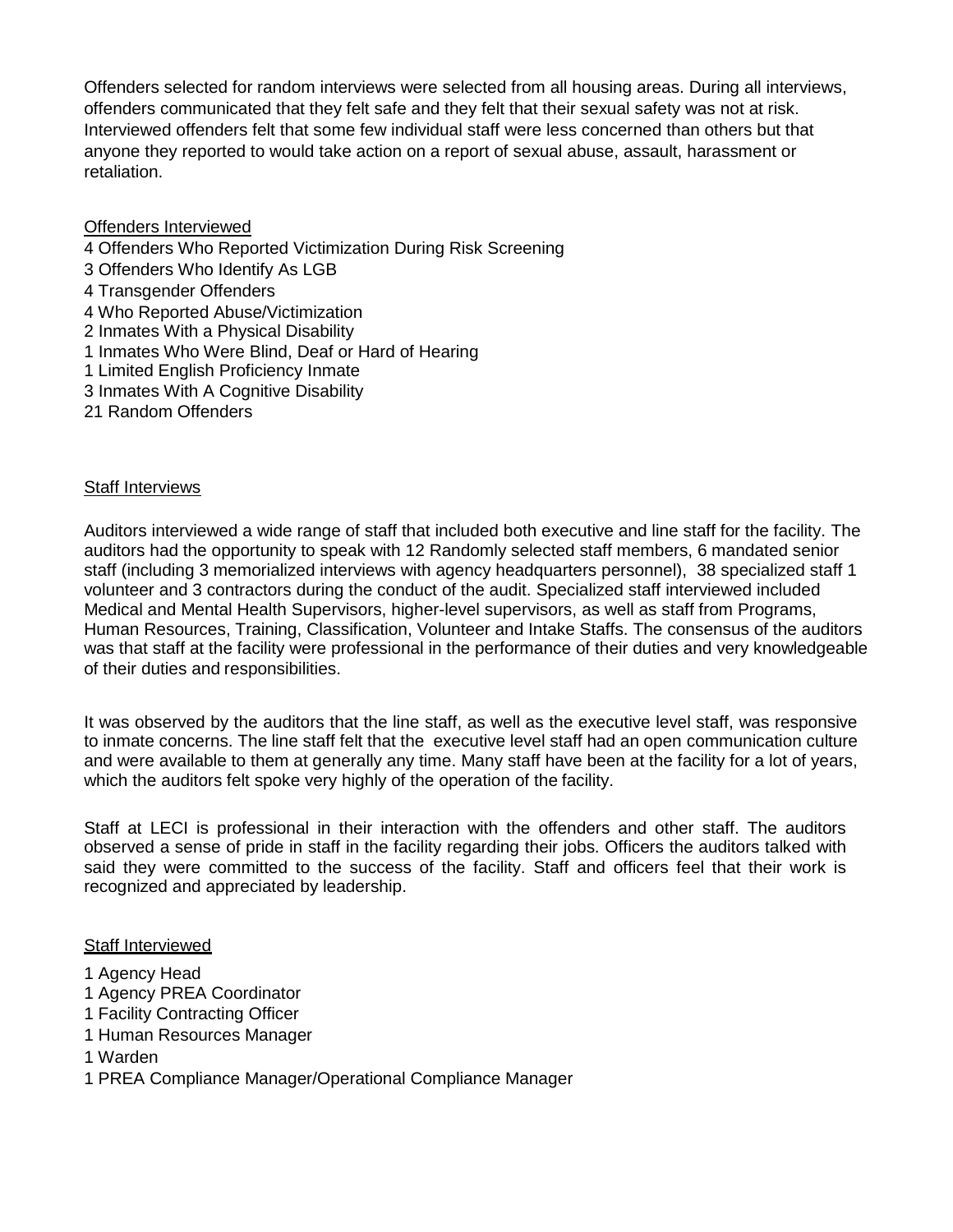Offenders selected for random interviews were selected from all housing areas. During all interviews, offenders communicated that they felt safe and they felt that their sexual safety was not at risk. Interviewed offenders felt that some few individual staff were less concerned than others but that anyone they reported to would take action on a report of sexual abuse, assault, harassment or retaliation.

<u>Offenders Interviewed</u>

4 Offenders Who Reported Victimization During Risk Screening
3 Offenders Who Identify As LGB
4 Transgender Offenders
4 Who Reported Abuse/Victimization
2 Inmates With a Physical Disability
1 Inmates Who Were Blind, Deaf or Hard of Hearing
1 Limited English Proficiency Inmate
3 Inmates With A Cognitive Disability
21 Random Offenders

<u>Staff Interviews</u>

Auditors interviewed a wide range of staff that included both executive and line staff for the facility. The auditors had the opportunity to speak with 12 Randomly selected staff members, 6 mandated senior staff (including 3 memorialized interviews with agency headquarters personnel), 38 specialized staff 1 volunteer and 3 contractors during the conduct of the audit. Specialized staff interviewed included Medical and Mental Health Supervisors, higher-level supervisors, as well as staff from Programs, Human Resources, Training, Classification, Volunteer and Intake Staffs. The consensus of the auditors was that staff at the facility were professional in the performance of their duties and very knowledgeable of their duties and responsibilities.

It was observed by the auditors that the line staff, as well as the executive level staff, was responsive to inmate concerns. The line staff felt that the executive level staff had an open communication culture and were available to them at generally any time. Many staff have been at the facility for a lot of years, which the auditors felt spoke very highly of the operation of the facility.

Staff at LECI is professional in their interaction with the offenders and other staff. The auditors observed a sense of pride in staff in the facility regarding their jobs. Officers the auditors talked with said they were committed to the success of the facility. Staff and officers feel that their work is recognized and appreciated by leadership.

<u>Staff Interviewed</u>

1 Agency Head
1 Agency PREA Coordinator
1 Facility Contracting Officer
1 Human Resources Manager
1 Warden
1 PREA Compliance Manager/Operational Compliance Manager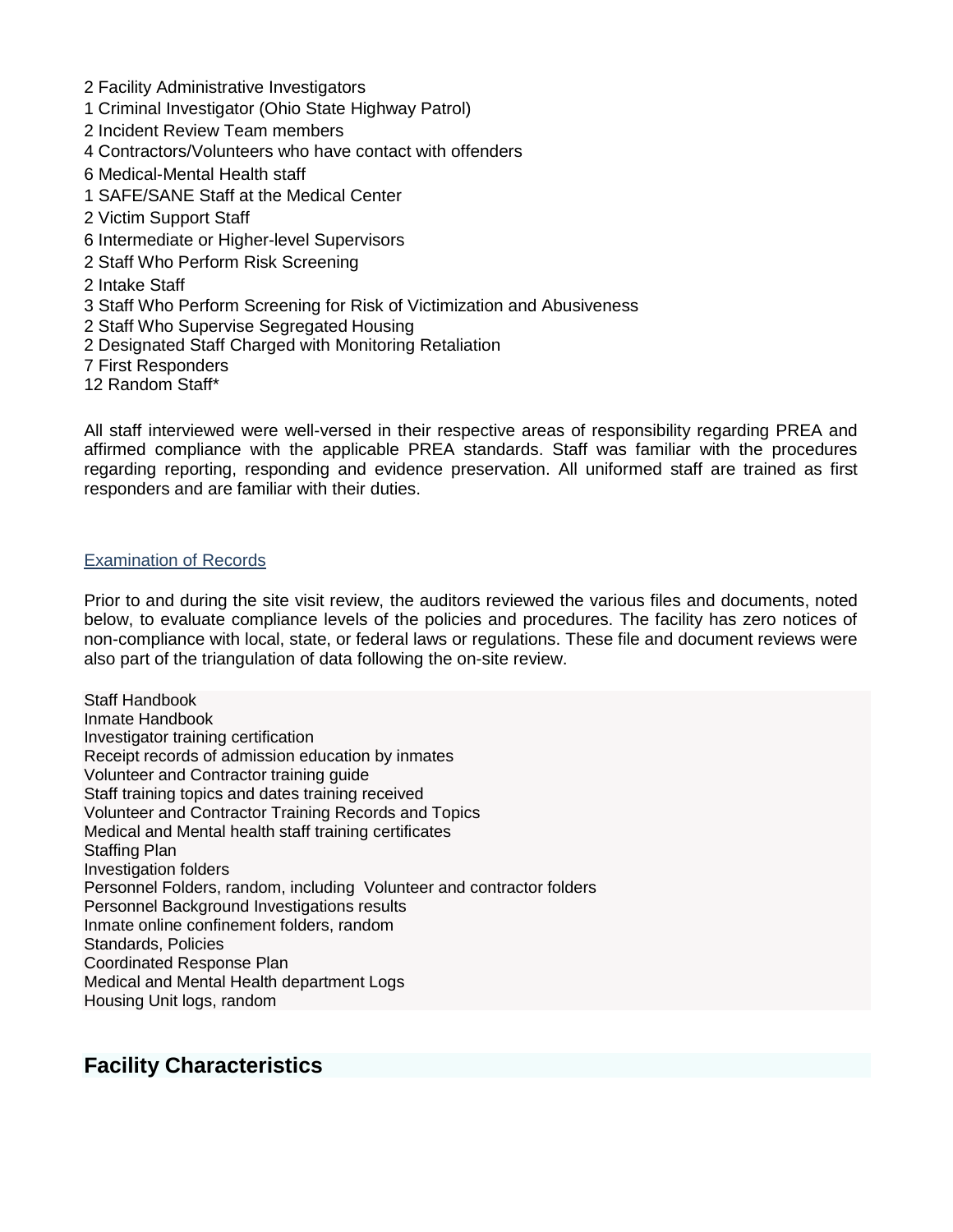2 Facility Administrative Investigators
1 Criminal Investigator (Ohio State Highway Patrol)
2 Incident Review Team members
4 Contractors/Volunteers who have contact with offenders
6 Medical-Mental Health staff
1 SAFE/SANE Staff at the Medical Center
2 Victim Support Staff
6 Intermediate or Higher-level Supervisors
2 Staff Who Perform Risk Screening
2 Intake Staff
3 Staff Who Perform Screening for Risk of Victimization and Abusiveness
2 Staff Who Supervise Segregated Housing
2 Designated Staff Charged with Monitoring Retaliation
7 First Responders
12 Random Staff*

All staff interviewed were well-versed in their respective areas of responsibility regarding PREA and affirmed compliance with the applicable PREA standards. Staff was familiar with the procedures regarding reporting, responding and evidence preservation. All uniformed staff are trained as first responders and are familiar with their duties.

Examination of Records

Prior to and during the site visit review, the auditors reviewed the various files and documents, noted below, to evaluate compliance levels of the policies and procedures. The facility has zero notices of non-compliance with local, state, or federal laws or regulations. These file and document reviews were also part of the triangulation of data following the on-site review.

Staff Handbook
Inmate Handbook
Investigator training certification
Receipt records of admission education by inmates
Volunteer and Contractor training guide
Staff training topics and dates training received
Volunteer and Contractor Training Records and Topics
Medical and Mental health staff training certificates
Staffing Plan
Investigation folders
Personnel Folders, random, including Volunteer and contractor folders
Personnel Background Investigations results
Inmate online confinement folders, random
Standards, Policies
Coordinated Response Plan
Medical and Mental Health department Logs
Housing Unit logs, random

## Facility Characteristics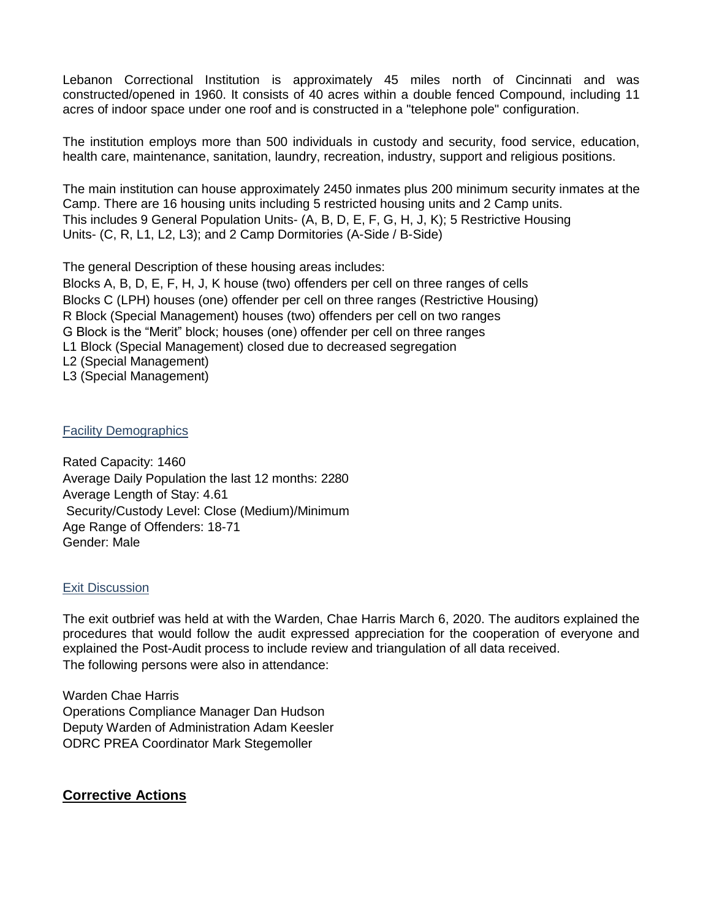Lebanon Correctional Institution is approximately 45 miles north of Cincinnati and was constructed/opened in 1960. It consists of 40 acres within a double fenced Compound, including 11 acres of indoor space under one roof and is constructed in a "telephone pole" configuration.

The institution employs more than 500 individuals in custody and security, food service, education, health care, maintenance, sanitation, laundry, recreation, industry, support and religious positions.

The main institution can house approximately 2450 inmates plus 200 minimum security inmates at the Camp. There are 16 housing units including 5 restricted housing units and 2 Camp units. This includes 9 General Population Units- (A, B, D, E, F, G, H, J, K); 5 Restrictive Housing Units- (C, R, L1, L2, L3); and 2 Camp Dormitories (A-Side / B-Side)

The general Description of these housing areas includes:
Blocks A, B, D, E, F, H, J, K house (two) offenders per cell on three ranges of cells
Blocks C (LPH) houses (one) offender per cell on three ranges (Restrictive Housing)
R Block (Special Management) houses (two) offenders per cell on two ranges
G Block is the "Merit" block; houses (one) offender per cell on three ranges
L1 Block (Special Management) closed due to decreased segregation
L2 (Special Management)
L3 (Special Management)

## Facility Demographics

Rated Capacity: 1460
Average Daily Population the last 12 months: 2280
Average Length of Stay: 4.61
Security/Custody Level: Close (Medium)/Minimum
Age Range of Offenders: 18-71
Gender: Male

## Exit Discussion

The exit outbrief was held at with the Warden, Chae Harris March 6, 2020. The auditors explained the procedures that would follow the audit expressed appreciation for the cooperation of everyone and explained the Post-Audit process to include review and triangulation of all data received.
The following persons were also in attendance:

Warden Chae Harris
Operations Compliance Manager Dan Hudson
Deputy Warden of Administration Adam Keesler
ODRC PREA Coordinator Mark Stegemoller

## **Corrective Actions**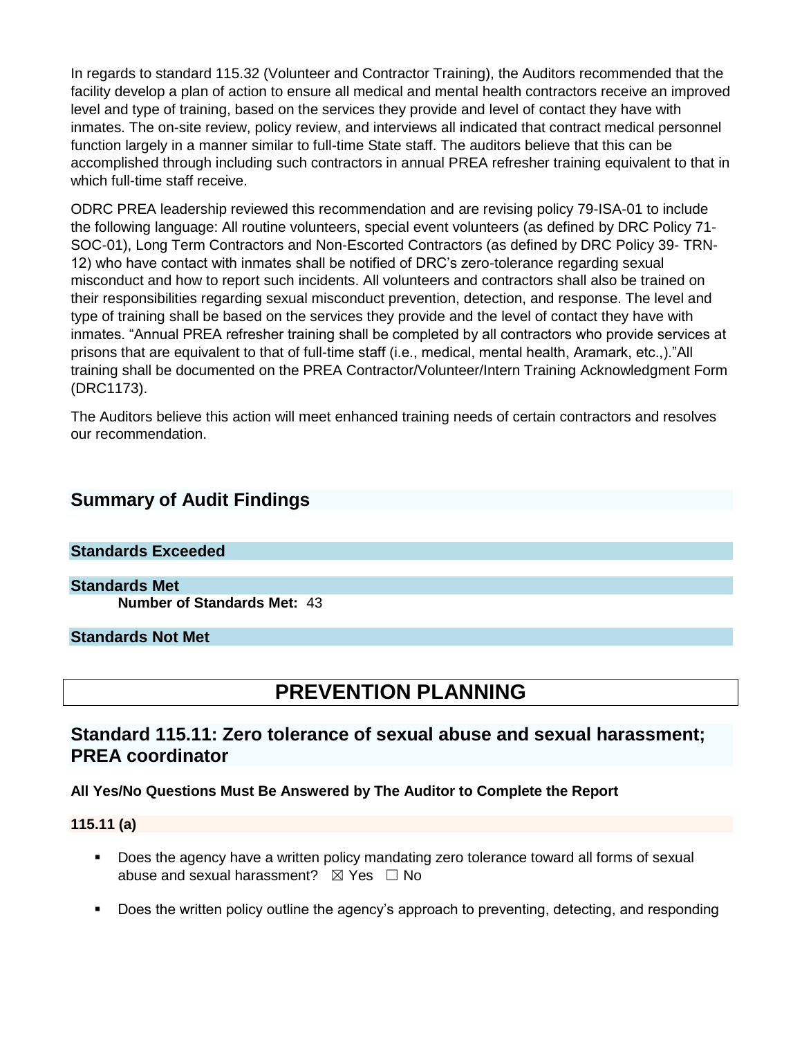In regards to standard 115.32 (Volunteer and Contractor Training), the Auditors recommended that the facility develop a plan of action to ensure all medical and mental health contractors receive an improved level and type of training, based on the services they provide and level of contact they have with inmates. The on-site review, policy review, and interviews all indicated that contract medical personnel function largely in a manner similar to full-time State staff. The auditors believe that this can be accomplished through including such contractors in annual PREA refresher training equivalent to that in which full-time staff receive.

ODRC PREA leadership reviewed this recommendation and are revising policy 79-ISA-01 to include the following language: All routine volunteers, special event volunteers (as defined by DRC Policy 71-SOC-01), Long Term Contractors and Non-Escorted Contractors (as defined by DRC Policy 39- TRN-12) who have contact with inmates shall be notified of DRC's zero-tolerance regarding sexual misconduct and how to report such incidents. All volunteers and contractors shall also be trained on their responsibilities regarding sexual misconduct prevention, detection, and response. The level and type of training shall be based on the services they provide and the level of contact they have with inmates. "Annual PREA refresher training shall be completed by all contractors who provide services at prisons that are equivalent to that of full-time staff (i.e., medical, mental health, Aramark, etc.,)."All training shall be documented on the PREA Contractor/Volunteer/Intern Training Acknowledgment Form (DRC1173).

The Auditors believe this action will meet enhanced training needs of certain contractors and resolves our recommendation.

## Summary of Audit Findings

### Standards Exceeded

### Standards Met

**Number of Standards Met:** 43

### Standards Not Met

# PREVENTION PLANNING

## Standard 115.11: Zero tolerance of sexual abuse and sexual harassment; PREA coordinator

**All Yes/No Questions Must Be Answered by The Auditor to Complete the Report**

**115.11 (a)**

- Does the agency have a written policy mandating zero tolerance toward all forms of sexual abuse and sexual harassment? ☒ Yes ☐ No
- Does the written policy outline the agency's approach to preventing, detecting, and responding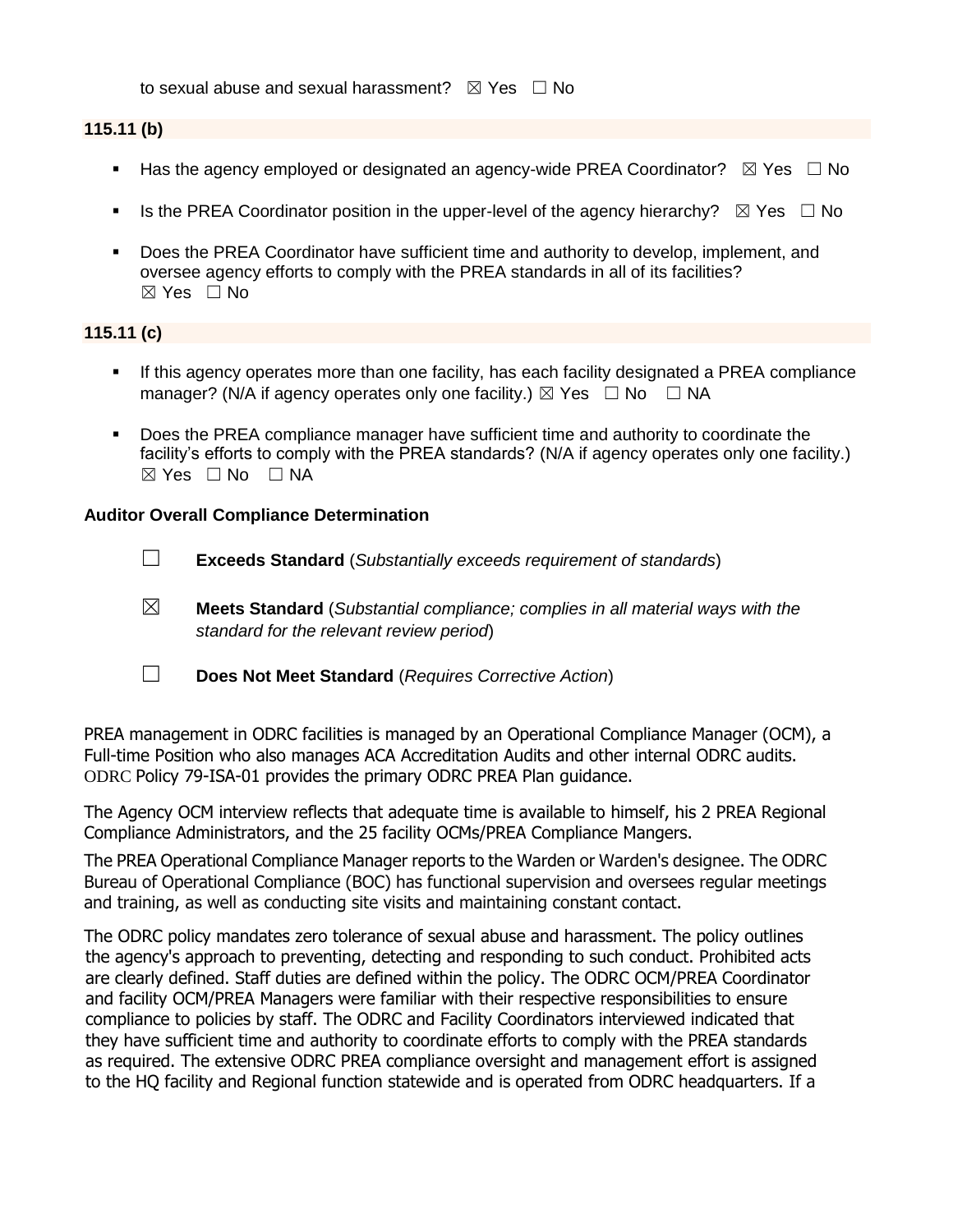to sexual abuse and sexual harassment? ☒ Yes ☐ No

**115.11 (b)**

- Has the agency employed or designated an agency-wide PREA Coordinator? ☒ Yes ☐ No
- Is the PREA Coordinator position in the upper-level of the agency hierarchy? ☒ Yes ☐ No
- Does the PREA Coordinator have sufficient time and authority to develop, implement, and oversee agency efforts to comply with the PREA standards in all of its facilities? ☒ Yes ☐ No

**115.11 (c)**

- If this agency operates more than one facility, has each facility designated a PREA compliance manager? (N/A if agency operates only one facility.) ☒ Yes ☐ No ☐ NA
- Does the PREA compliance manager have sufficient time and authority to coordinate the facility's efforts to comply with the PREA standards? (N/A if agency operates only one facility.) ☒ Yes ☐ No ☐ NA

**Auditor Overall Compliance Determination**

☐ **Exceeds Standard** (*Substantially exceeds requirement of standards*)

☒ **Meets Standard** (*Substantial compliance; complies in all material ways with the standard for the relevant review period*)

☐ **Does Not Meet Standard** (*Requires Corrective Action*)

PREA management in ODRC facilities is managed by an Operational Compliance Manager (OCM), a Full-time Position who also manages ACA Accreditation Audits and other internal ODRC audits. ODRC Policy 79-ISA-01 provides the primary ODRC PREA Plan guidance.

The Agency OCM interview reflects that adequate time is available to himself, his 2 PREA Regional Compliance Administrators, and the 25 facility OCMs/PREA Compliance Mangers.

The PREA Operational Compliance Manager reports to the Warden or Warden's designee. The ODRC Bureau of Operational Compliance (BOC) has functional supervision and oversees regular meetings and training, as well as conducting site visits and maintaining constant contact.

The ODRC policy mandates zero tolerance of sexual abuse and harassment. The policy outlines the agency's approach to preventing, detecting and responding to such conduct. Prohibited acts are clearly defined. Staff duties are defined within the policy. The ODRC OCM/PREA Coordinator and facility OCM/PREA Managers were familiar with their respective responsibilities to ensure compliance to policies by staff. The ODRC and Facility Coordinators interviewed indicated that they have sufficient time and authority to coordinate efforts to comply with the PREA standards as required. The extensive ODRC PREA compliance oversight and management effort is assigned to the HQ facility and Regional function statewide and is operated from ODRC headquarters. If a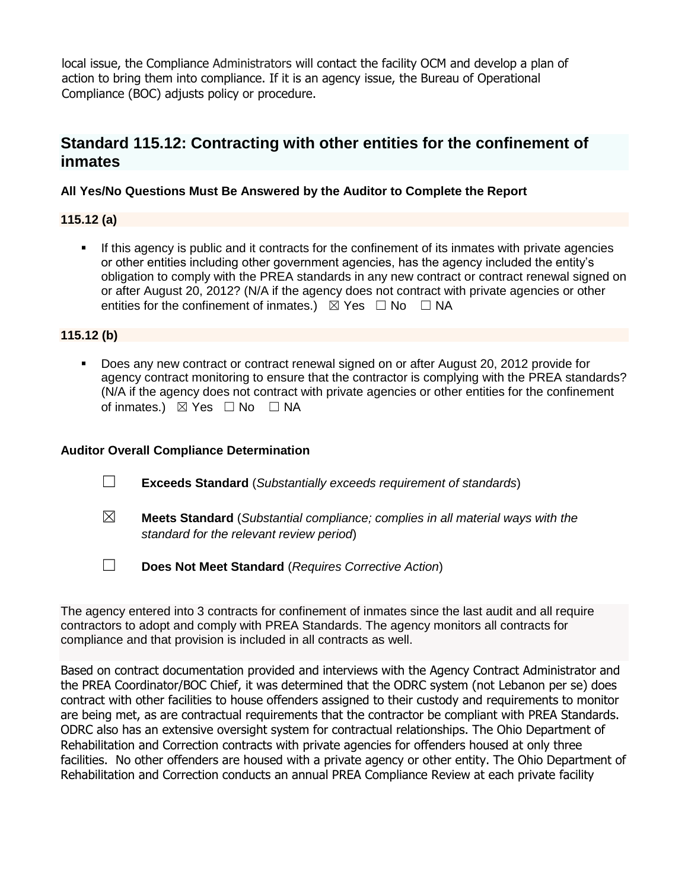local issue, the Compliance Administrators will contact the facility OCM and develop a plan of action to bring them into compliance. If it is an agency issue, the Bureau of Operational Compliance (BOC) adjusts policy or procedure.

## Standard 115.12: Contracting with other entities for the confinement of inmates

**All Yes/No Questions Must Be Answered by the Auditor to Complete the Report**

**115.12 (a)**

- If this agency is public and it contracts for the confinement of its inmates with private agencies or other entities including other government agencies, has the agency included the entity's obligation to comply with the PREA standards in any new contract or contract renewal signed on or after August 20, 2012? (N/A if the agency does not contract with private agencies or other entities for the confinement of inmates.) ☒ Yes ☐ No ☐ NA

**115.12 (b)**

- Does any new contract or contract renewal signed on or after August 20, 2012 provide for agency contract monitoring to ensure that the contractor is complying with the PREA standards? (N/A if the agency does not contract with private agencies or other entities for the confinement of inmates.) ☒ Yes ☐ No ☐ NA

**Auditor Overall Compliance Determination**

☐ **Exceeds Standard** (*Substantially exceeds requirement of standards*)

☒ **Meets Standard** (*Substantial compliance; complies in all material ways with the standard for the relevant review period*)

☐ **Does Not Meet Standard** (*Requires Corrective Action*)

The agency entered into 3 contracts for confinement of inmates since the last audit and all require contractors to adopt and comply with PREA Standards. The agency monitors all contracts for compliance and that provision is included in all contracts as well.

Based on contract documentation provided and interviews with the Agency Contract Administrator and the PREA Coordinator/BOC Chief, it was determined that the ODRC system (not Lebanon per se) does contract with other facilities to house offenders assigned to their custody and requirements to monitor are being met, as are contractual requirements that the contractor be compliant with PREA Standards. ODRC also has an extensive oversight system for contractual relationships. The Ohio Department of Rehabilitation and Correction contracts with private agencies for offenders housed at only three facilities. No other offenders are housed with a private agency or other entity. The Ohio Department of Rehabilitation and Correction conducts an annual PREA Compliance Review at each private facility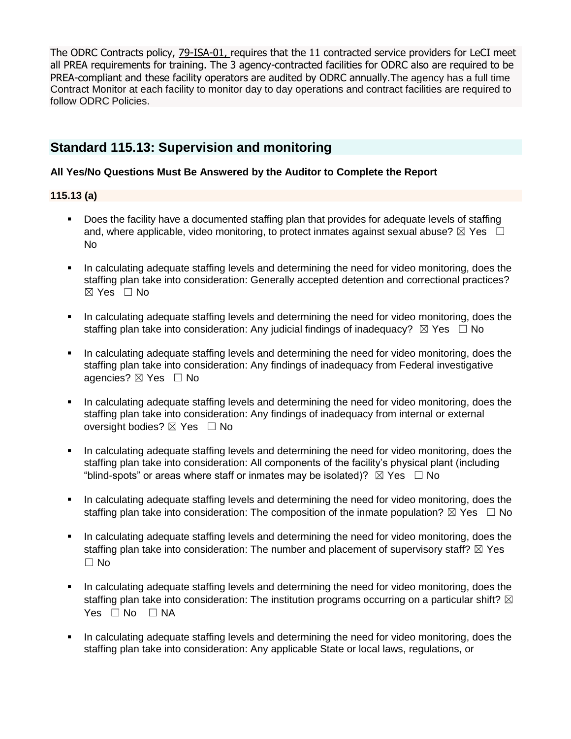The ODRC Contracts policy, 79-ISA-01, requires that the 11 contracted service providers for LeCI meet all PREA requirements for training. The 3 agency-contracted facilities for ODRC also are required to be PREA-compliant and these facility operators are audited by ODRC annually.The agency has a full time Contract Monitor at each facility to monitor day to day operations and contract facilities are required to follow ODRC Policies.

## Standard 115.13: Supervision and monitoring

**All Yes/No Questions Must Be Answered by the Auditor to Complete the Report**

**115.13 (a)**

- Does the facility have a documented staffing plan that provides for adequate levels of staffing and, where applicable, video monitoring, to protect inmates against sexual abuse? ☒ Yes ☐ No
- In calculating adequate staffing levels and determining the need for video monitoring, does the staffing plan take into consideration: Generally accepted detention and correctional practices? ☒ Yes ☐ No
- In calculating adequate staffing levels and determining the need for video monitoring, does the staffing plan take into consideration: Any judicial findings of inadequacy? ☒ Yes ☐ No
- In calculating adequate staffing levels and determining the need for video monitoring, does the staffing plan take into consideration: Any findings of inadequacy from Federal investigative agencies? ☒ Yes ☐ No
- In calculating adequate staffing levels and determining the need for video monitoring, does the staffing plan take into consideration: Any findings of inadequacy from internal or external oversight bodies? ☒ Yes ☐ No
- In calculating adequate staffing levels and determining the need for video monitoring, does the staffing plan take into consideration: All components of the facility's physical plant (including "blind-spots" or areas where staff or inmates may be isolated)? ☒ Yes ☐ No
- In calculating adequate staffing levels and determining the need for video monitoring, does the staffing plan take into consideration: The composition of the inmate population? ☒ Yes ☐ No
- In calculating adequate staffing levels and determining the need for video monitoring, does the staffing plan take into consideration: The number and placement of supervisory staff? ☒ Yes ☐ No
- In calculating adequate staffing levels and determining the need for video monitoring, does the staffing plan take into consideration: The institution programs occurring on a particular shift? ☒ Yes ☐ No ☐ NA
- In calculating adequate staffing levels and determining the need for video monitoring, does the staffing plan take into consideration: Any applicable State or local laws, regulations, or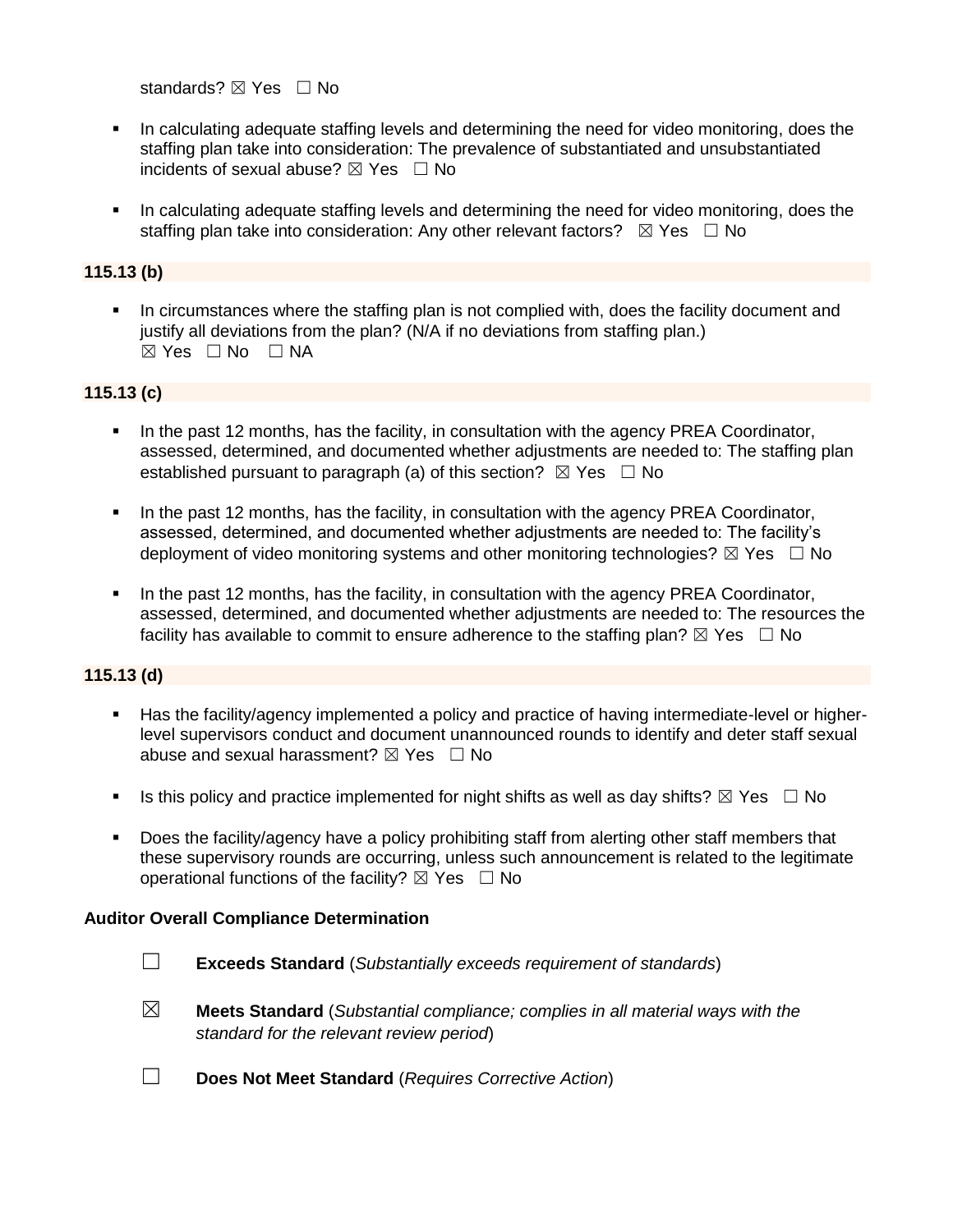standards? ☒ Yes ☐ No

- In calculating adequate staffing levels and determining the need for video monitoring, does the staffing plan take into consideration: The prevalence of substantiated and unsubstantiated incidents of sexual abuse? ☒ Yes ☐ No
- In calculating adequate staffing levels and determining the need for video monitoring, does the staffing plan take into consideration: Any other relevant factors? ☒ Yes ☐ No

**115.13 (b)**

- In circumstances where the staffing plan is not complied with, does the facility document and justify all deviations from the plan? (N/A if no deviations from staffing plan.)
  ☒ Yes ☐ No ☐ NA

**115.13 (c)**

- In the past 12 months, has the facility, in consultation with the agency PREA Coordinator, assessed, determined, and documented whether adjustments are needed to: The staffing plan established pursuant to paragraph (a) of this section? ☒ Yes ☐ No
- In the past 12 months, has the facility, in consultation with the agency PREA Coordinator, assessed, determined, and documented whether adjustments are needed to: The facility's deployment of video monitoring systems and other monitoring technologies? ☒ Yes ☐ No
- In the past 12 months, has the facility, in consultation with the agency PREA Coordinator, assessed, determined, and documented whether adjustments are needed to: The resources the facility has available to commit to ensure adherence to the staffing plan? ☒ Yes ☐ No

**115.13 (d)**

- Has the facility/agency implemented a policy and practice of having intermediate-level or higher-level supervisors conduct and document unannounced rounds to identify and deter staff sexual abuse and sexual harassment? ☒ Yes ☐ No
- Is this policy and practice implemented for night shifts as well as day shifts? ☒ Yes ☐ No
- Does the facility/agency have a policy prohibiting staff from alerting other staff members that these supervisory rounds are occurring, unless such announcement is related to the legitimate operational functions of the facility? ☒ Yes ☐ No

**Auditor Overall Compliance Determination**

☐ **Exceeds Standard** (*Substantially exceeds requirement of standards*)

☒ **Meets Standard** (*Substantial compliance; complies in all material ways with the standard for the relevant review period*)

☐ **Does Not Meet Standard** (*Requires Corrective Action*)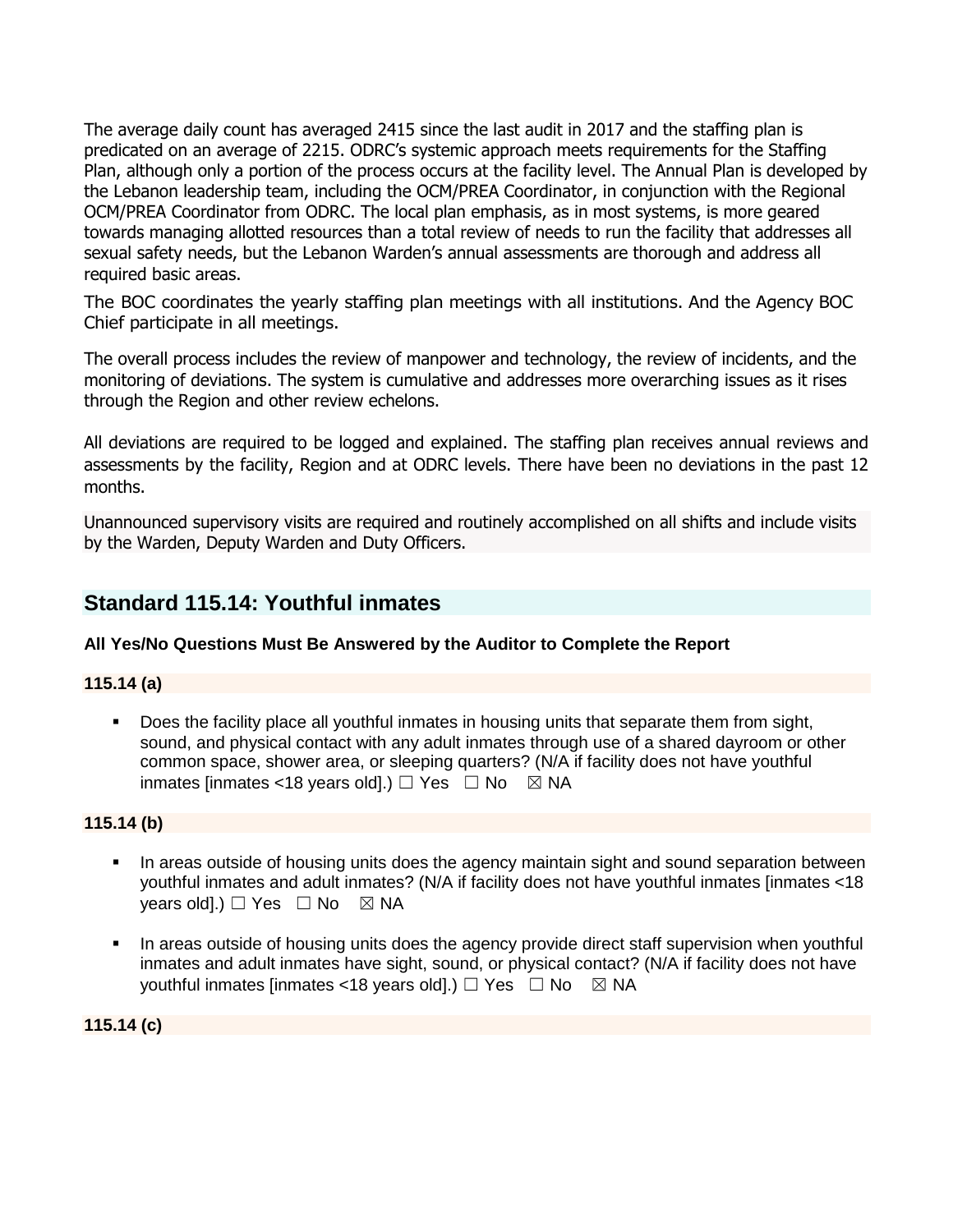The average daily count has averaged 2415 since the last audit in 2017 and the staffing plan is predicated on an average of 2215. ODRC's systemic approach meets requirements for the Staffing Plan, although only a portion of the process occurs at the facility level. The Annual Plan is developed by the Lebanon leadership team, including the OCM/PREA Coordinator, in conjunction with the Regional OCM/PREA Coordinator from ODRC. The local plan emphasis, as in most systems, is more geared towards managing allotted resources than a total review of needs to run the facility that addresses all sexual safety needs, but the Lebanon Warden's annual assessments are thorough and address all required basic areas.

The BOC coordinates the yearly staffing plan meetings with all institutions. And the Agency BOC Chief participate in all meetings.

The overall process includes the review of manpower and technology, the review of incidents, and the monitoring of deviations. The system is cumulative and addresses more overarching issues as it rises through the Region and other review echelons.

All deviations are required to be logged and explained. The staffing plan receives annual reviews and assessments by the facility, Region and at ODRC levels. There have been no deviations in the past 12 months.

Unannounced supervisory visits are required and routinely accomplished on all shifts and include visits by the Warden, Deputy Warden and Duty Officers.

## Standard 115.14: Youthful inmates

**All Yes/No Questions Must Be Answered by the Auditor to Complete the Report**

**115.14 (a)**

- Does the facility place all youthful inmates in housing units that separate them from sight, sound, and physical contact with any adult inmates through use of a shared dayroom or other common space, shower area, or sleeping quarters? (N/A if facility does not have youthful inmates [inmates <18 years old].) ☐ Yes ☐ No ☒ NA

**115.14 (b)**

- In areas outside of housing units does the agency maintain sight and sound separation between youthful inmates and adult inmates? (N/A if facility does not have youthful inmates [inmates <18 years old].) ☐ Yes ☐ No ☒ NA
- In areas outside of housing units does the agency provide direct staff supervision when youthful inmates and adult inmates have sight, sound, or physical contact? (N/A if facility does not have youthful inmates [inmates <18 years old].) ☐ Yes ☐ No ☒ NA

**115.14 (c)**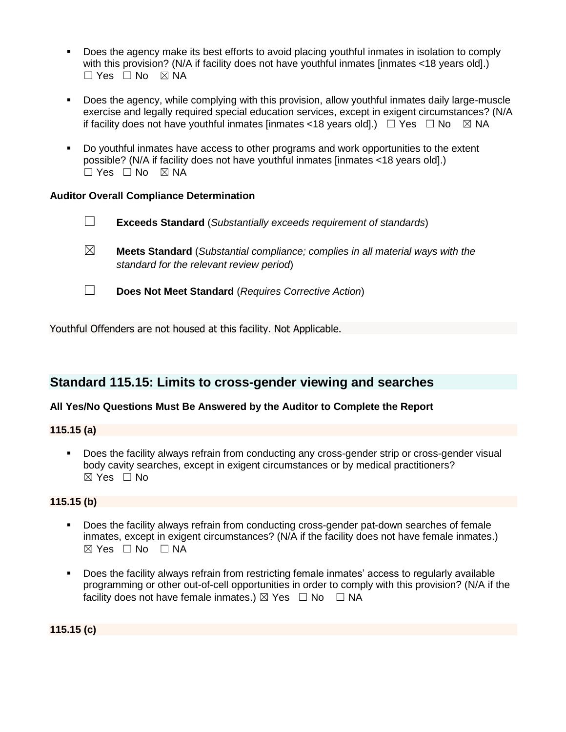- Does the agency make its best efforts to avoid placing youthful inmates in isolation to comply with this provision? (N/A if facility does not have youthful inmates [inmates <18 years old].)
  ☐ Yes ☐ No ☒ NA

- Does the agency, while complying with this provision, allow youthful inmates daily large-muscle exercise and legally required special education services, except in exigent circumstances? (N/A if facility does not have youthful inmates [inmates <18 years old].) ☐ Yes ☐ No ☒ NA

- Do youthful inmates have access to other programs and work opportunities to the extent possible? (N/A if facility does not have youthful inmates [inmates <18 years old].)
  ☐ Yes ☐ No ☒ NA

**Auditor Overall Compliance Determination**

☐ **Exceeds Standard** (*Substantially exceeds requirement of standards*)

☒ **Meets Standard** (*Substantial compliance; complies in all material ways with the standard for the relevant review period*)

☐ **Does Not Meet Standard** (*Requires Corrective Action*)

Youthful Offenders are not housed at this facility. Not Applicable.

## Standard 115.15: Limits to cross-gender viewing and searches

**All Yes/No Questions Must Be Answered by the Auditor to Complete the Report**

**115.15 (a)**

- Does the facility always refrain from conducting any cross-gender strip or cross-gender visual body cavity searches, except in exigent circumstances or by medical practitioners?
  ☒ Yes ☐ No

**115.15 (b)**

- Does the facility always refrain from conducting cross-gender pat-down searches of female inmates, except in exigent circumstances? (N/A if the facility does not have female inmates.)
  ☒ Yes ☐ No ☐ NA

- Does the facility always refrain from restricting female inmates' access to regularly available programming or other out-of-cell opportunities in order to comply with this provision? (N/A if the facility does not have female inmates.) ☒ Yes ☐ No ☐ NA

**115.15 (c)**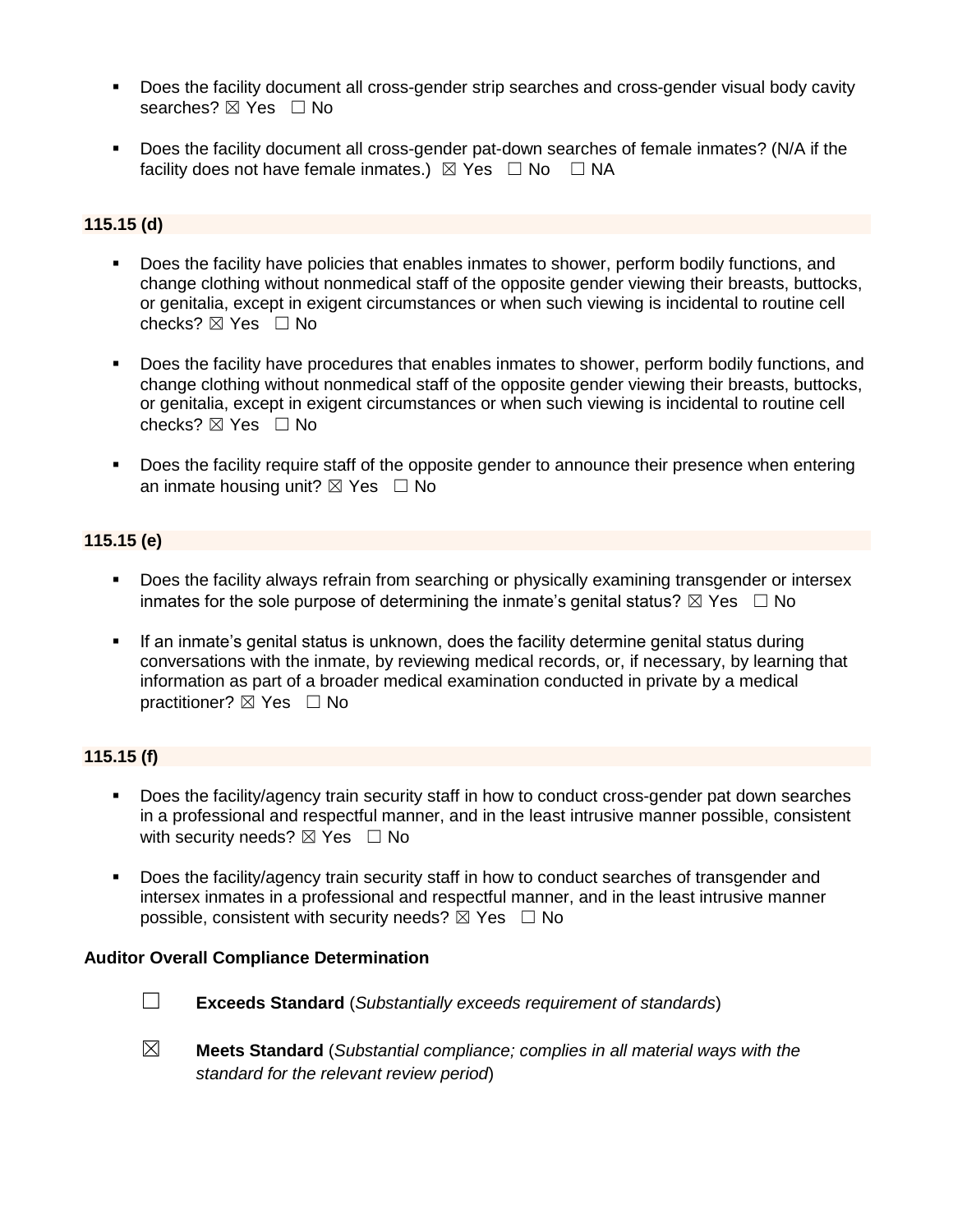- Does the facility document all cross-gender strip searches and cross-gender visual body cavity searches? ☒ Yes ☐ No

- Does the facility document all cross-gender pat-down searches of female inmates? (N/A if the facility does not have female inmates.) ☒ Yes ☐ No ☐ NA

**115.15 (d)**

- Does the facility have policies that enables inmates to shower, perform bodily functions, and change clothing without nonmedical staff of the opposite gender viewing their breasts, buttocks, or genitalia, except in exigent circumstances or when such viewing is incidental to routine cell checks? ☒ Yes ☐ No

- Does the facility have procedures that enables inmates to shower, perform bodily functions, and change clothing without nonmedical staff of the opposite gender viewing their breasts, buttocks, or genitalia, except in exigent circumstances or when such viewing is incidental to routine cell checks? ☒ Yes ☐ No

- Does the facility require staff of the opposite gender to announce their presence when entering an inmate housing unit? ☒ Yes ☐ No

**115.15 (e)**

- Does the facility always refrain from searching or physically examining transgender or intersex inmates for the sole purpose of determining the inmate's genital status? ☒ Yes ☐ No

- If an inmate's genital status is unknown, does the facility determine genital status during conversations with the inmate, by reviewing medical records, or, if necessary, by learning that information as part of a broader medical examination conducted in private by a medical practitioner? ☒ Yes ☐ No

**115.15 (f)**

- Does the facility/agency train security staff in how to conduct cross-gender pat down searches in a professional and respectful manner, and in the least intrusive manner possible, consistent with security needs? ☒ Yes ☐ No

- Does the facility/agency train security staff in how to conduct searches of transgender and intersex inmates in a professional and respectful manner, and in the least intrusive manner possible, consistent with security needs? ☒ Yes ☐ No

**Auditor Overall Compliance Determination**

☐ **Exceeds Standard** (*Substantially exceeds requirement of standards*)

☒ **Meets Standard** (*Substantial compliance; complies in all material ways with the standard for the relevant review period*)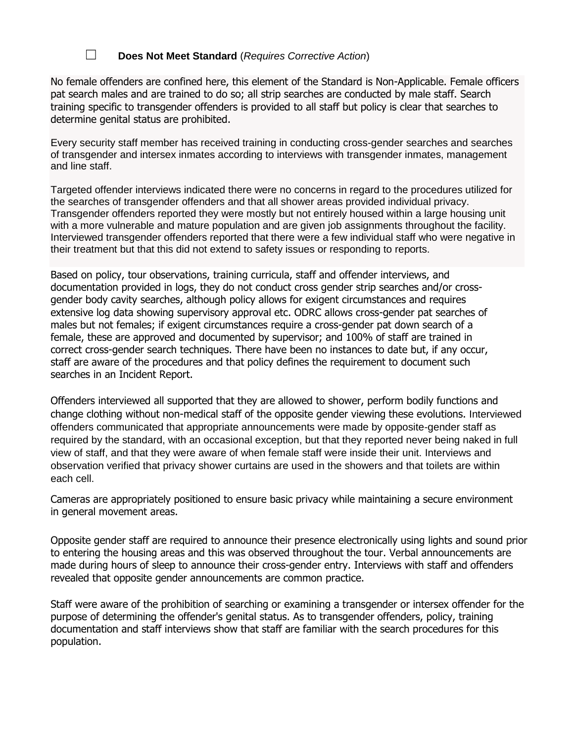☐ **Does Not Meet Standard** (*Requires Corrective Action*)

No female offenders are confined here, this element of the Standard is Non-Applicable. Female officers pat search males and are trained to do so; all strip searches are conducted by male staff. Search training specific to transgender offenders is provided to all staff but policy is clear that searches to determine genital status are prohibited.

Every security staff member has received training in conducting cross-gender searches and searches of transgender and intersex inmates according to interviews with transgender inmates, management and line staff.

Targeted offender interviews indicated there were no concerns in regard to the procedures utilized for the searches of transgender offenders and that all shower areas provided individual privacy. Transgender offenders reported they were mostly but not entirely housed within a large housing unit with a more vulnerable and mature population and are given job assignments throughout the facility. Interviewed transgender offenders reported that there were a few individual staff who were negative in their treatment but that this did not extend to safety issues or responding to reports.

Based on policy, tour observations, training curricula, staff and offender interviews, and documentation provided in logs, they do not conduct cross gender strip searches and/or cross-gender body cavity searches, although policy allows for exigent circumstances and requires extensive log data showing supervisory approval etc. ODRC allows cross-gender pat searches of males but not females; if exigent circumstances require a cross-gender pat down search of a female, these are approved and documented by supervisor; and 100% of staff are trained in correct cross-gender search techniques. There have been no instances to date but, if any occur, staff are aware of the procedures and that policy defines the requirement to document such searches in an Incident Report.

Offenders interviewed all supported that they are allowed to shower, perform bodily functions and change clothing without non-medical staff of the opposite gender viewing these evolutions. Interviewed offenders communicated that appropriate announcements were made by opposite-gender staff as required by the standard, with an occasional exception, but that they reported never being naked in full view of staff, and that they were aware of when female staff were inside their unit. Interviews and observation verified that privacy shower curtains are used in the showers and that toilets are within each cell.

Cameras are appropriately positioned to ensure basic privacy while maintaining a secure environment in general movement areas.

Opposite gender staff are required to announce their presence electronically using lights and sound prior to entering the housing areas and this was observed throughout the tour. Verbal announcements are made during hours of sleep to announce their cross-gender entry. Interviews with staff and offenders revealed that opposite gender announcements are common practice.

Staff were aware of the prohibition of searching or examining a transgender or intersex offender for the purpose of determining the offender's genital status. As to transgender offenders, policy, training documentation and staff interviews show that staff are familiar with the search procedures for this population.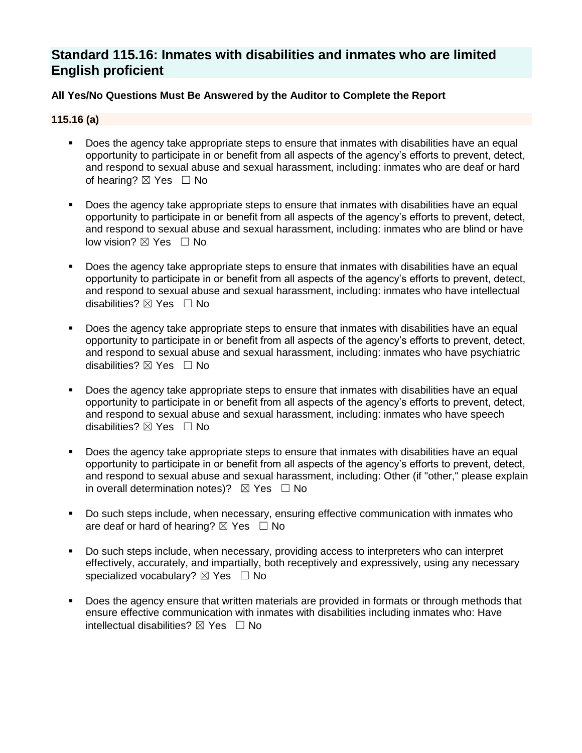## Standard 115.16: Inmates with disabilities and inmates who are limited English proficient

**All Yes/No Questions Must Be Answered by the Auditor to Complete the Report**

**115.16 (a)**

- Does the agency take appropriate steps to ensure that inmates with disabilities have an equal opportunity to participate in or benefit from all aspects of the agency's efforts to prevent, detect, and respond to sexual abuse and sexual harassment, including: inmates who are deaf or hard of hearing? ☒ Yes ☐ No

- Does the agency take appropriate steps to ensure that inmates with disabilities have an equal opportunity to participate in or benefit from all aspects of the agency's efforts to prevent, detect, and respond to sexual abuse and sexual harassment, including: inmates who are blind or have low vision? ☒ Yes ☐ No

- Does the agency take appropriate steps to ensure that inmates with disabilities have an equal opportunity to participate in or benefit from all aspects of the agency's efforts to prevent, detect, and respond to sexual abuse and sexual harassment, including: inmates who have intellectual disabilities? ☒ Yes ☐ No

- Does the agency take appropriate steps to ensure that inmates with disabilities have an equal opportunity to participate in or benefit from all aspects of the agency's efforts to prevent, detect, and respond to sexual abuse and sexual harassment, including: inmates who have psychiatric disabilities? ☒ Yes ☐ No

- Does the agency take appropriate steps to ensure that inmates with disabilities have an equal opportunity to participate in or benefit from all aspects of the agency's efforts to prevent, detect, and respond to sexual abuse and sexual harassment, including: inmates who have speech disabilities? ☒ Yes ☐ No

- Does the agency take appropriate steps to ensure that inmates with disabilities have an equal opportunity to participate in or benefit from all aspects of the agency's efforts to prevent, detect, and respond to sexual abuse and sexual harassment, including: Other (if "other," please explain in overall determination notes)? ☒ Yes ☐ No

- Do such steps include, when necessary, ensuring effective communication with inmates who are deaf or hard of hearing? ☒ Yes ☐ No

- Do such steps include, when necessary, providing access to interpreters who can interpret effectively, accurately, and impartially, both receptively and expressively, using any necessary specialized vocabulary? ☒ Yes ☐ No

- Does the agency ensure that written materials are provided in formats or through methods that ensure effective communication with inmates with disabilities including inmates who: Have intellectual disabilities? ☒ Yes ☐ No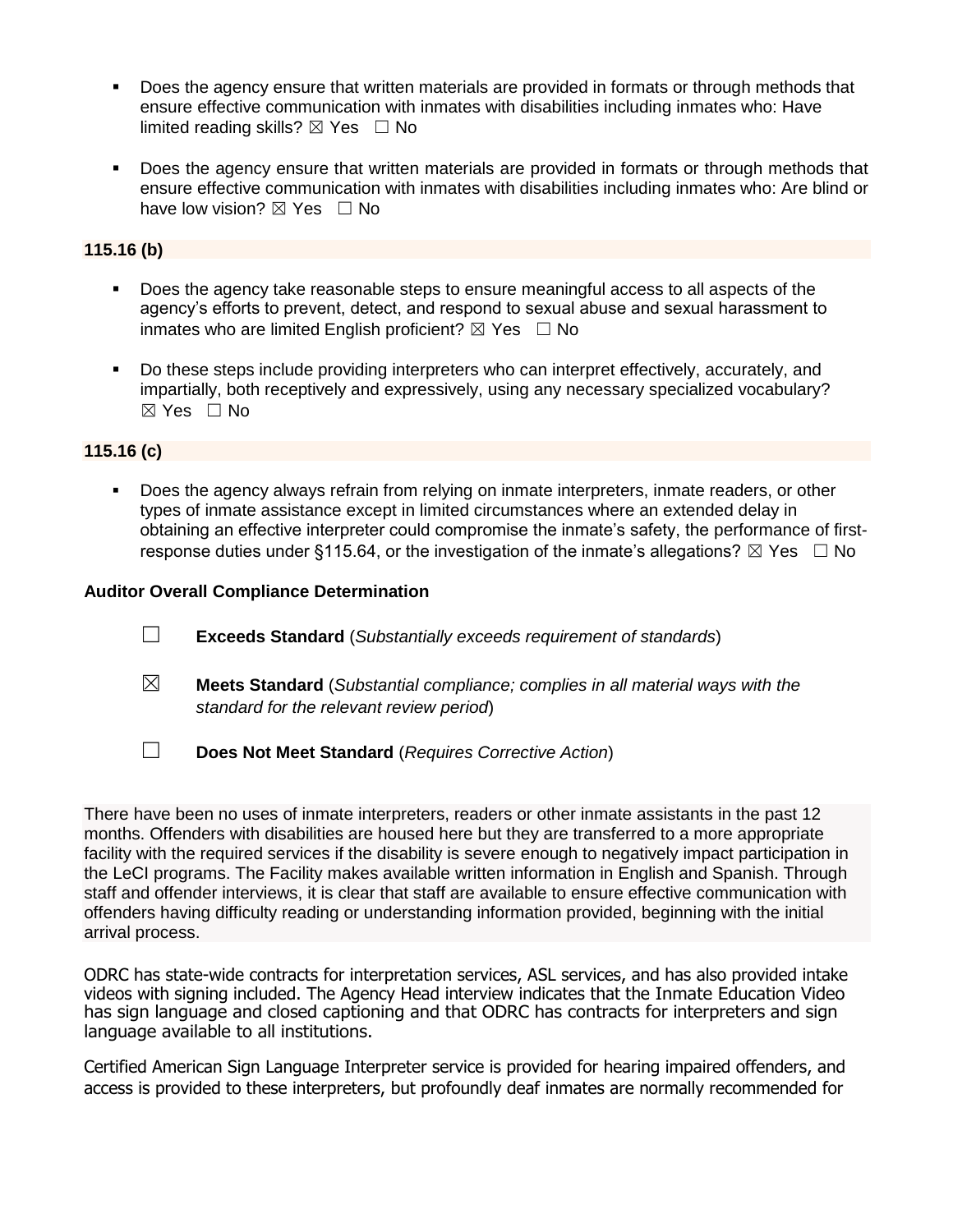- Does the agency ensure that written materials are provided in formats or through methods that ensure effective communication with inmates with disabilities including inmates who: Have limited reading skills? ☒ Yes ☐ No

- Does the agency ensure that written materials are provided in formats or through methods that ensure effective communication with inmates with disabilities including inmates who: Are blind or have low vision? ☒ Yes ☐ No

**115.16 (b)**

- Does the agency take reasonable steps to ensure meaningful access to all aspects of the agency's efforts to prevent, detect, and respond to sexual abuse and sexual harassment to inmates who are limited English proficient? ☒ Yes ☐ No

- Do these steps include providing interpreters who can interpret effectively, accurately, and impartially, both receptively and expressively, using any necessary specialized vocabulary? ☒ Yes ☐ No

**115.16 (c)**

- Does the agency always refrain from relying on inmate interpreters, inmate readers, or other types of inmate assistance except in limited circumstances where an extended delay in obtaining an effective interpreter could compromise the inmate's safety, the performance of first-response duties under §115.64, or the investigation of the inmate's allegations? ☒ Yes ☐ No

**Auditor Overall Compliance Determination**

☐ **Exceeds Standard** (*Substantially exceeds requirement of standards*)

☒ **Meets Standard** (*Substantial compliance; complies in all material ways with the standard for the relevant review period*)

☐ **Does Not Meet Standard** (*Requires Corrective Action*)

There have been no uses of inmate interpreters, readers or other inmate assistants in the past 12 months. Offenders with disabilities are housed here but they are transferred to a more appropriate facility with the required services if the disability is severe enough to negatively impact participation in the LeCI programs. The Facility makes available written information in English and Spanish. Through staff and offender interviews, it is clear that staff are available to ensure effective communication with offenders having difficulty reading or understanding information provided, beginning with the initial arrival process.

ODRC has state-wide contracts for interpretation services, ASL services, and has also provided intake videos with signing included. The Agency Head interview indicates that the Inmate Education Video has sign language and closed captioning and that ODRC has contracts for interpreters and sign language available to all institutions.

Certified American Sign Language Interpreter service is provided for hearing impaired offenders, and access is provided to these interpreters, but profoundly deaf inmates are normally recommended for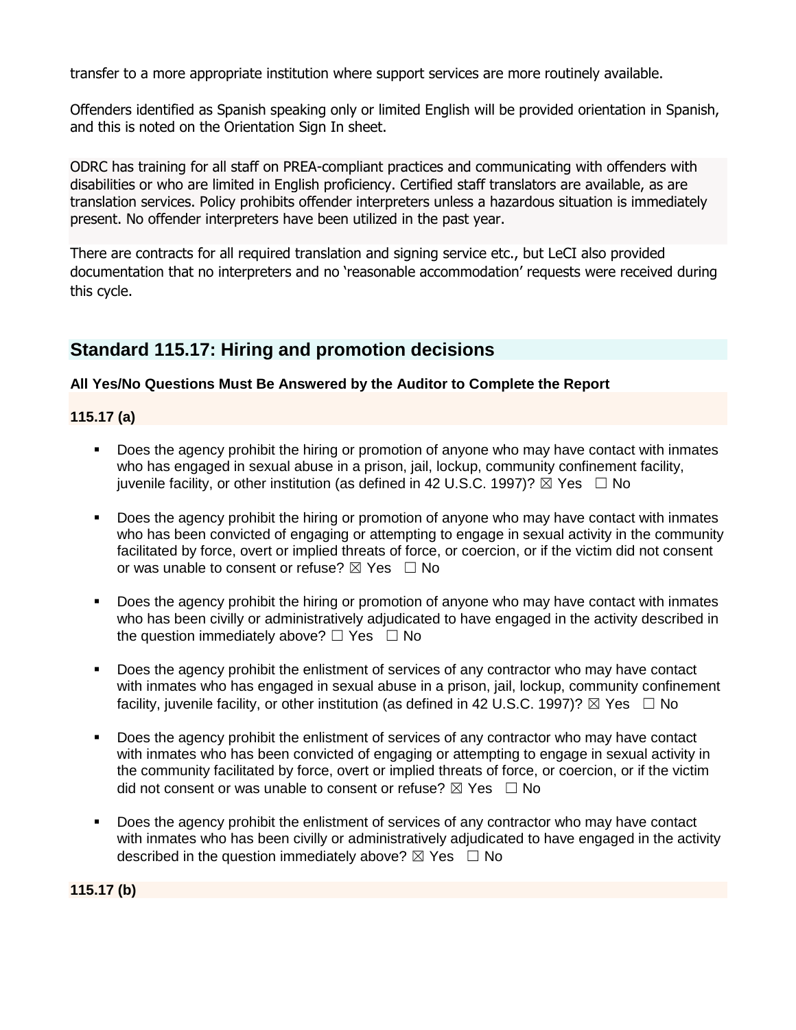transfer to a more appropriate institution where support services are more routinely available.

Offenders identified as Spanish speaking only or limited English will be provided orientation in Spanish, and this is noted on the Orientation Sign In sheet.

ODRC has training for all staff on PREA-compliant practices and communicating with offenders with disabilities or who are limited in English proficiency. Certified staff translators are available, as are translation services. Policy prohibits offender interpreters unless a hazardous situation is immediately present. No offender interpreters have been utilized in the past year.

There are contracts for all required translation and signing service etc., but LeCI also provided documentation that no interpreters and no 'reasonable accommodation' requests were received during this cycle.

## Standard 115.17: Hiring and promotion decisions

**All Yes/No Questions Must Be Answered by the Auditor to Complete the Report**

**115.17 (a)**

- Does the agency prohibit the hiring or promotion of anyone who may have contact with inmates who has engaged in sexual abuse in a prison, jail, lockup, community confinement facility, juvenile facility, or other institution (as defined in 42 U.S.C. 1997)? ☒ Yes ☐ No
- Does the agency prohibit the hiring or promotion of anyone who may have contact with inmates who has been convicted of engaging or attempting to engage in sexual activity in the community facilitated by force, overt or implied threats of force, or coercion, or if the victim did not consent or was unable to consent or refuse? ☒ Yes ☐ No
- Does the agency prohibit the hiring or promotion of anyone who may have contact with inmates who has been civilly or administratively adjudicated to have engaged in the activity described in the question immediately above? ☐ Yes ☐ No
- Does the agency prohibit the enlistment of services of any contractor who may have contact with inmates who has engaged in sexual abuse in a prison, jail, lockup, community confinement facility, juvenile facility, or other institution (as defined in 42 U.S.C. 1997)? ☒ Yes ☐ No
- Does the agency prohibit the enlistment of services of any contractor who may have contact with inmates who has been convicted of engaging or attempting to engage in sexual activity in the community facilitated by force, overt or implied threats of force, or coercion, or if the victim did not consent or was unable to consent or refuse? ☒ Yes ☐ No
- Does the agency prohibit the enlistment of services of any contractor who may have contact with inmates who has been civilly or administratively adjudicated to have engaged in the activity described in the question immediately above? ☒ Yes ☐ No

**115.17 (b)**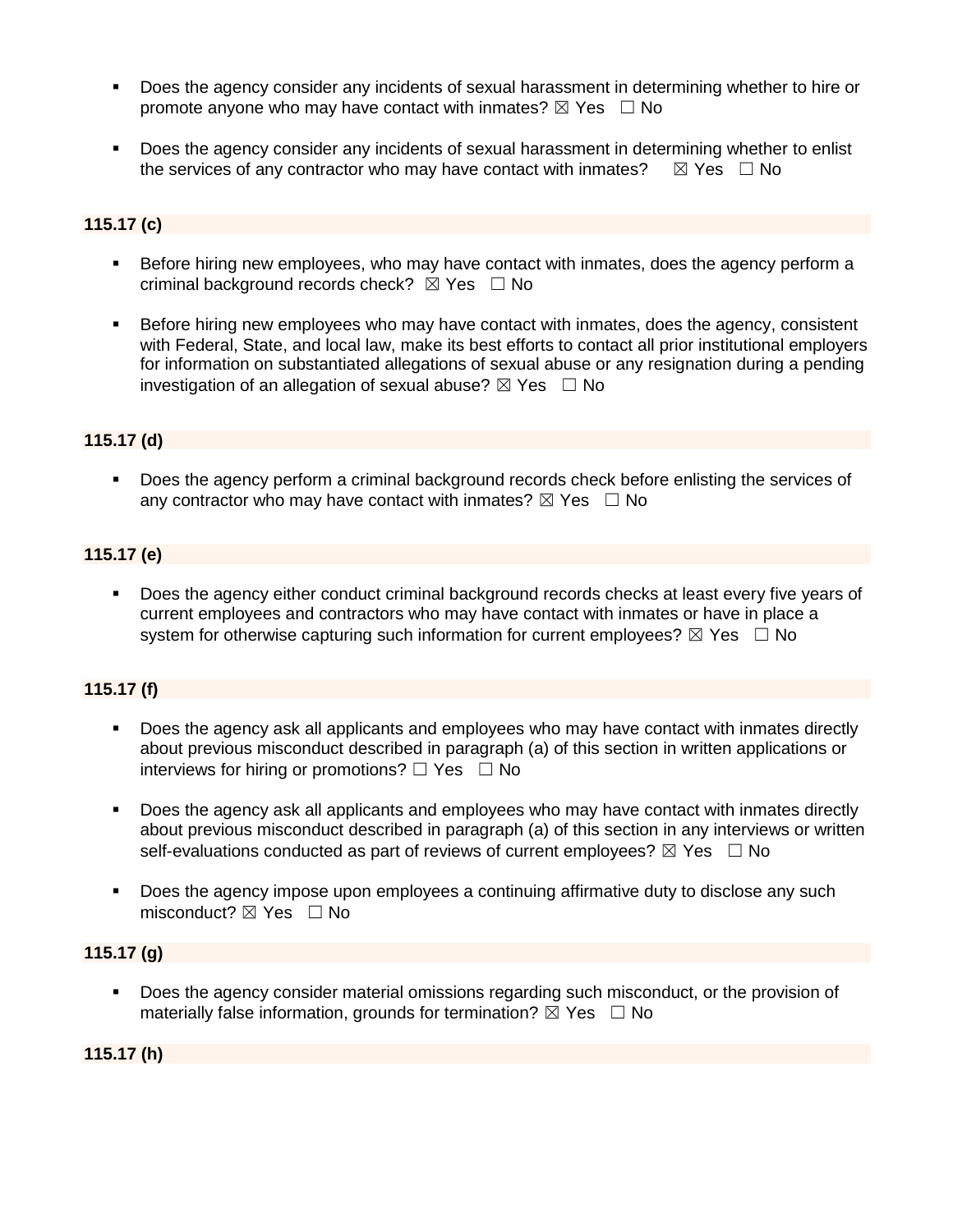- Does the agency consider any incidents of sexual harassment in determining whether to hire or promote anyone who may have contact with inmates? ☒ Yes ☐ No

- Does the agency consider any incidents of sexual harassment in determining whether to enlist the services of any contractor who may have contact with inmates? ☒ Yes ☐ No

**115.17 (c)**

- Before hiring new employees, who may have contact with inmates, does the agency perform a criminal background records check? ☒ Yes ☐ No

- Before hiring new employees who may have contact with inmates, does the agency, consistent with Federal, State, and local law, make its best efforts to contact all prior institutional employers for information on substantiated allegations of sexual abuse or any resignation during a pending investigation of an allegation of sexual abuse? ☒ Yes ☐ No

**115.17 (d)**

- Does the agency perform a criminal background records check before enlisting the services of any contractor who may have contact with inmates? ☒ Yes ☐ No

**115.17 (e)**

- Does the agency either conduct criminal background records checks at least every five years of current employees and contractors who may have contact with inmates or have in place a system for otherwise capturing such information for current employees? ☒ Yes ☐ No

**115.17 (f)**

- Does the agency ask all applicants and employees who may have contact with inmates directly about previous misconduct described in paragraph (a) of this section in written applications or interviews for hiring or promotions? ☐ Yes ☐ No

- Does the agency ask all applicants and employees who may have contact with inmates directly about previous misconduct described in paragraph (a) of this section in any interviews or written self-evaluations conducted as part of reviews of current employees? ☒ Yes ☐ No

- Does the agency impose upon employees a continuing affirmative duty to disclose any such misconduct? ☒ Yes ☐ No

**115.17 (g)**

- Does the agency consider material omissions regarding such misconduct, or the provision of materially false information, grounds for termination? ☒ Yes ☐ No

**115.17 (h)**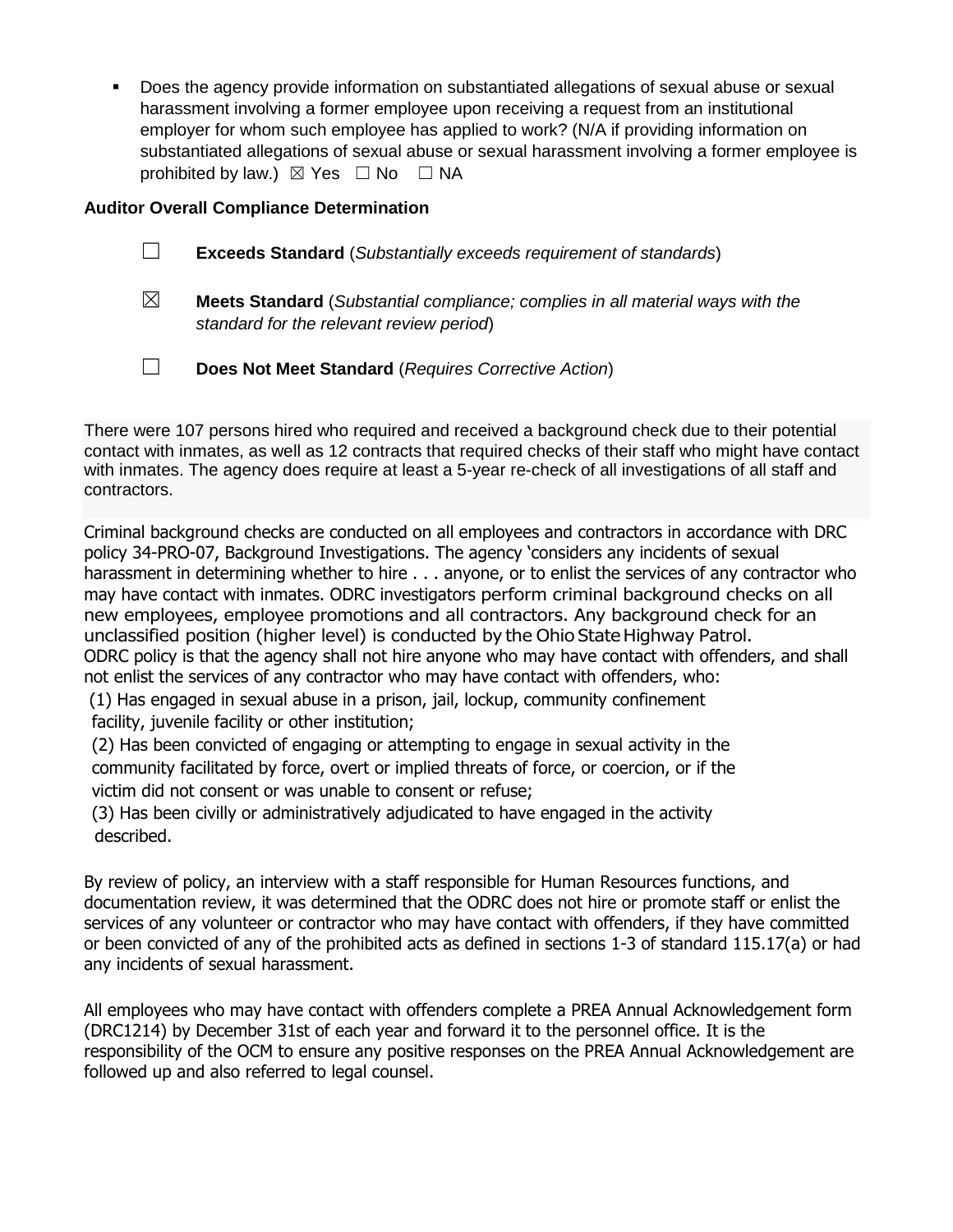- Does the agency provide information on substantiated allegations of sexual abuse or sexual harassment involving a former employee upon receiving a request from an institutional employer for whom such employee has applied to work? (N/A if providing information on substantiated allegations of sexual abuse or sexual harassment involving a former employee is prohibited by law.) ☒ Yes ☐ No ☐ NA

**Auditor Overall Compliance Determination**

☐ **Exceeds Standard** (*Substantially exceeds requirement of standards*)

☒ **Meets Standard** (*Substantial compliance; complies in all material ways with the standard for the relevant review period*)

☐ **Does Not Meet Standard** (*Requires Corrective Action*)

There were 107 persons hired who required and received a background check due to their potential contact with inmates, as well as 12 contracts that required checks of their staff who might have contact with inmates. The agency does require at least a 5-year re-check of all investigations of all staff and contractors.

Criminal background checks are conducted on all employees and contractors in accordance with DRC policy 34-PRO-07, Background Investigations. The agency 'considers any incidents of sexual harassment in determining whether to hire . . . anyone, or to enlist the services of any contractor who may have contact with inmates. ODRC investigators perform criminal background checks on all new employees, employee promotions and all contractors. Any background check for an unclassified position (higher level) is conducted by the Ohio State Highway Patrol. ODRC policy is that the agency shall not hire anyone who may have contact with offenders, and shall not enlist the services of any contractor who may have contact with offenders, who:

(1) Has engaged in sexual abuse in a prison, jail, lockup, community confinement facility, juvenile facility or other institution;

(2) Has been convicted of engaging or attempting to engage in sexual activity in the community facilitated by force, overt or implied threats of force, or coercion, or if the victim did not consent or was unable to consent or refuse;

(3) Has been civilly or administratively adjudicated to have engaged in the activity described.

By review of policy, an interview with a staff responsible for Human Resources functions, and documentation review, it was determined that the ODRC does not hire or promote staff or enlist the services of any volunteer or contractor who may have contact with offenders, if they have committed or been convicted of any of the prohibited acts as defined in sections 1-3 of standard 115.17(a) or had any incidents of sexual harassment.

All employees who may have contact with offenders complete a PREA Annual Acknowledgement form (DRC1214) by December 31st of each year and forward it to the personnel office. It is the responsibility of the OCM to ensure any positive responses on the PREA Annual Acknowledgement are followed up and also referred to legal counsel.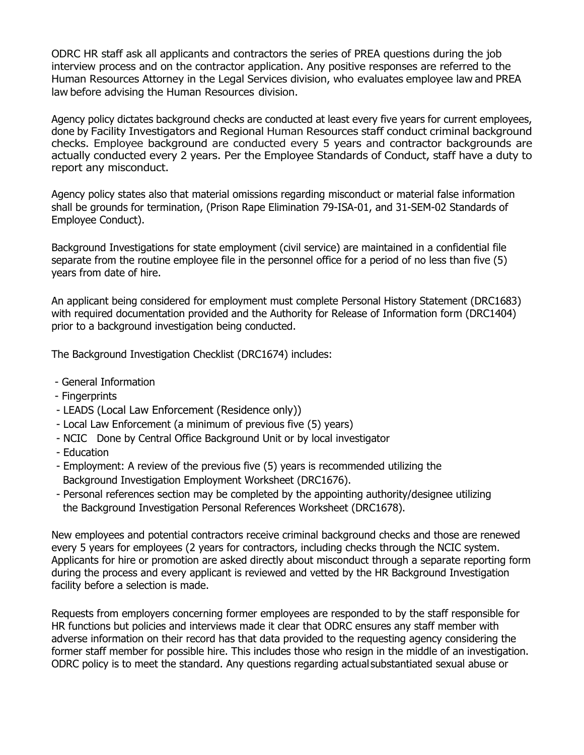ODRC HR staff ask all applicants and contractors the series of PREA questions during the job interview process and on the contractor application. Any positive responses are referred to the Human Resources Attorney in the Legal Services division, who evaluates employee law and PREA law before advising the Human Resources division.

Agency policy dictates background checks are conducted at least every five years for current employees, done by Facility Investigators and Regional Human Resources staff conduct criminal background checks. Employee background are conducted every 5 years and contractor backgrounds are actually conducted every 2 years. Per the Employee Standards of Conduct, staff have a duty to report any misconduct.

Agency policy states also that material omissions regarding misconduct or material false information shall be grounds for termination, (Prison Rape Elimination 79-ISA-01, and 31-SEM-02 Standards of Employee Conduct).

Background Investigations for state employment (civil service) are maintained in a confidential file separate from the routine employee file in the personnel office for a period of no less than five (5) years from date of hire.

An applicant being considered for employment must complete Personal History Statement (DRC1683) with required documentation provided and the Authority for Release of Information form (DRC1404) prior to a background investigation being conducted.

The Background Investigation Checklist (DRC1674) includes:

- General Information
- Fingerprints
- LEADS (Local Law Enforcement (Residence only))
- Local Law Enforcement (a minimum of previous five (5) years)
- NCIC Done by Central Office Background Unit or by local investigator
- Education
- Employment: A review of the previous five (5) years is recommended utilizing the Background Investigation Employment Worksheet (DRC1676).
- Personal references section may be completed by the appointing authority/designee utilizing the Background Investigation Personal References Worksheet (DRC1678).

New employees and potential contractors receive criminal background checks and those are renewed every 5 years for employees (2 years for contractors, including checks through the NCIC system. Applicants for hire or promotion are asked directly about misconduct through a separate reporting form during the process and every applicant is reviewed and vetted by the HR Background Investigation facility before a selection is made.

Requests from employers concerning former employees are responded to by the staff responsible for HR functions but policies and interviews made it clear that ODRC ensures any staff member with adverse information on their record has that data provided to the requesting agency considering the former staff member for possible hire. This includes those who resign in the middle of an investigation. ODRC policy is to meet the standard. Any questions regarding actual substantiated sexual abuse or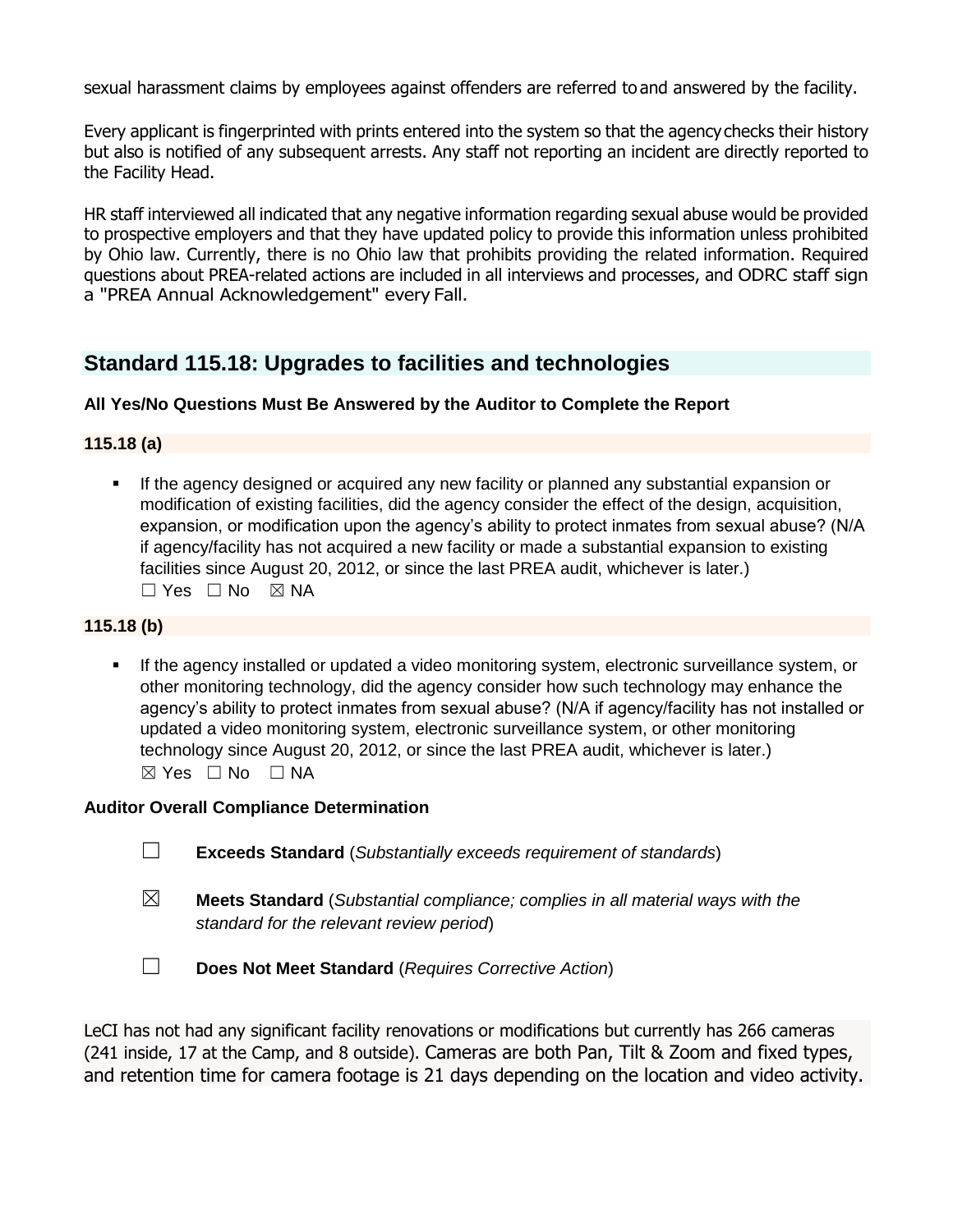sexual harassment claims by employees against offenders are referred to and answered by the facility.

Every applicant is fingerprinted with prints entered into the system so that the agency checks their history but also is notified of any subsequent arrests. Any staff not reporting an incident are directly reported to the Facility Head.

HR staff interviewed all indicated that any negative information regarding sexual abuse would be provided to prospective employers and that they have updated policy to provide this information unless prohibited by Ohio law. Currently, there is no Ohio law that prohibits providing the related information. Required questions about PREA-related actions are included in all interviews and processes, and ODRC staff sign a "PREA Annual Acknowledgement" every Fall.

## Standard 115.18: Upgrades to facilities and technologies

**All Yes/No Questions Must Be Answered by the Auditor to Complete the Report**

**115.18 (a)**

- If the agency designed or acquired any new facility or planned any substantial expansion or modification of existing facilities, did the agency consider the effect of the design, acquisition, expansion, or modification upon the agency's ability to protect inmates from sexual abuse? (N/A if agency/facility has not acquired a new facility or made a substantial expansion to existing facilities since August 20, 2012, or since the last PREA audit, whichever is later.)
  ☐ Yes ☐ No ☒ NA

**115.18 (b)**

- If the agency installed or updated a video monitoring system, electronic surveillance system, or other monitoring technology, did the agency consider how such technology may enhance the agency's ability to protect inmates from sexual abuse? (N/A if agency/facility has not installed or updated a video monitoring system, electronic surveillance system, or other monitoring technology since August 20, 2012, or since the last PREA audit, whichever is later.)
  ☒ Yes ☐ No ☐ NA

**Auditor Overall Compliance Determination**

☐ **Exceeds Standard** (*Substantially exceeds requirement of standards*)

☒ **Meets Standard** (*Substantial compliance; complies in all material ways with the standard for the relevant review period*)

☐ **Does Not Meet Standard** (*Requires Corrective Action*)

LeCI has not had any significant facility renovations or modifications but currently has 266 cameras (241 inside, 17 at the Camp, and 8 outside). Cameras are both Pan, Tilt & Zoom and fixed types, and retention time for camera footage is 21 days depending on the location and video activity.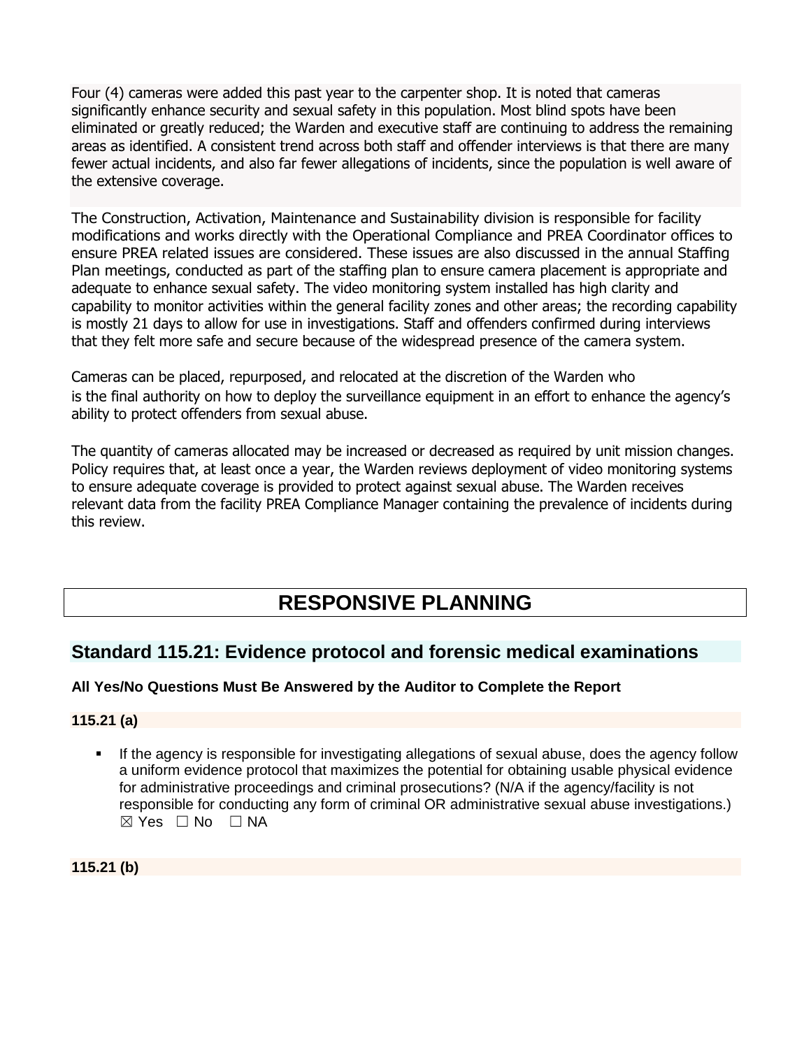Four (4) cameras were added this past year to the carpenter shop. It is noted that cameras significantly enhance security and sexual safety in this population. Most blind spots have been eliminated or greatly reduced; the Warden and executive staff are continuing to address the remaining areas as identified. A consistent trend across both staff and offender interviews is that there are many fewer actual incidents, and also far fewer allegations of incidents, since the population is well aware of the extensive coverage.

The Construction, Activation, Maintenance and Sustainability division is responsible for facility modifications and works directly with the Operational Compliance and PREA Coordinator offices to ensure PREA related issues are considered. These issues are also discussed in the annual Staffing Plan meetings, conducted as part of the staffing plan to ensure camera placement is appropriate and adequate to enhance sexual safety. The video monitoring system installed has high clarity and capability to monitor activities within the general facility zones and other areas; the recording capability is mostly 21 days to allow for use in investigations. Staff and offenders confirmed during interviews that they felt more safe and secure because of the widespread presence of the camera system.

Cameras can be placed, repurposed, and relocated at the discretion of the Warden who is the final authority on how to deploy the surveillance equipment in an effort to enhance the agency's ability to protect offenders from sexual abuse.

The quantity of cameras allocated may be increased or decreased as required by unit mission changes. Policy requires that, at least once a year, the Warden reviews deployment of video monitoring systems to ensure adequate coverage is provided to protect against sexual abuse. The Warden receives relevant data from the facility PREA Compliance Manager containing the prevalence of incidents during this review.

# RESPONSIVE PLANNING

## Standard 115.21: Evidence protocol and forensic medical examinations

**All Yes/No Questions Must Be Answered by the Auditor to Complete the Report**

**115.21 (a)**

- If the agency is responsible for investigating allegations of sexual abuse, does the agency follow a uniform evidence protocol that maximizes the potential for obtaining usable physical evidence for administrative proceedings and criminal prosecutions? (N/A if the agency/facility is not responsible for conducting any form of criminal OR administrative sexual abuse investigations.)
  ☒ Yes ☐ No ☐ NA

**115.21 (b)**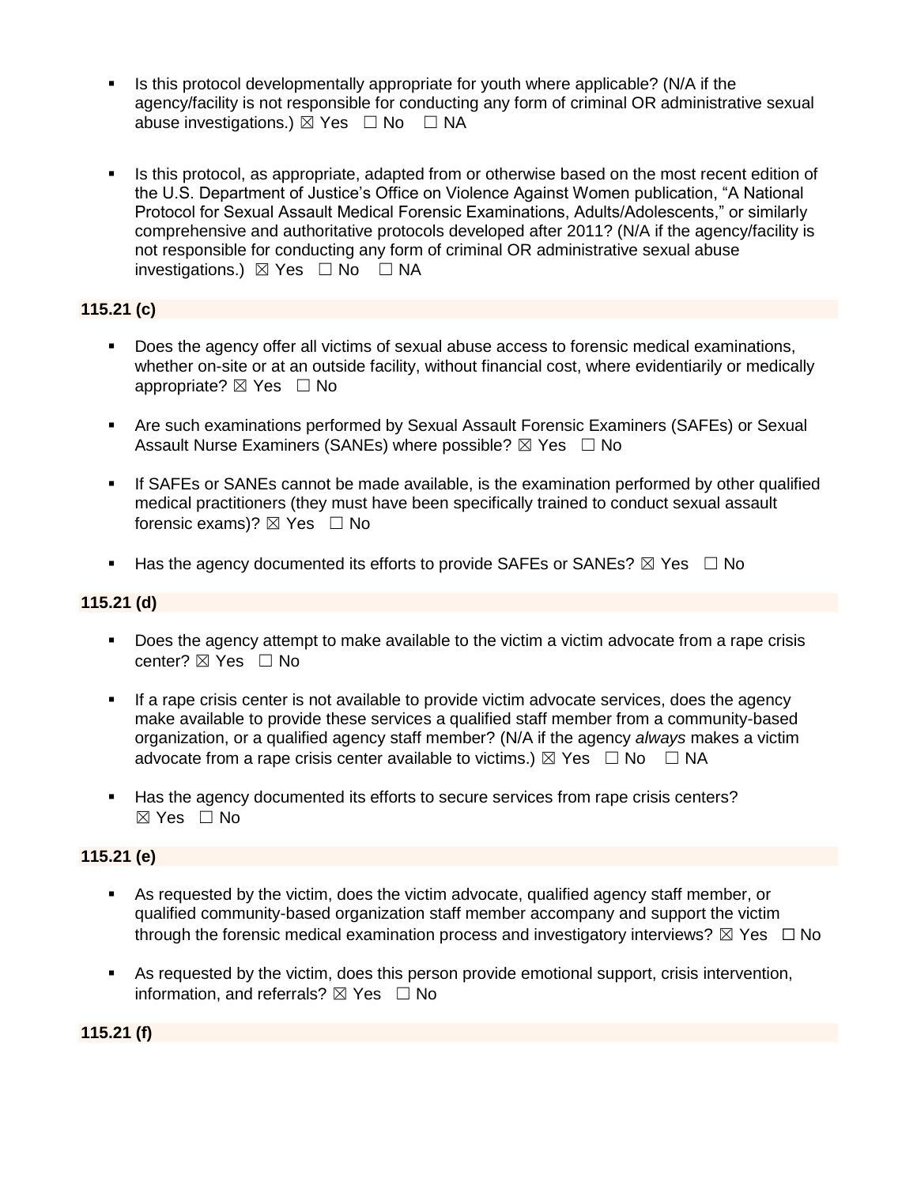- Is this protocol developmentally appropriate for youth where applicable? (N/A if the agency/facility is not responsible for conducting any form of criminal OR administrative sexual abuse investigations.) ☒ Yes ☐ No ☐ NA

- Is this protocol, as appropriate, adapted from or otherwise based on the most recent edition of the U.S. Department of Justice's Office on Violence Against Women publication, "A National Protocol for Sexual Assault Medical Forensic Examinations, Adults/Adolescents," or similarly comprehensive and authoritative protocols developed after 2011? (N/A if the agency/facility is not responsible for conducting any form of criminal OR administrative sexual abuse investigations.) ☒ Yes ☐ No ☐ NA

**115.21 (c)**

- Does the agency offer all victims of sexual abuse access to forensic medical examinations, whether on-site or at an outside facility, without financial cost, where evidentiarily or medically appropriate? ☒ Yes ☐ No

- Are such examinations performed by Sexual Assault Forensic Examiners (SAFEs) or Sexual Assault Nurse Examiners (SANEs) where possible? ☒ Yes ☐ No

- If SAFEs or SANEs cannot be made available, is the examination performed by other qualified medical practitioners (they must have been specifically trained to conduct sexual assault forensic exams)? ☒ Yes ☐ No

- Has the agency documented its efforts to provide SAFEs or SANEs? ☒ Yes ☐ No

**115.21 (d)**

- Does the agency attempt to make available to the victim a victim advocate from a rape crisis center? ☒ Yes ☐ No

- If a rape crisis center is not available to provide victim advocate services, does the agency make available to provide these services a qualified staff member from a community-based organization, or a qualified agency staff member? (N/A if the agency *always* makes a victim advocate from a rape crisis center available to victims.) ☒ Yes ☐ No ☐ NA

- Has the agency documented its efforts to secure services from rape crisis centers? ☒ Yes ☐ No

**115.21 (e)**

- As requested by the victim, does the victim advocate, qualified agency staff member, or qualified community-based organization staff member accompany and support the victim through the forensic medical examination process and investigatory interviews? ☒ Yes ☐ No

- As requested by the victim, does this person provide emotional support, crisis intervention, information, and referrals? ☒ Yes ☐ No

**115.21 (f)**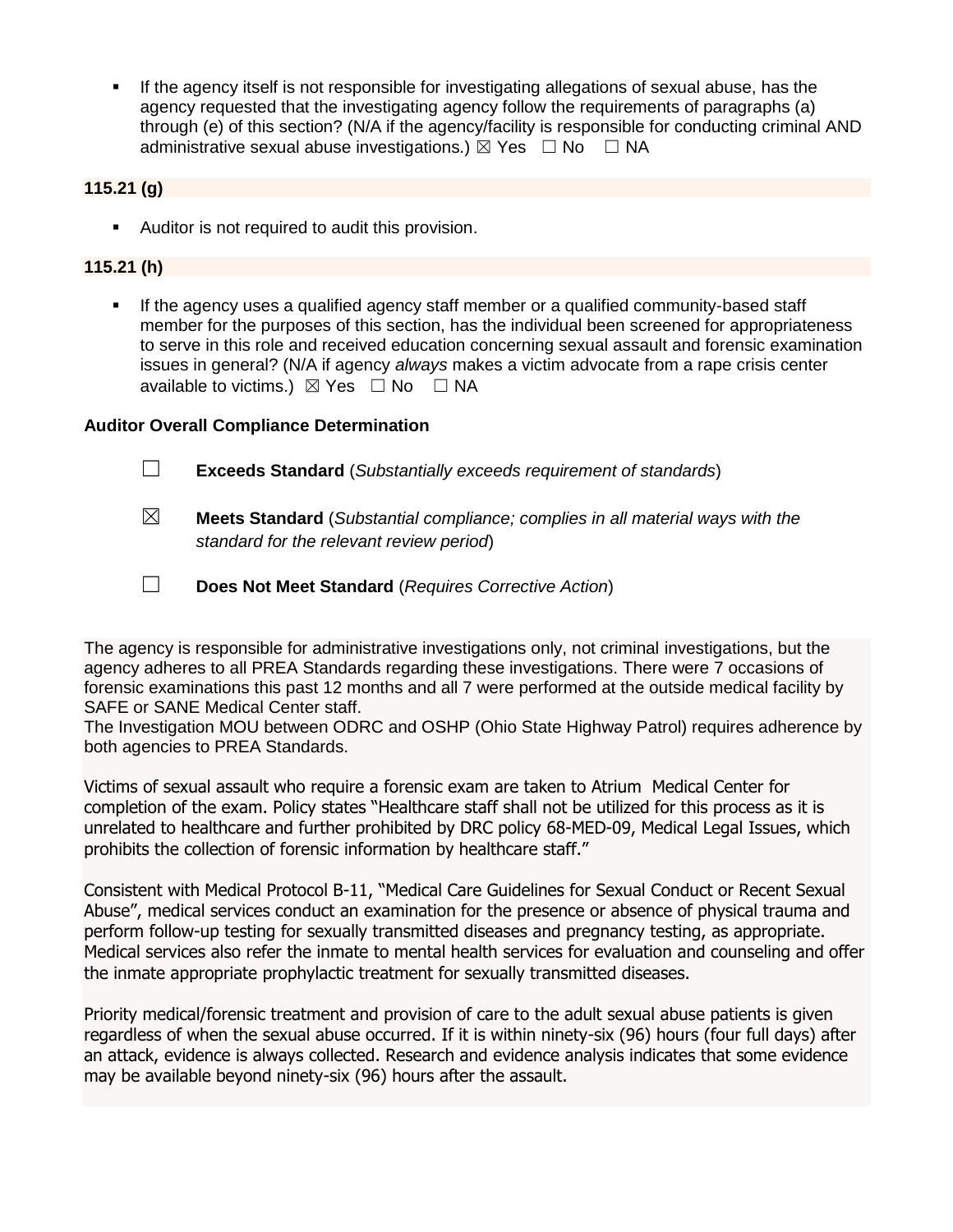- If the agency itself is not responsible for investigating allegations of sexual abuse, has the agency requested that the investigating agency follow the requirements of paragraphs (a) through (e) of this section? (N/A if the agency/facility is responsible for conducting criminal AND administrative sexual abuse investigations.) ☒ Yes ☐ No ☐ NA

**115.21 (g)**

- Auditor is not required to audit this provision.

**115.21 (h)**

- If the agency uses a qualified agency staff member or a qualified community-based staff member for the purposes of this section, has the individual been screened for appropriateness to serve in this role and received education concerning sexual assault and forensic examination issues in general? (N/A if agency *always* makes a victim advocate from a rape crisis center available to victims.) ☒ Yes ☐ No ☐ NA

**Auditor Overall Compliance Determination**

☐ **Exceeds Standard** (*Substantially exceeds requirement of standards*)

☒ **Meets Standard** (*Substantial compliance; complies in all material ways with the standard for the relevant review period*)

☐ **Does Not Meet Standard** (*Requires Corrective Action*)

The agency is responsible for administrative investigations only, not criminal investigations, but the agency adheres to all PREA Standards regarding these investigations. There were 7 occasions of forensic examinations this past 12 months and all 7 were performed at the outside medical facility by SAFE or SANE Medical Center staff.
The Investigation MOU between ODRC and OSHP (Ohio State Highway Patrol) requires adherence by both agencies to PREA Standards.

Victims of sexual assault who require a forensic exam are taken to Atrium Medical Center for completion of the exam. Policy states "Healthcare staff shall not be utilized for this process as it is unrelated to healthcare and further prohibited by DRC policy 68-MED-09, Medical Legal Issues, which prohibits the collection of forensic information by healthcare staff."

Consistent with Medical Protocol B-11, "Medical Care Guidelines for Sexual Conduct or Recent Sexual Abuse", medical services conduct an examination for the presence or absence of physical trauma and perform follow-up testing for sexually transmitted diseases and pregnancy testing, as appropriate. Medical services also refer the inmate to mental health services for evaluation and counseling and offer the inmate appropriate prophylactic treatment for sexually transmitted diseases.

Priority medical/forensic treatment and provision of care to the adult sexual abuse patients is given regardless of when the sexual abuse occurred. If it is within ninety-six (96) hours (four full days) after an attack, evidence is always collected. Research and evidence analysis indicates that some evidence may be available beyond ninety-six (96) hours after the assault.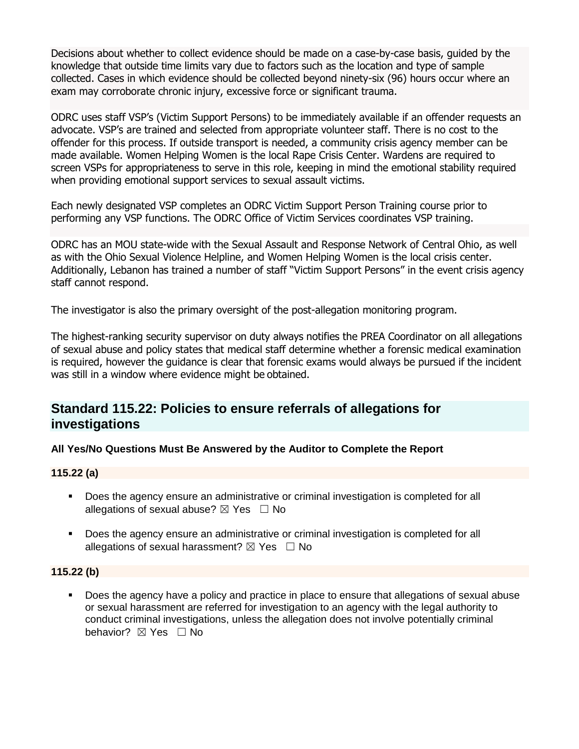Decisions about whether to collect evidence should be made on a case-by-case basis, guided by the knowledge that outside time limits vary due to factors such as the location and type of sample collected. Cases in which evidence should be collected beyond ninety-six (96) hours occur where an exam may corroborate chronic injury, excessive force or significant trauma.

ODRC uses staff VSP's (Victim Support Persons) to be immediately available if an offender requests an advocate. VSP's are trained and selected from appropriate volunteer staff. There is no cost to the offender for this process. If outside transport is needed, a community crisis agency member can be made available. Women Helping Women is the local Rape Crisis Center. Wardens are required to screen VSPs for appropriateness to serve in this role, keeping in mind the emotional stability required when providing emotional support services to sexual assault victims.

Each newly designated VSP completes an ODRC Victim Support Person Training course prior to performing any VSP functions. The ODRC Office of Victim Services coordinates VSP training.

ODRC has an MOU state-wide with the Sexual Assault and Response Network of Central Ohio, as well as with the Ohio Sexual Violence Helpline, and Women Helping Women is the local crisis center. Additionally, Lebanon has trained a number of staff "Victim Support Persons" in the event crisis agency staff cannot respond.

The investigator is also the primary oversight of the post-allegation monitoring program.

The highest-ranking security supervisor on duty always notifies the PREA Coordinator on all allegations of sexual abuse and policy states that medical staff determine whether a forensic medical examination is required, however the guidance is clear that forensic exams would always be pursued if the incident was still in a window where evidence might be obtained.

## Standard 115.22: Policies to ensure referrals of allegations for investigations

**All Yes/No Questions Must Be Answered by the Auditor to Complete the Report**

**115.22 (a)**

- Does the agency ensure an administrative or criminal investigation is completed for all allegations of sexual abuse? ☒ Yes ☐ No
- Does the agency ensure an administrative or criminal investigation is completed for all allegations of sexual harassment? ☒ Yes ☐ No

**115.22 (b)**

- Does the agency have a policy and practice in place to ensure that allegations of sexual abuse or sexual harassment are referred for investigation to an agency with the legal authority to conduct criminal investigations, unless the allegation does not involve potentially criminal behavior? ☒ Yes ☐ No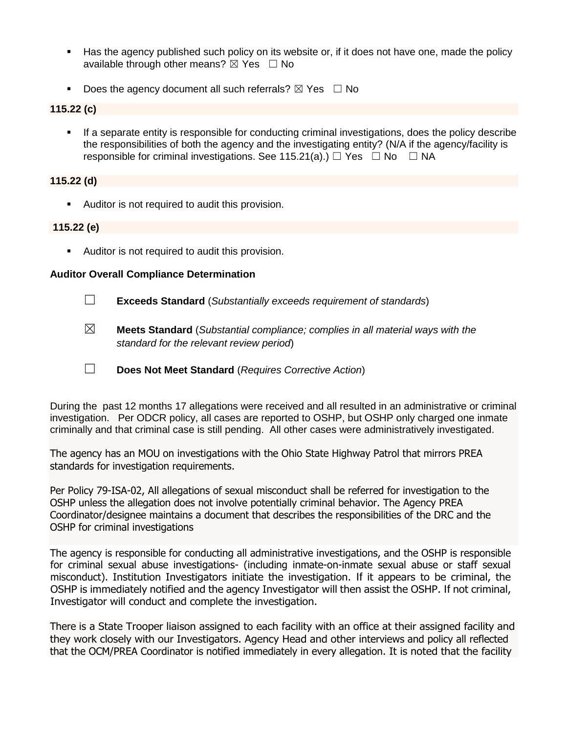- Has the agency published such policy on its website or, if it does not have one, made the policy available through other means? ☒ Yes ☐ No

- Does the agency document all such referrals? ☒ Yes ☐ No

**115.22 (c)**

- If a separate entity is responsible for conducting criminal investigations, does the policy describe the responsibilities of both the agency and the investigating entity? (N/A if the agency/facility is responsible for criminal investigations. See 115.21(a).) ☐ Yes ☐ No ☐ NA

**115.22 (d)**

- Auditor is not required to audit this provision.

**115.22 (e)**

- Auditor is not required to audit this provision.

**Auditor Overall Compliance Determination**

☐ **Exceeds Standard** (*Substantially exceeds requirement of standards*)

☒ **Meets Standard** (*Substantial compliance; complies in all material ways with the standard for the relevant review period*)

☐ **Does Not Meet Standard** (*Requires Corrective Action*)

During the past 12 months 17 allegations were received and all resulted in an administrative or criminal investigation. Per ODCR policy, all cases are reported to OSHP, but OSHP only charged one inmate criminally and that criminal case is still pending. All other cases were administratively investigated.

The agency has an MOU on investigations with the Ohio State Highway Patrol that mirrors PREA standards for investigation requirements.

Per Policy 79-ISA-02, All allegations of sexual misconduct shall be referred for investigation to the OSHP unless the allegation does not involve potentially criminal behavior. The Agency PREA Coordinator/designee maintains a document that describes the responsibilities of the DRC and the OSHP for criminal investigations

The agency is responsible for conducting all administrative investigations, and the OSHP is responsible for criminal sexual abuse investigations- (including inmate-on-inmate sexual abuse or staff sexual misconduct). Institution Investigators initiate the investigation. If it appears to be criminal, the OSHP is immediately notified and the agency Investigator will then assist the OSHP. If not criminal, Investigator will conduct and complete the investigation.

There is a State Trooper liaison assigned to each facility with an office at their assigned facility and they work closely with our Investigators. Agency Head and other interviews and policy all reflected that the OCM/PREA Coordinator is notified immediately in every allegation. It is noted that the facility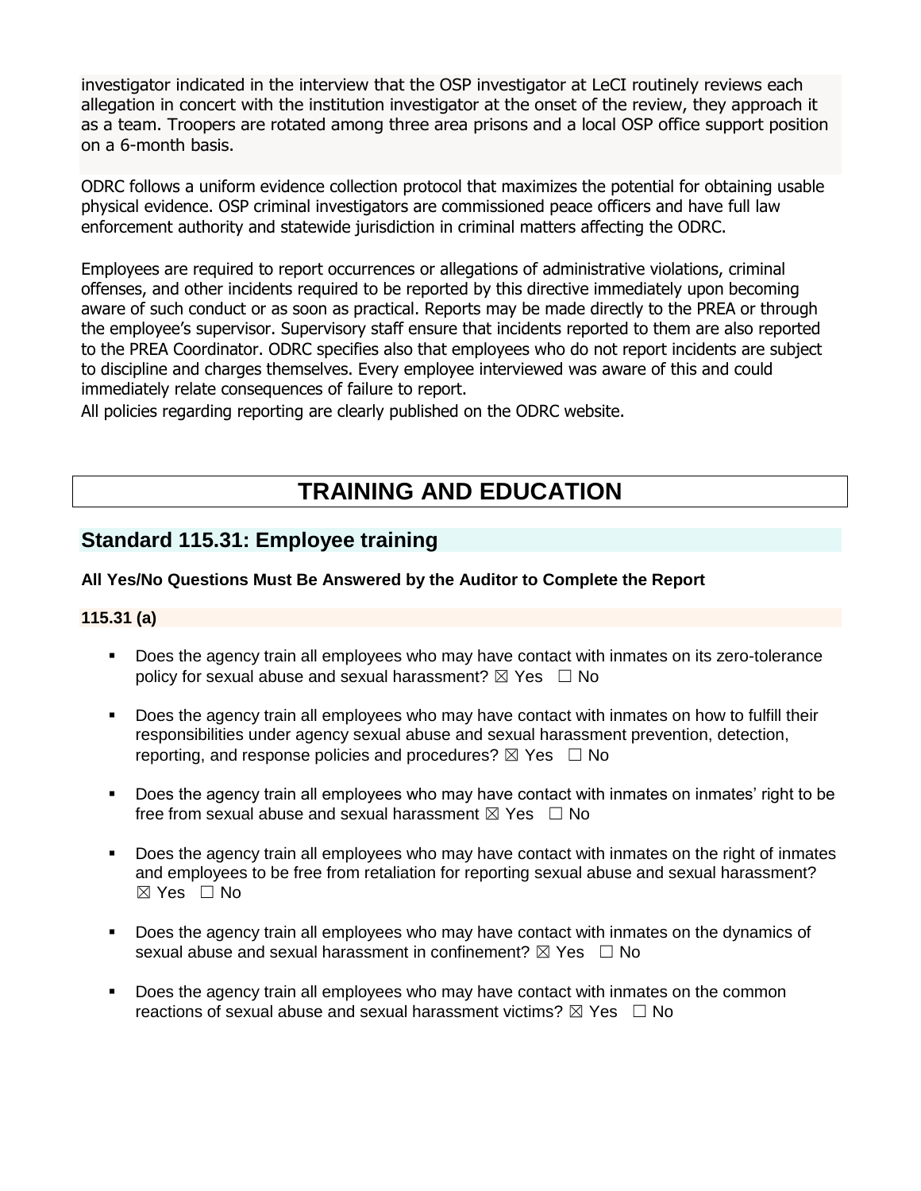investigator indicated in the interview that the OSP investigator at LeCI routinely reviews each allegation in concert with the institution investigator at the onset of the review, they approach it as a team. Troopers are rotated among three area prisons and a local OSP office support position on a 6-month basis.

ODRC follows a uniform evidence collection protocol that maximizes the potential for obtaining usable physical evidence. OSP criminal investigators are commissioned peace officers and have full law enforcement authority and statewide jurisdiction in criminal matters affecting the ODRC.

Employees are required to report occurrences or allegations of administrative violations, criminal offenses, and other incidents required to be reported by this directive immediately upon becoming aware of such conduct or as soon as practical. Reports may be made directly to the PREA or through the employee's supervisor. Supervisory staff ensure that incidents reported to them are also reported to the PREA Coordinator. ODRC specifies also that employees who do not report incidents are subject to discipline and charges themselves. Every employee interviewed was aware of this and could immediately relate consequences of failure to report.

All policies regarding reporting are clearly published on the ODRC website.

# TRAINING AND EDUCATION

## Standard 115.31: Employee training

**All Yes/No Questions Must Be Answered by the Auditor to Complete the Report**

**115.31 (a)**

- Does the agency train all employees who may have contact with inmates on its zero-tolerance policy for sexual abuse and sexual harassment? ☒ Yes ☐ No
- Does the agency train all employees who may have contact with inmates on how to fulfill their responsibilities under agency sexual abuse and sexual harassment prevention, detection, reporting, and response policies and procedures? ☒ Yes ☐ No
- Does the agency train all employees who may have contact with inmates on inmates' right to be free from sexual abuse and sexual harassment ☒ Yes ☐ No
- Does the agency train all employees who may have contact with inmates on the right of inmates and employees to be free from retaliation for reporting sexual abuse and sexual harassment? ☒ Yes ☐ No
- Does the agency train all employees who may have contact with inmates on the dynamics of sexual abuse and sexual harassment in confinement? ☒ Yes ☐ No
- Does the agency train all employees who may have contact with inmates on the common reactions of sexual abuse and sexual harassment victims? ☒ Yes ☐ No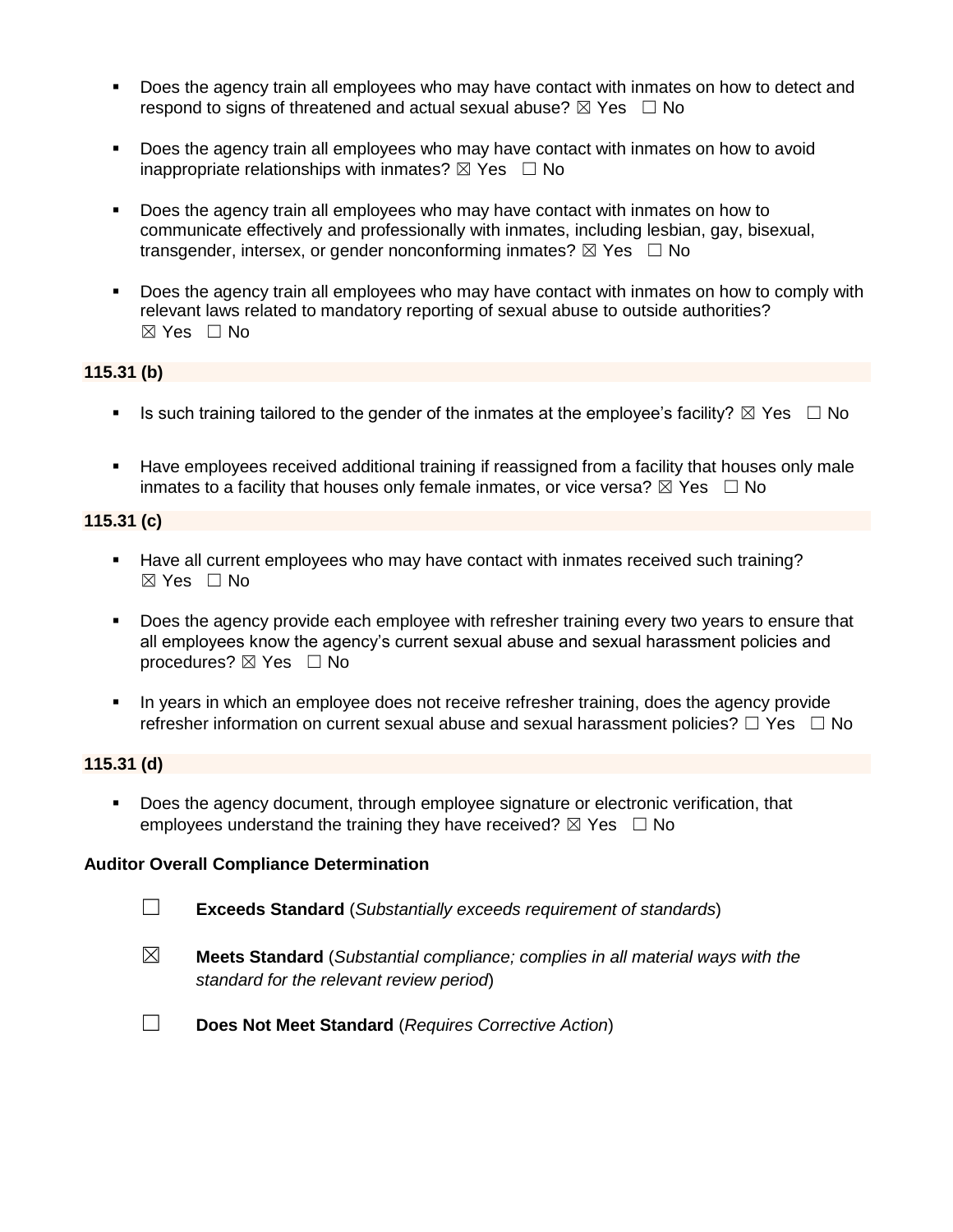- Does the agency train all employees who may have contact with inmates on how to detect and respond to signs of threatened and actual sexual abuse? ☒ Yes ☐ No

- Does the agency train all employees who may have contact with inmates on how to avoid inappropriate relationships with inmates? ☒ Yes ☐ No

- Does the agency train all employees who may have contact with inmates on how to communicate effectively and professionally with inmates, including lesbian, gay, bisexual, transgender, intersex, or gender nonconforming inmates? ☒ Yes ☐ No

- Does the agency train all employees who may have contact with inmates on how to comply with relevant laws related to mandatory reporting of sexual abuse to outside authorities? ☒ Yes ☐ No

**115.31 (b)**

- Is such training tailored to the gender of the inmates at the employee's facility? ☒ Yes ☐ No

- Have employees received additional training if reassigned from a facility that houses only male inmates to a facility that houses only female inmates, or vice versa? ☒ Yes ☐ No

**115.31 (c)**

- Have all current employees who may have contact with inmates received such training? ☒ Yes ☐ No

- Does the agency provide each employee with refresher training every two years to ensure that all employees know the agency's current sexual abuse and sexual harassment policies and procedures? ☒ Yes ☐ No

- In years in which an employee does not receive refresher training, does the agency provide refresher information on current sexual abuse and sexual harassment policies? ☐ Yes ☐ No

**115.31 (d)**

- Does the agency document, through employee signature or electronic verification, that employees understand the training they have received? ☒ Yes ☐ No

**Auditor Overall Compliance Determination**

☐ **Exceeds Standard** (*Substantially exceeds requirement of standards*)

☒ **Meets Standard** (*Substantial compliance; complies in all material ways with the standard for the relevant review period*)

☐ **Does Not Meet Standard** (*Requires Corrective Action*)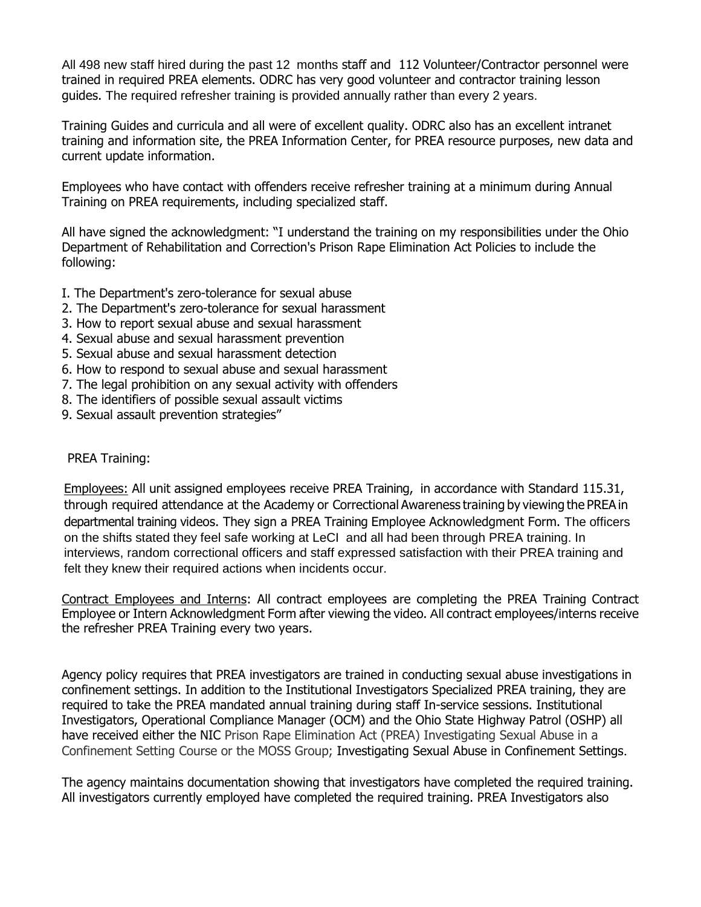All 498 new staff hired during the past 12 months staff and 112 Volunteer/Contractor personnel were trained in required PREA elements. ODRC has very good volunteer and contractor training lesson guides. The required refresher training is provided annually rather than every 2 years.

Training Guides and curricula and all were of excellent quality. ODRC also has an excellent intranet training and information site, the PREA Information Center, for PREA resource purposes, new data and current update information.

Employees who have contact with offenders receive refresher training at a minimum during Annual Training on PREA requirements, including specialized staff.

All have signed the acknowledgment: "I understand the training on my responsibilities under the Ohio Department of Rehabilitation and Correction's Prison Rape Elimination Act Policies to include the following:

I. The Department's zero-tolerance for sexual abuse
2. The Department's zero-tolerance for sexual harassment
3. How to report sexual abuse and sexual harassment
4. Sexual abuse and sexual harassment prevention
5. Sexual abuse and sexual harassment detection
6. How to respond to sexual abuse and sexual harassment
7. The legal prohibition on any sexual activity with offenders
8. The identifiers of possible sexual assault victims
9. Sexual assault prevention strategies"

PREA Training:

Employees: All unit assigned employees receive PREA Training, in accordance with Standard 115.31, through required attendance at the Academy or Correctional Awareness training by viewing the PREA in departmental training videos. They sign a PREA Training Employee Acknowledgment Form. The officers on the shifts stated they feel safe working at LeCI and all had been through PREA training. In interviews, random correctional officers and staff expressed satisfaction with their PREA training and felt they knew their required actions when incidents occur.

Contract Employees and Interns: All contract employees are completing the PREA Training Contract Employee or Intern Acknowledgment Form after viewing the video. All contract employees/interns receive the refresher PREA Training every two years.

Agency policy requires that PREA investigators are trained in conducting sexual abuse investigations in confinement settings. In addition to the Institutional Investigators Specialized PREA training, they are required to take the PREA mandated annual training during staff In-service sessions. Institutional Investigators, Operational Compliance Manager (OCM) and the Ohio State Highway Patrol (OSHP) all have received either the NIC Prison Rape Elimination Act (PREA) Investigating Sexual Abuse in a Confinement Setting Course or the MOSS Group; Investigating Sexual Abuse in Confinement Settings.

The agency maintains documentation showing that investigators have completed the required training. All investigators currently employed have completed the required training. PREA Investigators also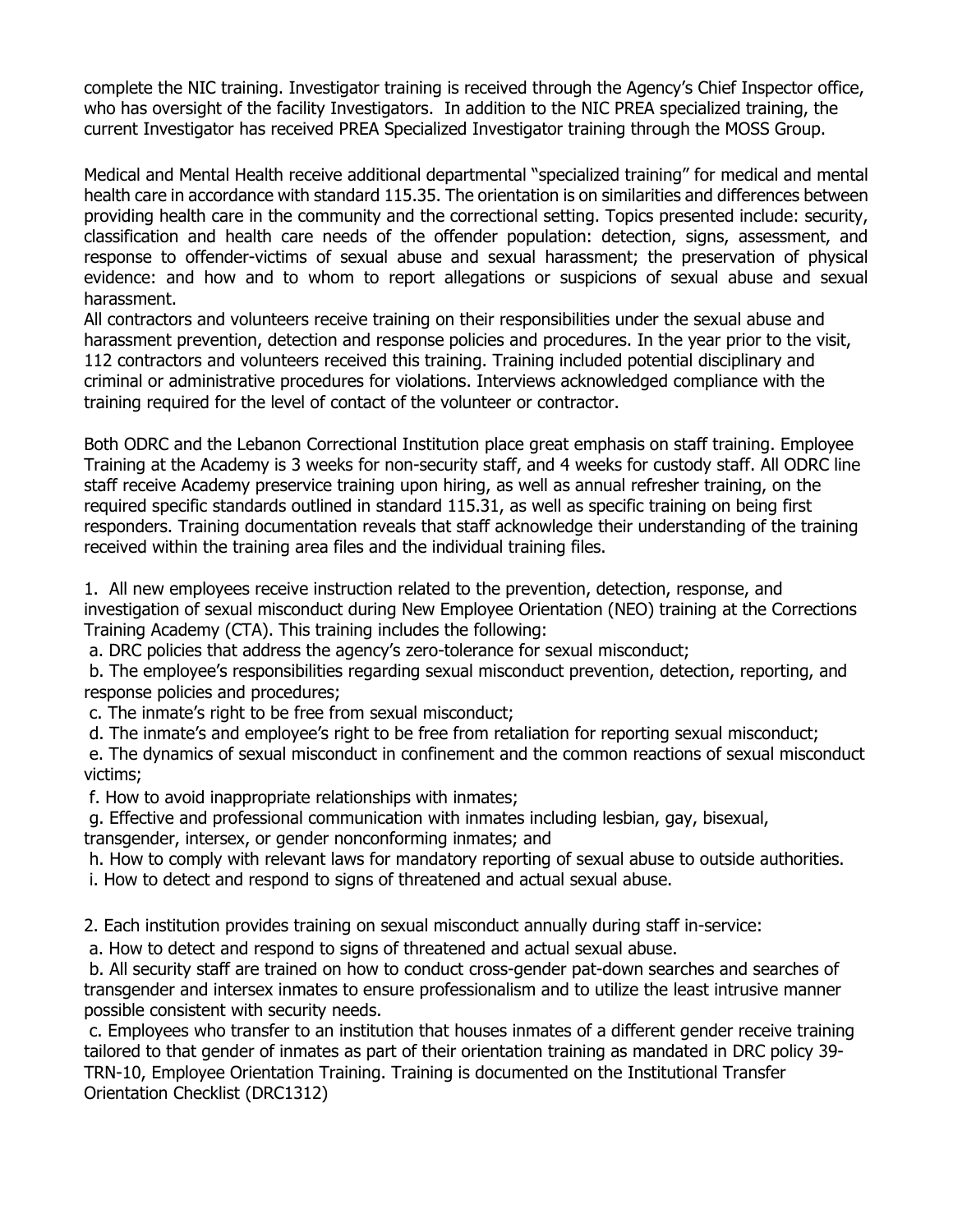complete the NIC training. Investigator training is received through the Agency's Chief Inspector office, who has oversight of the facility Investigators. In addition to the NIC PREA specialized training, the current Investigator has received PREA Specialized Investigator training through the MOSS Group.

Medical and Mental Health receive additional departmental "specialized training" for medical and mental health care in accordance with standard 115.35. The orientation is on similarities and differences between providing health care in the community and the correctional setting. Topics presented include: security, classification and health care needs of the offender population: detection, signs, assessment, and response to offender-victims of sexual abuse and sexual harassment; the preservation of physical evidence: and how and to whom to report allegations or suspicions of sexual abuse and sexual harassment.

All contractors and volunteers receive training on their responsibilities under the sexual abuse and harassment prevention, detection and response policies and procedures. In the year prior to the visit, 112 contractors and volunteers received this training. Training included potential disciplinary and criminal or administrative procedures for violations. Interviews acknowledged compliance with the training required for the level of contact of the volunteer or contractor.

Both ODRC and the Lebanon Correctional Institution place great emphasis on staff training. Employee Training at the Academy is 3 weeks for non-security staff, and 4 weeks for custody staff. All ODRC line staff receive Academy preservice training upon hiring, as well as annual refresher training, on the required specific standards outlined in standard 115.31, as well as specific training on being first responders. Training documentation reveals that staff acknowledge their understanding of the training received within the training area files and the individual training files.

1. All new employees receive instruction related to the prevention, detection, response, and investigation of sexual misconduct during New Employee Orientation (NEO) training at the Corrections Training Academy (CTA). This training includes the following:

a. DRC policies that address the agency's zero-tolerance for sexual misconduct;

b. The employee's responsibilities regarding sexual misconduct prevention, detection, reporting, and response policies and procedures;

c. The inmate's right to be free from sexual misconduct;

d. The inmate's and employee's right to be free from retaliation for reporting sexual misconduct;

e. The dynamics of sexual misconduct in confinement and the common reactions of sexual misconduct victims;

f. How to avoid inappropriate relationships with inmates;

g. Effective and professional communication with inmates including lesbian, gay, bisexual, transgender, intersex, or gender nonconforming inmates; and

h. How to comply with relevant laws for mandatory reporting of sexual abuse to outside authorities.

i. How to detect and respond to signs of threatened and actual sexual abuse.

2. Each institution provides training on sexual misconduct annually during staff in-service:

a. How to detect and respond to signs of threatened and actual sexual abuse.

b. All security staff are trained on how to conduct cross-gender pat-down searches and searches of transgender and intersex inmates to ensure professionalism and to utilize the least intrusive manner possible consistent with security needs.

c. Employees who transfer to an institution that houses inmates of a different gender receive training tailored to that gender of inmates as part of their orientation training as mandated in DRC policy 39-TRN-10, Employee Orientation Training. Training is documented on the Institutional Transfer Orientation Checklist (DRC1312)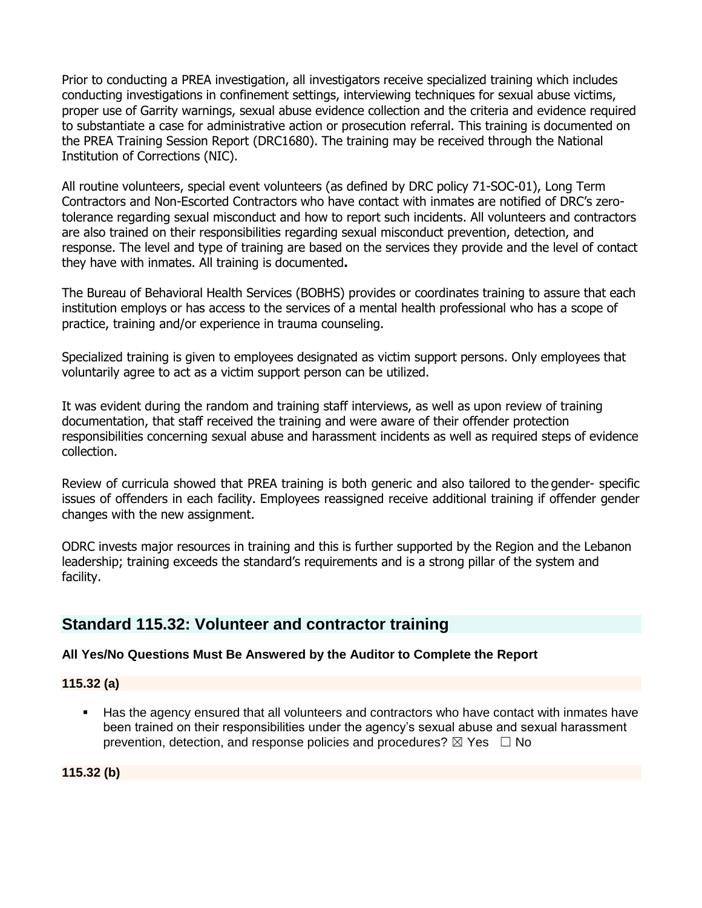Prior to conducting a PREA investigation, all investigators receive specialized training which includes conducting investigations in confinement settings, interviewing techniques for sexual abuse victims, proper use of Garrity warnings, sexual abuse evidence collection and the criteria and evidence required to substantiate a case for administrative action or prosecution referral. This training is documented on the PREA Training Session Report (DRC1680). The training may be received through the National Institution of Corrections (NIC).

All routine volunteers, special event volunteers (as defined by DRC policy 71-SOC-01), Long Term Contractors and Non-Escorted Contractors who have contact with inmates are notified of DRC's zero-tolerance regarding sexual misconduct and how to report such incidents. All volunteers and contractors are also trained on their responsibilities regarding sexual misconduct prevention, detection, and response. The level and type of training are based on the services they provide and the level of contact they have with inmates. All training is documented**.**

The Bureau of Behavioral Health Services (BOBHS) provides or coordinates training to assure that each institution employs or has access to the services of a mental health professional who has a scope of practice, training and/or experience in trauma counseling.

Specialized training is given to employees designated as victim support persons. Only employees that voluntarily agree to act as a victim support person can be utilized.

It was evident during the random and training staff interviews, as well as upon review of training documentation, that staff received the training and were aware of their offender protection responsibilities concerning sexual abuse and harassment incidents as well as required steps of evidence collection.

Review of curricula showed that PREA training is both generic and also tailored to the gender- specific issues of offenders in each facility. Employees reassigned receive additional training if offender gender changes with the new assignment.

ODRC invests major resources in training and this is further supported by the Region and the Lebanon leadership; training exceeds the standard's requirements and is a strong pillar of the system and facility.

## Standard 115.32: Volunteer and contractor training

**All Yes/No Questions Must Be Answered by the Auditor to Complete the Report**

**115.32 (a)**

- Has the agency ensured that all volunteers and contractors who have contact with inmates have been trained on their responsibilities under the agency's sexual abuse and sexual harassment prevention, detection, and response policies and procedures? ☒ Yes ☐ No

**115.32 (b)**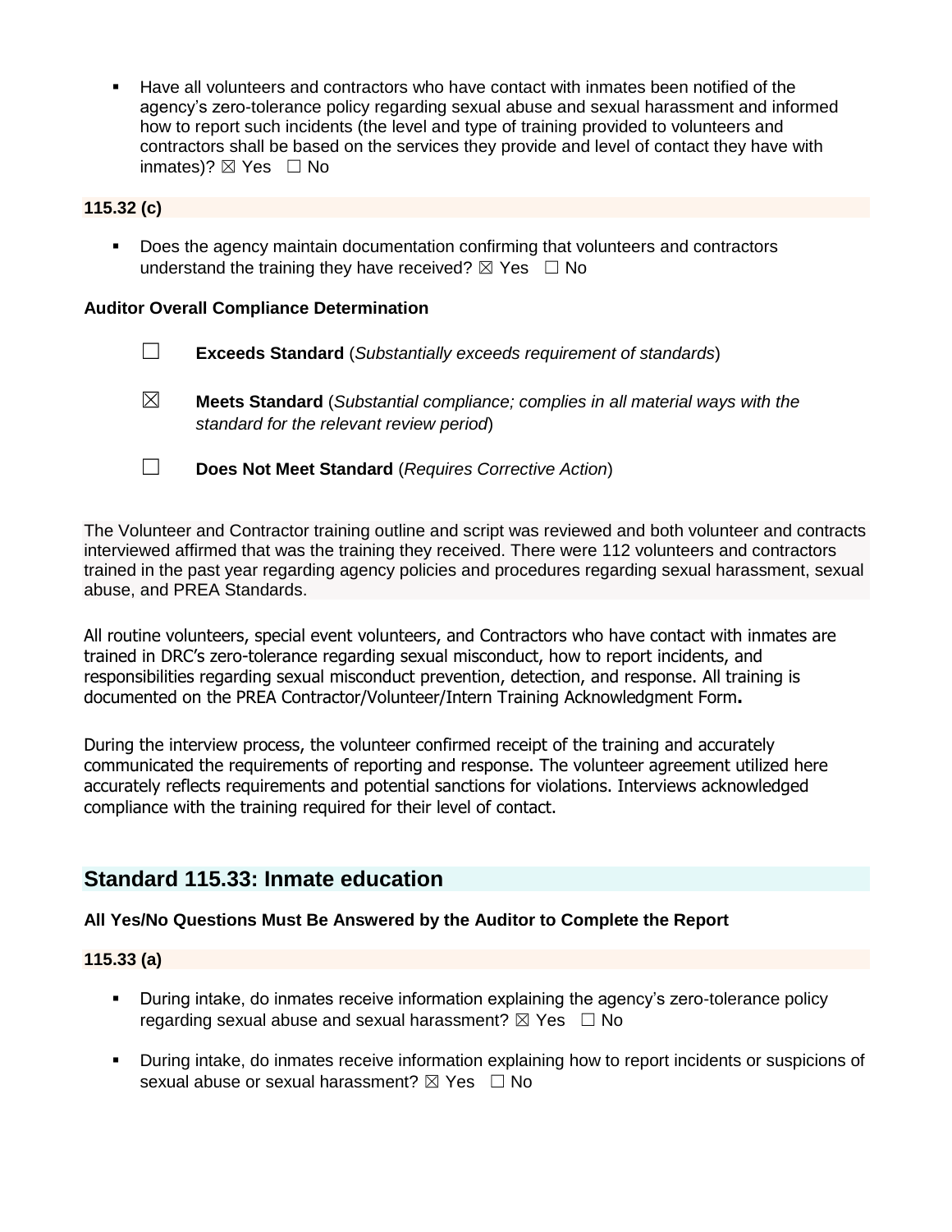- Have all volunteers and contractors who have contact with inmates been notified of the agency's zero-tolerance policy regarding sexual abuse and sexual harassment and informed how to report such incidents (the level and type of training provided to volunteers and contractors shall be based on the services they provide and level of contact they have with inmates)? ☒ Yes ☐ No

**115.32 (c)**

- Does the agency maintain documentation confirming that volunteers and contractors understand the training they have received? ☒ Yes ☐ No

**Auditor Overall Compliance Determination**

☐ **Exceeds Standard** (*Substantially exceeds requirement of standards*)

☒ **Meets Standard** (*Substantial compliance; complies in all material ways with the standard for the relevant review period*)

☐ **Does Not Meet Standard** (*Requires Corrective Action*)

The Volunteer and Contractor training outline and script was reviewed and both volunteer and contracts interviewed affirmed that was the training they received. There were 112 volunteers and contractors trained in the past year regarding agency policies and procedures regarding sexual harassment, sexual abuse, and PREA Standards.

All routine volunteers, special event volunteers, and Contractors who have contact with inmates are trained in DRC's zero-tolerance regarding sexual misconduct, how to report incidents, and responsibilities regarding sexual misconduct prevention, detection, and response. All training is documented on the PREA Contractor/Volunteer/Intern Training Acknowledgment Form**.**

During the interview process, the volunteer confirmed receipt of the training and accurately communicated the requirements of reporting and response. The volunteer agreement utilized here accurately reflects requirements and potential sanctions for violations. Interviews acknowledged compliance with the training required for their level of contact.

## Standard 115.33: Inmate education

**All Yes/No Questions Must Be Answered by the Auditor to Complete the Report**

**115.33 (a)**

- During intake, do inmates receive information explaining the agency's zero-tolerance policy regarding sexual abuse and sexual harassment? ☒ Yes ☐ No
- During intake, do inmates receive information explaining how to report incidents or suspicions of sexual abuse or sexual harassment? ☒ Yes ☐ No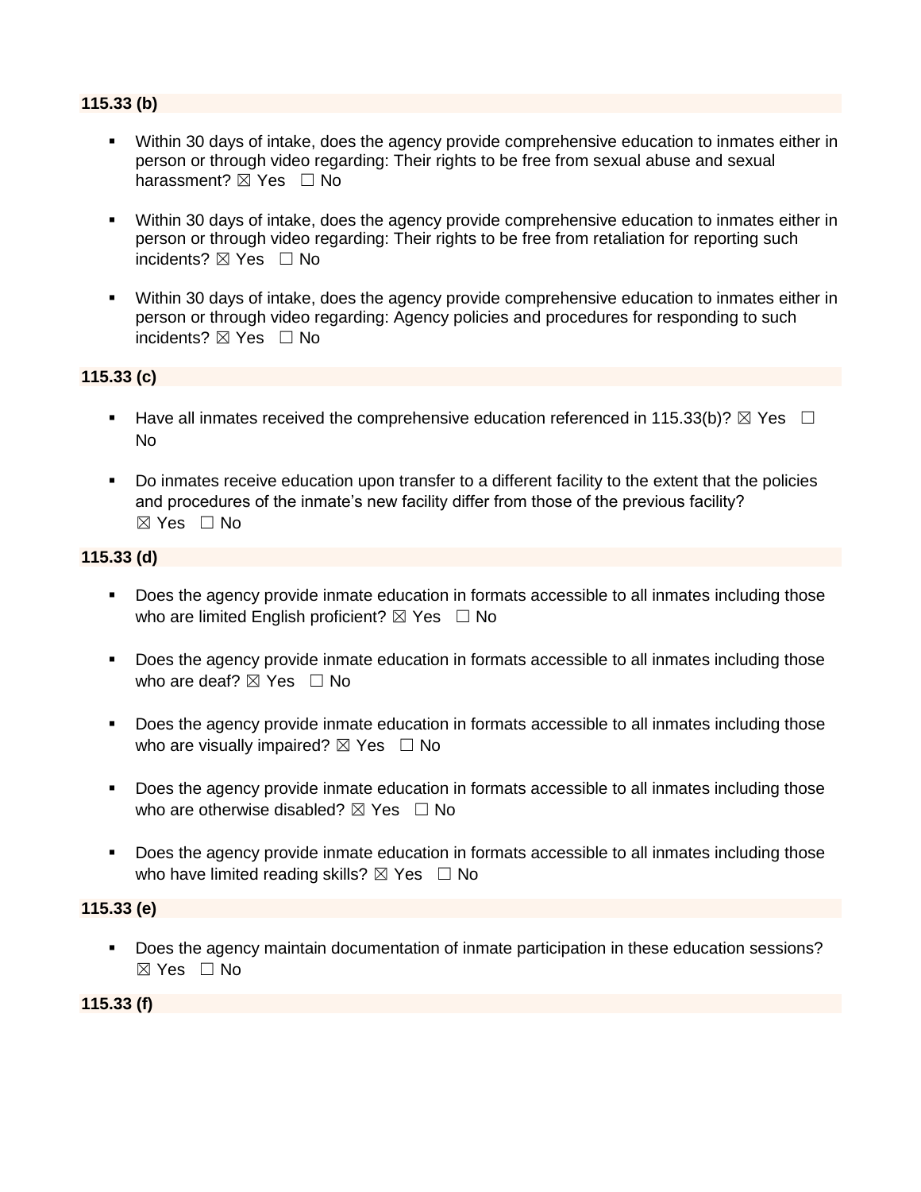**115.33 (b)**

- Within 30 days of intake, does the agency provide comprehensive education to inmates either in person or through video regarding: Their rights to be free from sexual abuse and sexual harassment? ☒ Yes ☐ No
- Within 30 days of intake, does the agency provide comprehensive education to inmates either in person or through video regarding: Their rights to be free from retaliation for reporting such incidents? ☒ Yes ☐ No
- Within 30 days of intake, does the agency provide comprehensive education to inmates either in person or through video regarding: Agency policies and procedures for responding to such incidents? ☒ Yes ☐ No

**115.33 (c)**

- Have all inmates received the comprehensive education referenced in 115.33(b)? ☒ Yes ☐ No
- Do inmates receive education upon transfer to a different facility to the extent that the policies and procedures of the inmate's new facility differ from those of the previous facility? ☒ Yes ☐ No

**115.33 (d)**

- Does the agency provide inmate education in formats accessible to all inmates including those who are limited English proficient? ☒ Yes ☐ No
- Does the agency provide inmate education in formats accessible to all inmates including those who are deaf? ☒ Yes ☐ No
- Does the agency provide inmate education in formats accessible to all inmates including those who are visually impaired? ☒ Yes ☐ No
- Does the agency provide inmate education in formats accessible to all inmates including those who are otherwise disabled? ☒ Yes ☐ No
- Does the agency provide inmate education in formats accessible to all inmates including those who have limited reading skills? ☒ Yes ☐ No

**115.33 (e)**

- Does the agency maintain documentation of inmate participation in these education sessions? ☒ Yes ☐ No

**115.33 (f)**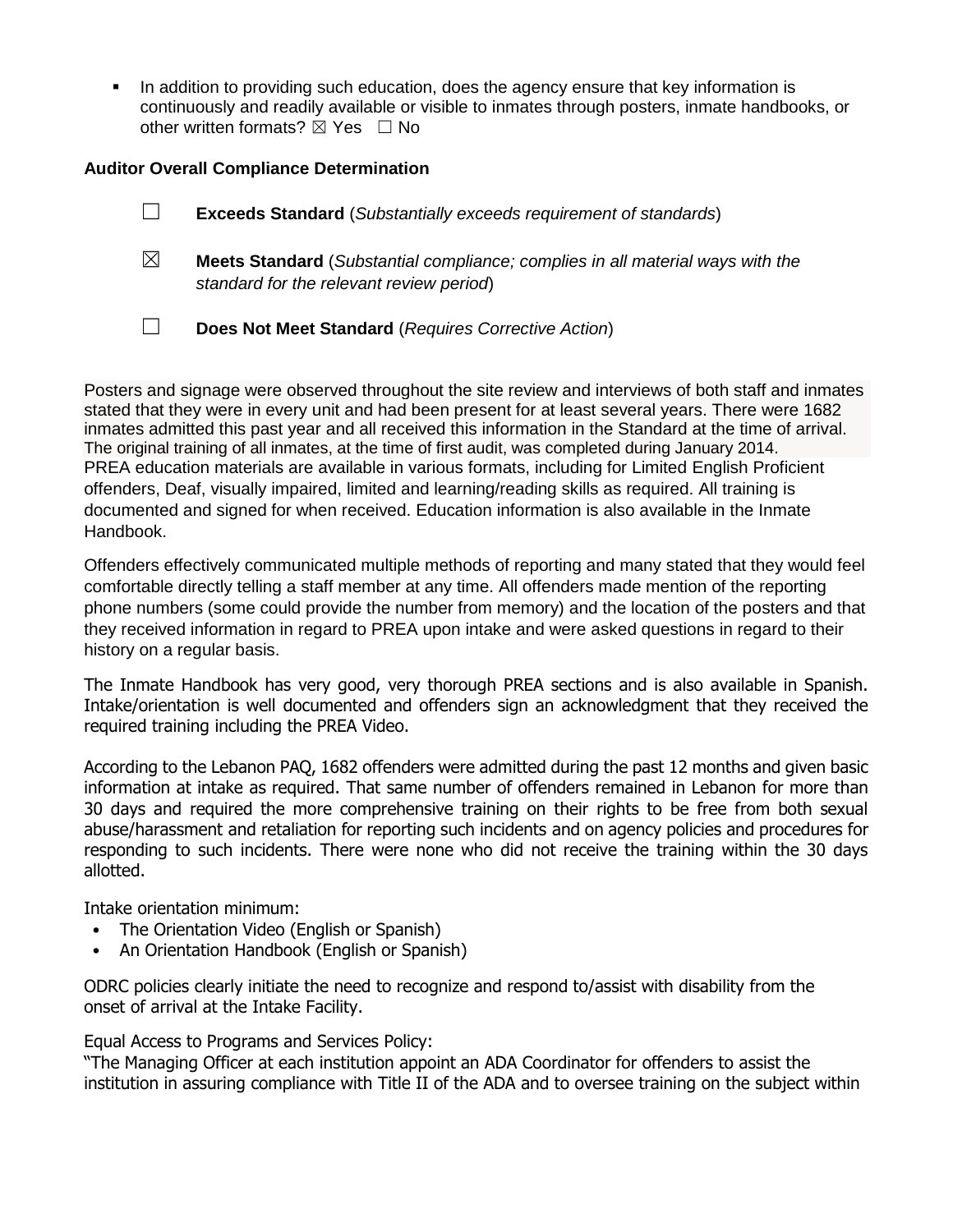- In addition to providing such education, does the agency ensure that key information is continuously and readily available or visible to inmates through posters, inmate handbooks, or other written formats? ☒ Yes ☐ No

**Auditor Overall Compliance Determination**

☐ **Exceeds Standard** (*Substantially exceeds requirement of standards*)

☒ **Meets Standard** (*Substantial compliance; complies in all material ways with the standard for the relevant review period*)

☐ **Does Not Meet Standard** (*Requires Corrective Action*)

Posters and signage were observed throughout the site review and interviews of both staff and inmates stated that they were in every unit and had been present for at least several years. There were 1682 inmates admitted this past year and all received this information in the Standard at the time of arrival. The original training of all inmates, at the time of first audit, was completed during January 2014. PREA education materials are available in various formats, including for Limited English Proficient offenders, Deaf, visually impaired, limited and learning/reading skills as required. All training is documented and signed for when received. Education information is also available in the Inmate Handbook.

Offenders effectively communicated multiple methods of reporting and many stated that they would feel comfortable directly telling a staff member at any time. All offenders made mention of the reporting phone numbers (some could provide the number from memory) and the location of the posters and that they received information in regard to PREA upon intake and were asked questions in regard to their history on a regular basis.

The Inmate Handbook has very good, very thorough PREA sections and is also available in Spanish. Intake/orientation is well documented and offenders sign an acknowledgment that they received the required training including the PREA Video.

According to the Lebanon PAQ, 1682 offenders were admitted during the past 12 months and given basic information at intake as required. That same number of offenders remained in Lebanon for more than 30 days and required the more comprehensive training on their rights to be free from both sexual abuse/harassment and retaliation for reporting such incidents and on agency policies and procedures for responding to such incidents. There were none who did not receive the training within the 30 days allotted.

Intake orientation minimum:

- The Orientation Video (English or Spanish)
- An Orientation Handbook (English or Spanish)

ODRC policies clearly initiate the need to recognize and respond to/assist with disability from the onset of arrival at the Intake Facility.

Equal Access to Programs and Services Policy:
"The Managing Officer at each institution appoint an ADA Coordinator for offenders to assist the institution in assuring compliance with Title II of the ADA and to oversee training on the subject within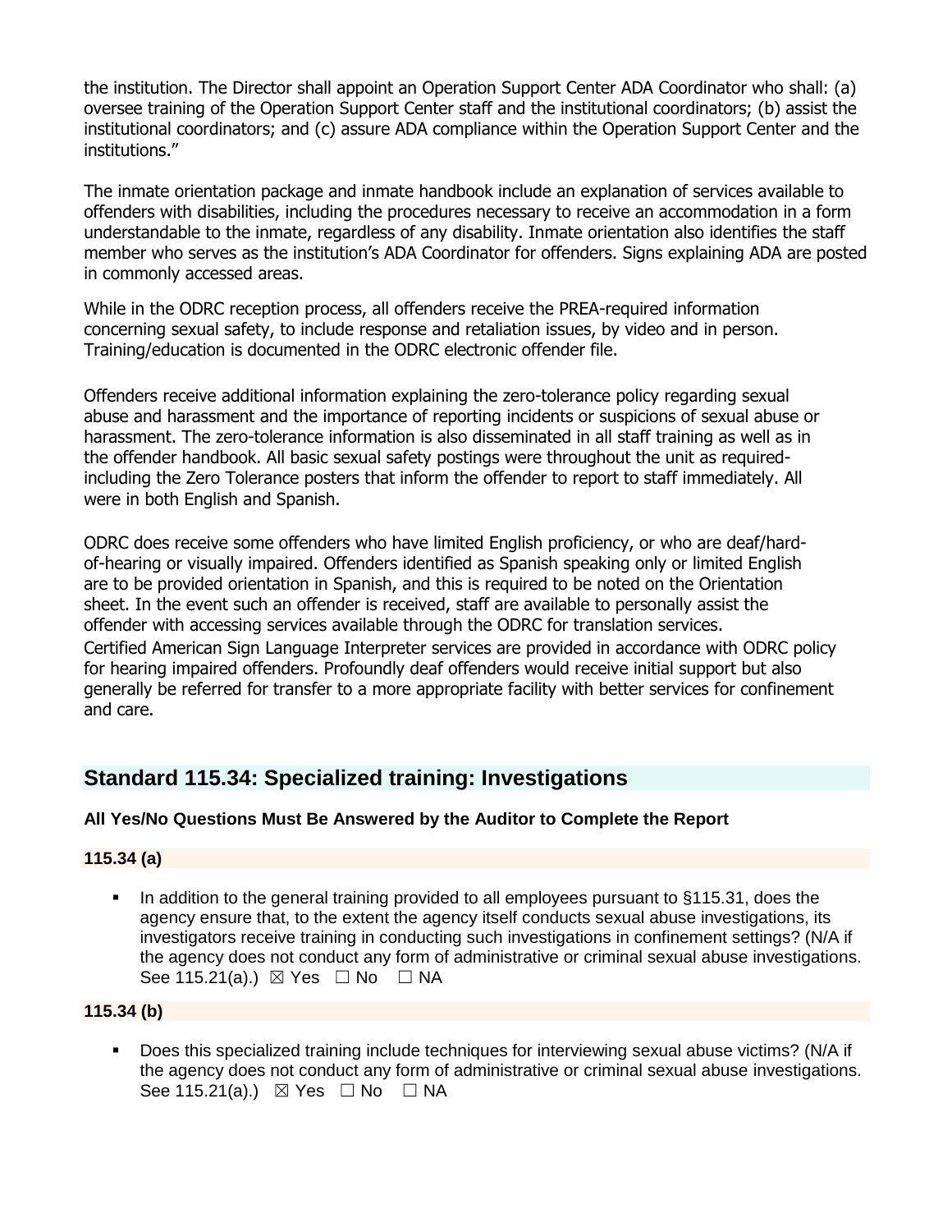the institution. The Director shall appoint an Operation Support Center ADA Coordinator who shall: (a) oversee training of the Operation Support Center staff and the institutional coordinators; (b) assist the institutional coordinators; and (c) assure ADA compliance within the Operation Support Center and the institutions."

The inmate orientation package and inmate handbook include an explanation of services available to offenders with disabilities, including the procedures necessary to receive an accommodation in a form understandable to the inmate, regardless of any disability. Inmate orientation also identifies the staff member who serves as the institution's ADA Coordinator for offenders. Signs explaining ADA are posted in commonly accessed areas.

While in the ODRC reception process, all offenders receive the PREA-required information concerning sexual safety, to include response and retaliation issues, by video and in person. Training/education is documented in the ODRC electronic offender file.

Offenders receive additional information explaining the zero-tolerance policy regarding sexual abuse and harassment and the importance of reporting incidents or suspicions of sexual abuse or harassment. The zero-tolerance information is also disseminated in all staff training as well as in the offender handbook. All basic sexual safety postings were throughout the unit as required- including the Zero Tolerance posters that inform the offender to report to staff immediately. All were in both English and Spanish.

ODRC does receive some offenders who have limited English proficiency, or who are deaf/hard-of-hearing or visually impaired. Offenders identified as Spanish speaking only or limited English are to be provided orientation in Spanish, and this is required to be noted on the Orientation sheet. In the event such an offender is received, staff are available to personally assist the offender with accessing services available through the ODRC for translation services. Certified American Sign Language Interpreter services are provided in accordance with ODRC policy for hearing impaired offenders. Profoundly deaf offenders would receive initial support but also generally be referred for transfer to a more appropriate facility with better services for confinement and care.

## Standard 115.34: Specialized training: Investigations

**All Yes/No Questions Must Be Answered by the Auditor to Complete the Report**

### 115.34 (a)

- In addition to the general training provided to all employees pursuant to §115.31, does the agency ensure that, to the extent the agency itself conducts sexual abuse investigations, its investigators receive training in conducting such investigations in confinement settings? (N/A if the agency does not conduct any form of administrative or criminal sexual abuse investigations. See 115.21(a).) ☒ Yes ☐ No ☐ NA

### 115.34 (b)

- Does this specialized training include techniques for interviewing sexual abuse victims? (N/A if the agency does not conduct any form of administrative or criminal sexual abuse investigations. See 115.21(a).) ☒ Yes ☐ No ☐ NA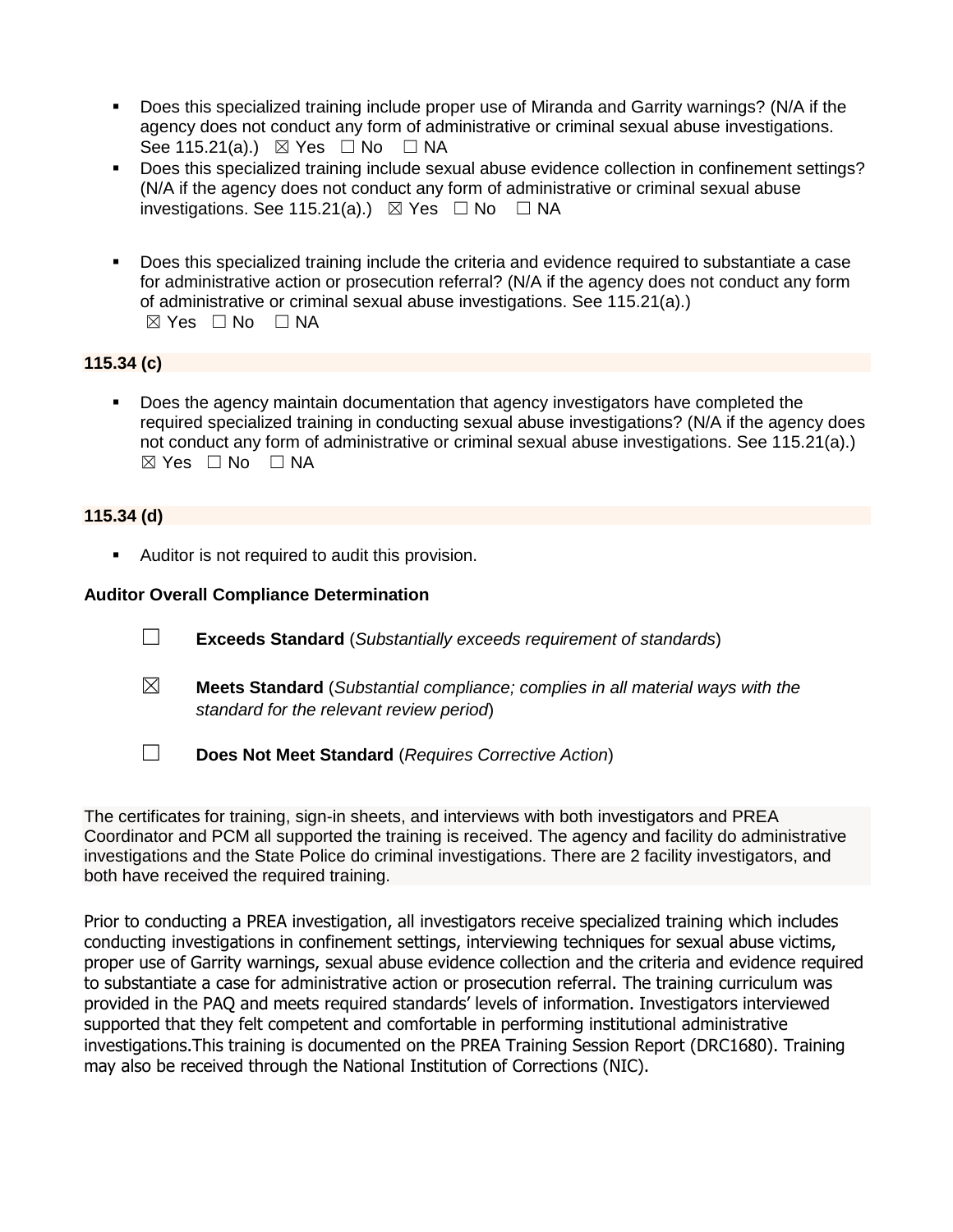- Does this specialized training include proper use of Miranda and Garrity warnings? (N/A if the agency does not conduct any form of administrative or criminal sexual abuse investigations. See 115.21(a).) ☒ Yes ☐ No ☐ NA
- Does this specialized training include sexual abuse evidence collection in confinement settings? (N/A if the agency does not conduct any form of administrative or criminal sexual abuse investigations. See 115.21(a).) ☒ Yes ☐ No ☐ NA
- Does this specialized training include the criteria and evidence required to substantiate a case for administrative action or prosecution referral? (N/A if the agency does not conduct any form of administrative or criminal sexual abuse investigations. See 115.21(a).) ☒ Yes ☐ No ☐ NA

**115.34 (c)**

- Does the agency maintain documentation that agency investigators have completed the required specialized training in conducting sexual abuse investigations? (N/A if the agency does not conduct any form of administrative or criminal sexual abuse investigations. See 115.21(a).) ☒ Yes ☐ No ☐ NA

**115.34 (d)**

- Auditor is not required to audit this provision.

**Auditor Overall Compliance Determination**

☐ **Exceeds Standard** (*Substantially exceeds requirement of standards*)

☒ **Meets Standard** (*Substantial compliance; complies in all material ways with the standard for the relevant review period*)

☐ **Does Not Meet Standard** (*Requires Corrective Action*)

The certificates for training, sign-in sheets, and interviews with both investigators and PREA Coordinator and PCM all supported the training is received. The agency and facility do administrative investigations and the State Police do criminal investigations. There are 2 facility investigators, and both have received the required training.

Prior to conducting a PREA investigation, all investigators receive specialized training which includes conducting investigations in confinement settings, interviewing techniques for sexual abuse victims, proper use of Garrity warnings, sexual abuse evidence collection and the criteria and evidence required to substantiate a case for administrative action or prosecution referral. The training curriculum was provided in the PAQ and meets required standards' levels of information. Investigators interviewed supported that they felt competent and comfortable in performing institutional administrative investigations.This training is documented on the PREA Training Session Report (DRC1680). Training may also be received through the National Institution of Corrections (NIC).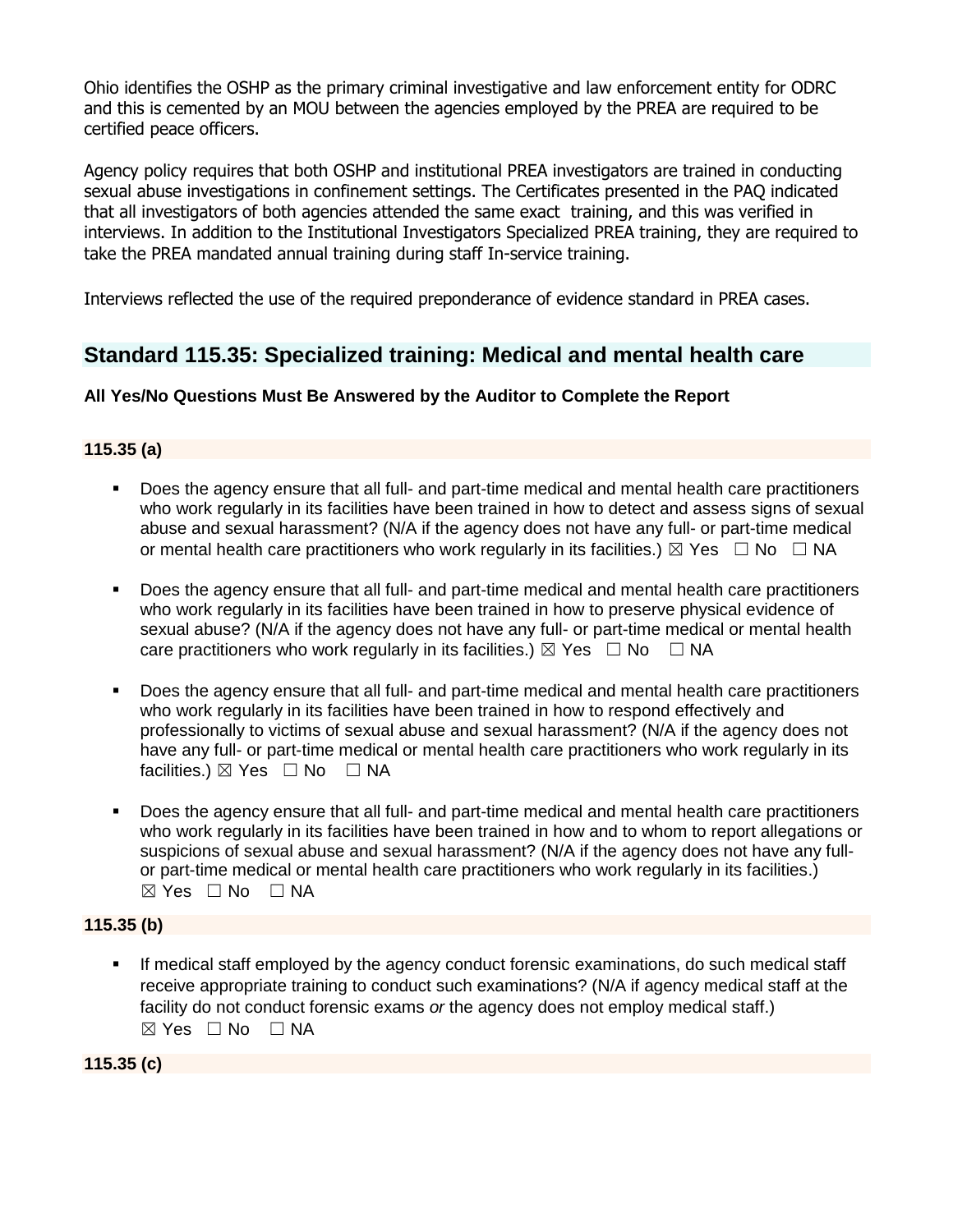Ohio identifies the OSHP as the primary criminal investigative and law enforcement entity for ODRC and this is cemented by an MOU between the agencies employed by the PREA are required to be certified peace officers.

Agency policy requires that both OSHP and institutional PREA investigators are trained in conducting sexual abuse investigations in confinement settings. The Certificates presented in the PAQ indicated that all investigators of both agencies attended the same exact training, and this was verified in interviews. In addition to the Institutional Investigators Specialized PREA training, they are required to take the PREA mandated annual training during staff In-service training.

Interviews reflected the use of the required preponderance of evidence standard in PREA cases.

## Standard 115.35: Specialized training: Medical and mental health care

**All Yes/No Questions Must Be Answered by the Auditor to Complete the Report**

**115.35 (a)**

- Does the agency ensure that all full- and part-time medical and mental health care practitioners who work regularly in its facilities have been trained in how to detect and assess signs of sexual abuse and sexual harassment? (N/A if the agency does not have any full- or part-time medical or mental health care practitioners who work regularly in its facilities.) ☒ Yes ☐ No ☐ NA
- Does the agency ensure that all full- and part-time medical and mental health care practitioners who work regularly in its facilities have been trained in how to preserve physical evidence of sexual abuse? (N/A if the agency does not have any full- or part-time medical or mental health care practitioners who work regularly in its facilities.) ☒ Yes ☐ No ☐ NA
- Does the agency ensure that all full- and part-time medical and mental health care practitioners who work regularly in its facilities have been trained in how to respond effectively and professionally to victims of sexual abuse and sexual harassment? (N/A if the agency does not have any full- or part-time medical or mental health care practitioners who work regularly in its facilities.) ☒ Yes ☐ No ☐ NA
- Does the agency ensure that all full- and part-time medical and mental health care practitioners who work regularly in its facilities have been trained in how and to whom to report allegations or suspicions of sexual abuse and sexual harassment? (N/A if the agency does not have any full- or part-time medical or mental health care practitioners who work regularly in its facilities.) ☒ Yes ☐ No ☐ NA

**115.35 (b)**

- If medical staff employed by the agency conduct forensic examinations, do such medical staff receive appropriate training to conduct such examinations? (N/A if agency medical staff at the facility do not conduct forensic exams *or* the agency does not employ medical staff.) ☒ Yes ☐ No ☐ NA

**115.35 (c)**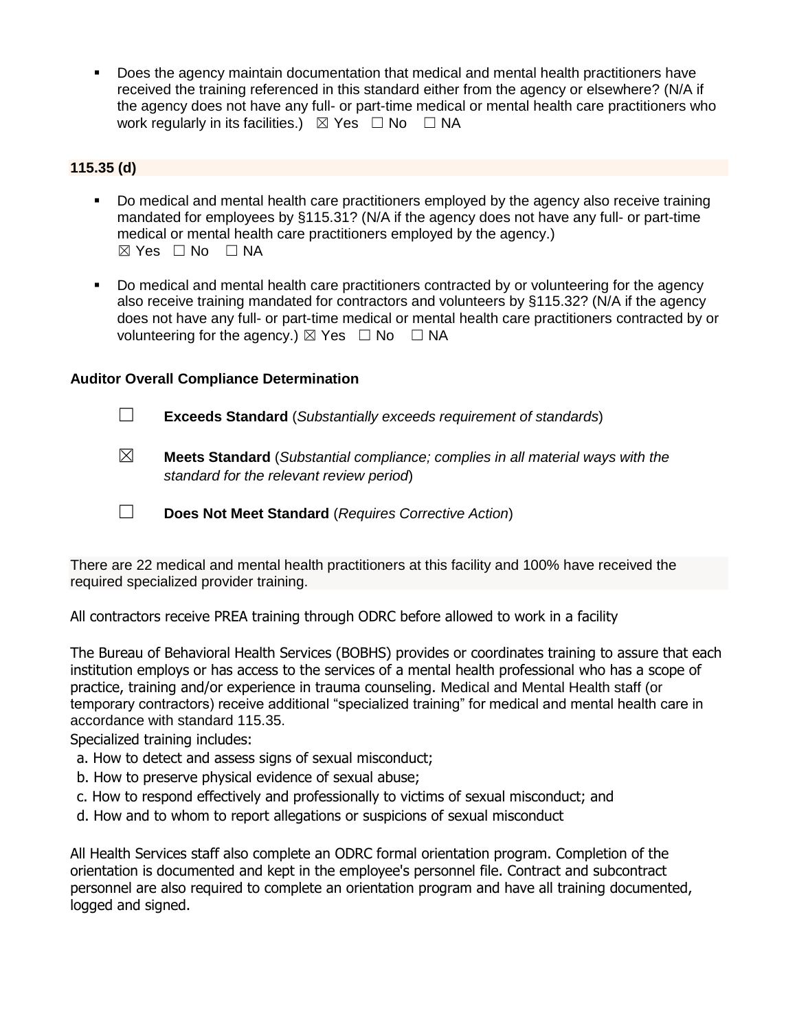- Does the agency maintain documentation that medical and mental health practitioners have received the training referenced in this standard either from the agency or elsewhere? (N/A if the agency does not have any full- or part-time medical or mental health care practitioners who work regularly in its facilities.) ☒ Yes ☐ No ☐ NA

**115.35 (d)**

- Do medical and mental health care practitioners employed by the agency also receive training mandated for employees by §115.31? (N/A if the agency does not have any full- or part-time medical or mental health care practitioners employed by the agency.) ☒ Yes ☐ No ☐ NA

- Do medical and mental health care practitioners contracted by or volunteering for the agency also receive training mandated for contractors and volunteers by §115.32? (N/A if the agency does not have any full- or part-time medical or mental health care practitioners contracted by or volunteering for the agency.) ☒ Yes ☐ No ☐ NA

**Auditor Overall Compliance Determination**

☐ **Exceeds Standard** (*Substantially exceeds requirement of standards*)

☒ **Meets Standard** (*Substantial compliance; complies in all material ways with the standard for the relevant review period*)

☐ **Does Not Meet Standard** (*Requires Corrective Action*)

There are 22 medical and mental health practitioners at this facility and 100% have received the required specialized provider training.

All contractors receive PREA training through ODRC before allowed to work in a facility

The Bureau of Behavioral Health Services (BOBHS) provides or coordinates training to assure that each institution employs or has access to the services of a mental health professional who has a scope of practice, training and/or experience in trauma counseling. Medical and Mental Health staff (or temporary contractors) receive additional "specialized training" for medical and mental health care in accordance with standard 115.35.

Specialized training includes:

a. How to detect and assess signs of sexual misconduct;
b. How to preserve physical evidence of sexual abuse;
c. How to respond effectively and professionally to victims of sexual misconduct; and
d. How and to whom to report allegations or suspicions of sexual misconduct

All Health Services staff also complete an ODRC formal orientation program. Completion of the orientation is documented and kept in the employee's personnel file. Contract and subcontract personnel are also required to complete an orientation program and have all training documented, logged and signed.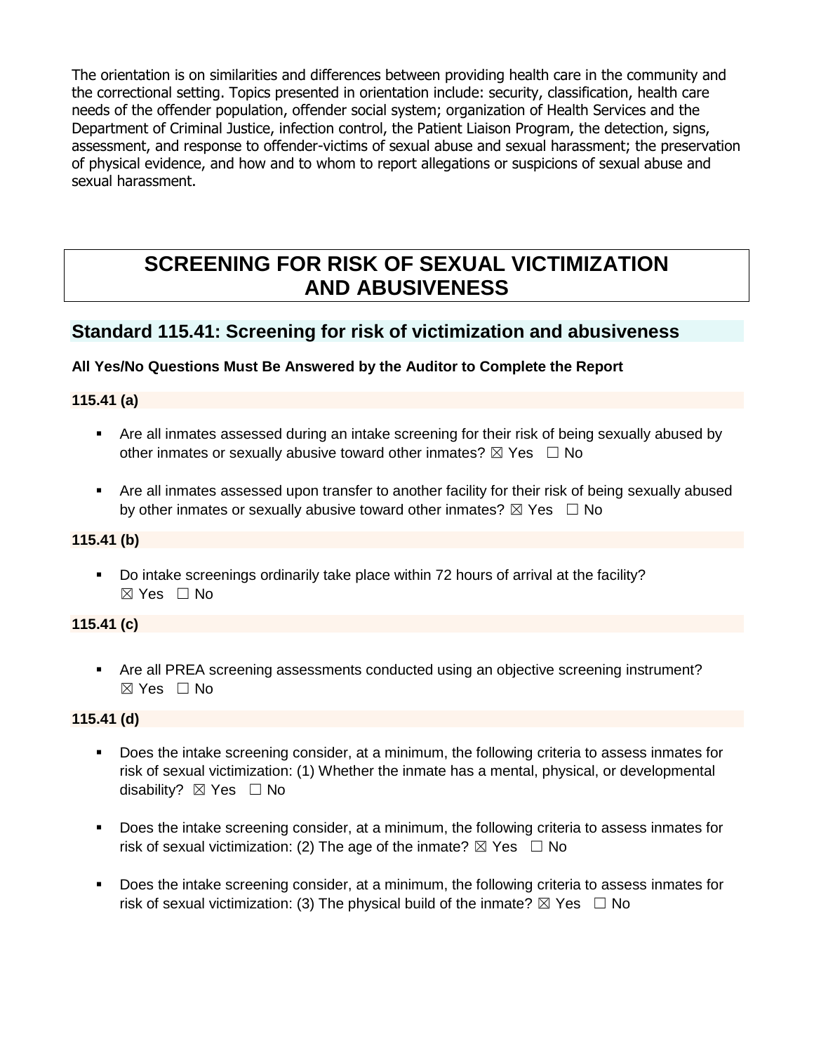The orientation is on similarities and differences between providing health care in the community and the correctional setting. Topics presented in orientation include: security, classification, health care needs of the offender population, offender social system; organization of Health Services and the Department of Criminal Justice, infection control, the Patient Liaison Program, the detection, signs, assessment, and response to offender-victims of sexual abuse and sexual harassment; the preservation of physical evidence, and how and to whom to report allegations or suspicions of sexual abuse and sexual harassment.

# SCREENING FOR RISK OF SEXUAL VICTIMIZATION AND ABUSIVENESS

## Standard 115.41: Screening for risk of victimization and abusiveness

**All Yes/No Questions Must Be Answered by the Auditor to Complete the Report**

**115.41 (a)**

- Are all inmates assessed during an intake screening for their risk of being sexually abused by other inmates or sexually abusive toward other inmates? ☒ Yes ☐ No
- Are all inmates assessed upon transfer to another facility for their risk of being sexually abused by other inmates or sexually abusive toward other inmates? ☒ Yes ☐ No

**115.41 (b)**

- Do intake screenings ordinarily take place within 72 hours of arrival at the facility? ☒ Yes ☐ No

**115.41 (c)**

- Are all PREA screening assessments conducted using an objective screening instrument? ☒ Yes ☐ No

**115.41 (d)**

- Does the intake screening consider, at a minimum, the following criteria to assess inmates for risk of sexual victimization: (1) Whether the inmate has a mental, physical, or developmental disability? ☒ Yes ☐ No
- Does the intake screening consider, at a minimum, the following criteria to assess inmates for risk of sexual victimization: (2) The age of the inmate? ☒ Yes ☐ No
- Does the intake screening consider, at a minimum, the following criteria to assess inmates for risk of sexual victimization: (3) The physical build of the inmate? ☒ Yes ☐ No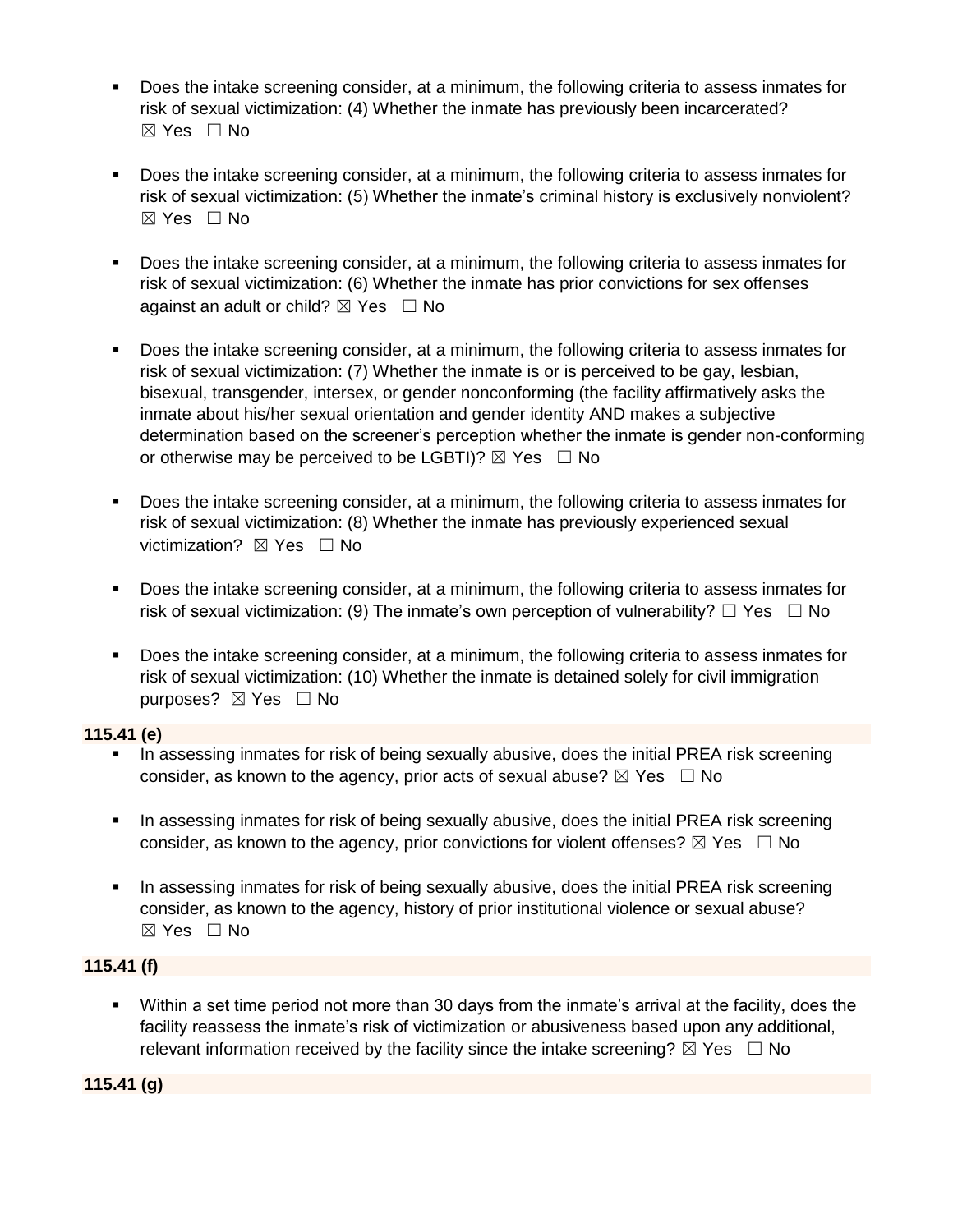- Does the intake screening consider, at a minimum, the following criteria to assess inmates for risk of sexual victimization: (4) Whether the inmate has previously been incarcerated? ☒ Yes ☐ No

- Does the intake screening consider, at a minimum, the following criteria to assess inmates for risk of sexual victimization: (5) Whether the inmate's criminal history is exclusively nonviolent? ☒ Yes ☐ No

- Does the intake screening consider, at a minimum, the following criteria to assess inmates for risk of sexual victimization: (6) Whether the inmate has prior convictions for sex offenses against an adult or child? ☒ Yes ☐ No

- Does the intake screening consider, at a minimum, the following criteria to assess inmates for risk of sexual victimization: (7) Whether the inmate is or is perceived to be gay, lesbian, bisexual, transgender, intersex, or gender nonconforming (the facility affirmatively asks the inmate about his/her sexual orientation and gender identity AND makes a subjective determination based on the screener's perception whether the inmate is gender non-conforming or otherwise may be perceived to be LGBTI)? ☒ Yes ☐ No

- Does the intake screening consider, at a minimum, the following criteria to assess inmates for risk of sexual victimization: (8) Whether the inmate has previously experienced sexual victimization? ☒ Yes ☐ No

- Does the intake screening consider, at a minimum, the following criteria to assess inmates for risk of sexual victimization: (9) The inmate's own perception of vulnerability? ☐ Yes ☐ No

- Does the intake screening consider, at a minimum, the following criteria to assess inmates for risk of sexual victimization: (10) Whether the inmate is detained solely for civil immigration purposes? ☒ Yes ☐ No

**115.41 (e)**

- In assessing inmates for risk of being sexually abusive, does the initial PREA risk screening consider, as known to the agency, prior acts of sexual abuse? ☒ Yes ☐ No

- In assessing inmates for risk of being sexually abusive, does the initial PREA risk screening consider, as known to the agency, prior convictions for violent offenses? ☒ Yes ☐ No

- In assessing inmates for risk of being sexually abusive, does the initial PREA risk screening consider, as known to the agency, history of prior institutional violence or sexual abuse? ☒ Yes ☐ No

**115.41 (f)**

- Within a set time period not more than 30 days from the inmate's arrival at the facility, does the facility reassess the inmate's risk of victimization or abusiveness based upon any additional, relevant information received by the facility since the intake screening? ☒ Yes ☐ No

**115.41 (g)**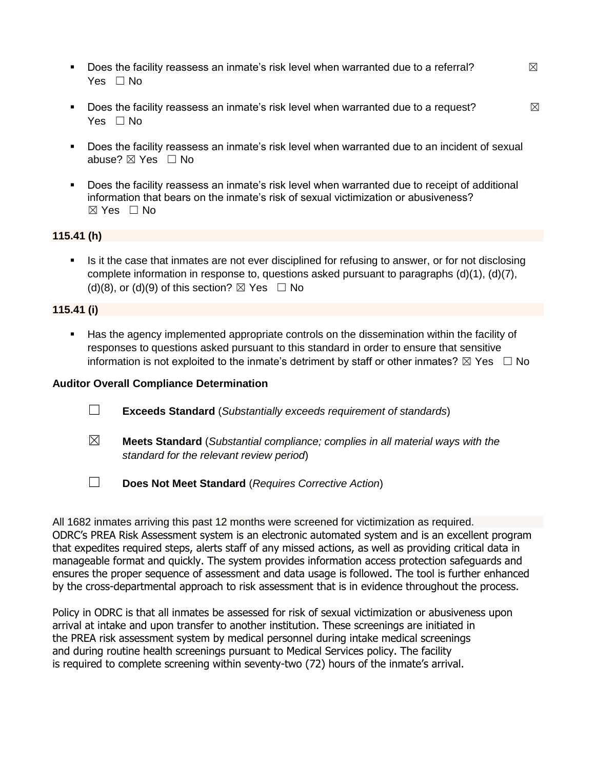- Does the facility reassess an inmate's risk level when warranted due to a referral? ☒ Yes ☐ No

- Does the facility reassess an inmate's risk level when warranted due to a request? ☒ Yes ☐ No

- Does the facility reassess an inmate's risk level when warranted due to an incident of sexual abuse? ☒ Yes ☐ No

- Does the facility reassess an inmate's risk level when warranted due to receipt of additional information that bears on the inmate's risk of sexual victimization or abusiveness? ☒ Yes ☐ No

**115.41 (h)**

- Is it the case that inmates are not ever disciplined for refusing to answer, or for not disclosing complete information in response to, questions asked pursuant to paragraphs (d)(1), (d)(7), (d)(8), or (d)(9) of this section? ☒ Yes ☐ No

**115.41 (i)**

- Has the agency implemented appropriate controls on the dissemination within the facility of responses to questions asked pursuant to this standard in order to ensure that sensitive information is not exploited to the inmate's detriment by staff or other inmates? ☒ Yes ☐ No

**Auditor Overall Compliance Determination**

☐ **Exceeds Standard** (*Substantially exceeds requirement of standards*)

☒ **Meets Standard** (*Substantial compliance; complies in all material ways with the standard for the relevant review period*)

☐ **Does Not Meet Standard** (*Requires Corrective Action*)

All 1682 inmates arriving this past 12 months were screened for victimization as required. ODRC's PREA Risk Assessment system is an electronic automated system and is an excellent program that expedites required steps, alerts staff of any missed actions, as well as providing critical data in manageable format and quickly. The system provides information access protection safeguards and ensures the proper sequence of assessment and data usage is followed. The tool is further enhanced by the cross-departmental approach to risk assessment that is in evidence throughout the process.

Policy in ODRC is that all inmates be assessed for risk of sexual victimization or abusiveness upon arrival at intake and upon transfer to another institution. These screenings are initiated in the PREA risk assessment system by medical personnel during intake medical screenings and during routine health screenings pursuant to Medical Services policy. The facility is required to complete screening within seventy-two (72) hours of the inmate's arrival.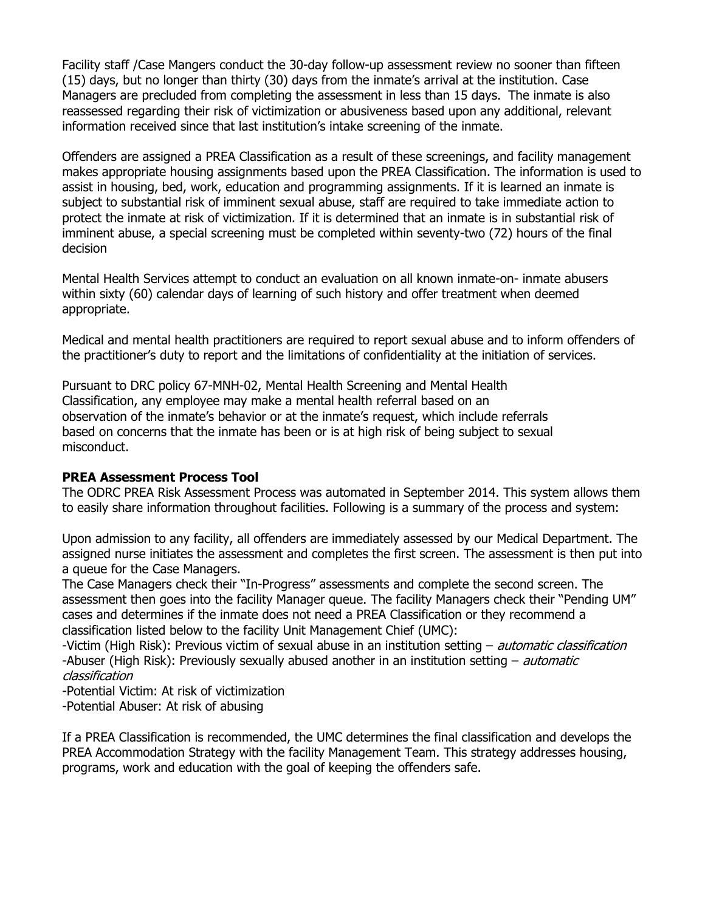Facility staff /Case Mangers conduct the 30-day follow-up assessment review no sooner than fifteen (15) days, but no longer than thirty (30) days from the inmate's arrival at the institution. Case Managers are precluded from completing the assessment in less than 15 days. The inmate is also reassessed regarding their risk of victimization or abusiveness based upon any additional, relevant information received since that last institution's intake screening of the inmate.

Offenders are assigned a PREA Classification as a result of these screenings, and facility management makes appropriate housing assignments based upon the PREA Classification. The information is used to assist in housing, bed, work, education and programming assignments. If it is learned an inmate is subject to substantial risk of imminent sexual abuse, staff are required to take immediate action to protect the inmate at risk of victimization. If it is determined that an inmate is in substantial risk of imminent abuse, a special screening must be completed within seventy-two (72) hours of the final decision

Mental Health Services attempt to conduct an evaluation on all known inmate-on- inmate abusers within sixty (60) calendar days of learning of such history and offer treatment when deemed appropriate.

Medical and mental health practitioners are required to report sexual abuse and to inform offenders of the practitioner's duty to report and the limitations of confidentiality at the initiation of services.

Pursuant to DRC policy 67-MNH-02, Mental Health Screening and Mental Health Classification, any employee may make a mental health referral based on an observation of the inmate's behavior or at the inmate's request, which include referrals based on concerns that the inmate has been or is at high risk of being subject to sexual misconduct.

**PREA Assessment Process Tool**

The ODRC PREA Risk Assessment Process was automated in September 2014. This system allows them to easily share information throughout facilities. Following is a summary of the process and system:

Upon admission to any facility, all offenders are immediately assessed by our Medical Department. The assigned nurse initiates the assessment and completes the first screen. The assessment is then put into a queue for the Case Managers.

The Case Managers check their "In-Progress" assessments and complete the second screen. The assessment then goes into the facility Manager queue. The facility Managers check their "Pending UM" cases and determines if the inmate does not need a PREA Classification or they recommend a classification listed below to the facility Unit Management Chief (UMC):

-Victim (High Risk): Previous victim of sexual abuse in an institution setting – *automatic classification*
-Abuser (High Risk): Previously sexually abused another in an institution setting – *automatic classification*
-Potential Victim: At risk of victimization
-Potential Abuser: At risk of abusing

If a PREA Classification is recommended, the UMC determines the final classification and develops the PREA Accommodation Strategy with the facility Management Team. This strategy addresses housing, programs, work and education with the goal of keeping the offenders safe.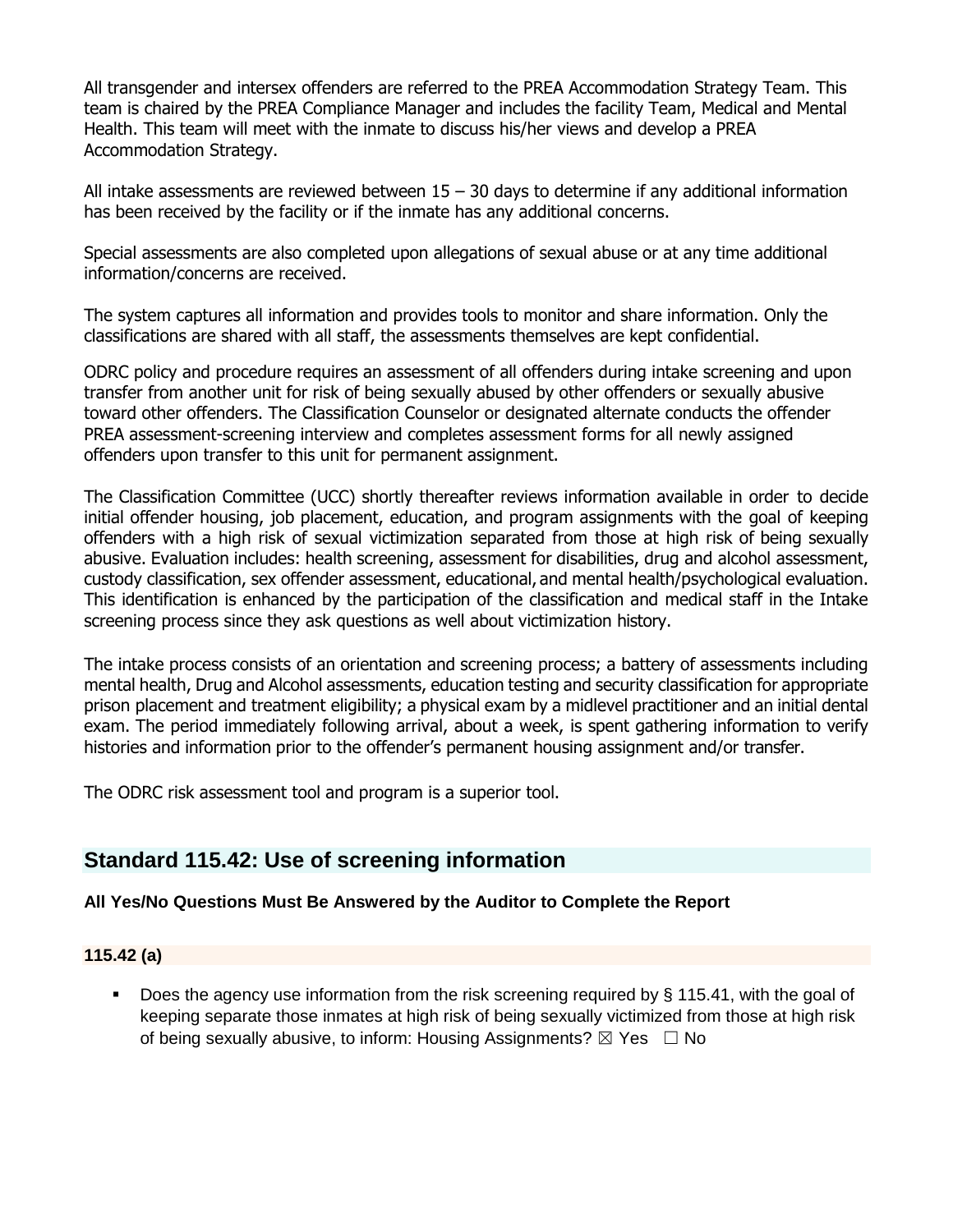All transgender and intersex offenders are referred to the PREA Accommodation Strategy Team. This team is chaired by the PREA Compliance Manager and includes the facility Team, Medical and Mental Health. This team will meet with the inmate to discuss his/her views and develop a PREA Accommodation Strategy.

All intake assessments are reviewed between 15 – 30 days to determine if any additional information has been received by the facility or if the inmate has any additional concerns.

Special assessments are also completed upon allegations of sexual abuse or at any time additional information/concerns are received.

The system captures all information and provides tools to monitor and share information. Only the classifications are shared with all staff, the assessments themselves are kept confidential.

ODRC policy and procedure requires an assessment of all offenders during intake screening and upon transfer from another unit for risk of being sexually abused by other offenders or sexually abusive toward other offenders. The Classification Counselor or designated alternate conducts the offender PREA assessment-screening interview and completes assessment forms for all newly assigned offenders upon transfer to this unit for permanent assignment.

The Classification Committee (UCC) shortly thereafter reviews information available in order to decide initial offender housing, job placement, education, and program assignments with the goal of keeping offenders with a high risk of sexual victimization separated from those at high risk of being sexually abusive. Evaluation includes: health screening, assessment for disabilities, drug and alcohol assessment, custody classification, sex offender assessment, educational, and mental health/psychological evaluation. This identification is enhanced by the participation of the classification and medical staff in the Intake screening process since they ask questions as well about victimization history.

The intake process consists of an orientation and screening process; a battery of assessments including mental health, Drug and Alcohol assessments, education testing and security classification for appropriate prison placement and treatment eligibility; a physical exam by a midlevel practitioner and an initial dental exam. The period immediately following arrival, about a week, is spent gathering information to verify histories and information prior to the offender's permanent housing assignment and/or transfer.

The ODRC risk assessment tool and program is a superior tool.

## Standard 115.42: Use of screening information

**All Yes/No Questions Must Be Answered by the Auditor to Complete the Report**

### 115.42 (a)

- Does the agency use information from the risk screening required by § 115.41, with the goal of keeping separate those inmates at high risk of being sexually victimized from those at high risk of being sexually abusive, to inform: Housing Assignments? ☒ Yes ☐ No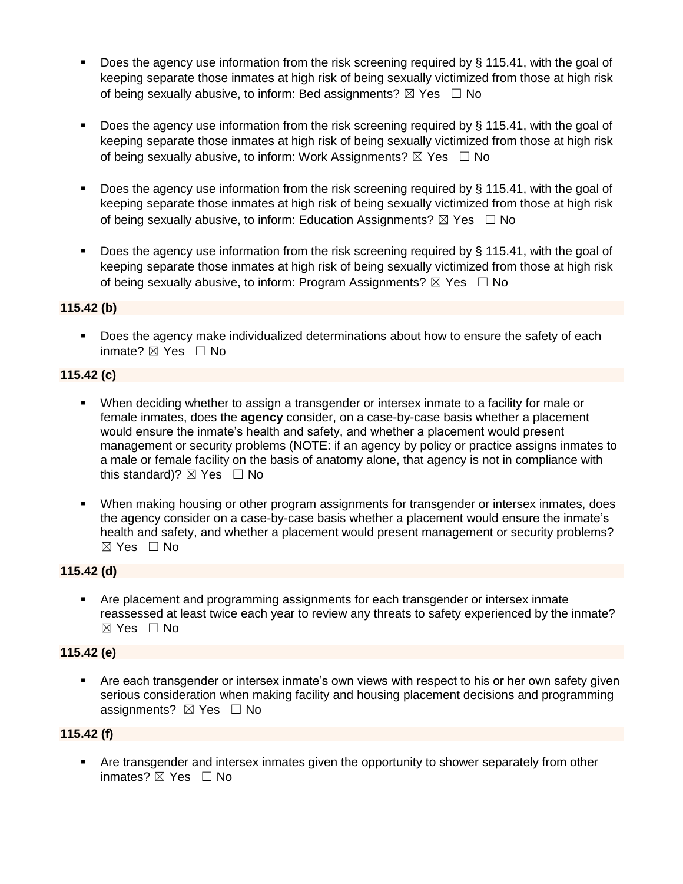- Does the agency use information from the risk screening required by § 115.41, with the goal of keeping separate those inmates at high risk of being sexually victimized from those at high risk of being sexually abusive, to inform: Bed assignments? ☒ Yes ☐ No

- Does the agency use information from the risk screening required by § 115.41, with the goal of keeping separate those inmates at high risk of being sexually victimized from those at high risk of being sexually abusive, to inform: Work Assignments? ☒ Yes ☐ No

- Does the agency use information from the risk screening required by § 115.41, with the goal of keeping separate those inmates at high risk of being sexually victimized from those at high risk of being sexually abusive, to inform: Education Assignments? ☒ Yes ☐ No

- Does the agency use information from the risk screening required by § 115.41, with the goal of keeping separate those inmates at high risk of being sexually victimized from those at high risk of being sexually abusive, to inform: Program Assignments? ☒ Yes ☐ No

**115.42 (b)**

- Does the agency make individualized determinations about how to ensure the safety of each inmate? ☒ Yes ☐ No

**115.42 (c)**

- When deciding whether to assign a transgender or intersex inmate to a facility for male or female inmates, does the **agency** consider, on a case-by-case basis whether a placement would ensure the inmate's health and safety, and whether a placement would present management or security problems (NOTE: if an agency by policy or practice assigns inmates to a male or female facility on the basis of anatomy alone, that agency is not in compliance with this standard)? ☒ Yes ☐ No

- When making housing or other program assignments for transgender or intersex inmates, does the agency consider on a case-by-case basis whether a placement would ensure the inmate's health and safety, and whether a placement would present management or security problems? ☒ Yes ☐ No

**115.42 (d)**

- Are placement and programming assignments for each transgender or intersex inmate reassessed at least twice each year to review any threats to safety experienced by the inmate? ☒ Yes ☐ No

**115.42 (e)**

- Are each transgender or intersex inmate's own views with respect to his or her own safety given serious consideration when making facility and housing placement decisions and programming assignments? ☒ Yes ☐ No

**115.42 (f)**

- Are transgender and intersex inmates given the opportunity to shower separately from other inmates? ☒ Yes ☐ No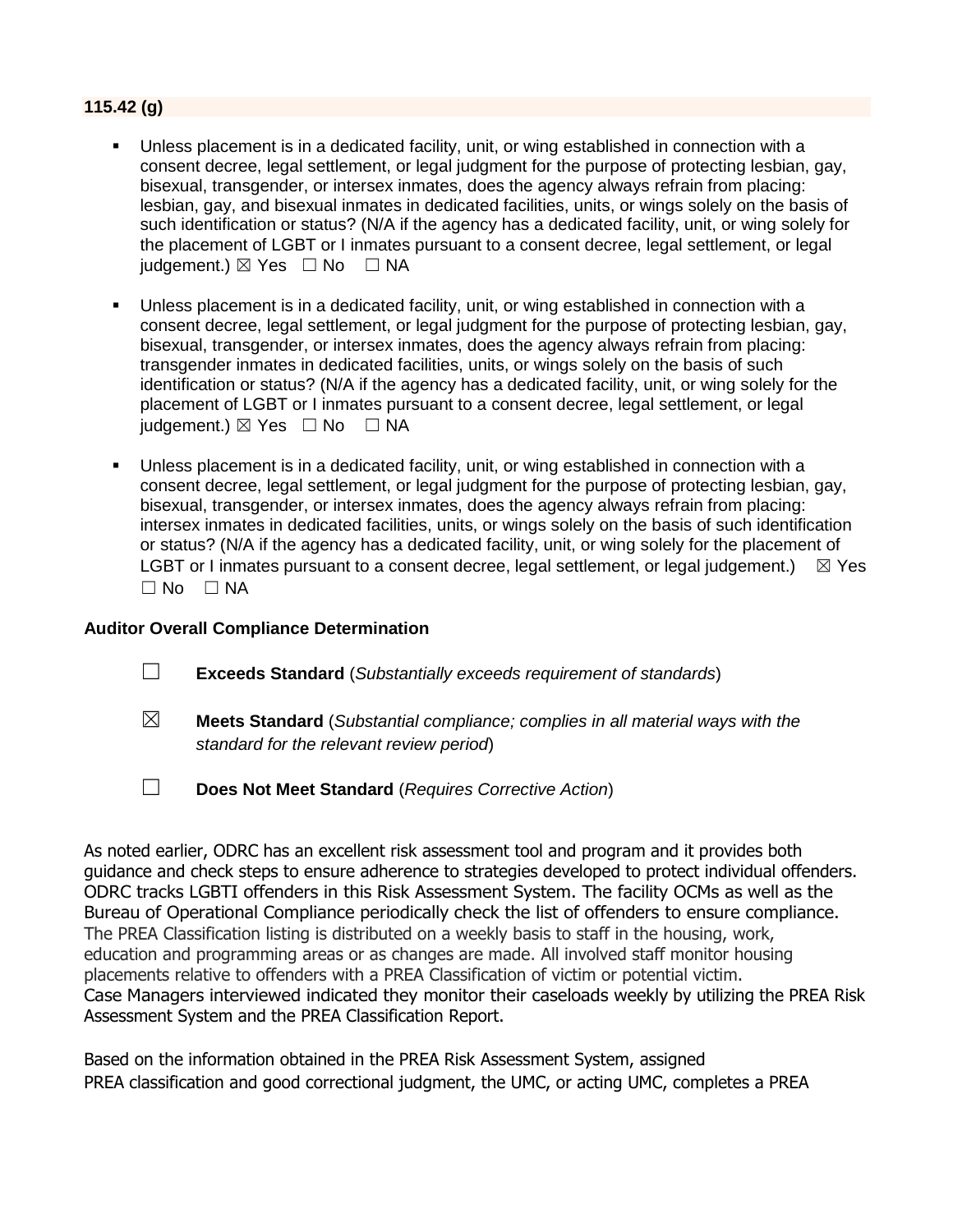**115.42 (g)**

- Unless placement is in a dedicated facility, unit, or wing established in connection with a consent decree, legal settlement, or legal judgment for the purpose of protecting lesbian, gay, bisexual, transgender, or intersex inmates, does the agency always refrain from placing: lesbian, gay, and bisexual inmates in dedicated facilities, units, or wings solely on the basis of such identification or status? (N/A if the agency has a dedicated facility, unit, or wing solely for the placement of LGBT or I inmates pursuant to a consent decree, legal settlement, or legal judgement.) ☒ Yes ☐ No ☐ NA

- Unless placement is in a dedicated facility, unit, or wing established in connection with a consent decree, legal settlement, or legal judgment for the purpose of protecting lesbian, gay, bisexual, transgender, or intersex inmates, does the agency always refrain from placing: transgender inmates in dedicated facilities, units, or wings solely on the basis of such identification or status? (N/A if the agency has a dedicated facility, unit, or wing solely for the placement of LGBT or I inmates pursuant to a consent decree, legal settlement, or legal judgement.) ☒ Yes ☐ No ☐ NA

- Unless placement is in a dedicated facility, unit, or wing established in connection with a consent decree, legal settlement, or legal judgment for the purpose of protecting lesbian, gay, bisexual, transgender, or intersex inmates, does the agency always refrain from placing: intersex inmates in dedicated facilities, units, or wings solely on the basis of such identification or status? (N/A if the agency has a dedicated facility, unit, or wing solely for the placement of LGBT or I inmates pursuant to a consent decree, legal settlement, or legal judgement.) ☒ Yes ☐ No ☐ NA

**Auditor Overall Compliance Determination**

☐ **Exceeds Standard** (*Substantially exceeds requirement of standards*)

☒ **Meets Standard** (*Substantial compliance; complies in all material ways with the standard for the relevant review period*)

☐ **Does Not Meet Standard** (*Requires Corrective Action*)

As noted earlier, ODRC has an excellent risk assessment tool and program and it provides both guidance and check steps to ensure adherence to strategies developed to protect individual offenders. ODRC tracks LGBTI offenders in this Risk Assessment System. The facility OCMs as well as the Bureau of Operational Compliance periodically check the list of offenders to ensure compliance. The PREA Classification listing is distributed on a weekly basis to staff in the housing, work, education and programming areas or as changes are made. All involved staff monitor housing placements relative to offenders with a PREA Classification of victim or potential victim. Case Managers interviewed indicated they monitor their caseloads weekly by utilizing the PREA Risk Assessment System and the PREA Classification Report.

Based on the information obtained in the PREA Risk Assessment System, assigned PREA classification and good correctional judgment, the UMC, or acting UMC, completes a PREA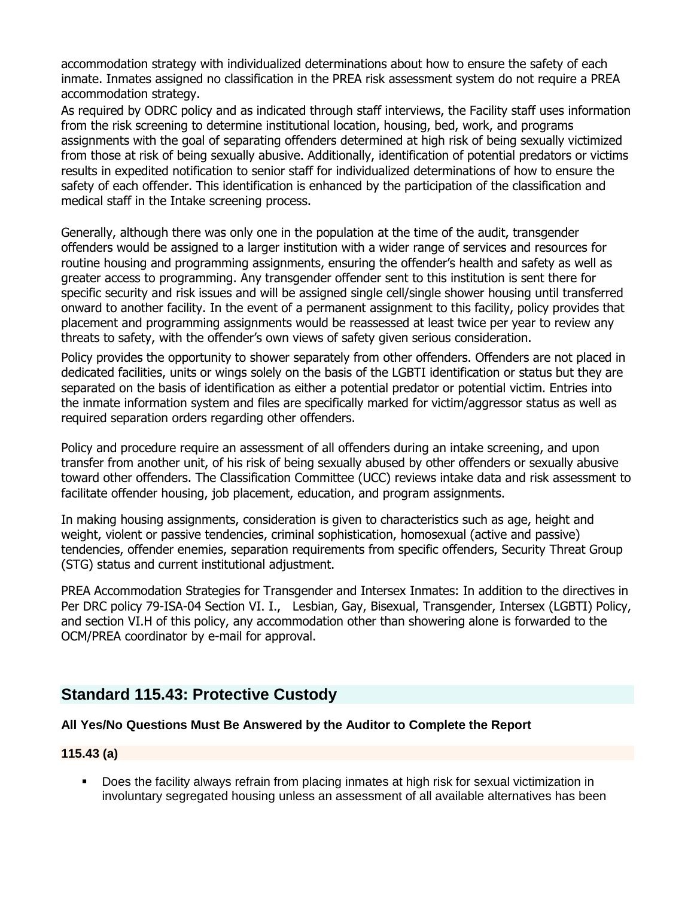accommodation strategy with individualized determinations about how to ensure the safety of each inmate. Inmates assigned no classification in the PREA risk assessment system do not require a PREA accommodation strategy.

As required by ODRC policy and as indicated through staff interviews, the Facility staff uses information from the risk screening to determine institutional location, housing, bed, work, and programs assignments with the goal of separating offenders determined at high risk of being sexually victimized from those at risk of being sexually abusive. Additionally, identification of potential predators or victims results in expedited notification to senior staff for individualized determinations of how to ensure the safety of each offender. This identification is enhanced by the participation of the classification and medical staff in the Intake screening process.

Generally, although there was only one in the population at the time of the audit, transgender offenders would be assigned to a larger institution with a wider range of services and resources for routine housing and programming assignments, ensuring the offender's health and safety as well as greater access to programming. Any transgender offender sent to this institution is sent there for specific security and risk issues and will be assigned single cell/single shower housing until transferred onward to another facility. In the event of a permanent assignment to this facility, policy provides that placement and programming assignments would be reassessed at least twice per year to review any threats to safety, with the offender's own views of safety given serious consideration.

Policy provides the opportunity to shower separately from other offenders. Offenders are not placed in dedicated facilities, units or wings solely on the basis of the LGBTI identification or status but they are separated on the basis of identification as either a potential predator or potential victim. Entries into the inmate information system and files are specifically marked for victim/aggressor status as well as required separation orders regarding other offenders.

Policy and procedure require an assessment of all offenders during an intake screening, and upon transfer from another unit, of his risk of being sexually abused by other offenders or sexually abusive toward other offenders. The Classification Committee (UCC) reviews intake data and risk assessment to facilitate offender housing, job placement, education, and program assignments.

In making housing assignments, consideration is given to characteristics such as age, height and weight, violent or passive tendencies, criminal sophistication, homosexual (active and passive) tendencies, offender enemies, separation requirements from specific offenders, Security Threat Group (STG) status and current institutional adjustment.

PREA Accommodation Strategies for Transgender and Intersex Inmates: In addition to the directives in Per DRC policy 79-ISA-04 Section VI. I., Lesbian, Gay, Bisexual, Transgender, Intersex (LGBTI) Policy, and section VI.H of this policy, any accommodation other than showering alone is forwarded to the OCM/PREA coordinator by e-mail for approval.

## Standard 115.43: Protective Custody

**All Yes/No Questions Must Be Answered by the Auditor to Complete the Report**

**115.43 (a)**

- Does the facility always refrain from placing inmates at high risk for sexual victimization in involuntary segregated housing unless an assessment of all available alternatives has been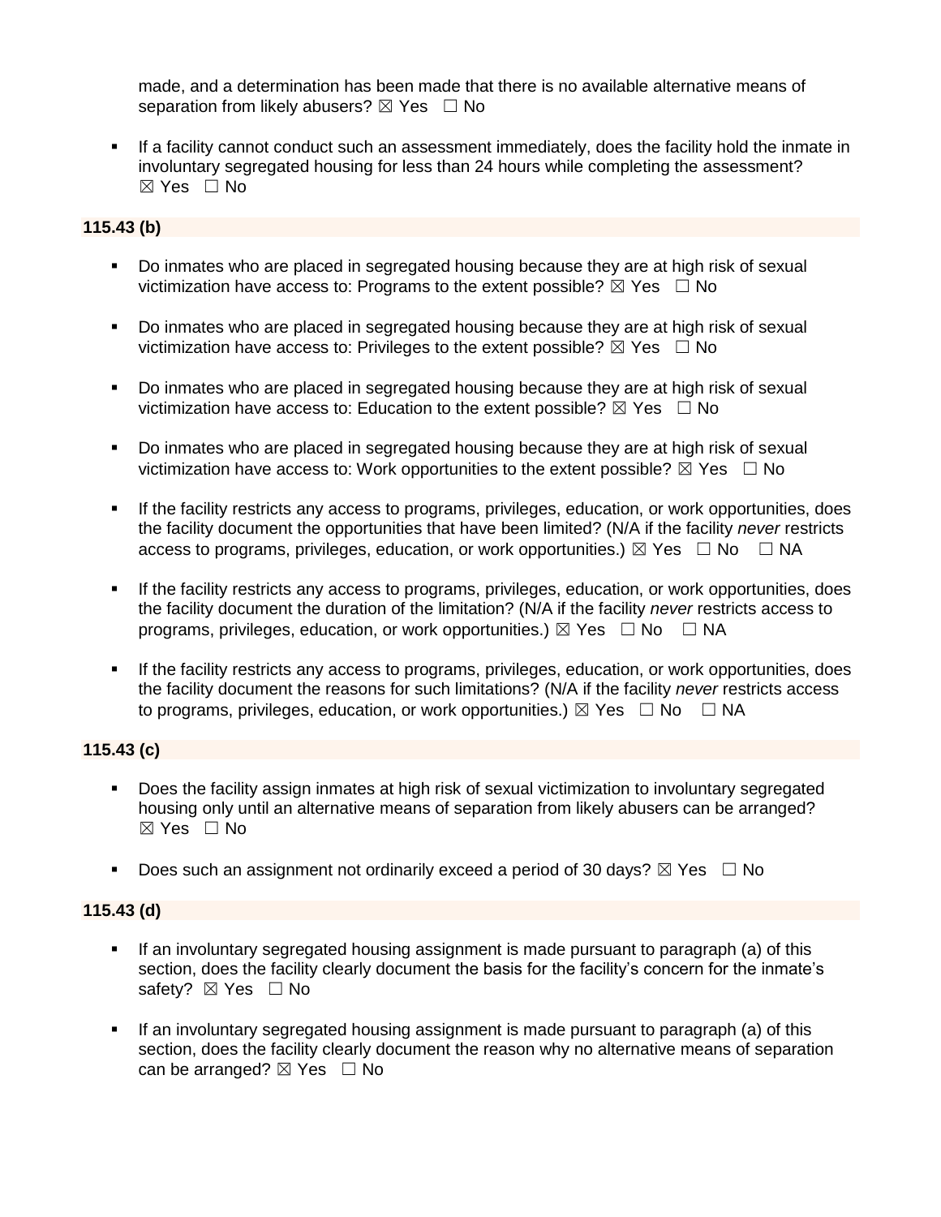made, and a determination has been made that there is no available alternative means of separation from likely abusers? ☒ Yes ☐ No

- If a facility cannot conduct such an assessment immediately, does the facility hold the inmate in involuntary segregated housing for less than 24 hours while completing the assessment? ☒ Yes ☐ No

**115.43 (b)**

- Do inmates who are placed in segregated housing because they are at high risk of sexual victimization have access to: Programs to the extent possible? ☒ Yes ☐ No
- Do inmates who are placed in segregated housing because they are at high risk of sexual victimization have access to: Privileges to the extent possible? ☒ Yes ☐ No
- Do inmates who are placed in segregated housing because they are at high risk of sexual victimization have access to: Education to the extent possible? ☒ Yes ☐ No
- Do inmates who are placed in segregated housing because they are at high risk of sexual victimization have access to: Work opportunities to the extent possible? ☒ Yes ☐ No
- If the facility restricts any access to programs, privileges, education, or work opportunities, does the facility document the opportunities that have been limited? (N/A if the facility *never* restricts access to programs, privileges, education, or work opportunities.) ☒ Yes ☐ No ☐ NA
- If the facility restricts any access to programs, privileges, education, or work opportunities, does the facility document the duration of the limitation? (N/A if the facility *never* restricts access to programs, privileges, education, or work opportunities.) ☒ Yes ☐ No ☐ NA
- If the facility restricts any access to programs, privileges, education, or work opportunities, does the facility document the reasons for such limitations? (N/A if the facility *never* restricts access to programs, privileges, education, or work opportunities.) ☒ Yes ☐ No ☐ NA

**115.43 (c)**

- Does the facility assign inmates at high risk of sexual victimization to involuntary segregated housing only until an alternative means of separation from likely abusers can be arranged? ☒ Yes ☐ No
- Does such an assignment not ordinarily exceed a period of 30 days? ☒ Yes ☐ No

**115.43 (d)**

- If an involuntary segregated housing assignment is made pursuant to paragraph (a) of this section, does the facility clearly document the basis for the facility's concern for the inmate's safety? ☒ Yes ☐ No
- If an involuntary segregated housing assignment is made pursuant to paragraph (a) of this section, does the facility clearly document the reason why no alternative means of separation can be arranged? ☒ Yes ☐ No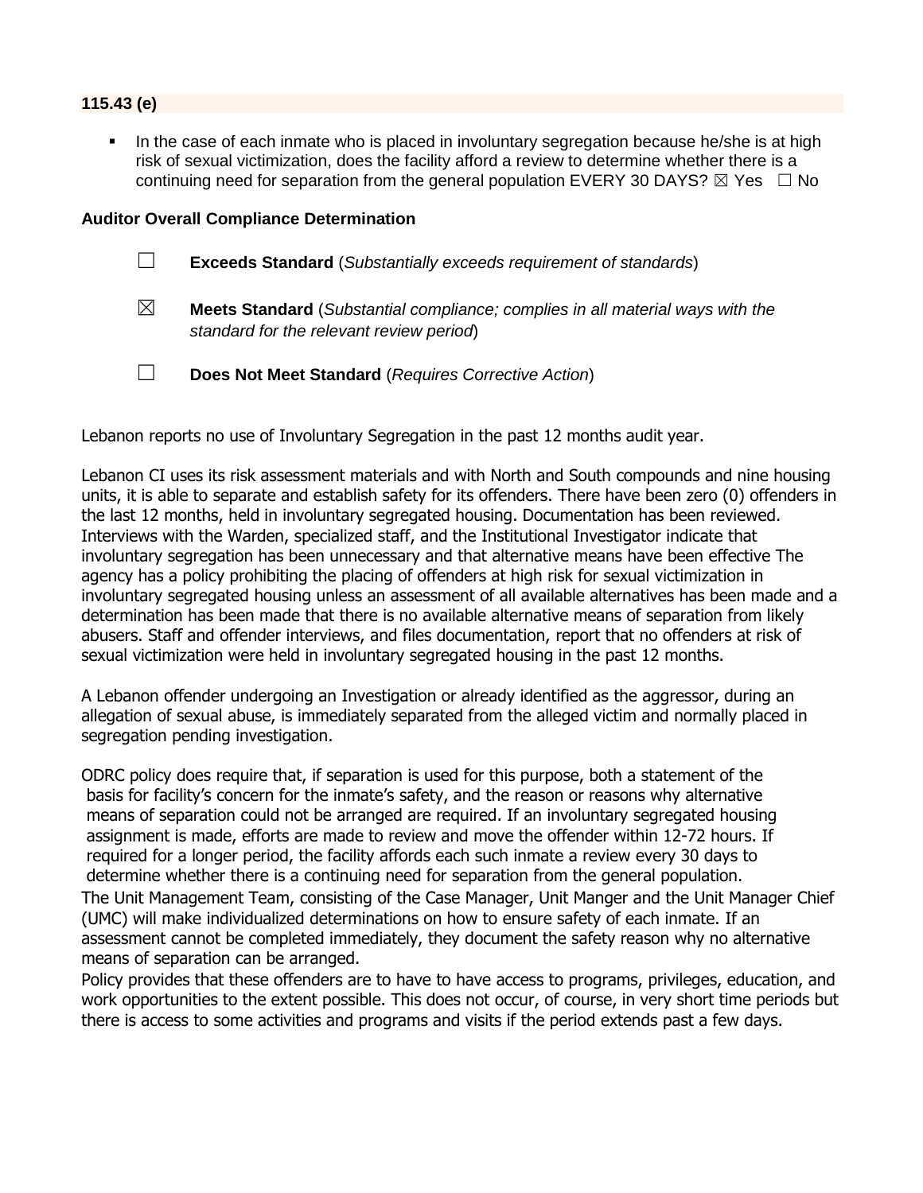**115.43 (e)**

- In the case of each inmate who is placed in involuntary segregation because he/she is at high risk of sexual victimization, does the facility afford a review to determine whether there is a continuing need for separation from the general population EVERY 30 DAYS? ☒ Yes ☐ No

**Auditor Overall Compliance Determination**

☐ **Exceeds Standard** (*Substantially exceeds requirement of standards*)

☒ **Meets Standard** (*Substantial compliance; complies in all material ways with the standard for the relevant review period*)

☐ **Does Not Meet Standard** (*Requires Corrective Action*)

Lebanon reports no use of Involuntary Segregation in the past 12 months audit year.

Lebanon CI uses its risk assessment materials and with North and South compounds and nine housing units, it is able to separate and establish safety for its offenders. There have been zero (0) offenders in the last 12 months, held in involuntary segregated housing. Documentation has been reviewed. Interviews with the Warden, specialized staff, and the Institutional Investigator indicate that involuntary segregation has been unnecessary and that alternative means have been effective The agency has a policy prohibiting the placing of offenders at high risk for sexual victimization in involuntary segregated housing unless an assessment of all available alternatives has been made and a determination has been made that there is no available alternative means of separation from likely abusers. Staff and offender interviews, and files documentation, report that no offenders at risk of sexual victimization were held in involuntary segregated housing in the past 12 months.

A Lebanon offender undergoing an Investigation or already identified as the aggressor, during an allegation of sexual abuse, is immediately separated from the alleged victim and normally placed in segregation pending investigation.

ODRC policy does require that, if separation is used for this purpose, both a statement of the basis for facility's concern for the inmate's safety, and the reason or reasons why alternative means of separation could not be arranged are required. If an involuntary segregated housing assignment is made, efforts are made to review and move the offender within 12-72 hours. If required for a longer period, the facility affords each such inmate a review every 30 days to determine whether there is a continuing need for separation from the general population.

The Unit Management Team, consisting of the Case Manager, Unit Manger and the Unit Manager Chief (UMC) will make individualized determinations on how to ensure safety of each inmate. If an assessment cannot be completed immediately, they document the safety reason why no alternative means of separation can be arranged.

Policy provides that these offenders are to have to have access to programs, privileges, education, and work opportunities to the extent possible. This does not occur, of course, in very short time periods but there is access to some activities and programs and visits if the period extends past a few days.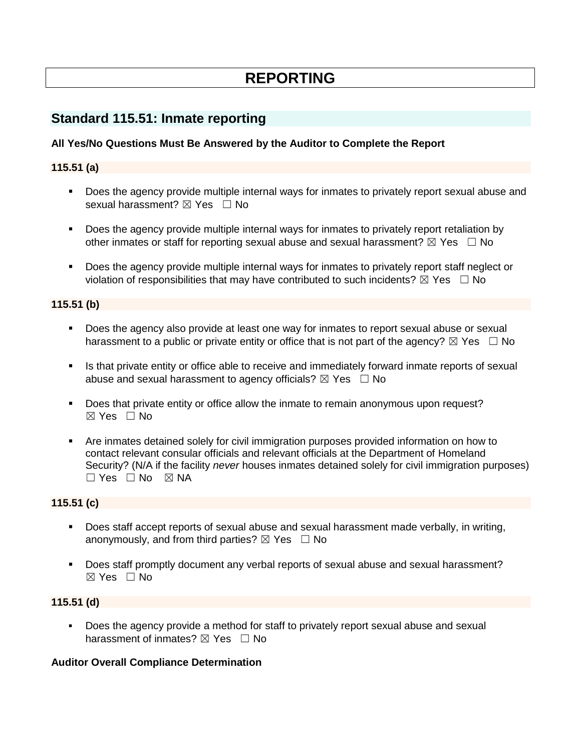# REPORTING

## Standard 115.51: Inmate reporting

**All Yes/No Questions Must Be Answered by the Auditor to Complete the Report**

### 115.51 (a)

- Does the agency provide multiple internal ways for inmates to privately report sexual abuse and sexual harassment? ☒ Yes ☐ No
- Does the agency provide multiple internal ways for inmates to privately report retaliation by other inmates or staff for reporting sexual abuse and sexual harassment? ☒ Yes ☐ No
- Does the agency provide multiple internal ways for inmates to privately report staff neglect or violation of responsibilities that may have contributed to such incidents? ☒ Yes ☐ No

### 115.51 (b)

- Does the agency also provide at least one way for inmates to report sexual abuse or sexual harassment to a public or private entity or office that is not part of the agency? ☒ Yes ☐ No
- Is that private entity or office able to receive and immediately forward inmate reports of sexual abuse and sexual harassment to agency officials? ☒ Yes ☐ No
- Does that private entity or office allow the inmate to remain anonymous upon request? ☒ Yes ☐ No
- Are inmates detained solely for civil immigration purposes provided information on how to contact relevant consular officials and relevant officials at the Department of Homeland Security? (N/A if the facility *never* houses inmates detained solely for civil immigration purposes) ☐ Yes ☐ No ☒ NA

### 115.51 (c)

- Does staff accept reports of sexual abuse and sexual harassment made verbally, in writing, anonymously, and from third parties? ☒ Yes ☐ No
- Does staff promptly document any verbal reports of sexual abuse and sexual harassment? ☒ Yes ☐ No

### 115.51 (d)

- Does the agency provide a method for staff to privately report sexual abuse and sexual harassment of inmates? ☒ Yes ☐ No

**Auditor Overall Compliance Determination**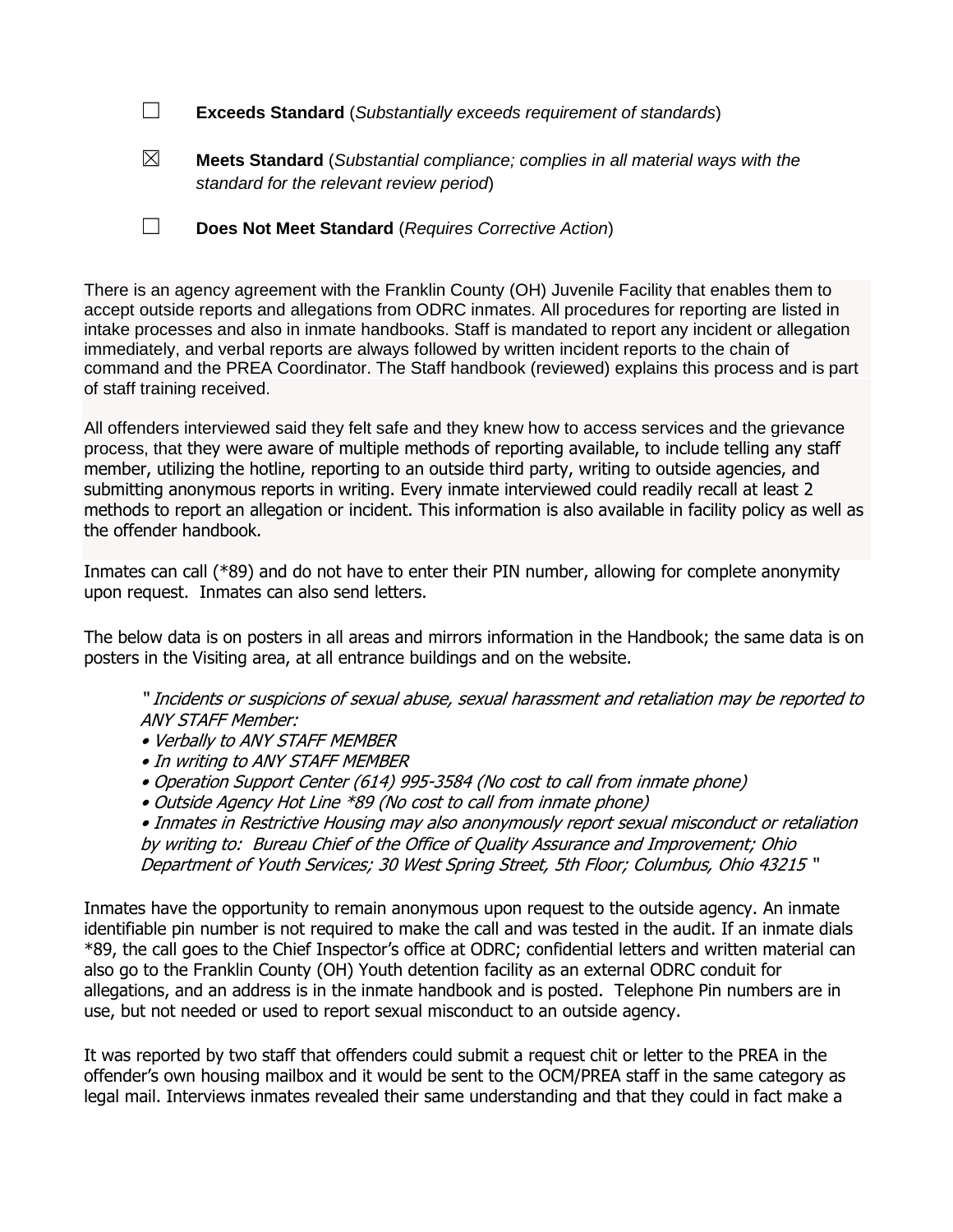☐ **Exceeds Standard** (*Substantially exceeds requirement of standards*)

☒ **Meets Standard** (*Substantial compliance; complies in all material ways with the standard for the relevant review period*)

☐ **Does Not Meet Standard** (*Requires Corrective Action*)

There is an agency agreement with the Franklin County (OH) Juvenile Facility that enables them to accept outside reports and allegations from ODRC inmates. All procedures for reporting are listed in intake processes and also in inmate handbooks. Staff is mandated to report any incident or allegation immediately, and verbal reports are always followed by written incident reports to the chain of command and the PREA Coordinator. The Staff handbook (reviewed) explains this process and is part of staff training received.

All offenders interviewed said they felt safe and they knew how to access services and the grievance process, that they were aware of multiple methods of reporting available, to include telling any staff member, utilizing the hotline, reporting to an outside third party, writing to outside agencies, and submitting anonymous reports in writing. Every inmate interviewed could readily recall at least 2 methods to report an allegation or incident. This information is also available in facility policy as well as the offender handbook.

Inmates can call (*89) and do not have to enter their PIN number, allowing for complete anonymity upon request. Inmates can also send letters.

The below data is on posters in all areas and mirrors information in the Handbook; the same data is on posters in the Visiting area, at all entrance buildings and on the website.

> " *Incidents or suspicions of sexual abuse, sexual harassment and retaliation may be reported to ANY STAFF Member:*
> - *Verbally to ANY STAFF MEMBER*
> - *In writing to ANY STAFF MEMBER*
> - *Operation Support Center (614) 995-3584 (No cost to call from inmate phone)*
> - *Outside Agency Hot Line *89 (No cost to call from inmate phone)*
> - *Inmates in Restrictive Housing may also anonymously report sexual misconduct or retaliation by writing to: Bureau Chief of the Office of Quality Assurance and Improvement; Ohio Department of Youth Services; 30 West Spring Street, 5th Floor; Columbus, Ohio 43215* "

Inmates have the opportunity to remain anonymous upon request to the outside agency. An inmate identifiable pin number is not required to make the call and was tested in the audit. If an inmate dials *89, the call goes to the Chief Inspector's office at ODRC; confidential letters and written material can also go to the Franklin County (OH) Youth detention facility as an external ODRC conduit for allegations, and an address is in the inmate handbook and is posted. Telephone Pin numbers are in use, but not needed or used to report sexual misconduct to an outside agency.

It was reported by two staff that offenders could submit a request chit or letter to the PREA in the offender's own housing mailbox and it would be sent to the OCM/PREA staff in the same category as legal mail. Interviews inmates revealed their same understanding and that they could in fact make a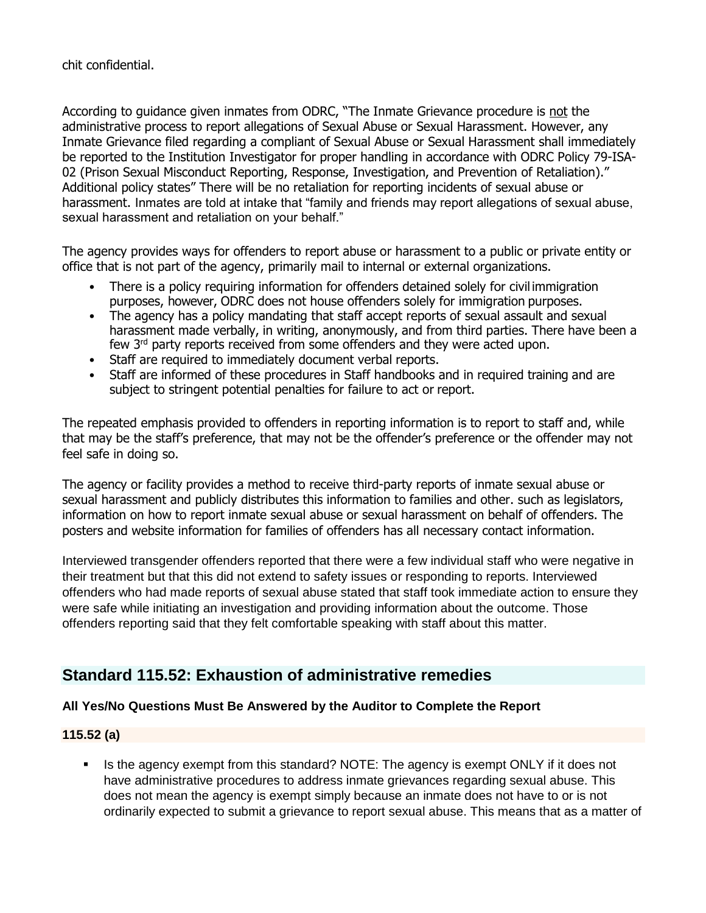chit confidential.

According to guidance given inmates from ODRC, "The Inmate Grievance procedure is not the administrative process to report allegations of Sexual Abuse or Sexual Harassment. However, any Inmate Grievance filed regarding a compliant of Sexual Abuse or Sexual Harassment shall immediately be reported to the Institution Investigator for proper handling in accordance with ODRC Policy 79-ISA-02 (Prison Sexual Misconduct Reporting, Response, Investigation, and Prevention of Retaliation)." Additional policy states" There will be no retaliation for reporting incidents of sexual abuse or harassment. Inmates are told at intake that "family and friends may report allegations of sexual abuse, sexual harassment and retaliation on your behalf."

The agency provides ways for offenders to report abuse or harassment to a public or private entity or office that is not part of the agency, primarily mail to internal or external organizations.

- There is a policy requiring information for offenders detained solely for civil immigration purposes, however, ODRC does not house offenders solely for immigration purposes.
- The agency has a policy mandating that staff accept reports of sexual assault and sexual harassment made verbally, in writing, anonymously, and from third parties. There have been a few 3rd party reports received from some offenders and they were acted upon.
- Staff are required to immediately document verbal reports.
- Staff are informed of these procedures in Staff handbooks and in required training and are subject to stringent potential penalties for failure to act or report.

The repeated emphasis provided to offenders in reporting information is to report to staff and, while that may be the staff's preference, that may not be the offender's preference or the offender may not feel safe in doing so.

The agency or facility provides a method to receive third-party reports of inmate sexual abuse or sexual harassment and publicly distributes this information to families and other. such as legislators, information on how to report inmate sexual abuse or sexual harassment on behalf of offenders. The posters and website information for families of offenders has all necessary contact information.

Interviewed transgender offenders reported that there were a few individual staff who were negative in their treatment but that this did not extend to safety issues or responding to reports. Interviewed offenders who had made reports of sexual abuse stated that staff took immediate action to ensure they were safe while initiating an investigation and providing information about the outcome. Those offenders reporting said that they felt comfortable speaking with staff about this matter.

## Standard 115.52: Exhaustion of administrative remedies

**All Yes/No Questions Must Be Answered by the Auditor to Complete the Report**

**115.52 (a)**

- Is the agency exempt from this standard? NOTE: The agency is exempt ONLY if it does not have administrative procedures to address inmate grievances regarding sexual abuse. This does not mean the agency is exempt simply because an inmate does not have to or is not ordinarily expected to submit a grievance to report sexual abuse. This means that as a matter of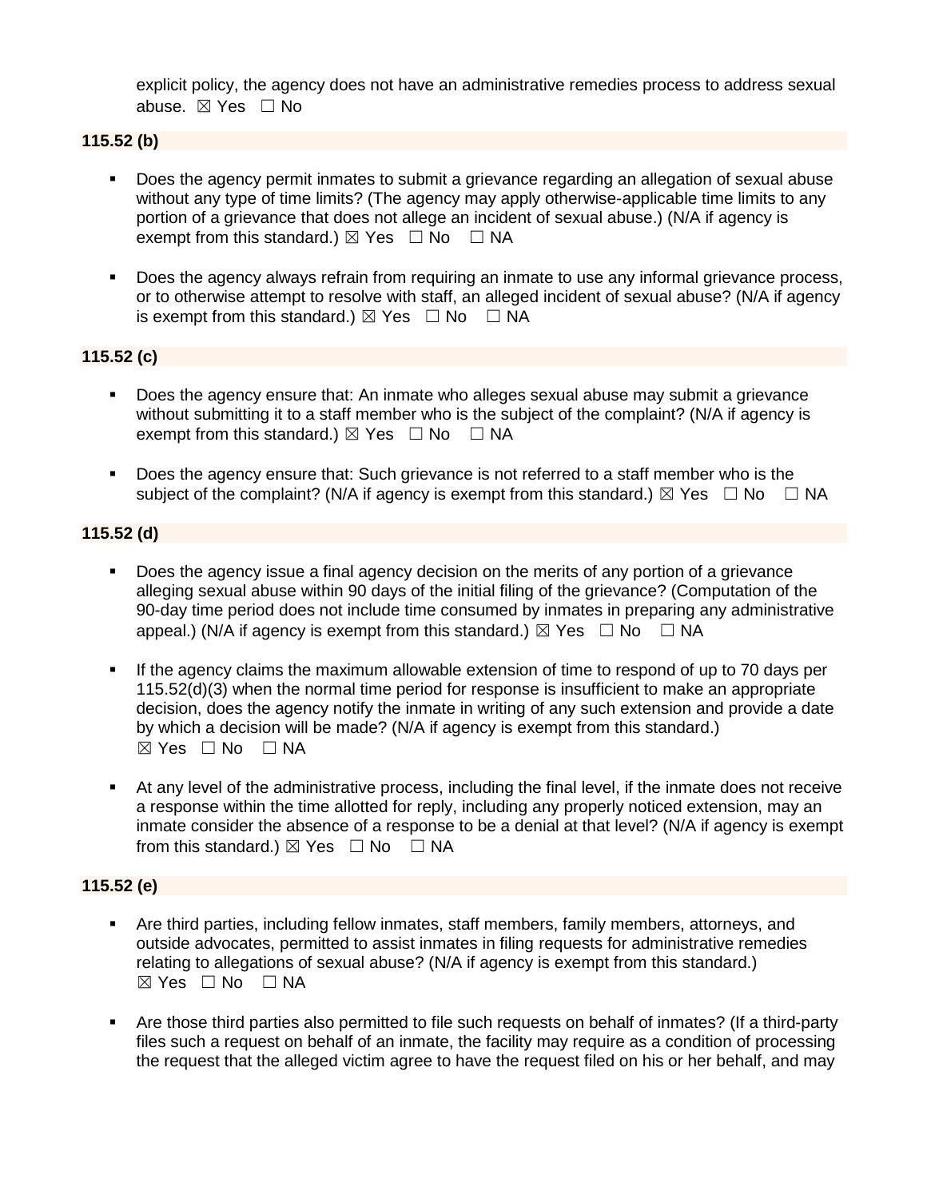explicit policy, the agency does not have an administrative remedies process to address sexual abuse. ☒ Yes ☐ No

**115.52 (b)**

- Does the agency permit inmates to submit a grievance regarding an allegation of sexual abuse without any type of time limits? (The agency may apply otherwise-applicable time limits to any portion of a grievance that does not allege an incident of sexual abuse.) (N/A if agency is exempt from this standard.) ☒ Yes ☐ No ☐ NA
- Does the agency always refrain from requiring an inmate to use any informal grievance process, or to otherwise attempt to resolve with staff, an alleged incident of sexual abuse? (N/A if agency is exempt from this standard.) ☒ Yes ☐ No ☐ NA

**115.52 (c)**

- Does the agency ensure that: An inmate who alleges sexual abuse may submit a grievance without submitting it to a staff member who is the subject of the complaint? (N/A if agency is exempt from this standard.) ☒ Yes ☐ No ☐ NA
- Does the agency ensure that: Such grievance is not referred to a staff member who is the subject of the complaint? (N/A if agency is exempt from this standard.) ☒ Yes ☐ No ☐ NA

**115.52 (d)**

- Does the agency issue a final agency decision on the merits of any portion of a grievance alleging sexual abuse within 90 days of the initial filing of the grievance? (Computation of the 90-day time period does not include time consumed by inmates in preparing any administrative appeal.) (N/A if agency is exempt from this standard.) ☒ Yes ☐ No ☐ NA
- If the agency claims the maximum allowable extension of time to respond of up to 70 days per 115.52(d)(3) when the normal time period for response is insufficient to make an appropriate decision, does the agency notify the inmate in writing of any such extension and provide a date by which a decision will be made? (N/A if agency is exempt from this standard.) ☒ Yes ☐ No ☐ NA
- At any level of the administrative process, including the final level, if the inmate does not receive a response within the time allotted for reply, including any properly noticed extension, may an inmate consider the absence of a response to be a denial at that level? (N/A if agency is exempt from this standard.) ☒ Yes ☐ No ☐ NA

**115.52 (e)**

- Are third parties, including fellow inmates, staff members, family members, attorneys, and outside advocates, permitted to assist inmates in filing requests for administrative remedies relating to allegations of sexual abuse? (N/A if agency is exempt from this standard.) ☒ Yes ☐ No ☐ NA
- Are those third parties also permitted to file such requests on behalf of inmates? (If a third-party files such a request on behalf of an inmate, the facility may require as a condition of processing the request that the alleged victim agree to have the request filed on his or her behalf, and may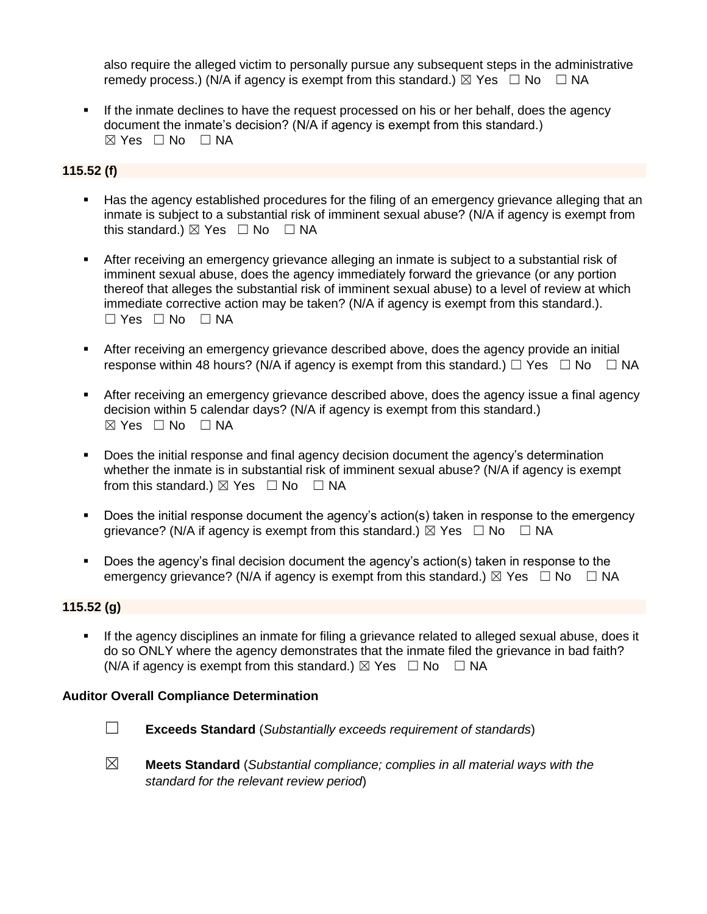also require the alleged victim to personally pursue any subsequent steps in the administrative remedy process.) (N/A if agency is exempt from this standard.) ☒ Yes ☐ No ☐ NA

- If the inmate declines to have the request processed on his or her behalf, does the agency document the inmate's decision? (N/A if agency is exempt from this standard.) ☒ Yes ☐ No ☐ NA

**115.52 (f)**

- Has the agency established procedures for the filing of an emergency grievance alleging that an inmate is subject to a substantial risk of imminent sexual abuse? (N/A if agency is exempt from this standard.) ☒ Yes ☐ No ☐ NA
- After receiving an emergency grievance alleging an inmate is subject to a substantial risk of imminent sexual abuse, does the agency immediately forward the grievance (or any portion thereof that alleges the substantial risk of imminent sexual abuse) to a level of review at which immediate corrective action may be taken? (N/A if agency is exempt from this standard.). ☐ Yes ☐ No ☐ NA
- After receiving an emergency grievance described above, does the agency provide an initial response within 48 hours? (N/A if agency is exempt from this standard.) ☐ Yes ☐ No ☐ NA
- After receiving an emergency grievance described above, does the agency issue a final agency decision within 5 calendar days? (N/A if agency is exempt from this standard.) ☒ Yes ☐ No ☐ NA
- Does the initial response and final agency decision document the agency's determination whether the inmate is in substantial risk of imminent sexual abuse? (N/A if agency is exempt from this standard.) ☒ Yes ☐ No ☐ NA
- Does the initial response document the agency's action(s) taken in response to the emergency grievance? (N/A if agency is exempt from this standard.) ☒ Yes ☐ No ☐ NA
- Does the agency's final decision document the agency's action(s) taken in response to the emergency grievance? (N/A if agency is exempt from this standard.) ☒ Yes ☐ No ☐ NA

**115.52 (g)**

- If the agency disciplines an inmate for filing a grievance related to alleged sexual abuse, does it do so ONLY where the agency demonstrates that the inmate filed the grievance in bad faith? (N/A if agency is exempt from this standard.) ☒ Yes ☐ No ☐ NA

**Auditor Overall Compliance Determination**

☐ **Exceeds Standard** (*Substantially exceeds requirement of standards*)

☒ **Meets Standard** (*Substantial compliance; complies in all material ways with the standard for the relevant review period*)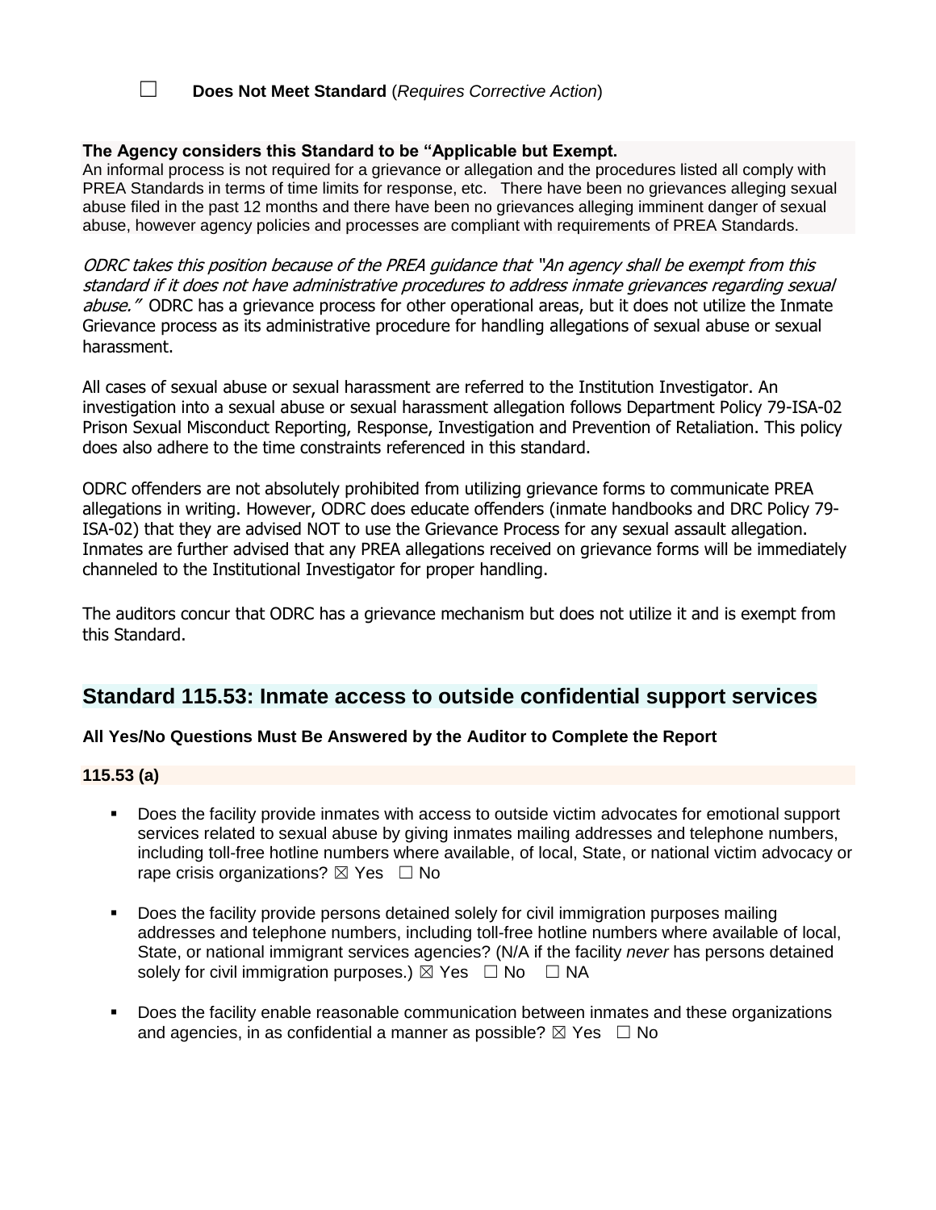☐ **Does Not Meet Standard** (*Requires Corrective Action*)

**The Agency considers this Standard to be "Applicable but Exempt.**

An informal process is not required for a grievance or allegation and the procedures listed all comply with PREA Standards in terms of time limits for response, etc. There have been no grievances alleging sexual abuse filed in the past 12 months and there have been no grievances alleging imminent danger of sexual abuse, however agency policies and processes are compliant with requirements of PREA Standards.

*ODRC takes this position because of the PREA guidance that "An agency shall be exempt from this standard if it does not have administrative procedures to address inmate grievances regarding sexual abuse."* ODRC has a grievance process for other operational areas, but it does not utilize the Inmate Grievance process as its administrative procedure for handling allegations of sexual abuse or sexual harassment.

All cases of sexual abuse or sexual harassment are referred to the Institution Investigator. An investigation into a sexual abuse or sexual harassment allegation follows Department Policy 79-ISA-02 Prison Sexual Misconduct Reporting, Response, Investigation and Prevention of Retaliation. This policy does also adhere to the time constraints referenced in this standard.

ODRC offenders are not absolutely prohibited from utilizing grievance forms to communicate PREA allegations in writing. However, ODRC does educate offenders (inmate handbooks and DRC Policy 79-ISA-02) that they are advised NOT to use the Grievance Process for any sexual assault allegation. Inmates are further advised that any PREA allegations received on grievance forms will be immediately channeled to the Institutional Investigator for proper handling.

The auditors concur that ODRC has a grievance mechanism but does not utilize it and is exempt from this Standard.

## Standard 115.53: Inmate access to outside confidential support services

**All Yes/No Questions Must Be Answered by the Auditor to Complete the Report**

**115.53 (a)**

- Does the facility provide inmates with access to outside victim advocates for emotional support services related to sexual abuse by giving inmates mailing addresses and telephone numbers, including toll-free hotline numbers where available, of local, State, or national victim advocacy or rape crisis organizations? ☒ Yes ☐ No
- Does the facility provide persons detained solely for civil immigration purposes mailing addresses and telephone numbers, including toll-free hotline numbers where available of local, State, or national immigrant services agencies? (N/A if the facility *never* has persons detained solely for civil immigration purposes.) ☒ Yes ☐ No ☐ NA
- Does the facility enable reasonable communication between inmates and these organizations and agencies, in as confidential a manner as possible? ☒ Yes ☐ No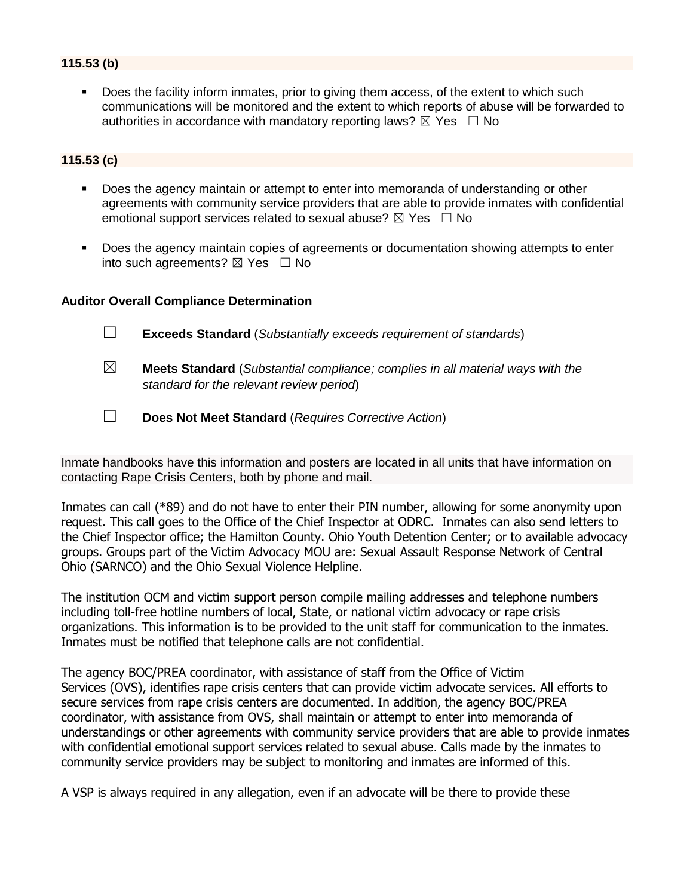**115.53 (b)**

- Does the facility inform inmates, prior to giving them access, of the extent to which such communications will be monitored and the extent to which reports of abuse will be forwarded to authorities in accordance with mandatory reporting laws? ☒ Yes ☐ No

**115.53 (c)**

- Does the agency maintain or attempt to enter into memoranda of understanding or other agreements with community service providers that are able to provide inmates with confidential emotional support services related to sexual abuse? ☒ Yes ☐ No

- Does the agency maintain copies of agreements or documentation showing attempts to enter into such agreements? ☒ Yes ☐ No

**Auditor Overall Compliance Determination**

☐ **Exceeds Standard** (*Substantially exceeds requirement of standards*)

☒ **Meets Standard** (*Substantial compliance; complies in all material ways with the standard for the relevant review period*)

☐ **Does Not Meet Standard** (*Requires Corrective Action*)

Inmate handbooks have this information and posters are located in all units that have information on contacting Rape Crisis Centers, both by phone and mail.

Inmates can call (*89) and do not have to enter their PIN number, allowing for some anonymity upon request. This call goes to the Office of the Chief Inspector at ODRC. Inmates can also send letters to the Chief Inspector office; the Hamilton County. Ohio Youth Detention Center; or to available advocacy groups. Groups part of the Victim Advocacy MOU are: Sexual Assault Response Network of Central Ohio (SARNCO) and the Ohio Sexual Violence Helpline.

The institution OCM and victim support person compile mailing addresses and telephone numbers including toll-free hotline numbers of local, State, or national victim advocacy or rape crisis organizations. This information is to be provided to the unit staff for communication to the inmates. Inmates must be notified that telephone calls are not confidential.

The agency BOC/PREA coordinator, with assistance of staff from the Office of Victim Services (OVS), identifies rape crisis centers that can provide victim advocate services. All efforts to secure services from rape crisis centers are documented. In addition, the agency BOC/PREA coordinator, with assistance from OVS, shall maintain or attempt to enter into memoranda of understandings or other agreements with community service providers that are able to provide inmates with confidential emotional support services related to sexual abuse. Calls made by the inmates to community service providers may be subject to monitoring and inmates are informed of this.

A VSP is always required in any allegation, even if an advocate will be there to provide these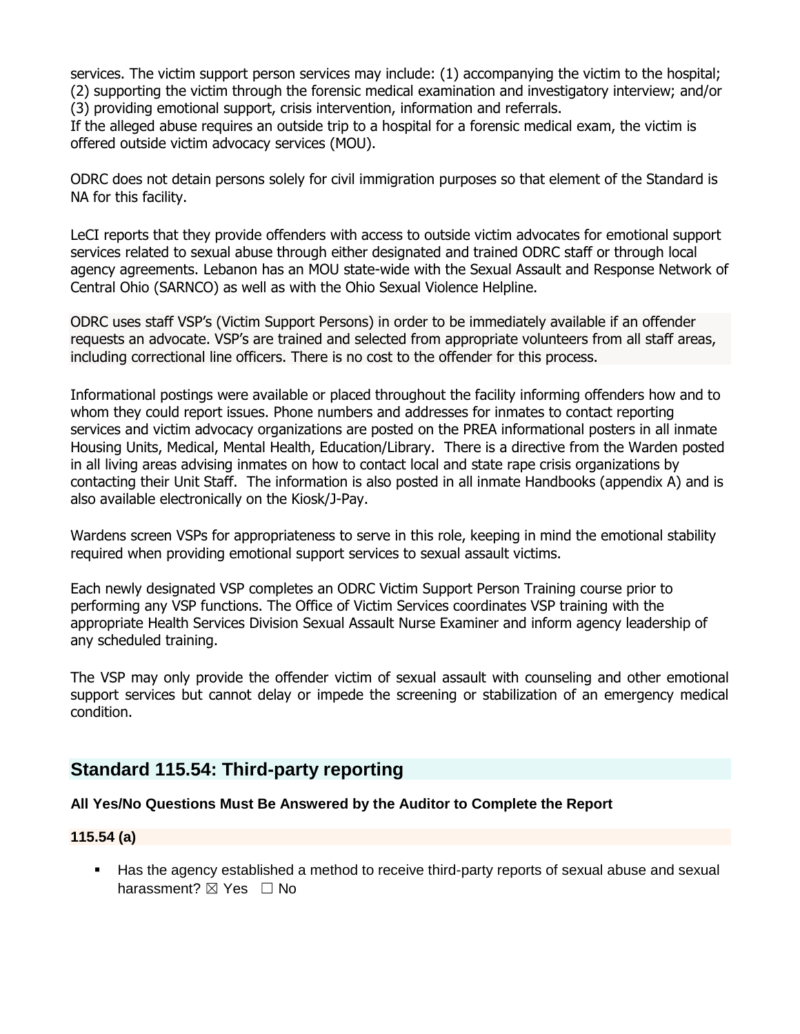services. The victim support person services may include: (1) accompanying the victim to the hospital; (2) supporting the victim through the forensic medical examination and investigatory interview; and/or (3) providing emotional support, crisis intervention, information and referrals.
If the alleged abuse requires an outside trip to a hospital for a forensic medical exam, the victim is offered outside victim advocacy services (MOU).

ODRC does not detain persons solely for civil immigration purposes so that element of the Standard is NA for this facility.

LeCI reports that they provide offenders with access to outside victim advocates for emotional support services related to sexual abuse through either designated and trained ODRC staff or through local agency agreements. Lebanon has an MOU state-wide with the Sexual Assault and Response Network of Central Ohio (SARNCO) as well as with the Ohio Sexual Violence Helpline.

ODRC uses staff VSP's (Victim Support Persons) in order to be immediately available if an offender requests an advocate. VSP's are trained and selected from appropriate volunteers from all staff areas, including correctional line officers. There is no cost to the offender for this process.

Informational postings were available or placed throughout the facility informing offenders how and to whom they could report issues. Phone numbers and addresses for inmates to contact reporting services and victim advocacy organizations are posted on the PREA informational posters in all inmate Housing Units, Medical, Mental Health, Education/Library. There is a directive from the Warden posted in all living areas advising inmates on how to contact local and state rape crisis organizations by contacting their Unit Staff. The information is also posted in all inmate Handbooks (appendix A) and is also available electronically on the Kiosk/J-Pay.

Wardens screen VSPs for appropriateness to serve in this role, keeping in mind the emotional stability required when providing emotional support services to sexual assault victims.

Each newly designated VSP completes an ODRC Victim Support Person Training course prior to performing any VSP functions. The Office of Victim Services coordinates VSP training with the appropriate Health Services Division Sexual Assault Nurse Examiner and inform agency leadership of any scheduled training.

The VSP may only provide the offender victim of sexual assault with counseling and other emotional support services but cannot delay or impede the screening or stabilization of an emergency medical condition.

## Standard 115.54: Third-party reporting

**All Yes/No Questions Must Be Answered by the Auditor to Complete the Report**

**115.54 (a)**

- Has the agency established a method to receive third-party reports of sexual abuse and sexual harassment? ☒ Yes ☐ No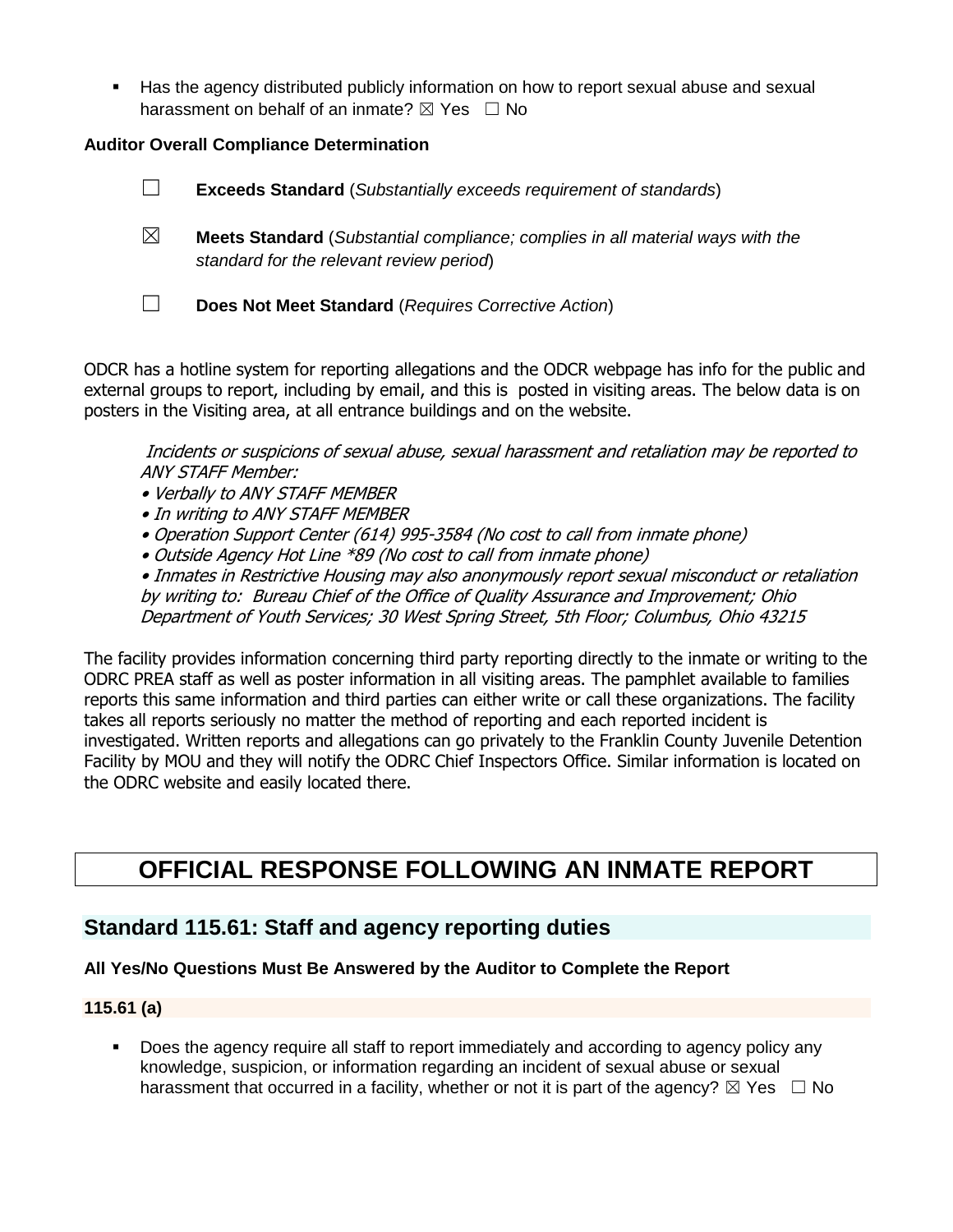- Has the agency distributed publicly information on how to report sexual abuse and sexual harassment on behalf of an inmate? ☒ Yes ☐ No

**Auditor Overall Compliance Determination**

☐ **Exceeds Standard** (*Substantially exceeds requirement of standards*)

☒ **Meets Standard** (*Substantial compliance; complies in all material ways with the standard for the relevant review period*)

☐ **Does Not Meet Standard** (*Requires Corrective Action*)

ODCR has a hotline system for reporting allegations and the ODCR webpage has info for the public and external groups to report, including by email, and this is posted in visiting areas. The below data is on posters in the Visiting area, at all entrance buildings and on the website.

> *Incidents or suspicions of sexual abuse, sexual harassment and retaliation may be reported to ANY STAFF Member:*
> *• Verbally to ANY STAFF MEMBER*
> *• In writing to ANY STAFF MEMBER*
> *• Operation Support Center (614) 995-3584 (No cost to call from inmate phone)*
> *• Outside Agency Hot Line *89 (No cost to call from inmate phone)*
> *• Inmates in Restrictive Housing may also anonymously report sexual misconduct or retaliation by writing to: Bureau Chief of the Office of Quality Assurance and Improvement; Ohio Department of Youth Services; 30 West Spring Street, 5th Floor; Columbus, Ohio 43215*

The facility provides information concerning third party reporting directly to the inmate or writing to the ODRC PREA staff as well as poster information in all visiting areas. The pamphlet available to families reports this same information and third parties can either write or call these organizations. The facility takes all reports seriously no matter the method of reporting and each reported incident is investigated. Written reports and allegations can go privately to the Franklin County Juvenile Detention Facility by MOU and they will notify the ODRC Chief Inspectors Office. Similar information is located on the ODRC website and easily located there.

# OFFICIAL RESPONSE FOLLOWING AN INMATE REPORT

## Standard 115.61: Staff and agency reporting duties

**All Yes/No Questions Must Be Answered by the Auditor to Complete the Report**

**115.61 (a)**

- Does the agency require all staff to report immediately and according to agency policy any knowledge, suspicion, or information regarding an incident of sexual abuse or sexual harassment that occurred in a facility, whether or not it is part of the agency? ☒ Yes ☐ No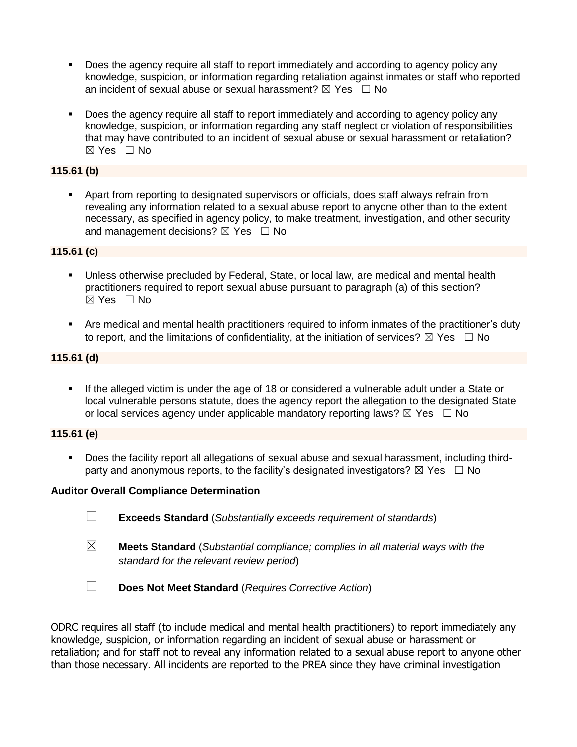- Does the agency require all staff to report immediately and according to agency policy any knowledge, suspicion, or information regarding retaliation against inmates or staff who reported an incident of sexual abuse or sexual harassment? ☒ Yes ☐ No

- Does the agency require all staff to report immediately and according to agency policy any knowledge, suspicion, or information regarding any staff neglect or violation of responsibilities that may have contributed to an incident of sexual abuse or sexual harassment or retaliation? ☒ Yes ☐ No

**115.61 (b)**

- Apart from reporting to designated supervisors or officials, does staff always refrain from revealing any information related to a sexual abuse report to anyone other than to the extent necessary, as specified in agency policy, to make treatment, investigation, and other security and management decisions? ☒ Yes ☐ No

**115.61 (c)**

- Unless otherwise precluded by Federal, State, or local law, are medical and mental health practitioners required to report sexual abuse pursuant to paragraph (a) of this section? ☒ Yes ☐ No

- Are medical and mental health practitioners required to inform inmates of the practitioner's duty to report, and the limitations of confidentiality, at the initiation of services? ☒ Yes ☐ No

**115.61 (d)**

- If the alleged victim is under the age of 18 or considered a vulnerable adult under a State or local vulnerable persons statute, does the agency report the allegation to the designated State or local services agency under applicable mandatory reporting laws? ☒ Yes ☐ No

**115.61 (e)**

- Does the facility report all allegations of sexual abuse and sexual harassment, including third-party and anonymous reports, to the facility's designated investigators? ☒ Yes ☐ No

**Auditor Overall Compliance Determination**

☐ **Exceeds Standard** (*Substantially exceeds requirement of standards*)

☒ **Meets Standard** (*Substantial compliance; complies in all material ways with the standard for the relevant review period*)

☐ **Does Not Meet Standard** (*Requires Corrective Action*)

ODRC requires all staff (to include medical and mental health practitioners) to report immediately any knowledge, suspicion, or information regarding an incident of sexual abuse or harassment or retaliation; and for staff not to reveal any information related to a sexual abuse report to anyone other than those necessary. All incidents are reported to the PREA since they have criminal investigation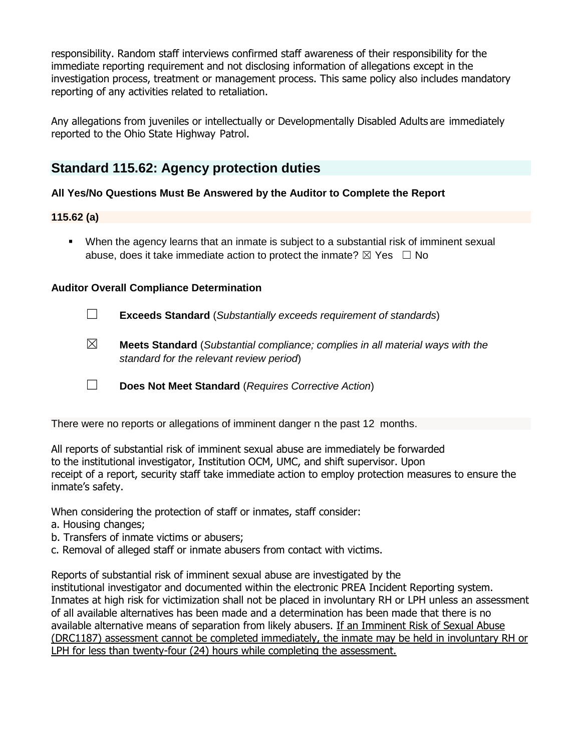responsibility. Random staff interviews confirmed staff awareness of their responsibility for the immediate reporting requirement and not disclosing information of allegations except in the investigation process, treatment or management process. This same policy also includes mandatory reporting of any activities related to retaliation.

Any allegations from juveniles or intellectually or Developmentally Disabled Adults are immediately reported to the Ohio State Highway Patrol.

## Standard 115.62: Agency protection duties

**All Yes/No Questions Must Be Answered by the Auditor to Complete the Report**

**115.62 (a)**

- When the agency learns that an inmate is subject to a substantial risk of imminent sexual abuse, does it take immediate action to protect the inmate? ☒ Yes ☐ No

**Auditor Overall Compliance Determination**

☐ **Exceeds Standard** (*Substantially exceeds requirement of standards*)

☒ **Meets Standard** (*Substantial compliance; complies in all material ways with the standard for the relevant review period*)

☐ **Does Not Meet Standard** (*Requires Corrective Action*)

There were no reports or allegations of imminent danger n the past 12 months.

All reports of substantial risk of imminent sexual abuse are immediately be forwarded to the institutional investigator, Institution OCM, UMC, and shift supervisor. Upon receipt of a report, security staff take immediate action to employ protection measures to ensure the inmate's safety.

When considering the protection of staff or inmates, staff consider:
a. Housing changes;
b. Transfers of inmate victims or abusers;
c. Removal of alleged staff or inmate abusers from contact with victims.

Reports of substantial risk of imminent sexual abuse are investigated by the institutional investigator and documented within the electronic PREA Incident Reporting system. Inmates at high risk for victimization shall not be placed in involuntary RH or LPH unless an assessment of all available alternatives has been made and a determination has been made that there is no available alternative means of separation from likely abusers. <u>If an Imminent Risk of Sexual Abuse (DRC1187) assessment cannot be completed immediately, the inmate may be held in involuntary RH or LPH for less than twenty-four (24) hours while completing the assessment.</u>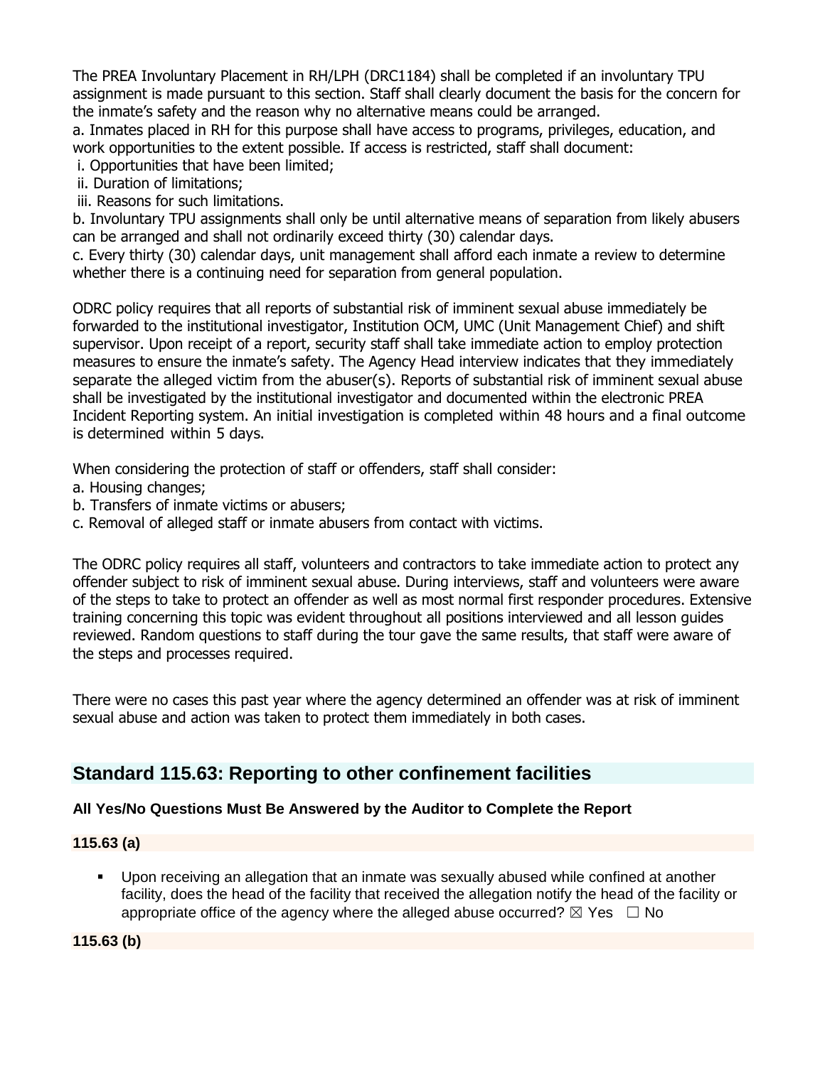The PREA Involuntary Placement in RH/LPH (DRC1184) shall be completed if an involuntary TPU assignment is made pursuant to this section. Staff shall clearly document the basis for the concern for the inmate's safety and the reason why no alternative means could be arranged.

a. Inmates placed in RH for this purpose shall have access to programs, privileges, education, and work opportunities to the extent possible. If access is restricted, staff shall document:

i. Opportunities that have been limited;

ii. Duration of limitations;

iii. Reasons for such limitations.

b. Involuntary TPU assignments shall only be until alternative means of separation from likely abusers can be arranged and shall not ordinarily exceed thirty (30) calendar days.

c. Every thirty (30) calendar days, unit management shall afford each inmate a review to determine whether there is a continuing need for separation from general population.

ODRC policy requires that all reports of substantial risk of imminent sexual abuse immediately be forwarded to the institutional investigator, Institution OCM, UMC (Unit Management Chief) and shift supervisor. Upon receipt of a report, security staff shall take immediate action to employ protection measures to ensure the inmate's safety. The Agency Head interview indicates that they immediately separate the alleged victim from the abuser(s). Reports of substantial risk of imminent sexual abuse shall be investigated by the institutional investigator and documented within the electronic PREA Incident Reporting system. An initial investigation is completed within 48 hours and a final outcome is determined within 5 days.

When considering the protection of staff or offenders, staff shall consider:

a. Housing changes;

b. Transfers of inmate victims or abusers;

c. Removal of alleged staff or inmate abusers from contact with victims.

The ODRC policy requires all staff, volunteers and contractors to take immediate action to protect any offender subject to risk of imminent sexual abuse. During interviews, staff and volunteers were aware of the steps to take to protect an offender as well as most normal first responder procedures. Extensive training concerning this topic was evident throughout all positions interviewed and all lesson guides reviewed. Random questions to staff during the tour gave the same results, that staff were aware of the steps and processes required.

There were no cases this past year where the agency determined an offender was at risk of imminent sexual abuse and action was taken to protect them immediately in both cases.

## Standard 115.63: Reporting to other confinement facilities

**All Yes/No Questions Must Be Answered by the Auditor to Complete the Report**

**115.63 (a)**

- Upon receiving an allegation that an inmate was sexually abused while confined at another facility, does the head of the facility that received the allegation notify the head of the facility or appropriate office of the agency where the alleged abuse occurred? ☒ Yes ☐ No

**115.63 (b)**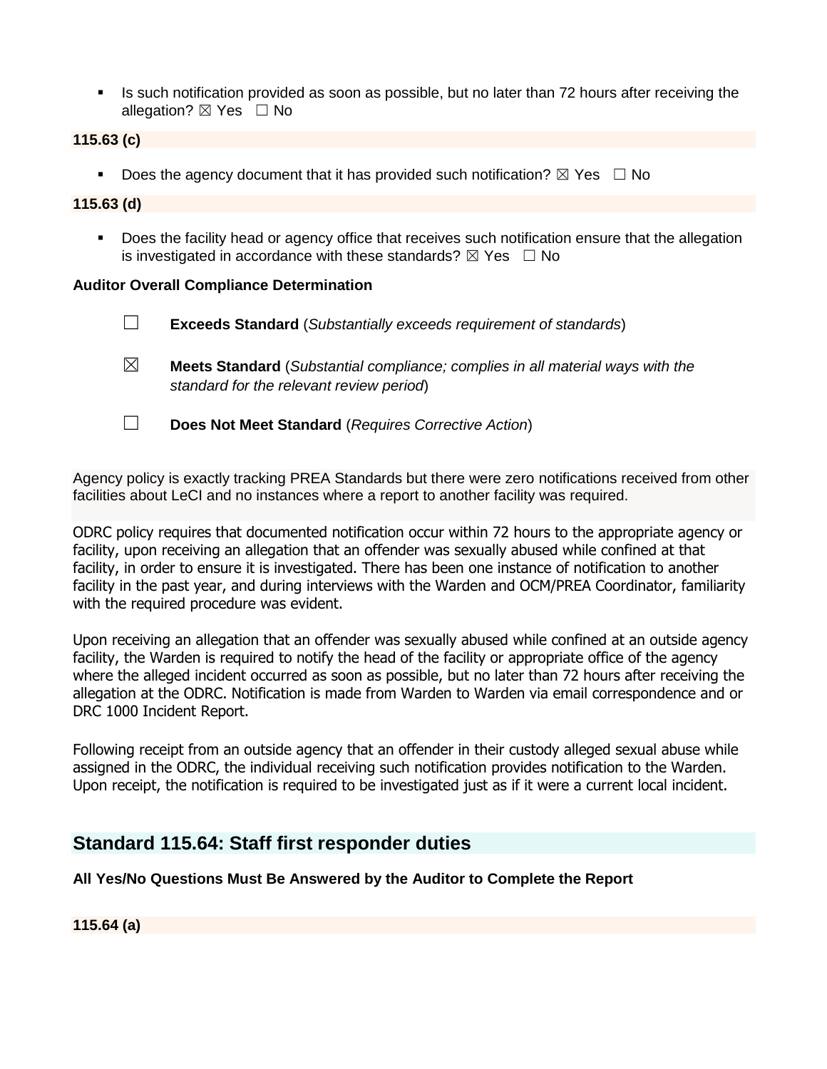- Is such notification provided as soon as possible, but no later than 72 hours after receiving the allegation? ☒ Yes ☐ No

**115.63 (c)**

- Does the agency document that it has provided such notification? ☒ Yes ☐ No

**115.63 (d)**

- Does the facility head or agency office that receives such notification ensure that the allegation is investigated in accordance with these standards? ☒ Yes ☐ No

**Auditor Overall Compliance Determination**

☐ **Exceeds Standard** (*Substantially exceeds requirement of standards*)

☒ **Meets Standard** (*Substantial compliance; complies in all material ways with the standard for the relevant review period*)

☐ **Does Not Meet Standard** (*Requires Corrective Action*)

Agency policy is exactly tracking PREA Standards but there were zero notifications received from other facilities about LeCI and no instances where a report to another facility was required.

ODRC policy requires that documented notification occur within 72 hours to the appropriate agency or facility, upon receiving an allegation that an offender was sexually abused while confined at that facility, in order to ensure it is investigated. There has been one instance of notification to another facility in the past year, and during interviews with the Warden and OCM/PREA Coordinator, familiarity with the required procedure was evident.

Upon receiving an allegation that an offender was sexually abused while confined at an outside agency facility, the Warden is required to notify the head of the facility or appropriate office of the agency where the alleged incident occurred as soon as possible, but no later than 72 hours after receiving the allegation at the ODRC. Notification is made from Warden to Warden via email correspondence and or DRC 1000 Incident Report.

Following receipt from an outside agency that an offender in their custody alleged sexual abuse while assigned in the ODRC, the individual receiving such notification provides notification to the Warden. Upon receipt, the notification is required to be investigated just as if it were a current local incident.

## Standard 115.64: Staff first responder duties

**All Yes/No Questions Must Be Answered by the Auditor to Complete the Report**

**115.64 (a)**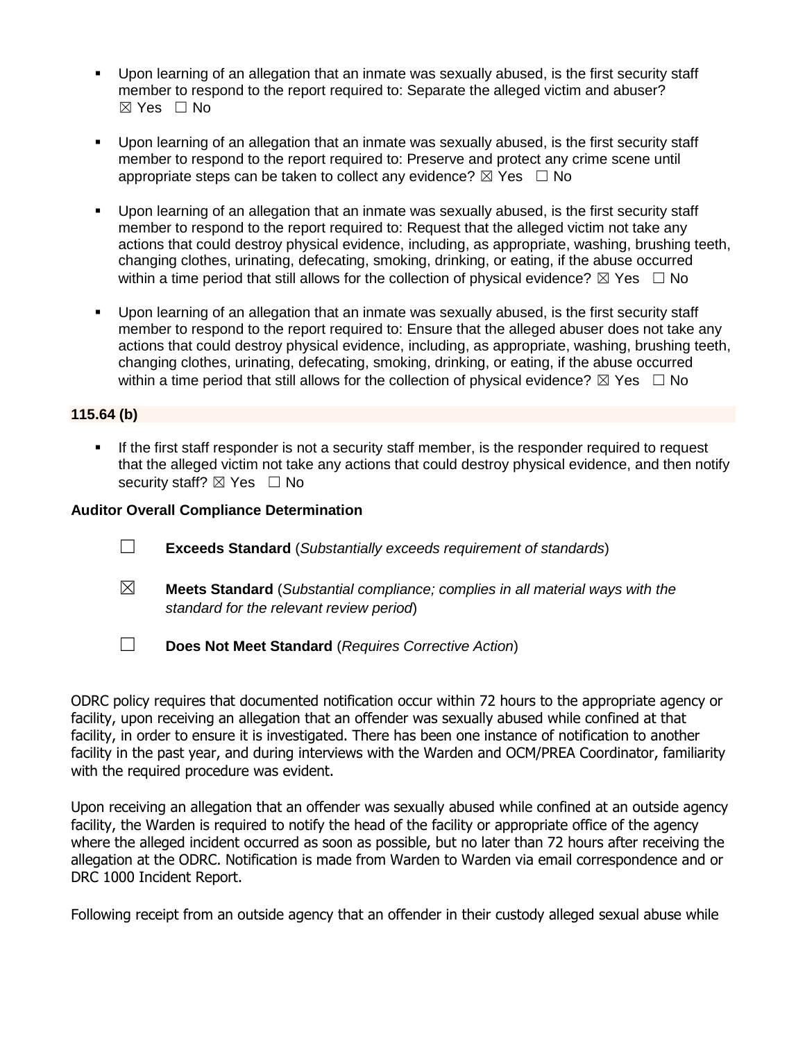- Upon learning of an allegation that an inmate was sexually abused, is the first security staff member to respond to the report required to: Separate the alleged victim and abuser? ☒ Yes ☐ No

- Upon learning of an allegation that an inmate was sexually abused, is the first security staff member to respond to the report required to: Preserve and protect any crime scene until appropriate steps can be taken to collect any evidence? ☒ Yes ☐ No

- Upon learning of an allegation that an inmate was sexually abused, is the first security staff member to respond to the report required to: Request that the alleged victim not take any actions that could destroy physical evidence, including, as appropriate, washing, brushing teeth, changing clothes, urinating, defecating, smoking, drinking, or eating, if the abuse occurred within a time period that still allows for the collection of physical evidence? ☒ Yes ☐ No

- Upon learning of an allegation that an inmate was sexually abused, is the first security staff member to respond to the report required to: Ensure that the alleged abuser does not take any actions that could destroy physical evidence, including, as appropriate, washing, brushing teeth, changing clothes, urinating, defecating, smoking, drinking, or eating, if the abuse occurred within a time period that still allows for the collection of physical evidence? ☒ Yes ☐ No

**115.64 (b)**

- If the first staff responder is not a security staff member, is the responder required to request that the alleged victim not take any actions that could destroy physical evidence, and then notify security staff? ☒ Yes ☐ No

**Auditor Overall Compliance Determination**

☐ **Exceeds Standard** (*Substantially exceeds requirement of standards*)

☒ **Meets Standard** (*Substantial compliance; complies in all material ways with the standard for the relevant review period*)

☐ **Does Not Meet Standard** (*Requires Corrective Action*)

ODRC policy requires that documented notification occur within 72 hours to the appropriate agency or facility, upon receiving an allegation that an offender was sexually abused while confined at that facility, in order to ensure it is investigated. There has been one instance of notification to another facility in the past year, and during interviews with the Warden and OCM/PREA Coordinator, familiarity with the required procedure was evident.

Upon receiving an allegation that an offender was sexually abused while confined at an outside agency facility, the Warden is required to notify the head of the facility or appropriate office of the agency where the alleged incident occurred as soon as possible, but no later than 72 hours after receiving the allegation at the ODRC. Notification is made from Warden to Warden via email correspondence and or DRC 1000 Incident Report.

Following receipt from an outside agency that an offender in their custody alleged sexual abuse while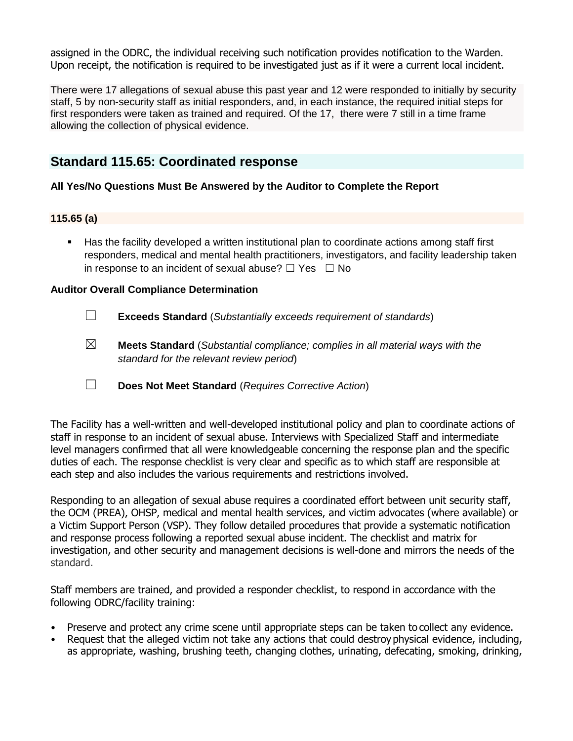assigned in the ODRC, the individual receiving such notification provides notification to the Warden. Upon receipt, the notification is required to be investigated just as if it were a current local incident.

There were 17 allegations of sexual abuse this past year and 12 were responded to initially by security staff, 5 by non-security staff as initial responders, and, in each instance, the required initial steps for first responders were taken as trained and required. Of the 17, there were 7 still in a time frame allowing the collection of physical evidence.

## Standard 115.65: Coordinated response

**All Yes/No Questions Must Be Answered by the Auditor to Complete the Report**

**115.65 (a)**

- Has the facility developed a written institutional plan to coordinate actions among staff first responders, medical and mental health practitioners, investigators, and facility leadership taken in response to an incident of sexual abuse? ☐ Yes ☐ No

**Auditor Overall Compliance Determination**

☐ **Exceeds Standard** (*Substantially exceeds requirement of standards*)

☒ **Meets Standard** (*Substantial compliance; complies in all material ways with the standard for the relevant review period*)

☐ **Does Not Meet Standard** (*Requires Corrective Action*)

The Facility has a well-written and well-developed institutional policy and plan to coordinate actions of staff in response to an incident of sexual abuse. Interviews with Specialized Staff and intermediate level managers confirmed that all were knowledgeable concerning the response plan and the specific duties of each. The response checklist is very clear and specific as to which staff are responsible at each step and also includes the various requirements and restrictions involved.

Responding to an allegation of sexual abuse requires a coordinated effort between unit security staff, the OCM (PREA), OHSP, medical and mental health services, and victim advocates (where available) or a Victim Support Person (VSP). They follow detailed procedures that provide a systematic notification and response process following a reported sexual abuse incident. The checklist and matrix for investigation, and other security and management decisions is well-done and mirrors the needs of the standard.

Staff members are trained, and provided a responder checklist, to respond in accordance with the following ODRC/facility training:

- Preserve and protect any crime scene until appropriate steps can be taken to collect any evidence.
- Request that the alleged victim not take any actions that could destroy physical evidence, including, as appropriate, washing, brushing teeth, changing clothes, urinating, defecating, smoking, drinking,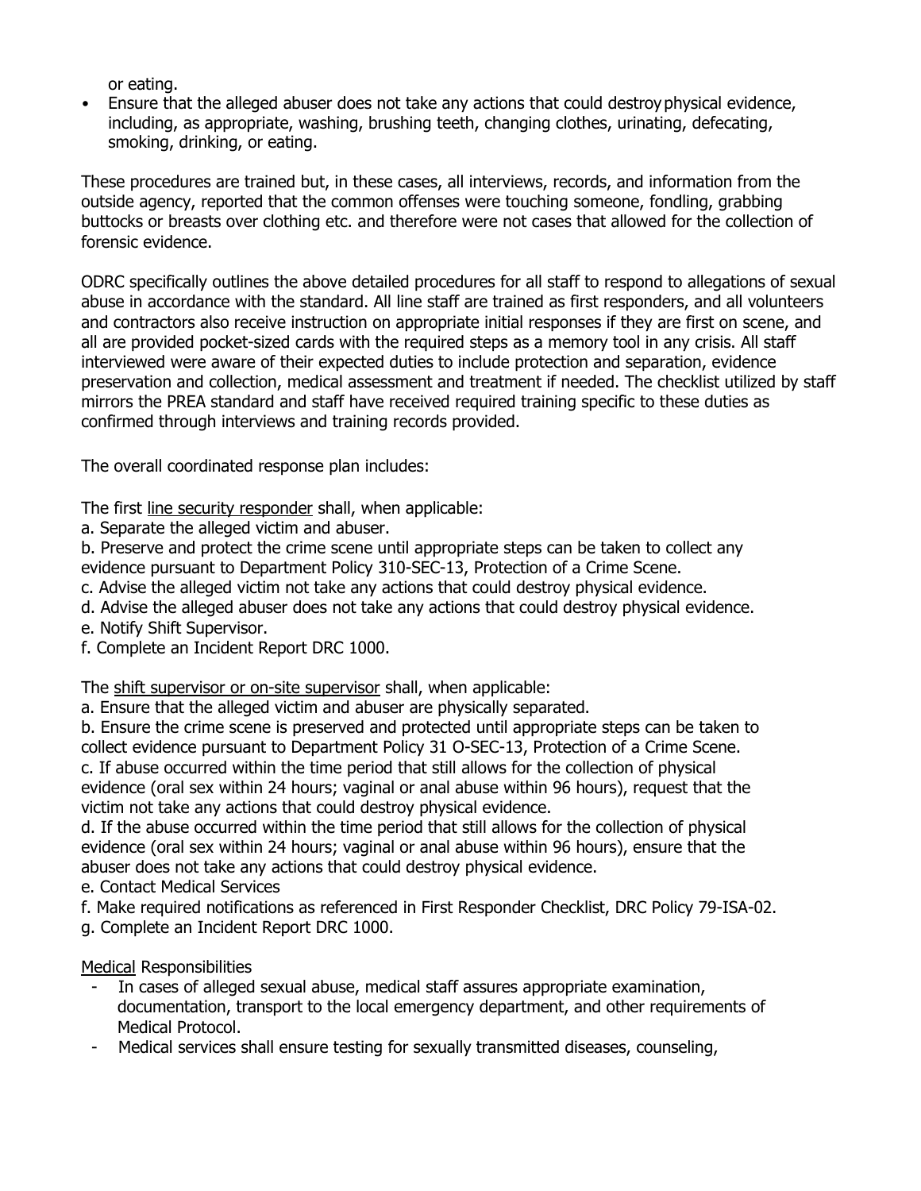or eating.

- Ensure that the alleged abuser does not take any actions that could destroy physical evidence, including, as appropriate, washing, brushing teeth, changing clothes, urinating, defecating, smoking, drinking, or eating.

These procedures are trained but, in these cases, all interviews, records, and information from the outside agency, reported that the common offenses were touching someone, fondling, grabbing buttocks or breasts over clothing etc. and therefore were not cases that allowed for the collection of forensic evidence.

ODRC specifically outlines the above detailed procedures for all staff to respond to allegations of sexual abuse in accordance with the standard. All line staff are trained as first responders, and all volunteers and contractors also receive instruction on appropriate initial responses if they are first on scene, and all are provided pocket-sized cards with the required steps as a memory tool in any crisis. All staff interviewed were aware of their expected duties to include protection and separation, evidence preservation and collection, medical assessment and treatment if needed. The checklist utilized by staff mirrors the PREA standard and staff have received required training specific to these duties as confirmed through interviews and training records provided.

The overall coordinated response plan includes:

The first <u>line security responder</u> shall, when applicable:

a. Separate the alleged victim and abuser.
b. Preserve and protect the crime scene until appropriate steps can be taken to collect any evidence pursuant to Department Policy 310-SEC-13, Protection of a Crime Scene.
c. Advise the alleged victim not take any actions that could destroy physical evidence.
d. Advise the alleged abuser does not take any actions that could destroy physical evidence.
e. Notify Shift Supervisor.
f. Complete an Incident Report DRC 1000.

The <u>shift supervisor or on-site supervisor</u> shall, when applicable:

a. Ensure that the alleged victim and abuser are physically separated.
b. Ensure the crime scene is preserved and protected until appropriate steps can be taken to collect evidence pursuant to Department Policy 31 O-SEC-13, Protection of a Crime Scene.
c. If abuse occurred within the time period that still allows for the collection of physical evidence (oral sex within 24 hours; vaginal or anal abuse within 96 hours), request that the victim not take any actions that could destroy physical evidence.
d. If the abuse occurred within the time period that still allows for the collection of physical evidence (oral sex within 24 hours; vaginal or anal abuse within 96 hours), ensure that the abuser does not take any actions that could destroy physical evidence.
e. Contact Medical Services
f. Make required notifications as referenced in First Responder Checklist, DRC Policy 79-ISA-02.
g. Complete an Incident Report DRC 1000.

<u>Medical</u> Responsibilities

- In cases of alleged sexual abuse, medical staff assures appropriate examination, documentation, transport to the local emergency department, and other requirements of Medical Protocol.
- Medical services shall ensure testing for sexually transmitted diseases, counseling,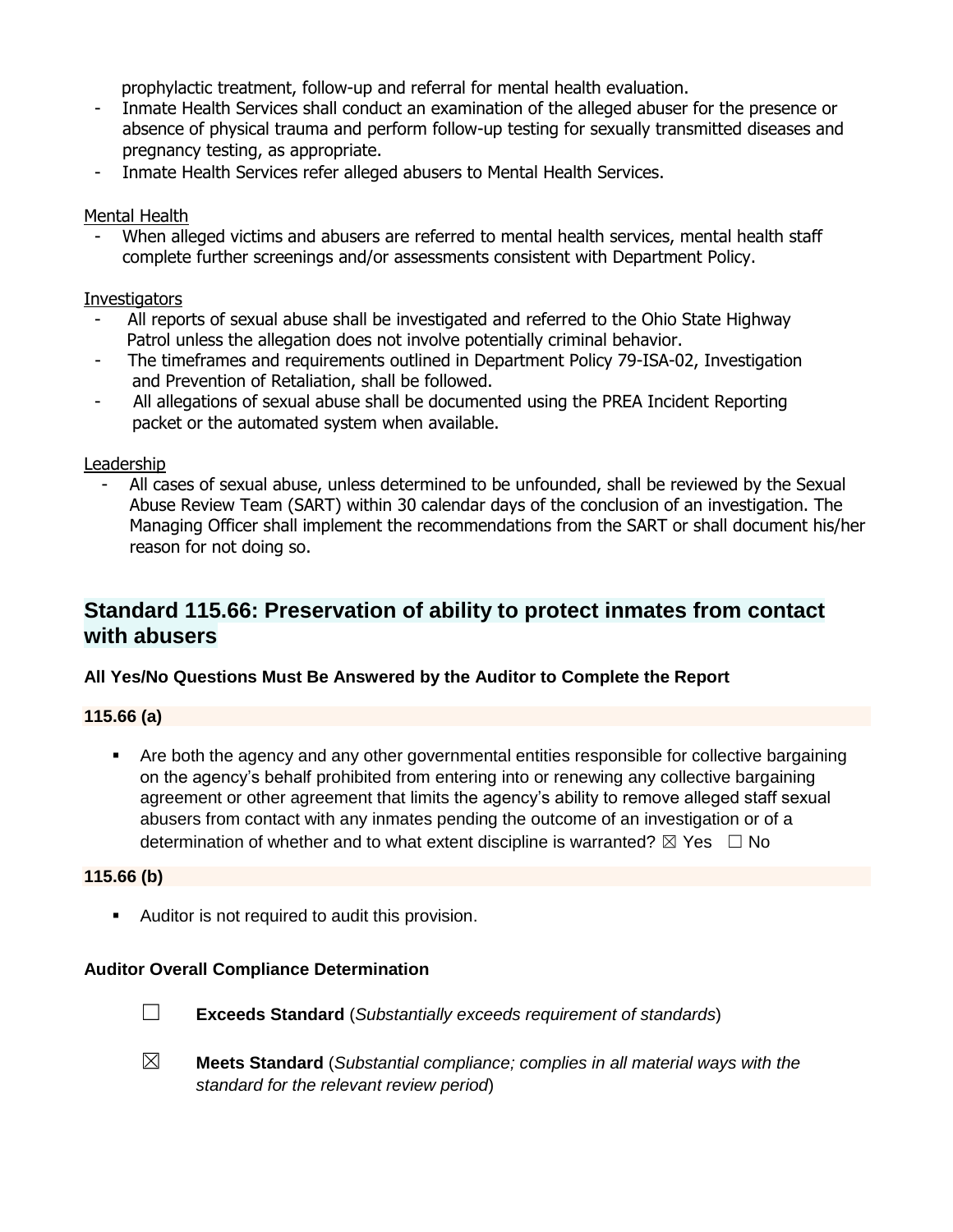prophylactic treatment, follow-up and referral for mental health evaluation.

- Inmate Health Services shall conduct an examination of the alleged abuser for the presence or absence of physical trauma and perform follow-up testing for sexually transmitted diseases and pregnancy testing, as appropriate.
- Inmate Health Services refer alleged abusers to Mental Health Services.

Mental Health

- When alleged victims and abusers are referred to mental health services, mental health staff complete further screenings and/or assessments consistent with Department Policy.

Investigators

- All reports of sexual abuse shall be investigated and referred to the Ohio State Highway Patrol unless the allegation does not involve potentially criminal behavior.
- The timeframes and requirements outlined in Department Policy 79-ISA-02, Investigation and Prevention of Retaliation, shall be followed.
- All allegations of sexual abuse shall be documented using the PREA Incident Reporting packet or the automated system when available.

Leadership

- All cases of sexual abuse, unless determined to be unfounded, shall be reviewed by the Sexual Abuse Review Team (SART) within 30 calendar days of the conclusion of an investigation. The Managing Officer shall implement the recommendations from the SART or shall document his/her reason for not doing so.

## Standard 115.66: Preservation of ability to protect inmates from contact with abusers

**All Yes/No Questions Must Be Answered by the Auditor to Complete the Report**

**115.66 (a)**

- Are both the agency and any other governmental entities responsible for collective bargaining on the agency's behalf prohibited from entering into or renewing any collective bargaining agreement or other agreement that limits the agency's ability to remove alleged staff sexual abusers from contact with any inmates pending the outcome of an investigation or of a determination of whether and to what extent discipline is warranted? ☒ Yes ☐ No

**115.66 (b)**

- Auditor is not required to audit this provision.

**Auditor Overall Compliance Determination**

☐ **Exceeds Standard** (*Substantially exceeds requirement of standards*)

☒ **Meets Standard** (*Substantial compliance; complies in all material ways with the standard for the relevant review period*)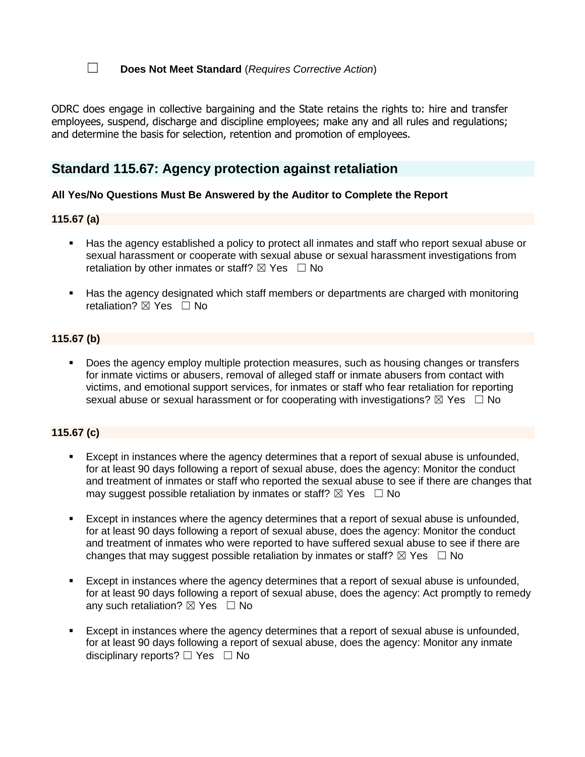☐ **Does Not Meet Standard** (*Requires Corrective Action*)

ODRC does engage in collective bargaining and the State retains the rights to: hire and transfer employees, suspend, discharge and discipline employees; make any and all rules and regulations; and determine the basis for selection, retention and promotion of employees.

## Standard 115.67: Agency protection against retaliation

**All Yes/No Questions Must Be Answered by the Auditor to Complete the Report**

**115.67 (a)**

- Has the agency established a policy to protect all inmates and staff who report sexual abuse or sexual harassment or cooperate with sexual abuse or sexual harassment investigations from retaliation by other inmates or staff? ☒ Yes ☐ No

- Has the agency designated which staff members or departments are charged with monitoring retaliation? ☒ Yes ☐ No

**115.67 (b)**

- Does the agency employ multiple protection measures, such as housing changes or transfers for inmate victims or abusers, removal of alleged staff or inmate abusers from contact with victims, and emotional support services, for inmates or staff who fear retaliation for reporting sexual abuse or sexual harassment or for cooperating with investigations? ☒ Yes ☐ No

**115.67 (c)**

- Except in instances where the agency determines that a report of sexual abuse is unfounded, for at least 90 days following a report of sexual abuse, does the agency: Monitor the conduct and treatment of inmates or staff who reported the sexual abuse to see if there are changes that may suggest possible retaliation by inmates or staff? ☒ Yes ☐ No

- Except in instances where the agency determines that a report of sexual abuse is unfounded, for at least 90 days following a report of sexual abuse, does the agency: Monitor the conduct and treatment of inmates who were reported to have suffered sexual abuse to see if there are changes that may suggest possible retaliation by inmates or staff? ☒ Yes ☐ No

- Except in instances where the agency determines that a report of sexual abuse is unfounded, for at least 90 days following a report of sexual abuse, does the agency: Act promptly to remedy any such retaliation? ☒ Yes ☐ No

- Except in instances where the agency determines that a report of sexual abuse is unfounded, for at least 90 days following a report of sexual abuse, does the agency: Monitor any inmate disciplinary reports? ☐ Yes ☐ No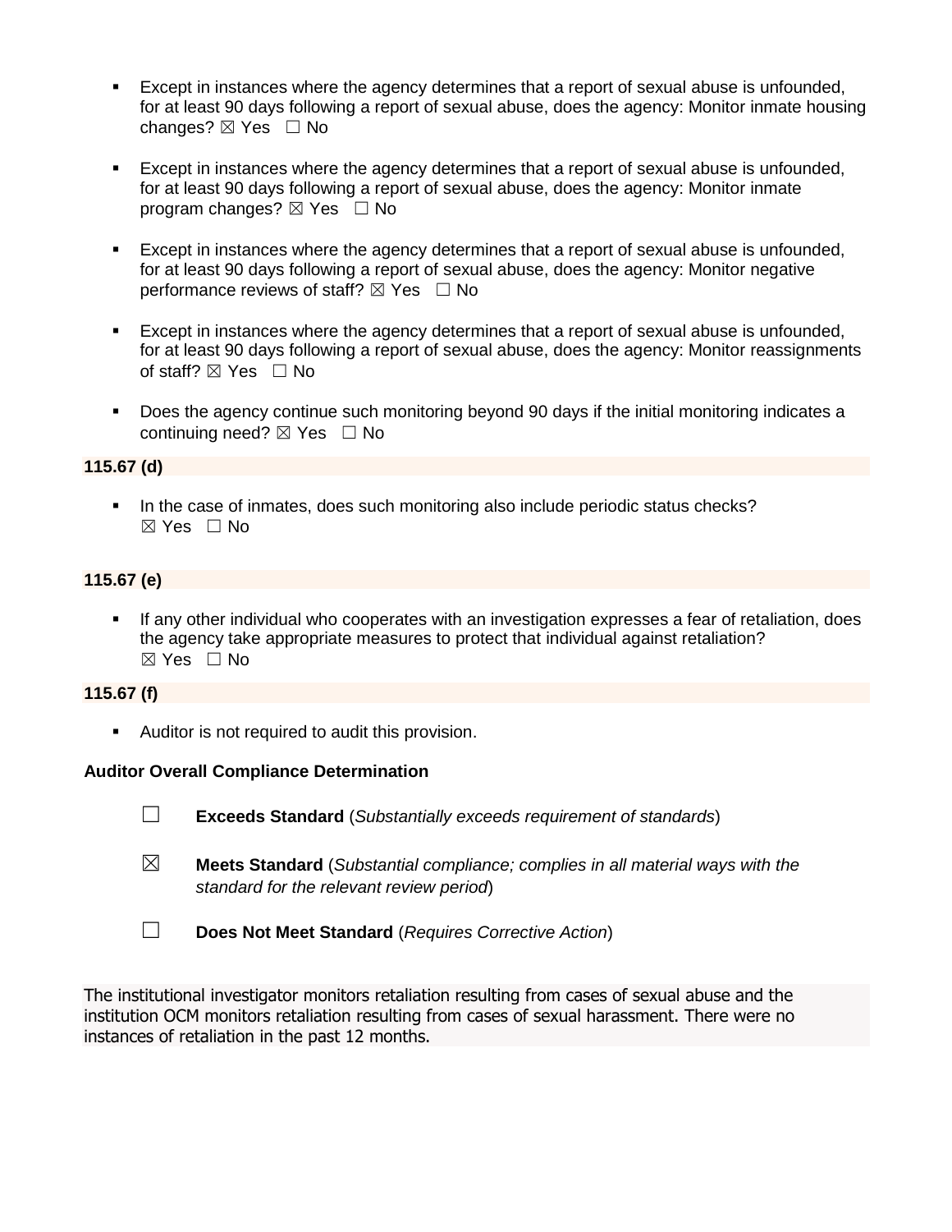- Except in instances where the agency determines that a report of sexual abuse is unfounded, for at least 90 days following a report of sexual abuse, does the agency: Monitor inmate housing changes? ☒ Yes ☐ No

- Except in instances where the agency determines that a report of sexual abuse is unfounded, for at least 90 days following a report of sexual abuse, does the agency: Monitor inmate program changes? ☒ Yes ☐ No

- Except in instances where the agency determines that a report of sexual abuse is unfounded, for at least 90 days following a report of sexual abuse, does the agency: Monitor negative performance reviews of staff? ☒ Yes ☐ No

- Except in instances where the agency determines that a report of sexual abuse is unfounded, for at least 90 days following a report of sexual abuse, does the agency: Monitor reassignments of staff? ☒ Yes ☐ No

- Does the agency continue such monitoring beyond 90 days if the initial monitoring indicates a continuing need? ☒ Yes ☐ No

**115.67 (d)**

- In the case of inmates, does such monitoring also include periodic status checks? ☒ Yes ☐ No

**115.67 (e)**

- If any other individual who cooperates with an investigation expresses a fear of retaliation, does the agency take appropriate measures to protect that individual against retaliation? ☒ Yes ☐ No

**115.67 (f)**

- Auditor is not required to audit this provision.

**Auditor Overall Compliance Determination**

☐ **Exceeds Standard** (*Substantially exceeds requirement of standards*)

☒ **Meets Standard** (*Substantial compliance; complies in all material ways with the standard for the relevant review period*)

☐ **Does Not Meet Standard** (*Requires Corrective Action*)

The institutional investigator monitors retaliation resulting from cases of sexual abuse and the institution OCM monitors retaliation resulting from cases of sexual harassment. There were no instances of retaliation in the past 12 months.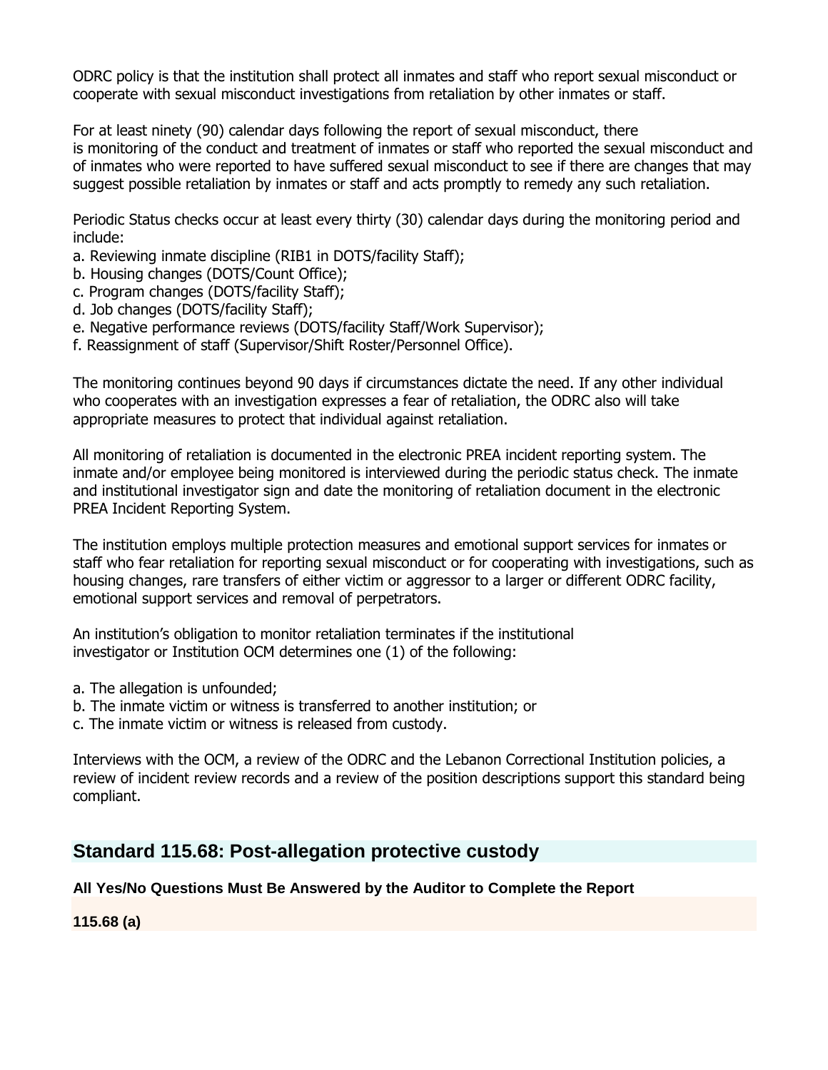ODRC policy is that the institution shall protect all inmates and staff who report sexual misconduct or cooperate with sexual misconduct investigations from retaliation by other inmates or staff.

For at least ninety (90) calendar days following the report of sexual misconduct, there is monitoring of the conduct and treatment of inmates or staff who reported the sexual misconduct and of inmates who were reported to have suffered sexual misconduct to see if there are changes that may suggest possible retaliation by inmates or staff and acts promptly to remedy any such retaliation.

Periodic Status checks occur at least every thirty (30) calendar days during the monitoring period and include:

a. Reviewing inmate discipline (RIB1 in DOTS/facility Staff);
b. Housing changes (DOTS/Count Office);
c. Program changes (DOTS/facility Staff);
d. Job changes (DOTS/facility Staff);
e. Negative performance reviews (DOTS/facility Staff/Work Supervisor);
f. Reassignment of staff (Supervisor/Shift Roster/Personnel Office).

The monitoring continues beyond 90 days if circumstances dictate the need. If any other individual who cooperates with an investigation expresses a fear of retaliation, the ODRC also will take appropriate measures to protect that individual against retaliation.

All monitoring of retaliation is documented in the electronic PREA incident reporting system. The inmate and/or employee being monitored is interviewed during the periodic status check. The inmate and institutional investigator sign and date the monitoring of retaliation document in the electronic PREA Incident Reporting System.

The institution employs multiple protection measures and emotional support services for inmates or staff who fear retaliation for reporting sexual misconduct or for cooperating with investigations, such as housing changes, rare transfers of either victim or aggressor to a larger or different ODRC facility, emotional support services and removal of perpetrators.

An institution's obligation to monitor retaliation terminates if the institutional investigator or Institution OCM determines one (1) of the following:

a. The allegation is unfounded;
b. The inmate victim or witness is transferred to another institution; or
c. The inmate victim or witness is released from custody.

Interviews with the OCM, a review of the ODRC and the Lebanon Correctional Institution policies, a review of incident review records and a review of the position descriptions support this standard being compliant.

## Standard 115.68: Post-allegation protective custody

**All Yes/No Questions Must Be Answered by the Auditor to Complete the Report**

**115.68 (a)**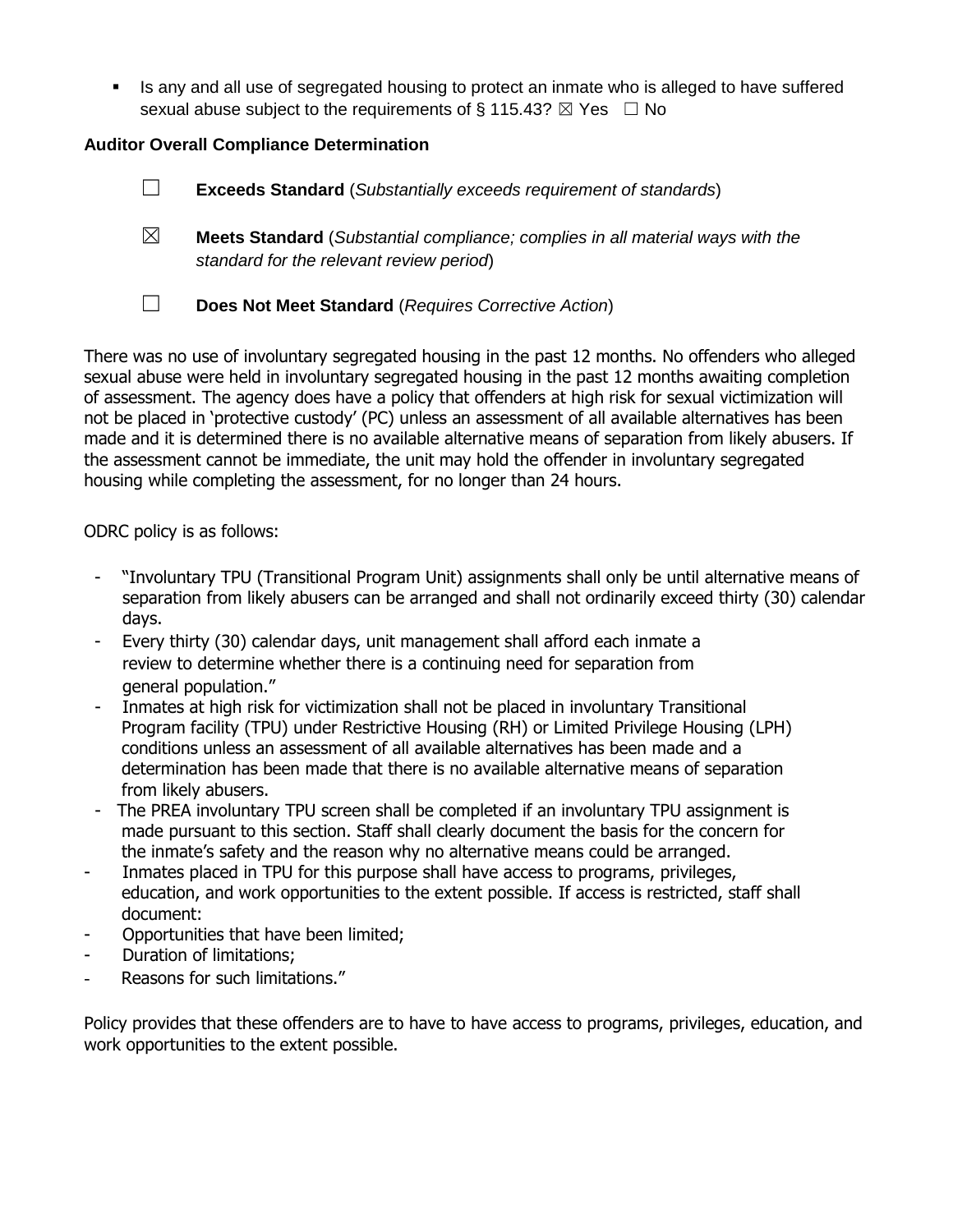- Is any and all use of segregated housing to protect an inmate who is alleged to have suffered sexual abuse subject to the requirements of § 115.43? ☒ Yes ☐ No

**Auditor Overall Compliance Determination**

☐ **Exceeds Standard** (*Substantially exceeds requirement of standards*)

☒ **Meets Standard** (*Substantial compliance; complies in all material ways with the standard for the relevant review period*)

☐ **Does Not Meet Standard** (*Requires Corrective Action*)

There was no use of involuntary segregated housing in the past 12 months. No offenders who alleged sexual abuse were held in involuntary segregated housing in the past 12 months awaiting completion of assessment. The agency does have a policy that offenders at high risk for sexual victimization will not be placed in 'protective custody' (PC) unless an assessment of all available alternatives has been made and it is determined there is no available alternative means of separation from likely abusers. If the assessment cannot be immediate, the unit may hold the offender in involuntary segregated housing while completing the assessment, for no longer than 24 hours.

ODRC policy is as follows:

- "Involuntary TPU (Transitional Program Unit) assignments shall only be until alternative means of separation from likely abusers can be arranged and shall not ordinarily exceed thirty (30) calendar days.
- Every thirty (30) calendar days, unit management shall afford each inmate a review to determine whether there is a continuing need for separation from general population."
- Inmates at high risk for victimization shall not be placed in involuntary Transitional Program facility (TPU) under Restrictive Housing (RH) or Limited Privilege Housing (LPH) conditions unless an assessment of all available alternatives has been made and a determination has been made that there is no available alternative means of separation from likely abusers.
- The PREA involuntary TPU screen shall be completed if an involuntary TPU assignment is made pursuant to this section. Staff shall clearly document the basis for the concern for the inmate's safety and the reason why no alternative means could be arranged.
- Inmates placed in TPU for this purpose shall have access to programs, privileges, education, and work opportunities to the extent possible. If access is restricted, staff shall document:
- Opportunities that have been limited;
- Duration of limitations;
- Reasons for such limitations."

Policy provides that these offenders are to have to have access to programs, privileges, education, and work opportunities to the extent possible.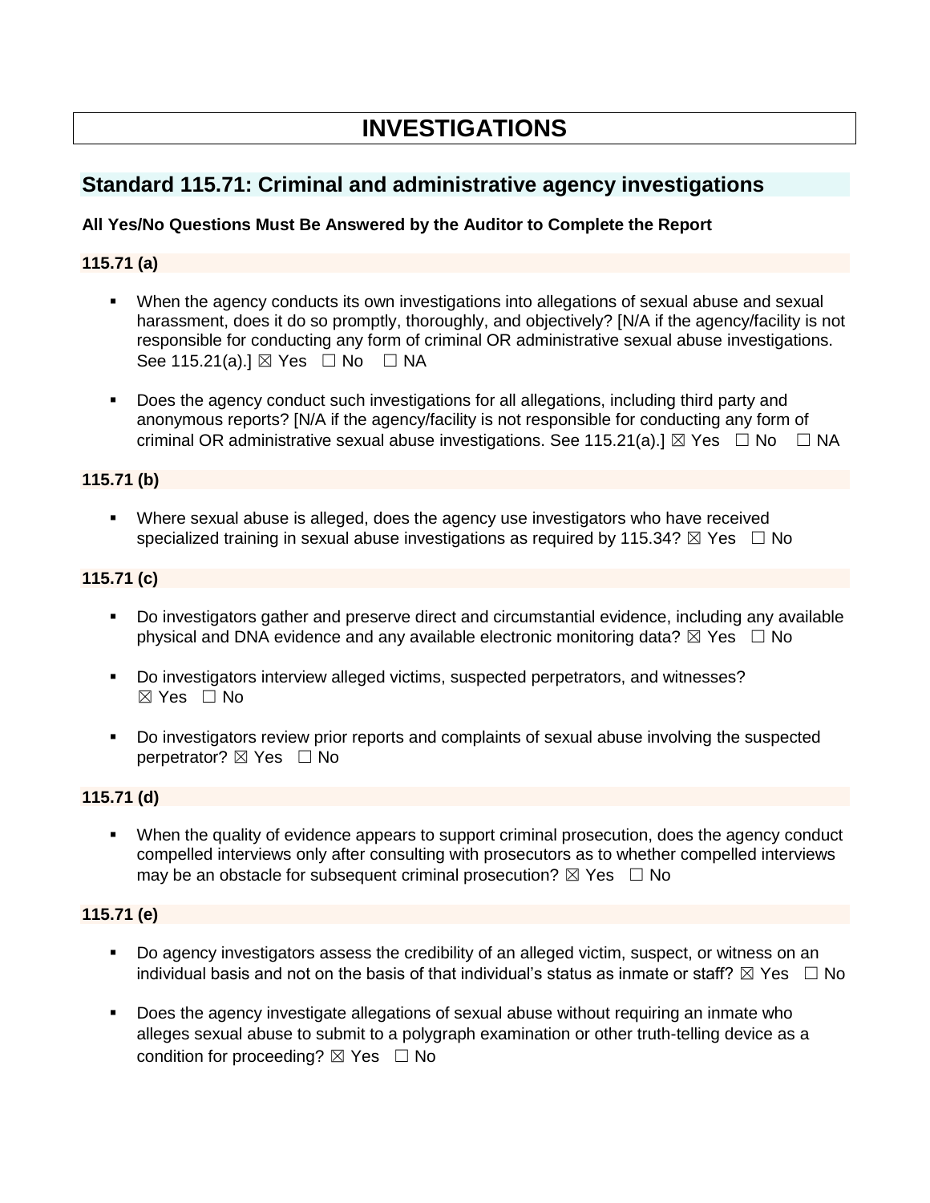# INVESTIGATIONS

## Standard 115.71: Criminal and administrative agency investigations

**All Yes/No Questions Must Be Answered by the Auditor to Complete the Report**

### 115.71 (a)

- When the agency conducts its own investigations into allegations of sexual abuse and sexual harassment, does it do so promptly, thoroughly, and objectively? [N/A if the agency/facility is not responsible for conducting any form of criminal OR administrative sexual abuse investigations. See 115.21(a).] ☒ Yes ☐ No ☐ NA

- Does the agency conduct such investigations for all allegations, including third party and anonymous reports? [N/A if the agency/facility is not responsible for conducting any form of criminal OR administrative sexual abuse investigations. See 115.21(a).] ☒ Yes ☐ No ☐ NA

### 115.71 (b)

- Where sexual abuse is alleged, does the agency use investigators who have received specialized training in sexual abuse investigations as required by 115.34? ☒ Yes ☐ No

### 115.71 (c)

- Do investigators gather and preserve direct and circumstantial evidence, including any available physical and DNA evidence and any available electronic monitoring data? ☒ Yes ☐ No

- Do investigators interview alleged victims, suspected perpetrators, and witnesses? ☒ Yes ☐ No

- Do investigators review prior reports and complaints of sexual abuse involving the suspected perpetrator? ☒ Yes ☐ No

### 115.71 (d)

- When the quality of evidence appears to support criminal prosecution, does the agency conduct compelled interviews only after consulting with prosecutors as to whether compelled interviews may be an obstacle for subsequent criminal prosecution? ☒ Yes ☐ No

### 115.71 (e)

- Do agency investigators assess the credibility of an alleged victim, suspect, or witness on an individual basis and not on the basis of that individual's status as inmate or staff? ☒ Yes ☐ No

- Does the agency investigate allegations of sexual abuse without requiring an inmate who alleges sexual abuse to submit to a polygraph examination or other truth-telling device as a condition for proceeding? ☒ Yes ☐ No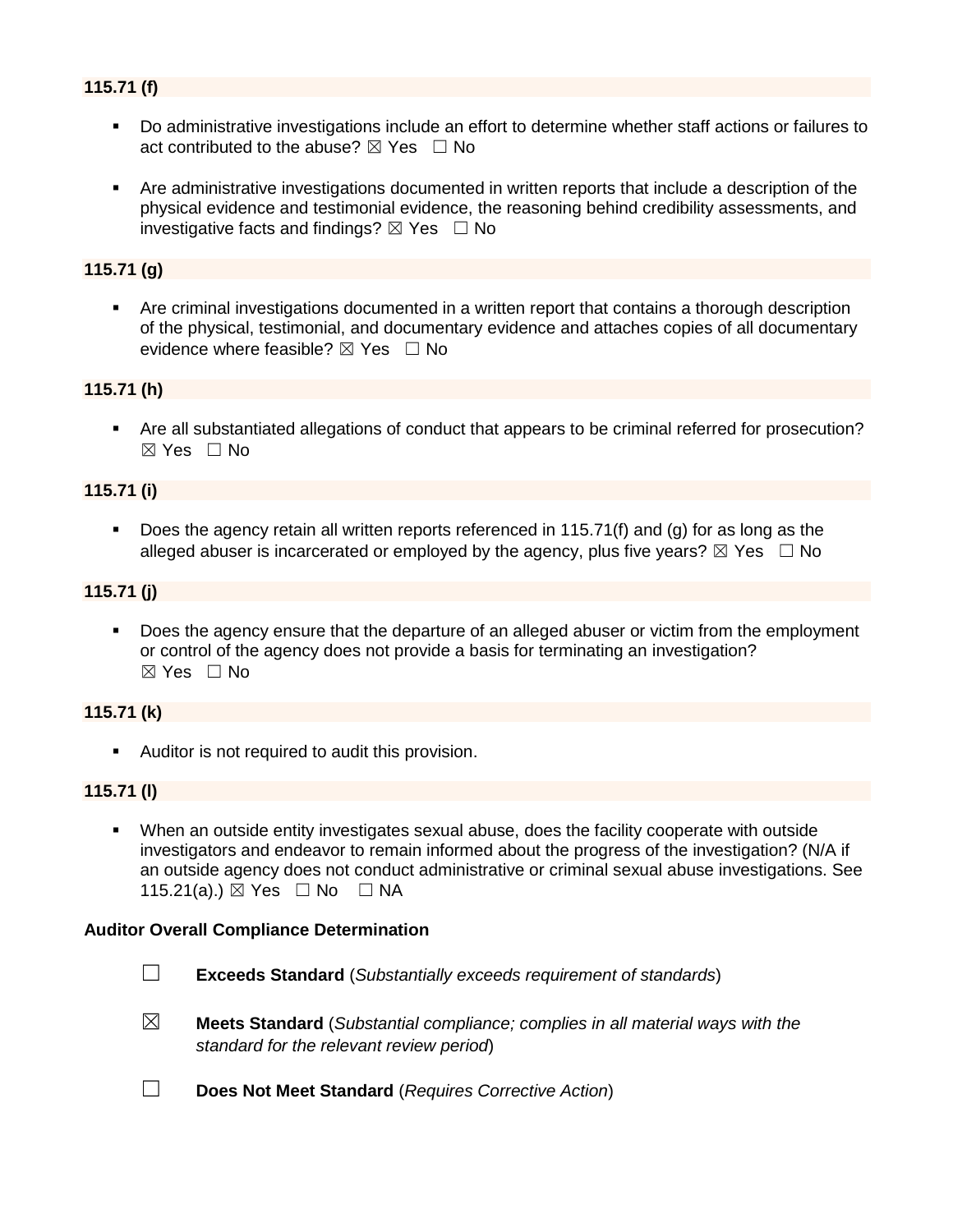**115.71 (f)**

- Do administrative investigations include an effort to determine whether staff actions or failures to act contributed to the abuse? ☒ Yes ☐ No
- Are administrative investigations documented in written reports that include a description of the physical evidence and testimonial evidence, the reasoning behind credibility assessments, and investigative facts and findings? ☒ Yes ☐ No

**115.71 (g)**

- Are criminal investigations documented in a written report that contains a thorough description of the physical, testimonial, and documentary evidence and attaches copies of all documentary evidence where feasible? ☒ Yes ☐ No

**115.71 (h)**

- Are all substantiated allegations of conduct that appears to be criminal referred for prosecution? ☒ Yes ☐ No

**115.71 (i)**

- Does the agency retain all written reports referenced in 115.71(f) and (g) for as long as the alleged abuser is incarcerated or employed by the agency, plus five years? ☒ Yes ☐ No

**115.71 (j)**

- Does the agency ensure that the departure of an alleged abuser or victim from the employment or control of the agency does not provide a basis for terminating an investigation? ☒ Yes ☐ No

**115.71 (k)**

- Auditor is not required to audit this provision.

**115.71 (l)**

- When an outside entity investigates sexual abuse, does the facility cooperate with outside investigators and endeavor to remain informed about the progress of the investigation? (N/A if an outside agency does not conduct administrative or criminal sexual abuse investigations. See 115.21(a).) ☒ Yes ☐ No ☐ NA

**Auditor Overall Compliance Determination**

☐ **Exceeds Standard** (*Substantially exceeds requirement of standards*)

☒ **Meets Standard** (*Substantial compliance; complies in all material ways with the standard for the relevant review period*)

☐ **Does Not Meet Standard** (*Requires Corrective Action*)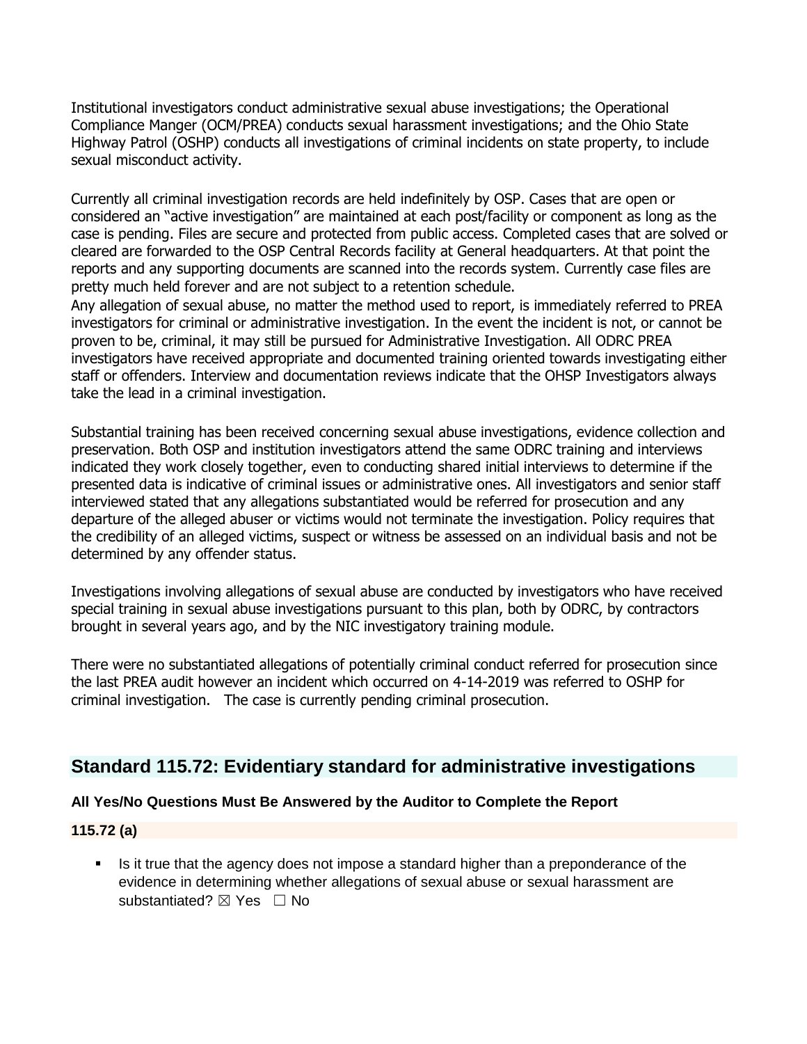Institutional investigators conduct administrative sexual abuse investigations; the Operational Compliance Manger (OCM/PREA) conducts sexual harassment investigations; and the Ohio State Highway Patrol (OSHP) conducts all investigations of criminal incidents on state property, to include sexual misconduct activity.

Currently all criminal investigation records are held indefinitely by OSP. Cases that are open or considered an "active investigation" are maintained at each post/facility or component as long as the case is pending. Files are secure and protected from public access. Completed cases that are solved or cleared are forwarded to the OSP Central Records facility at General headquarters. At that point the reports and any supporting documents are scanned into the records system. Currently case files are pretty much held forever and are not subject to a retention schedule.
Any allegation of sexual abuse, no matter the method used to report, is immediately referred to PREA investigators for criminal or administrative investigation. In the event the incident is not, or cannot be proven to be, criminal, it may still be pursued for Administrative Investigation. All ODRC PREA investigators have received appropriate and documented training oriented towards investigating either staff or offenders. Interview and documentation reviews indicate that the OHSP Investigators always take the lead in a criminal investigation.

Substantial training has been received concerning sexual abuse investigations, evidence collection and preservation. Both OSP and institution investigators attend the same ODRC training and interviews indicated they work closely together, even to conducting shared initial interviews to determine if the presented data is indicative of criminal issues or administrative ones. All investigators and senior staff interviewed stated that any allegations substantiated would be referred for prosecution and any departure of the alleged abuser or victims would not terminate the investigation. Policy requires that the credibility of an alleged victims, suspect or witness be assessed on an individual basis and not be determined by any offender status.

Investigations involving allegations of sexual abuse are conducted by investigators who have received special training in sexual abuse investigations pursuant to this plan, both by ODRC, by contractors brought in several years ago, and by the NIC investigatory training module.

There were no substantiated allegations of potentially criminal conduct referred for prosecution since the last PREA audit however an incident which occurred on 4-14-2019 was referred to OSHP for criminal investigation. The case is currently pending criminal prosecution.

## Standard 115.72: Evidentiary standard for administrative investigations

**All Yes/No Questions Must Be Answered by the Auditor to Complete the Report**

**115.72 (a)**

- Is it true that the agency does not impose a standard higher than a preponderance of the evidence in determining whether allegations of sexual abuse or sexual harassment are substantiated? ☒ Yes ☐ No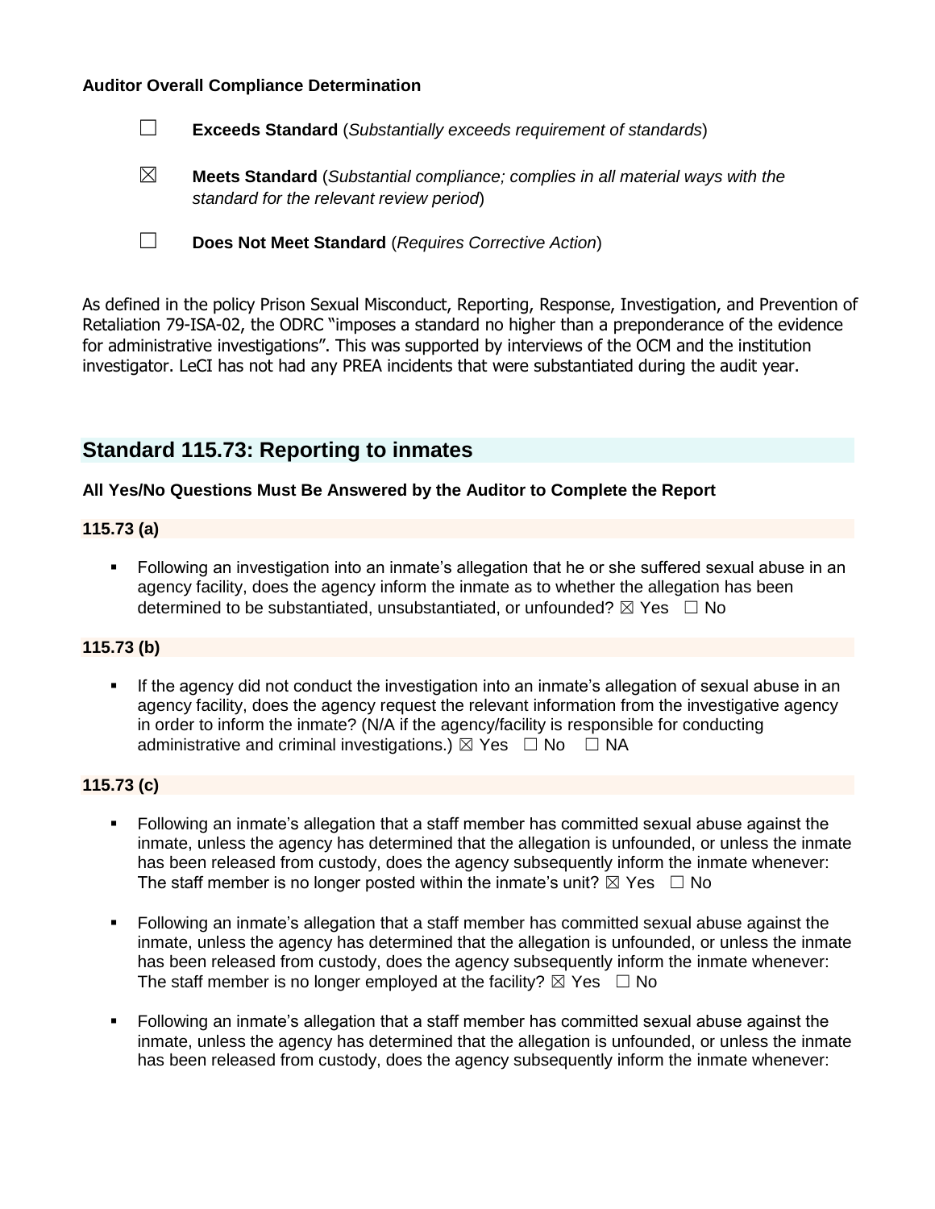**Auditor Overall Compliance Determination**

☐ **Exceeds Standard** (*Substantially exceeds requirement of standards*)

☒ **Meets Standard** (*Substantial compliance; complies in all material ways with the standard for the relevant review period*)

☐ **Does Not Meet Standard** (*Requires Corrective Action*)

As defined in the policy Prison Sexual Misconduct, Reporting, Response, Investigation, and Prevention of Retaliation 79-ISA-02, the ODRC "imposes a standard no higher than a preponderance of the evidence for administrative investigations". This was supported by interviews of the OCM and the institution investigator. LeCI has not had any PREA incidents that were substantiated during the audit year.

## Standard 115.73: Reporting to inmates

**All Yes/No Questions Must Be Answered by the Auditor to Complete the Report**

**115.73 (a)**

- Following an investigation into an inmate's allegation that he or she suffered sexual abuse in an agency facility, does the agency inform the inmate as to whether the allegation has been determined to be substantiated, unsubstantiated, or unfounded? ☒ Yes ☐ No

**115.73 (b)**

- If the agency did not conduct the investigation into an inmate's allegation of sexual abuse in an agency facility, does the agency request the relevant information from the investigative agency in order to inform the inmate? (N/A if the agency/facility is responsible for conducting administrative and criminal investigations.) ☒ Yes ☐ No ☐ NA

**115.73 (c)**

- Following an inmate's allegation that a staff member has committed sexual abuse against the inmate, unless the agency has determined that the allegation is unfounded, or unless the inmate has been released from custody, does the agency subsequently inform the inmate whenever: The staff member is no longer posted within the inmate's unit? ☒ Yes ☐ No
- Following an inmate's allegation that a staff member has committed sexual abuse against the inmate, unless the agency has determined that the allegation is unfounded, or unless the inmate has been released from custody, does the agency subsequently inform the inmate whenever: The staff member is no longer employed at the facility? ☒ Yes ☐ No
- Following an inmate's allegation that a staff member has committed sexual abuse against the inmate, unless the agency has determined that the allegation is unfounded, or unless the inmate has been released from custody, does the agency subsequently inform the inmate whenever: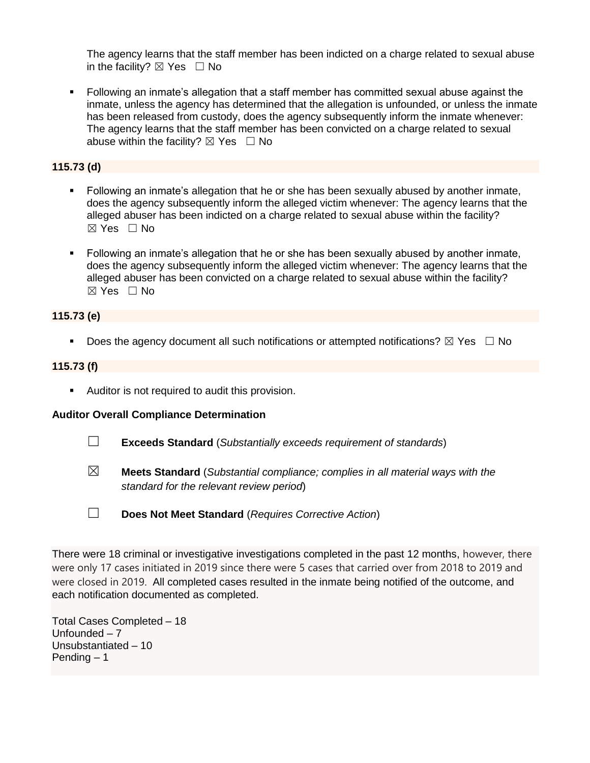The agency learns that the staff member has been indicted on a charge related to sexual abuse in the facility? ☒ Yes ☐ No

- Following an inmate's allegation that a staff member has committed sexual abuse against the inmate, unless the agency has determined that the allegation is unfounded, or unless the inmate has been released from custody, does the agency subsequently inform the inmate whenever: The agency learns that the staff member has been convicted on a charge related to sexual abuse within the facility? ☒ Yes ☐ No

**115.73 (d)**

- Following an inmate's allegation that he or she has been sexually abused by another inmate, does the agency subsequently inform the alleged victim whenever: The agency learns that the alleged abuser has been indicted on a charge related to sexual abuse within the facility? ☒ Yes ☐ No
- Following an inmate's allegation that he or she has been sexually abused by another inmate, does the agency subsequently inform the alleged victim whenever: The agency learns that the alleged abuser has been convicted on a charge related to sexual abuse within the facility? ☒ Yes ☐ No

**115.73 (e)**

- Does the agency document all such notifications or attempted notifications? ☒ Yes ☐ No

**115.73 (f)**

- Auditor is not required to audit this provision.

**Auditor Overall Compliance Determination**

☐ **Exceeds Standard** (*Substantially exceeds requirement of standards*)

☒ **Meets Standard** (*Substantial compliance; complies in all material ways with the standard for the relevant review period*)

☐ **Does Not Meet Standard** (*Requires Corrective Action*)

There were 18 criminal or investigative investigations completed in the past 12 months, however, there were only 17 cases initiated in 2019 since there were 5 cases that carried over from 2018 to 2019 and were closed in 2019. All completed cases resulted in the inmate being notified of the outcome, and each notification documented as completed.

Total Cases Completed – 18
Unfounded – 7
Unsubstantiated – 10
Pending – 1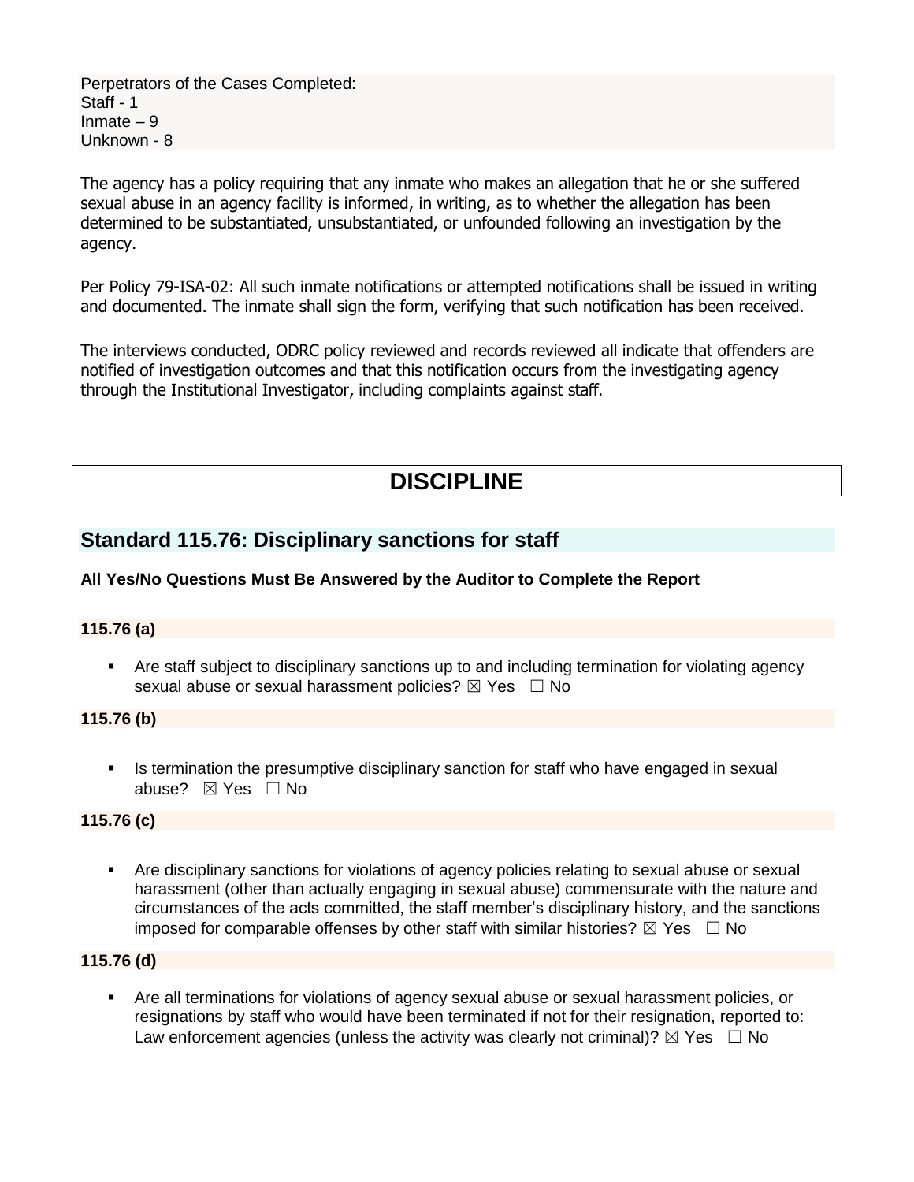Perpetrators of the Cases Completed:
Staff - 1
Inmate – 9
Unknown - 8

The agency has a policy requiring that any inmate who makes an allegation that he or she suffered sexual abuse in an agency facility is informed, in writing, as to whether the allegation has been determined to be substantiated, unsubstantiated, or unfounded following an investigation by the agency.

Per Policy 79-ISA-02: All such inmate notifications or attempted notifications shall be issued in writing and documented. The inmate shall sign the form, verifying that such notification has been received.

The interviews conducted, ODRC policy reviewed and records reviewed all indicate that offenders are notified of investigation outcomes and that this notification occurs from the investigating agency through the Institutional Investigator, including complaints against staff.

# DISCIPLINE

## Standard 115.76: Disciplinary sanctions for staff

**All Yes/No Questions Must Be Answered by the Auditor to Complete the Report**

**115.76 (a)**

- Are staff subject to disciplinary sanctions up to and including termination for violating agency sexual abuse or sexual harassment policies? ☒ Yes ☐ No

**115.76 (b)**

- Is termination the presumptive disciplinary sanction for staff who have engaged in sexual abuse? ☒ Yes ☐ No

**115.76 (c)**

- Are disciplinary sanctions for violations of agency policies relating to sexual abuse or sexual harassment (other than actually engaging in sexual abuse) commensurate with the nature and circumstances of the acts committed, the staff member's disciplinary history, and the sanctions imposed for comparable offenses by other staff with similar histories? ☒ Yes ☐ No

**115.76 (d)**

- Are all terminations for violations of agency sexual abuse or sexual harassment policies, or resignations by staff who would have been terminated if not for their resignation, reported to: Law enforcement agencies (unless the activity was clearly not criminal)? ☒ Yes ☐ No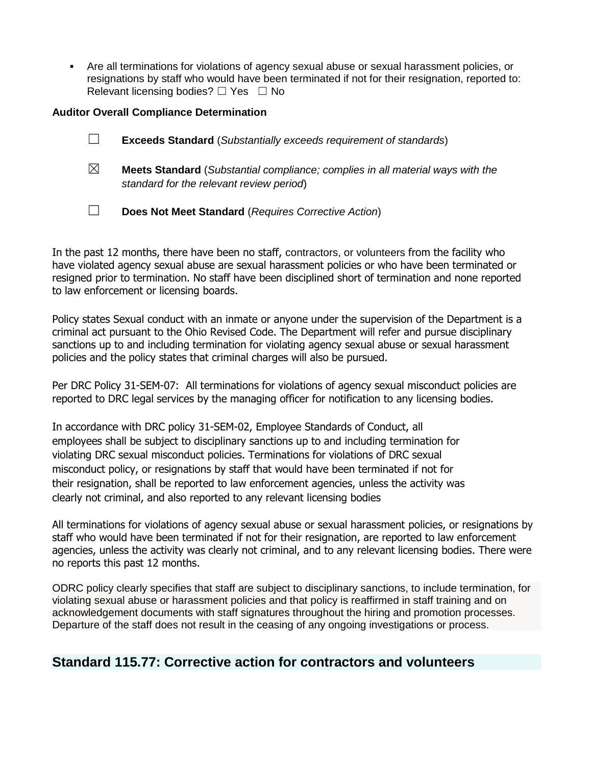- Are all terminations for violations of agency sexual abuse or sexual harassment policies, or resignations by staff who would have been terminated if not for their resignation, reported to: Relevant licensing bodies? ☐ Yes ☐ No

**Auditor Overall Compliance Determination**

☐ **Exceeds Standard** (*Substantially exceeds requirement of standards*)

☒ **Meets Standard** (*Substantial compliance; complies in all material ways with the standard for the relevant review period*)

☐ **Does Not Meet Standard** (*Requires Corrective Action*)

In the past 12 months, there have been no staff, contractors, or volunteers from the facility who have violated agency sexual abuse are sexual harassment policies or who have been terminated or resigned prior to termination. No staff have been disciplined short of termination and none reported to law enforcement or licensing boards.

Policy states Sexual conduct with an inmate or anyone under the supervision of the Department is a criminal act pursuant to the Ohio Revised Code. The Department will refer and pursue disciplinary sanctions up to and including termination for violating agency sexual abuse or sexual harassment policies and the policy states that criminal charges will also be pursued.

Per DRC Policy 31-SEM-07: All terminations for violations of agency sexual misconduct policies are reported to DRC legal services by the managing officer for notification to any licensing bodies.

In accordance with DRC policy 31-SEM-02, Employee Standards of Conduct, all employees shall be subject to disciplinary sanctions up to and including termination for violating DRC sexual misconduct policies. Terminations for violations of DRC sexual misconduct policy, or resignations by staff that would have been terminated if not for their resignation, shall be reported to law enforcement agencies, unless the activity was clearly not criminal, and also reported to any relevant licensing bodies

All terminations for violations of agency sexual abuse or sexual harassment policies, or resignations by staff who would have been terminated if not for their resignation, are reported to law enforcement agencies, unless the activity was clearly not criminal, and to any relevant licensing bodies. There were no reports this past 12 months.

ODRC policy clearly specifies that staff are subject to disciplinary sanctions, to include termination, for violating sexual abuse or harassment policies and that policy is reaffirmed in staff training and on acknowledgement documents with staff signatures throughout the hiring and promotion processes. Departure of the staff does not result in the ceasing of any ongoing investigations or process.

## Standard 115.77: Corrective action for contractors and volunteers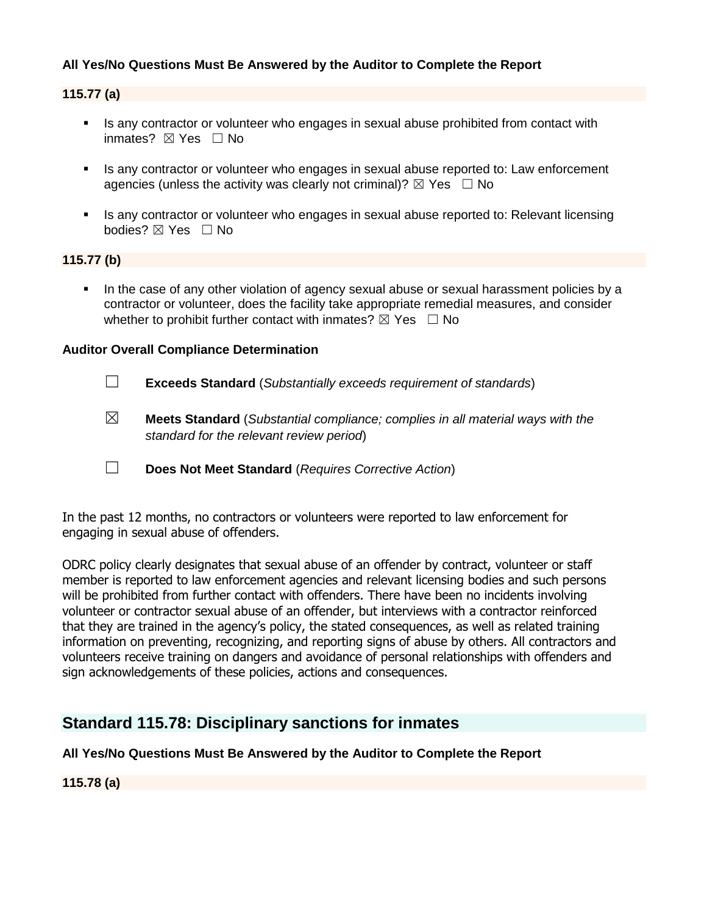**All Yes/No Questions Must Be Answered by the Auditor to Complete the Report**

**115.77 (a)**

- Is any contractor or volunteer who engages in sexual abuse prohibited from contact with inmates? ☒ Yes ☐ No

- Is any contractor or volunteer who engages in sexual abuse reported to: Law enforcement agencies (unless the activity was clearly not criminal)? ☒ Yes ☐ No

- Is any contractor or volunteer who engages in sexual abuse reported to: Relevant licensing bodies? ☒ Yes ☐ No

**115.77 (b)**

- In the case of any other violation of agency sexual abuse or sexual harassment policies by a contractor or volunteer, does the facility take appropriate remedial measures, and consider whether to prohibit further contact with inmates? ☒ Yes ☐ No

**Auditor Overall Compliance Determination**

☐ **Exceeds Standard** (*Substantially exceeds requirement of standards*)

☒ **Meets Standard** (*Substantial compliance; complies in all material ways with the standard for the relevant review period*)

☐ **Does Not Meet Standard** (*Requires Corrective Action*)

In the past 12 months, no contractors or volunteers were reported to law enforcement for engaging in sexual abuse of offenders.

ODRC policy clearly designates that sexual abuse of an offender by contract, volunteer or staff member is reported to law enforcement agencies and relevant licensing bodies and such persons will be prohibited from further contact with offenders. There have been no incidents involving volunteer or contractor sexual abuse of an offender, but interviews with a contractor reinforced that they are trained in the agency's policy, the stated consequences, as well as related training information on preventing, recognizing, and reporting signs of abuse by others. All contractors and volunteers receive training on dangers and avoidance of personal relationships with offenders and sign acknowledgements of these policies, actions and consequences.

## Standard 115.78: Disciplinary sanctions for inmates

**All Yes/No Questions Must Be Answered by the Auditor to Complete the Report**

**115.78 (a)**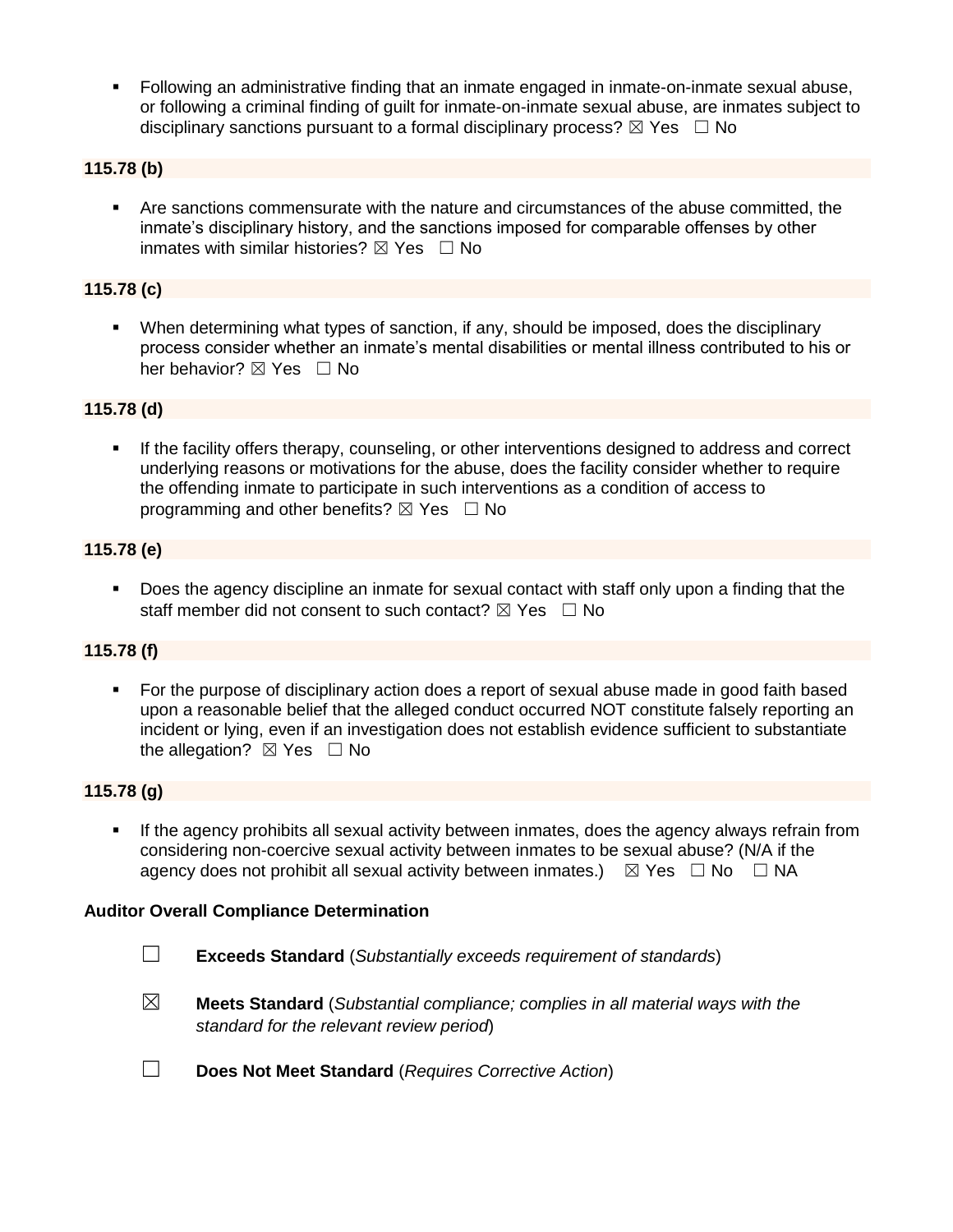- Following an administrative finding that an inmate engaged in inmate-on-inmate sexual abuse, or following a criminal finding of guilt for inmate-on-inmate sexual abuse, are inmates subject to disciplinary sanctions pursuant to a formal disciplinary process? ☒ Yes ☐ No

**115.78 (b)**

- Are sanctions commensurate with the nature and circumstances of the abuse committed, the inmate's disciplinary history, and the sanctions imposed for comparable offenses by other inmates with similar histories? ☒ Yes ☐ No

**115.78 (c)**

- When determining what types of sanction, if any, should be imposed, does the disciplinary process consider whether an inmate's mental disabilities or mental illness contributed to his or her behavior? ☒ Yes ☐ No

**115.78 (d)**

- If the facility offers therapy, counseling, or other interventions designed to address and correct underlying reasons or motivations for the abuse, does the facility consider whether to require the offending inmate to participate in such interventions as a condition of access to programming and other benefits? ☒ Yes ☐ No

**115.78 (e)**

- Does the agency discipline an inmate for sexual contact with staff only upon a finding that the staff member did not consent to such contact? ☒ Yes ☐ No

**115.78 (f)**

- For the purpose of disciplinary action does a report of sexual abuse made in good faith based upon a reasonable belief that the alleged conduct occurred NOT constitute falsely reporting an incident or lying, even if an investigation does not establish evidence sufficient to substantiate the allegation? ☒ Yes ☐ No

**115.78 (g)**

- If the agency prohibits all sexual activity between inmates, does the agency always refrain from considering non-coercive sexual activity between inmates to be sexual abuse? (N/A if the agency does not prohibit all sexual activity between inmates.) ☒ Yes ☐ No ☐ NA

**Auditor Overall Compliance Determination**

☐ **Exceeds Standard** (*Substantially exceeds requirement of standards*)

☒ **Meets Standard** (*Substantial compliance; complies in all material ways with the standard for the relevant review period*)

☐ **Does Not Meet Standard** (*Requires Corrective Action*)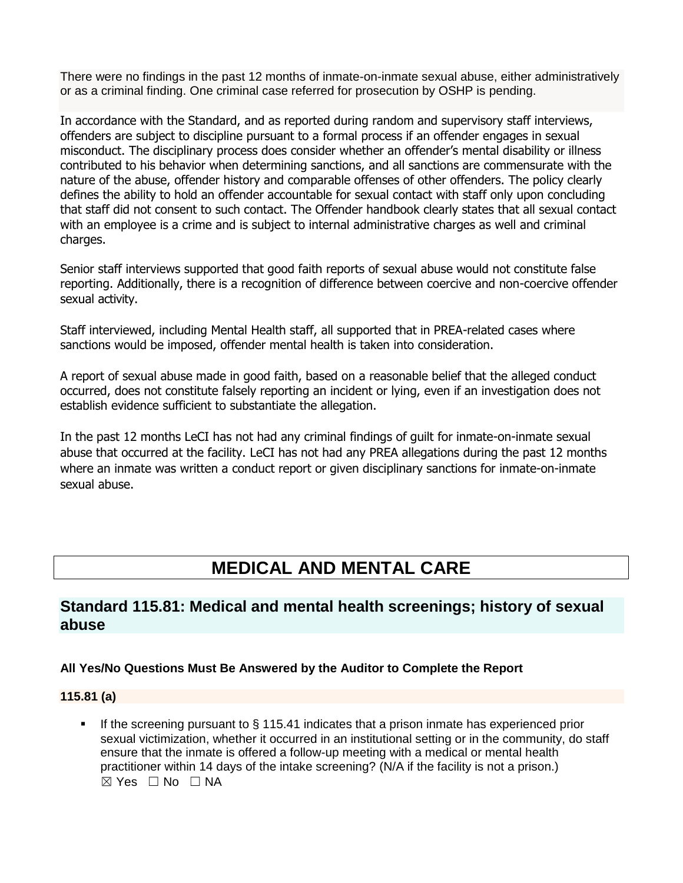There were no findings in the past 12 months of inmate-on-inmate sexual abuse, either administratively or as a criminal finding. One criminal case referred for prosecution by OSHP is pending.

In accordance with the Standard, and as reported during random and supervisory staff interviews, offenders are subject to discipline pursuant to a formal process if an offender engages in sexual misconduct. The disciplinary process does consider whether an offender's mental disability or illness contributed to his behavior when determining sanctions, and all sanctions are commensurate with the nature of the abuse, offender history and comparable offenses of other offenders. The policy clearly defines the ability to hold an offender accountable for sexual contact with staff only upon concluding that staff did not consent to such contact. The Offender handbook clearly states that all sexual contact with an employee is a crime and is subject to internal administrative charges as well and criminal charges.

Senior staff interviews supported that good faith reports of sexual abuse would not constitute false reporting. Additionally, there is a recognition of difference between coercive and non-coercive offender sexual activity.

Staff interviewed, including Mental Health staff, all supported that in PREA-related cases where sanctions would be imposed, offender mental health is taken into consideration.

A report of sexual abuse made in good faith, based on a reasonable belief that the alleged conduct occurred, does not constitute falsely reporting an incident or lying, even if an investigation does not establish evidence sufficient to substantiate the allegation.

In the past 12 months LeCI has not had any criminal findings of guilt for inmate-on-inmate sexual abuse that occurred at the facility. LeCI has not had any PREA allegations during the past 12 months where an inmate was written a conduct report or given disciplinary sanctions for inmate-on-inmate sexual abuse.

# MEDICAL AND MENTAL CARE

## Standard 115.81: Medical and mental health screenings; history of sexual abuse

**All Yes/No Questions Must Be Answered by the Auditor to Complete the Report**

**115.81 (a)**

- If the screening pursuant to § 115.41 indicates that a prison inmate has experienced prior sexual victimization, whether it occurred in an institutional setting or in the community, do staff ensure that the inmate is offered a follow-up meeting with a medical or mental health practitioner within 14 days of the intake screening? (N/A if the facility is not a prison.)
  ☒ Yes ☐ No ☐ NA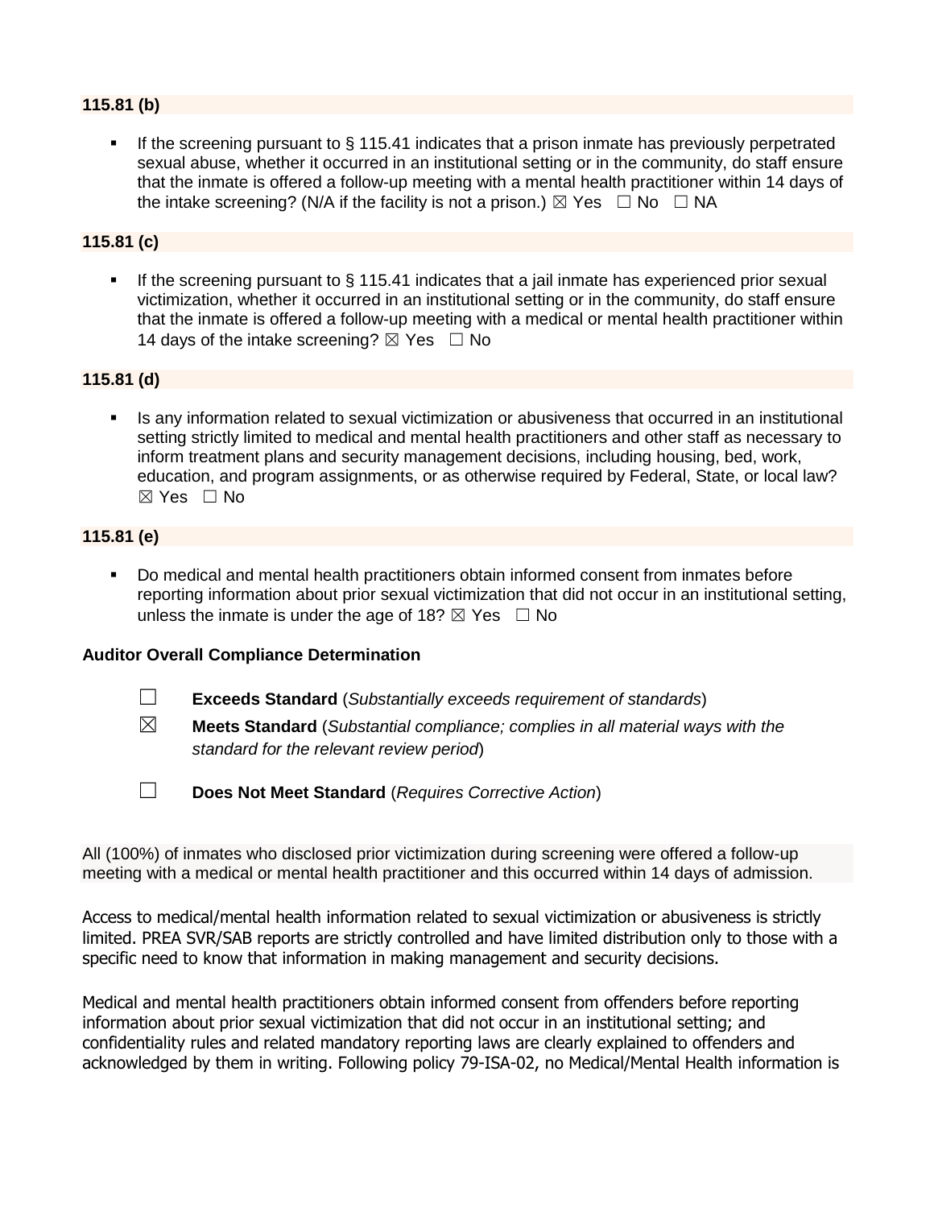**115.81 (b)**

- If the screening pursuant to § 115.41 indicates that a prison inmate has previously perpetrated sexual abuse, whether it occurred in an institutional setting or in the community, do staff ensure that the inmate is offered a follow-up meeting with a mental health practitioner within 14 days of the intake screening? (N/A if the facility is not a prison.) ☒ Yes ☐ No ☐ NA

**115.81 (c)**

- If the screening pursuant to § 115.41 indicates that a jail inmate has experienced prior sexual victimization, whether it occurred in an institutional setting or in the community, do staff ensure that the inmate is offered a follow-up meeting with a medical or mental health practitioner within 14 days of the intake screening? ☒ Yes ☐ No

**115.81 (d)**

- Is any information related to sexual victimization or abusiveness that occurred in an institutional setting strictly limited to medical and mental health practitioners and other staff as necessary to inform treatment plans and security management decisions, including housing, bed, work, education, and program assignments, or as otherwise required by Federal, State, or local law? ☒ Yes ☐ No

**115.81 (e)**

- Do medical and mental health practitioners obtain informed consent from inmates before reporting information about prior sexual victimization that did not occur in an institutional setting, unless the inmate is under the age of 18? ☒ Yes ☐ No

**Auditor Overall Compliance Determination**

☐ **Exceeds Standard** (*Substantially exceeds requirement of standards*)

☒ **Meets Standard** (*Substantial compliance; complies in all material ways with the standard for the relevant review period*)

☐ **Does Not Meet Standard** (*Requires Corrective Action*)

All (100%) of inmates who disclosed prior victimization during screening were offered a follow-up meeting with a medical or mental health practitioner and this occurred within 14 days of admission.

Access to medical/mental health information related to sexual victimization or abusiveness is strictly limited. PREA SVR/SAB reports are strictly controlled and have limited distribution only to those with a specific need to know that information in making management and security decisions.

Medical and mental health practitioners obtain informed consent from offenders before reporting information about prior sexual victimization that did not occur in an institutional setting; and confidentiality rules and related mandatory reporting laws are clearly explained to offenders and acknowledged by them in writing. Following policy 79-ISA-02, no Medical/Mental Health information is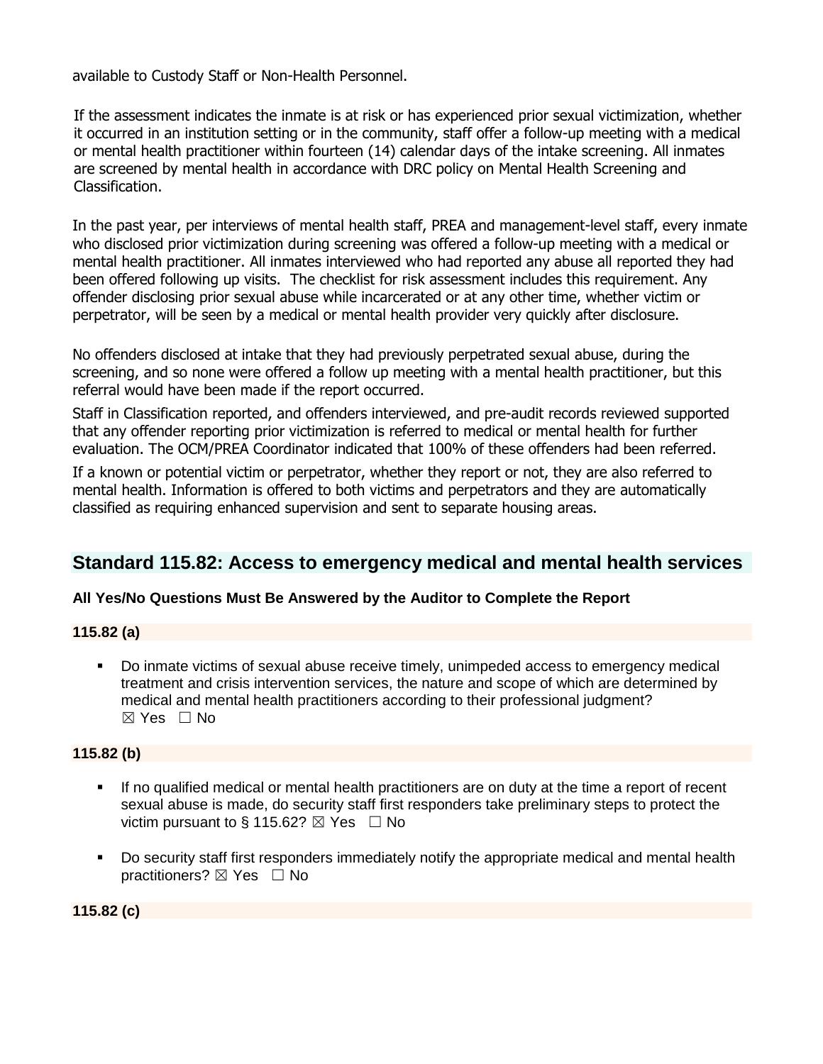available to Custody Staff or Non-Health Personnel.

If the assessment indicates the inmate is at risk or has experienced prior sexual victimization, whether it occurred in an institution setting or in the community, staff offer a follow-up meeting with a medical or mental health practitioner within fourteen (14) calendar days of the intake screening. All inmates are screened by mental health in accordance with DRC policy on Mental Health Screening and Classification.

In the past year, per interviews of mental health staff, PREA and management-level staff, every inmate who disclosed prior victimization during screening was offered a follow-up meeting with a medical or mental health practitioner. All inmates interviewed who had reported any abuse all reported they had been offered following up visits.  The checklist for risk assessment includes this requirement. Any offender disclosing prior sexual abuse while incarcerated or at any other time, whether victim or perpetrator, will be seen by a medical or mental health provider very quickly after disclosure.

No offenders disclosed at intake that they had previously perpetrated sexual abuse, during the screening, and so none were offered a follow up meeting with a mental health practitioner, but this referral would have been made if the report occurred.

Staff in Classification reported, and offenders interviewed, and pre-audit records reviewed supported that any offender reporting prior victimization is referred to medical or mental health for further evaluation. The OCM/PREA Coordinator indicated that 100% of these offenders had been referred.

If a known or potential victim or perpetrator, whether they report or not, they are also referred to mental health. Information is offered to both victims and perpetrators and they are automatically classified as requiring enhanced supervision and sent to separate housing areas.

## Standard 115.82: Access to emergency medical and mental health services

**All Yes/No Questions Must Be Answered by the Auditor to Complete the Report**

**115.82 (a)**

- Do inmate victims of sexual abuse receive timely, unimpeded access to emergency medical treatment and crisis intervention services, the nature and scope of which are determined by medical and mental health practitioners according to their professional judgment? ☒ Yes ☐ No

**115.82 (b)**

- If no qualified medical or mental health practitioners are on duty at the time a report of recent sexual abuse is made, do security staff first responders take preliminary steps to protect the victim pursuant to § 115.62? ☒ Yes ☐ No
- Do security staff first responders immediately notify the appropriate medical and mental health practitioners? ☒ Yes ☐ No

**115.82 (c)**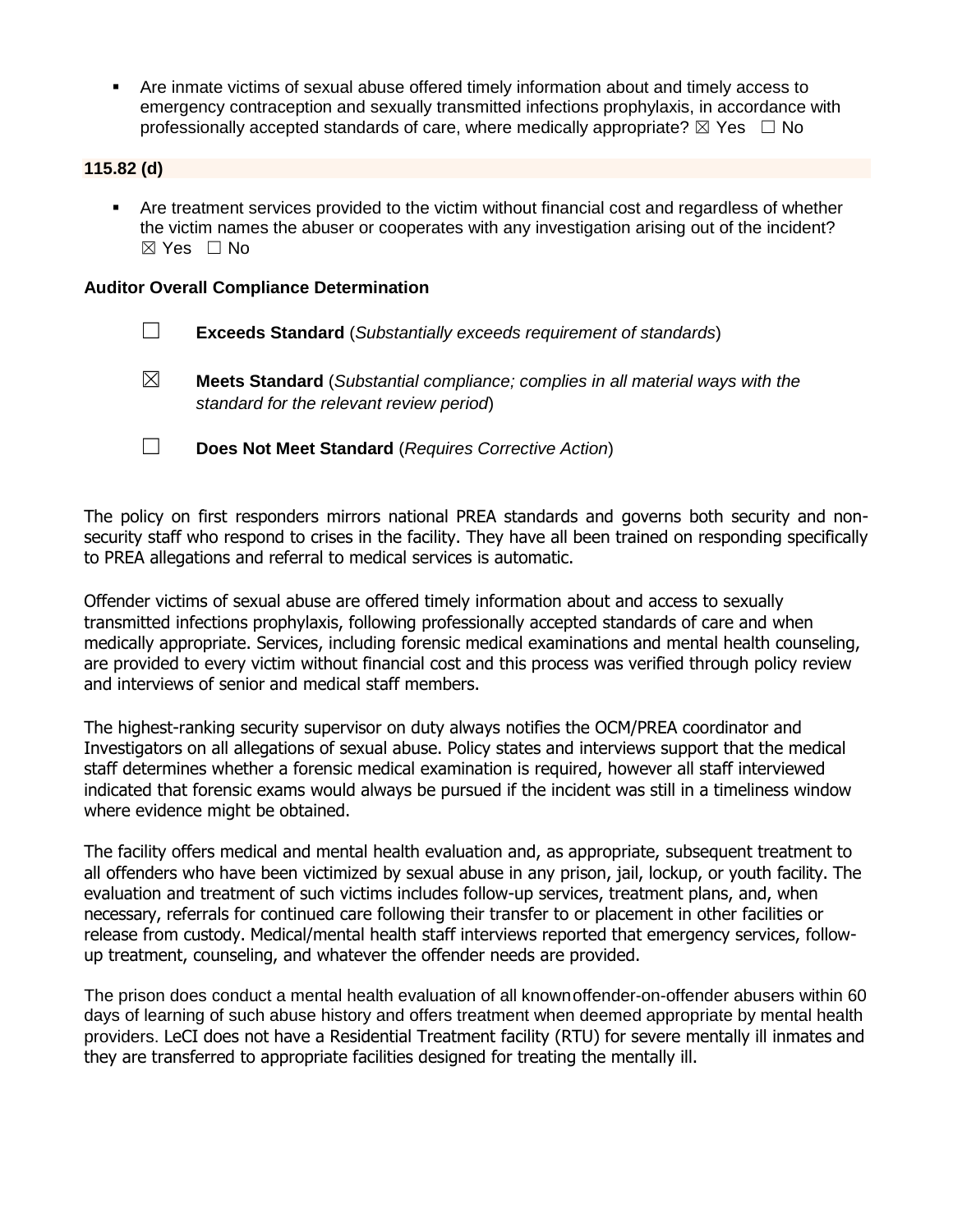- Are inmate victims of sexual abuse offered timely information about and timely access to emergency contraception and sexually transmitted infections prophylaxis, in accordance with professionally accepted standards of care, where medically appropriate? ☒ Yes ☐ No

**115.82 (d)**

- Are treatment services provided to the victim without financial cost and regardless of whether the victim names the abuser or cooperates with any investigation arising out of the incident? ☒ Yes ☐ No

**Auditor Overall Compliance Determination**

☐ **Exceeds Standard** (*Substantially exceeds requirement of standards*)

☒ **Meets Standard** (*Substantial compliance; complies in all material ways with the standard for the relevant review period*)

☐ **Does Not Meet Standard** (*Requires Corrective Action*)

The policy on first responders mirrors national PREA standards and governs both security and non-security staff who respond to crises in the facility. They have all been trained on responding specifically to PREA allegations and referral to medical services is automatic.

Offender victims of sexual abuse are offered timely information about and access to sexually transmitted infections prophylaxis, following professionally accepted standards of care and when medically appropriate. Services, including forensic medical examinations and mental health counseling, are provided to every victim without financial cost and this process was verified through policy review and interviews of senior and medical staff members.

The highest-ranking security supervisor on duty always notifies the OCM/PREA coordinator and Investigators on all allegations of sexual abuse. Policy states and interviews support that the medical staff determines whether a forensic medical examination is required, however all staff interviewed indicated that forensic exams would always be pursued if the incident was still in a timeliness window where evidence might be obtained.

The facility offers medical and mental health evaluation and, as appropriate, subsequent treatment to all offenders who have been victimized by sexual abuse in any prison, jail, lockup, or youth facility. The evaluation and treatment of such victims includes follow-up services, treatment plans, and, when necessary, referrals for continued care following their transfer to or placement in other facilities or release from custody. Medical/mental health staff interviews reported that emergency services, follow-up treatment, counseling, and whatever the offender needs are provided.

The prison does conduct a mental health evaluation of all knownoffender-on-offender abusers within 60 days of learning of such abuse history and offers treatment when deemed appropriate by mental health providers. LeCI does not have a Residential Treatment facility (RTU) for severe mentally ill inmates and they are transferred to appropriate facilities designed for treating the mentally ill.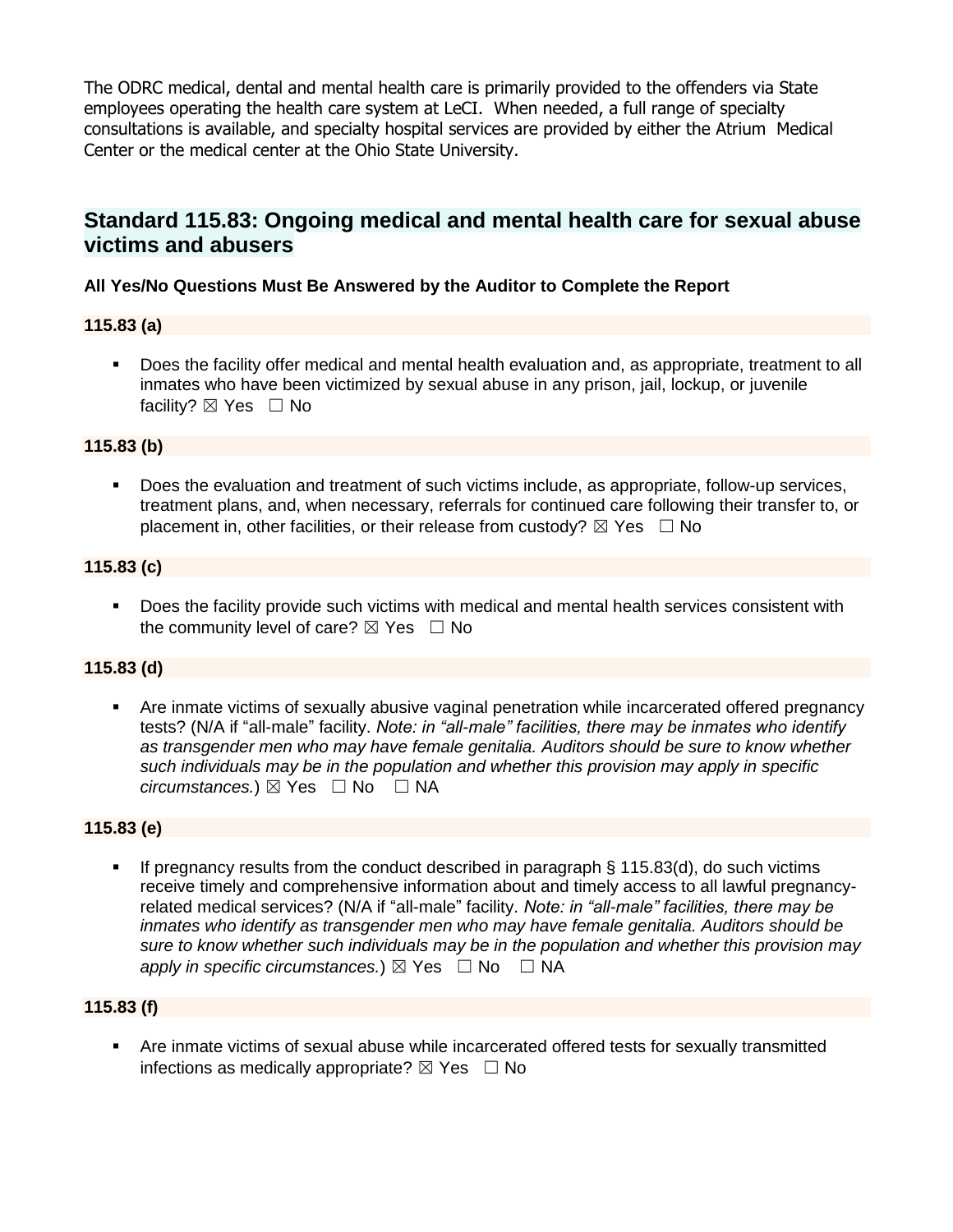The ODRC medical, dental and mental health care is primarily provided to the offenders via State employees operating the health care system at LeCI. When needed, a full range of specialty consultations is available, and specialty hospital services are provided by either the Atrium Medical Center or the medical center at the Ohio State University.

## Standard 115.83: Ongoing medical and mental health care for sexual abuse victims and abusers

**All Yes/No Questions Must Be Answered by the Auditor to Complete the Report**

**115.83 (a)**

- Does the facility offer medical and mental health evaluation and, as appropriate, treatment to all inmates who have been victimized by sexual abuse in any prison, jail, lockup, or juvenile facility? ☒ Yes ☐ No

**115.83 (b)**

- Does the evaluation and treatment of such victims include, as appropriate, follow-up services, treatment plans, and, when necessary, referrals for continued care following their transfer to, or placement in, other facilities, or their release from custody? ☒ Yes ☐ No

**115.83 (c)**

- Does the facility provide such victims with medical and mental health services consistent with the community level of care? ☒ Yes ☐ No

**115.83 (d)**

- Are inmate victims of sexually abusive vaginal penetration while incarcerated offered pregnancy tests? (N/A if "all-male" facility. *Note: in "all-male" facilities, there may be inmates who identify as transgender men who may have female genitalia. Auditors should be sure to know whether such individuals may be in the population and whether this provision may apply in specific circumstances.*) ☒ Yes ☐ No ☐ NA

**115.83 (e)**

- If pregnancy results from the conduct described in paragraph § 115.83(d), do such victims receive timely and comprehensive information about and timely access to all lawful pregnancy-related medical services? (N/A if "all-male" facility. *Note: in "all-male" facilities, there may be inmates who identify as transgender men who may have female genitalia. Auditors should be sure to know whether such individuals may be in the population and whether this provision may apply in specific circumstances.*) ☒ Yes ☐ No ☐ NA

**115.83 (f)**

- Are inmate victims of sexual abuse while incarcerated offered tests for sexually transmitted infections as medically appropriate? ☒ Yes ☐ No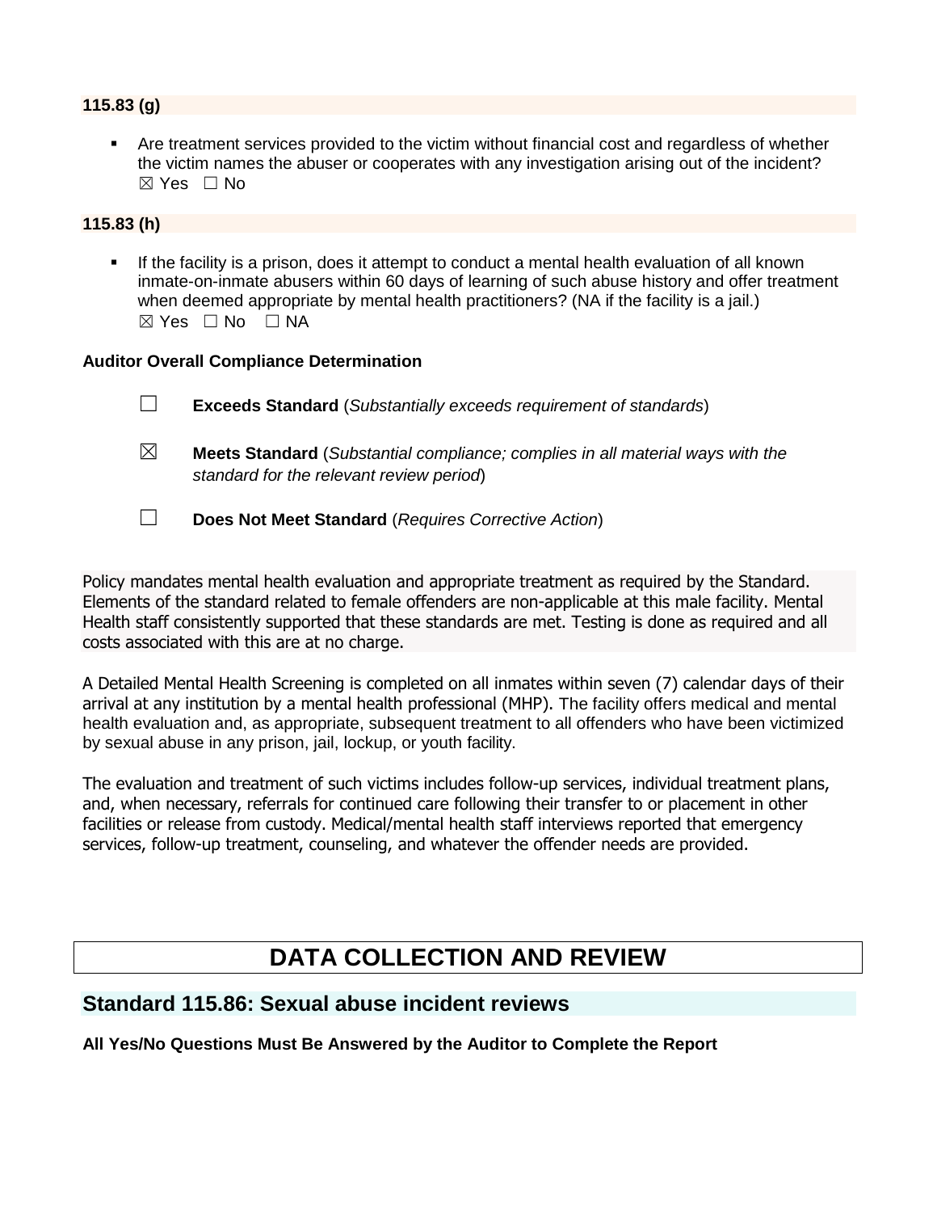**115.83 (g)**

- Are treatment services provided to the victim without financial cost and regardless of whether the victim names the abuser or cooperates with any investigation arising out of the incident?
  ☒ Yes ☐ No

**115.83 (h)**

- If the facility is a prison, does it attempt to conduct a mental health evaluation of all known inmate-on-inmate abusers within 60 days of learning of such abuse history and offer treatment when deemed appropriate by mental health practitioners? (NA if the facility is a jail.)
  ☒ Yes ☐ No ☐ NA

**Auditor Overall Compliance Determination**

☐ **Exceeds Standard** (*Substantially exceeds requirement of standards*)

☒ **Meets Standard** (*Substantial compliance; complies in all material ways with the standard for the relevant review period*)

☐ **Does Not Meet Standard** (*Requires Corrective Action*)

Policy mandates mental health evaluation and appropriate treatment as required by the Standard. Elements of the standard related to female offenders are non-applicable at this male facility. Mental Health staff consistently supported that these standards are met. Testing is done as required and all costs associated with this are at no charge.

A Detailed Mental Health Screening is completed on all inmates within seven (7) calendar days of their arrival at any institution by a mental health professional (MHP). The facility offers medical and mental health evaluation and, as appropriate, subsequent treatment to all offenders who have been victimized by sexual abuse in any prison, jail, lockup, or youth facility.

The evaluation and treatment of such victims includes follow-up services, individual treatment plans, and, when necessary, referrals for continued care following their transfer to or placement in other facilities or release from custody. Medical/mental health staff interviews reported that emergency services, follow-up treatment, counseling, and whatever the offender needs are provided.

# DATA COLLECTION AND REVIEW

## Standard 115.86: Sexual abuse incident reviews

**All Yes/No Questions Must Be Answered by the Auditor to Complete the Report**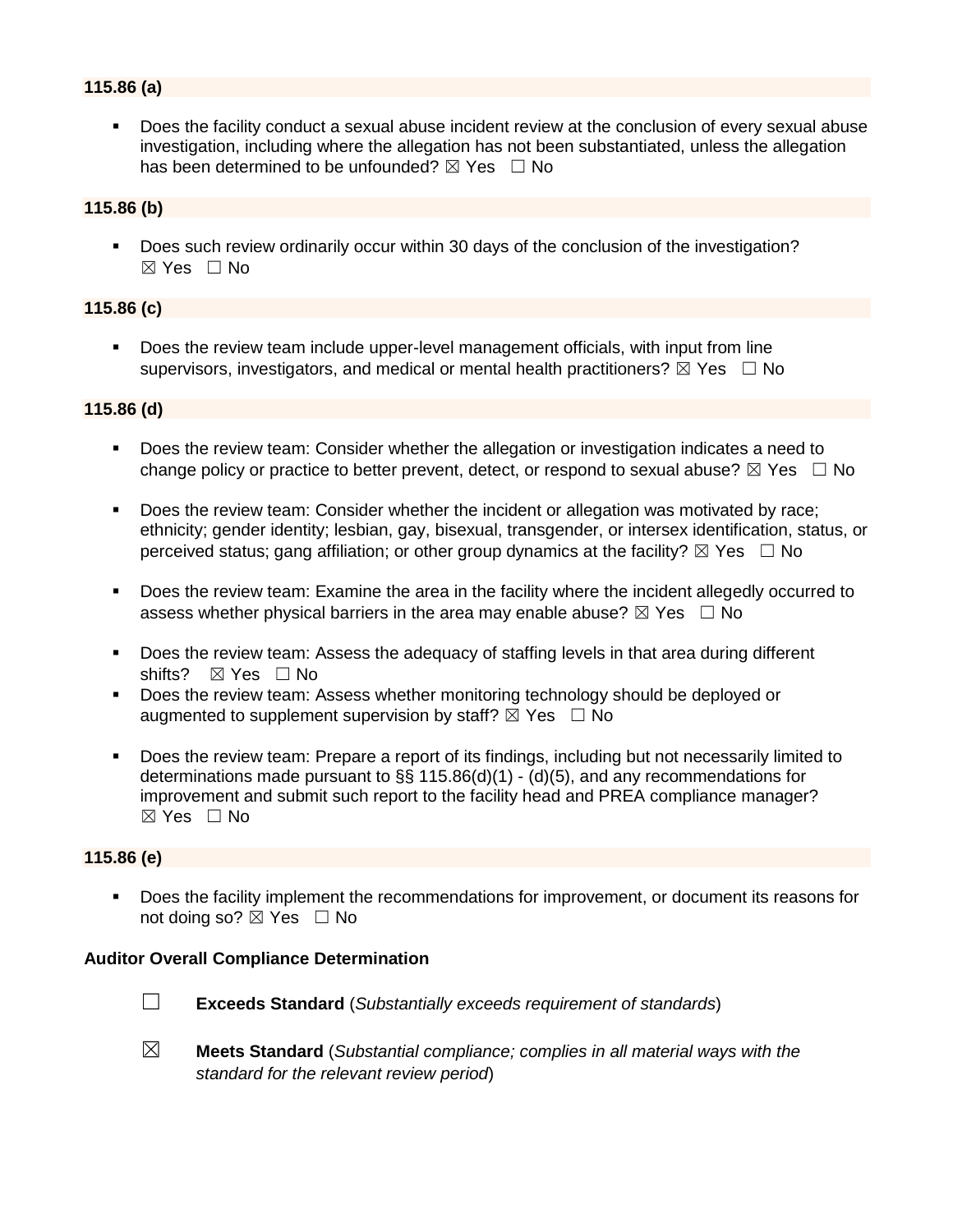**115.86 (a)**

- Does the facility conduct a sexual abuse incident review at the conclusion of every sexual abuse investigation, including where the allegation has not been substantiated, unless the allegation has been determined to be unfounded? ☒ Yes ☐ No

**115.86 (b)**

- Does such review ordinarily occur within 30 days of the conclusion of the investigation? ☒ Yes ☐ No

**115.86 (c)**

- Does the review team include upper-level management officials, with input from line supervisors, investigators, and medical or mental health practitioners? ☒ Yes ☐ No

**115.86 (d)**

- Does the review team: Consider whether the allegation or investigation indicates a need to change policy or practice to better prevent, detect, or respond to sexual abuse? ☒ Yes ☐ No
- Does the review team: Consider whether the incident or allegation was motivated by race; ethnicity; gender identity; lesbian, gay, bisexual, transgender, or intersex identification, status, or perceived status; gang affiliation; or other group dynamics at the facility? ☒ Yes ☐ No
- Does the review team: Examine the area in the facility where the incident allegedly occurred to assess whether physical barriers in the area may enable abuse? ☒ Yes ☐ No
- Does the review team: Assess the adequacy of staffing levels in that area during different shifts? ☒ Yes ☐ No
- Does the review team: Assess whether monitoring technology should be deployed or augmented to supplement supervision by staff? ☒ Yes ☐ No
- Does the review team: Prepare a report of its findings, including but not necessarily limited to determinations made pursuant to §§ 115.86(d)(1) - (d)(5), and any recommendations for improvement and submit such report to the facility head and PREA compliance manager? ☒ Yes ☐ No

**115.86 (e)**

- Does the facility implement the recommendations for improvement, or document its reasons for not doing so? ☒ Yes ☐ No

**Auditor Overall Compliance Determination**

☐ **Exceeds Standard** (*Substantially exceeds requirement of standards*)

☒ **Meets Standard** (*Substantial compliance; complies in all material ways with the standard for the relevant review period*)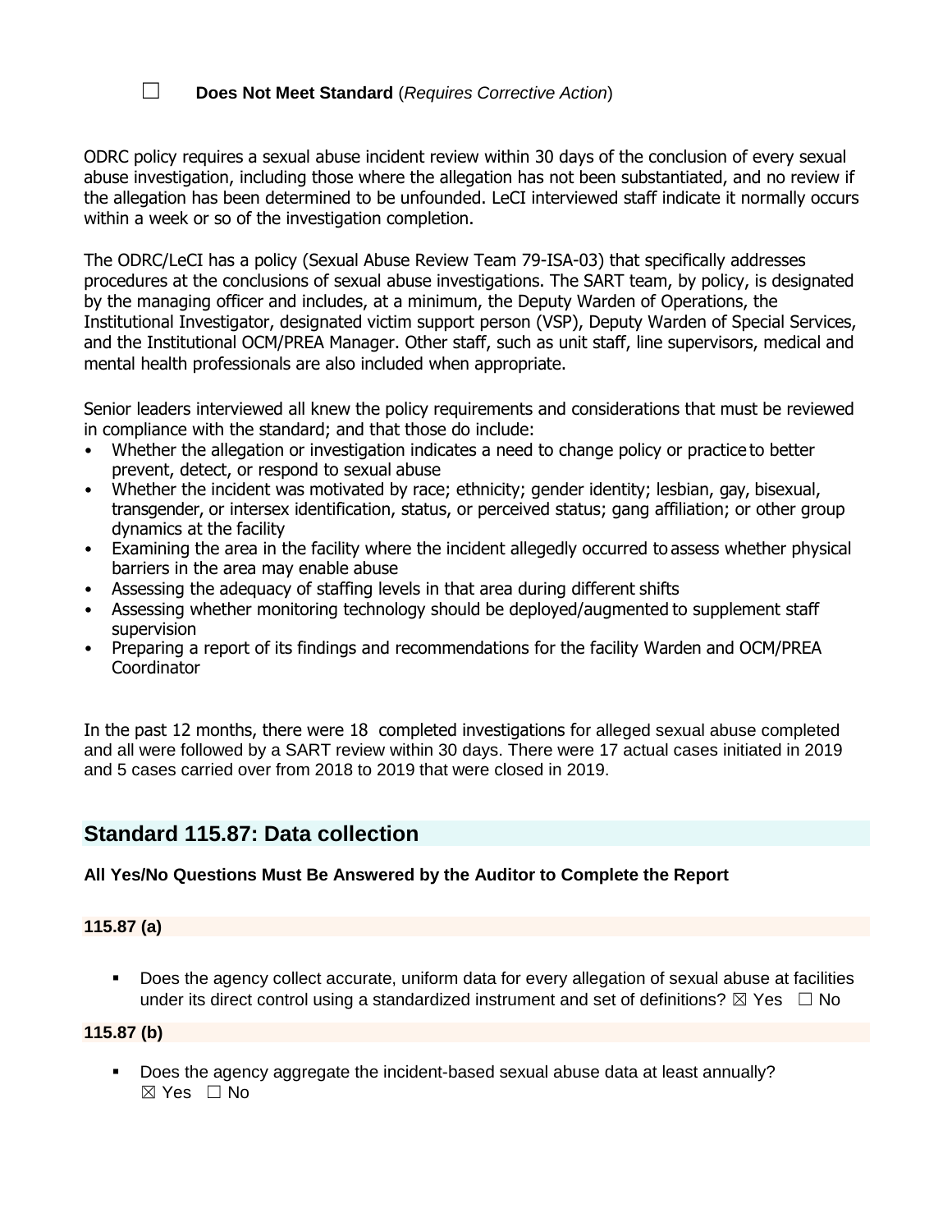☐ **Does Not Meet Standard** (*Requires Corrective Action*)

ODRC policy requires a sexual abuse incident review within 30 days of the conclusion of every sexual abuse investigation, including those where the allegation has not been substantiated, and no review if the allegation has been determined to be unfounded. LeCI interviewed staff indicate it normally occurs within a week or so of the investigation completion.

The ODRC/LeCI has a policy (Sexual Abuse Review Team 79-ISA-03) that specifically addresses procedures at the conclusions of sexual abuse investigations. The SART team, by policy, is designated by the managing officer and includes, at a minimum, the Deputy Warden of Operations, the Institutional Investigator, designated victim support person (VSP), Deputy Warden of Special Services, and the Institutional OCM/PREA Manager. Other staff, such as unit staff, line supervisors, medical and mental health professionals are also included when appropriate.

Senior leaders interviewed all knew the policy requirements and considerations that must be reviewed in compliance with the standard; and that those do include:

- Whether the allegation or investigation indicates a need to change policy or practice to better prevent, detect, or respond to sexual abuse
- Whether the incident was motivated by race; ethnicity; gender identity; lesbian, gay, bisexual, transgender, or intersex identification, status, or perceived status; gang affiliation; or other group dynamics at the facility
- Examining the area in the facility where the incident allegedly occurred to assess whether physical barriers in the area may enable abuse
- Assessing the adequacy of staffing levels in that area during different shifts
- Assessing whether monitoring technology should be deployed/augmented to supplement staff supervision
- Preparing a report of its findings and recommendations for the facility Warden and OCM/PREA Coordinator

In the past 12 months, there were 18 completed investigations for alleged sexual abuse completed and all were followed by a SART review within 30 days. There were 17 actual cases initiated in 2019 and 5 cases carried over from 2018 to 2019 that were closed in 2019.

## Standard 115.87: Data collection

**All Yes/No Questions Must Be Answered by the Auditor to Complete the Report**

### 115.87 (a)

- Does the agency collect accurate, uniform data for every allegation of sexual abuse at facilities under its direct control using a standardized instrument and set of definitions? ☒ Yes ☐ No

### 115.87 (b)

- Does the agency aggregate the incident-based sexual abuse data at least annually? ☒ Yes ☐ No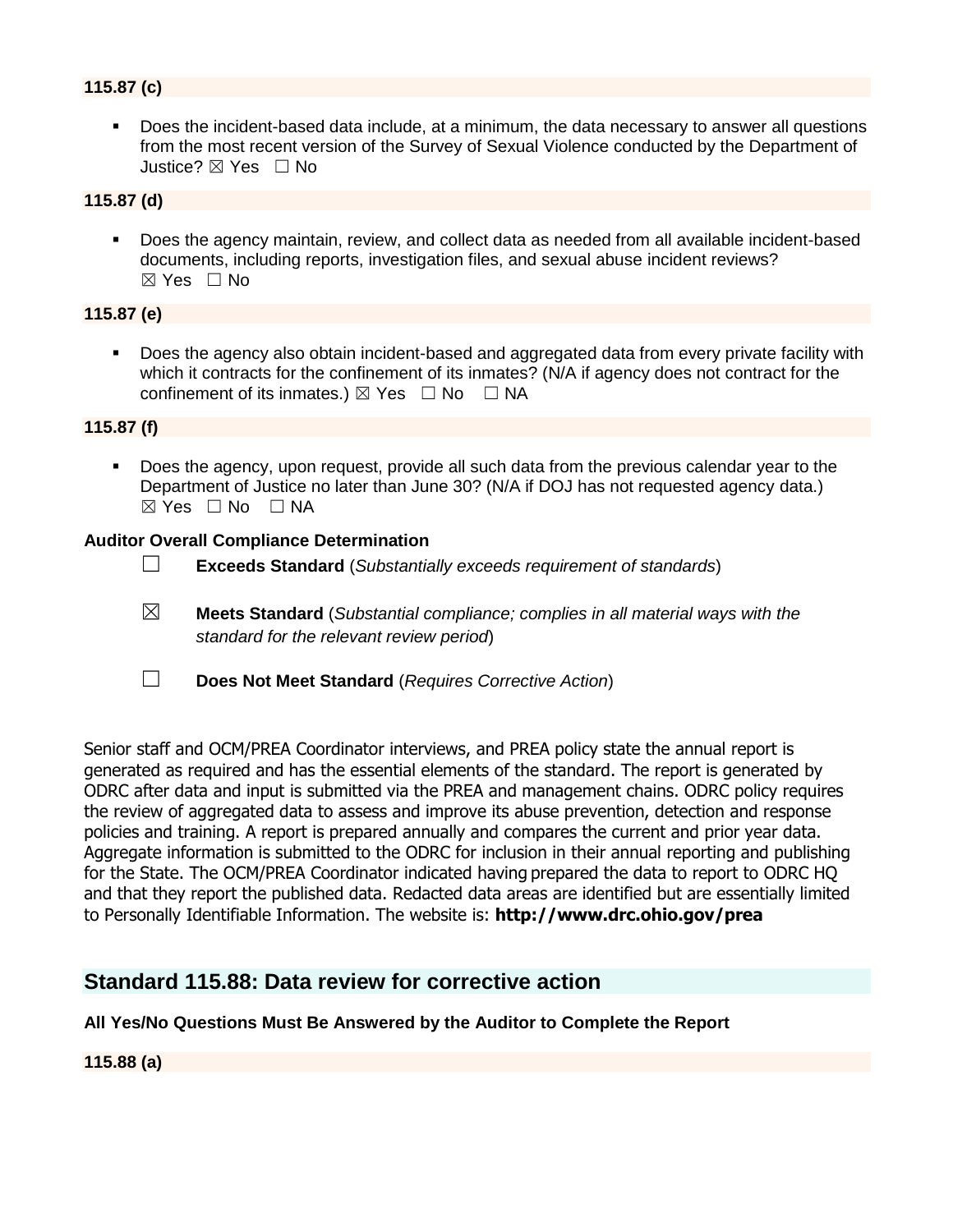**115.87 (c)**

- Does the incident-based data include, at a minimum, the data necessary to answer all questions from the most recent version of the Survey of Sexual Violence conducted by the Department of Justice? ☒ Yes ☐ No

**115.87 (d)**

- Does the agency maintain, review, and collect data as needed from all available incident-based documents, including reports, investigation files, and sexual abuse incident reviews? ☒ Yes ☐ No

**115.87 (e)**

- Does the agency also obtain incident-based and aggregated data from every private facility with which it contracts for the confinement of its inmates? (N/A if agency does not contract for the confinement of its inmates.) ☒ Yes ☐ No ☐ NA

**115.87 (f)**

- Does the agency, upon request, provide all such data from the previous calendar year to the Department of Justice no later than June 30? (N/A if DOJ has not requested agency data.) ☒ Yes ☐ No ☐ NA

**Auditor Overall Compliance Determination**

☐ **Exceeds Standard** (*Substantially exceeds requirement of standards*)

☒ **Meets Standard** (*Substantial compliance; complies in all material ways with the standard for the relevant review period*)

☐ **Does Not Meet Standard** (*Requires Corrective Action*)

Senior staff and OCM/PREA Coordinator interviews, and PREA policy state the annual report is generated as required and has the essential elements of the standard. The report is generated by ODRC after data and input is submitted via the PREA and management chains. ODRC policy requires the review of aggregated data to assess and improve its abuse prevention, detection and response policies and training. A report is prepared annually and compares the current and prior year data. Aggregate information is submitted to the ODRC for inclusion in their annual reporting and publishing for the State. The OCM/PREA Coordinator indicated having prepared the data to report to ODRC HQ and that they report the published data. Redacted data areas are identified but are essentially limited to Personally Identifiable Information. The website is: **http://www.drc.ohio.gov/prea**

## Standard 115.88: Data review for corrective action

**All Yes/No Questions Must Be Answered by the Auditor to Complete the Report**

**115.88 (a)**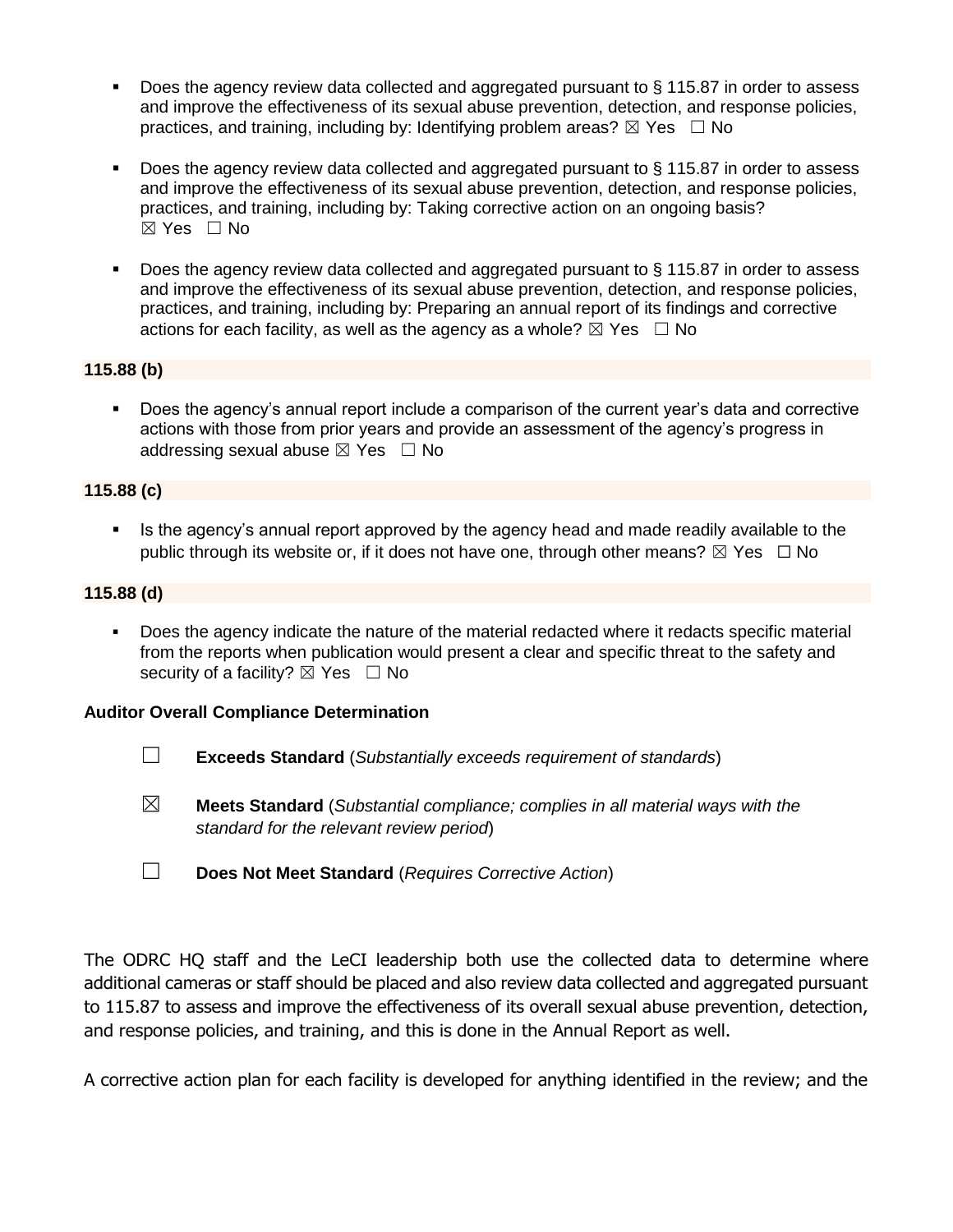- Does the agency review data collected and aggregated pursuant to § 115.87 in order to assess and improve the effectiveness of its sexual abuse prevention, detection, and response policies, practices, and training, including by: Identifying problem areas? ☒ Yes ☐ No

- Does the agency review data collected and aggregated pursuant to § 115.87 in order to assess and improve the effectiveness of its sexual abuse prevention, detection, and response policies, practices, and training, including by: Taking corrective action on an ongoing basis? ☒ Yes ☐ No

- Does the agency review data collected and aggregated pursuant to § 115.87 in order to assess and improve the effectiveness of its sexual abuse prevention, detection, and response policies, practices, and training, including by: Preparing an annual report of its findings and corrective actions for each facility, as well as the agency as a whole? ☒ Yes ☐ No

**115.88 (b)**

- Does the agency's annual report include a comparison of the current year's data and corrective actions with those from prior years and provide an assessment of the agency's progress in addressing sexual abuse ☒ Yes ☐ No

**115.88 (c)**

- Is the agency's annual report approved by the agency head and made readily available to the public through its website or, if it does not have one, through other means? ☒ Yes ☐ No

**115.88 (d)**

- Does the agency indicate the nature of the material redacted where it redacts specific material from the reports when publication would present a clear and specific threat to the safety and security of a facility? ☒ Yes ☐ No

**Auditor Overall Compliance Determination**

☐ **Exceeds Standard** (*Substantially exceeds requirement of standards*)

☒ **Meets Standard** (*Substantial compliance; complies in all material ways with the standard for the relevant review period*)

☐ **Does Not Meet Standard** (*Requires Corrective Action*)

The ODRC HQ staff and the LeCI leadership both use the collected data to determine where additional cameras or staff should be placed and also review data collected and aggregated pursuant to 115.87 to assess and improve the effectiveness of its overall sexual abuse prevention, detection, and response policies, and training, and this is done in the Annual Report as well.

A corrective action plan for each facility is developed for anything identified in the review; and the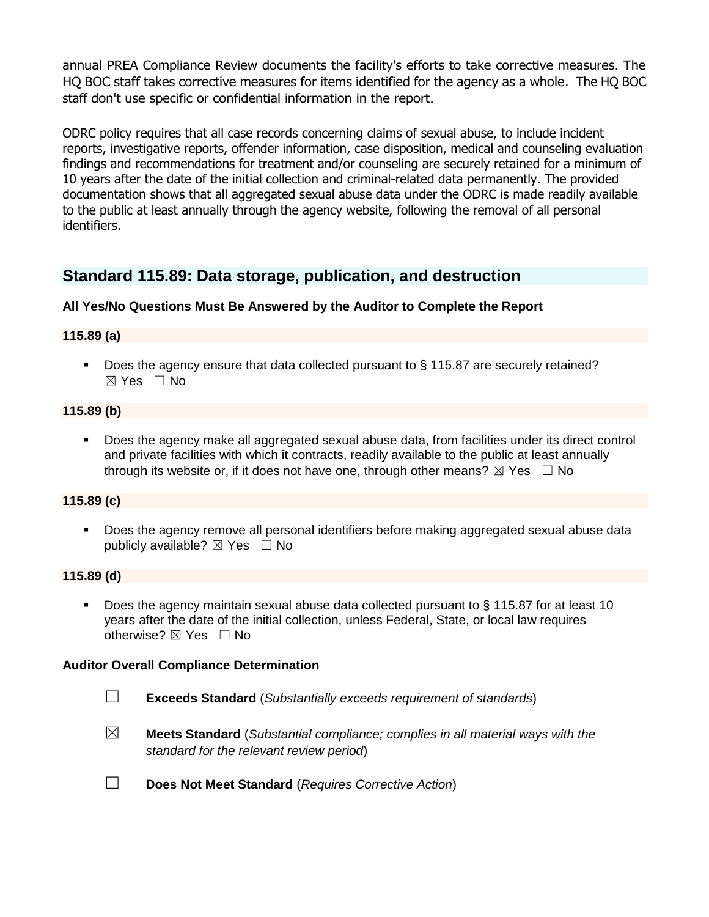annual PREA Compliance Review documents the facility's efforts to take corrective measures. The HQ BOC staff takes corrective measures for items identified for the agency as a whole. The HQ BOC staff don't use specific or confidential information in the report.

ODRC policy requires that all case records concerning claims of sexual abuse, to include incident reports, investigative reports, offender information, case disposition, medical and counseling evaluation findings and recommendations for treatment and/or counseling are securely retained for a minimum of 10 years after the date of the initial collection and criminal-related data permanently. The provided documentation shows that all aggregated sexual abuse data under the ODRC is made readily available to the public at least annually through the agency website, following the removal of all personal identifiers.

## Standard 115.89: Data storage, publication, and destruction

**All Yes/No Questions Must Be Answered by the Auditor to Complete the Report**

**115.89 (a)**

- Does the agency ensure that data collected pursuant to § 115.87 are securely retained? ☒ Yes ☐ No

**115.89 (b)**

- Does the agency make all aggregated sexual abuse data, from facilities under its direct control and private facilities with which it contracts, readily available to the public at least annually through its website or, if it does not have one, through other means? ☒ Yes ☐ No

**115.89 (c)**

- Does the agency remove all personal identifiers before making aggregated sexual abuse data publicly available? ☒ Yes ☐ No

**115.89 (d)**

- Does the agency maintain sexual abuse data collected pursuant to § 115.87 for at least 10 years after the date of the initial collection, unless Federal, State, or local law requires otherwise? ☒ Yes ☐ No

**Auditor Overall Compliance Determination**

☐ **Exceeds Standard** (*Substantially exceeds requirement of standards*)

☒ **Meets Standard** (*Substantial compliance; complies in all material ways with the standard for the relevant review period*)

☐ **Does Not Meet Standard** (*Requires Corrective Action*)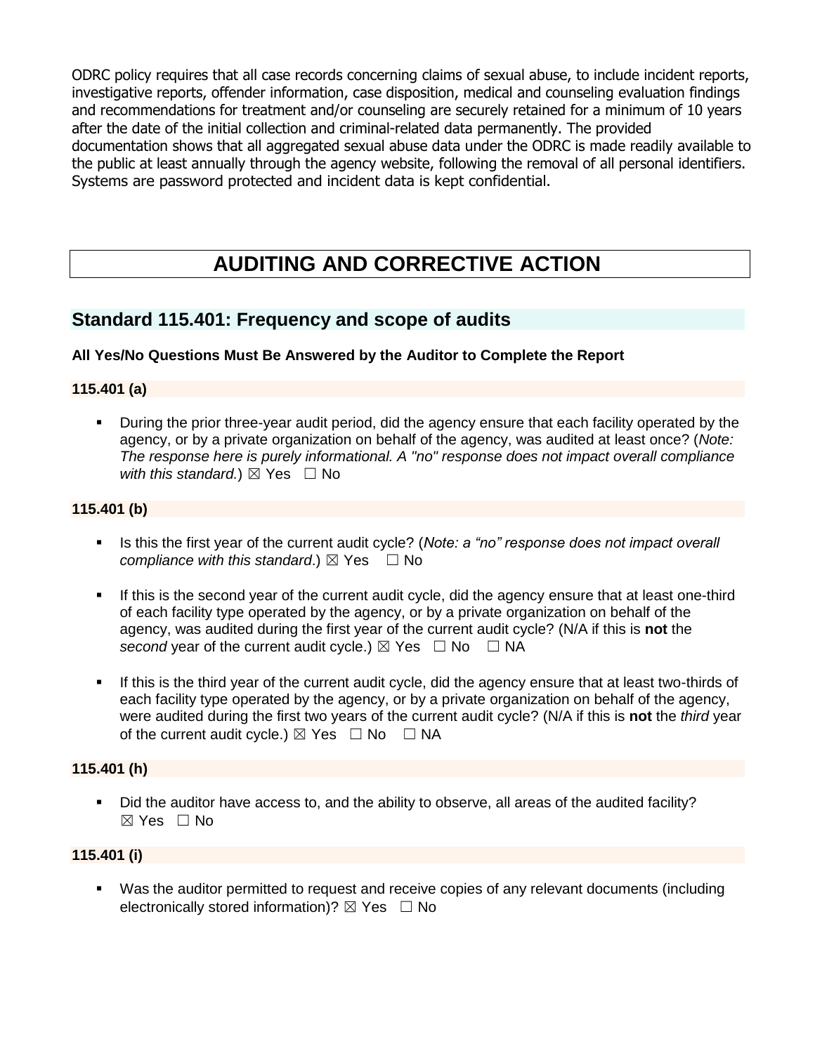ODRC policy requires that all case records concerning claims of sexual abuse, to include incident reports, investigative reports, offender information, case disposition, medical and counseling evaluation findings and recommendations for treatment and/or counseling are securely retained for a minimum of 10 years after the date of the initial collection and criminal-related data permanently. The provided documentation shows that all aggregated sexual abuse data under the ODRC is made readily available to the public at least annually through the agency website, following the removal of all personal identifiers. Systems are password protected and incident data is kept confidential.

# AUDITING AND CORRECTIVE ACTION

## Standard 115.401: Frequency and scope of audits

**All Yes/No Questions Must Be Answered by the Auditor to Complete the Report**

### 115.401 (a)

- During the prior three-year audit period, did the agency ensure that each facility operated by the agency, or by a private organization on behalf of the agency, was audited at least once? (*Note: The response here is purely informational. A "no" response does not impact overall compliance with this standard.*) ☒ Yes ☐ No

### 115.401 (b)

- Is this the first year of the current audit cycle? (*Note: a "no" response does not impact overall compliance with this standard*.) ☒ Yes ☐ No
- If this is the second year of the current audit cycle, did the agency ensure that at least one-third of each facility type operated by the agency, or by a private organization on behalf of the agency, was audited during the first year of the current audit cycle? (N/A if this is **not** the *second* year of the current audit cycle.) ☒ Yes ☐ No ☐ NA
- If this is the third year of the current audit cycle, did the agency ensure that at least two-thirds of each facility type operated by the agency, or by a private organization on behalf of the agency, were audited during the first two years of the current audit cycle? (N/A if this is **not** the *third* year of the current audit cycle.) ☒ Yes ☐ No ☐ NA

### 115.401 (h)

- Did the auditor have access to, and the ability to observe, all areas of the audited facility? ☒ Yes ☐ No

### 115.401 (i)

- Was the auditor permitted to request and receive copies of any relevant documents (including electronically stored information)? ☒ Yes ☐ No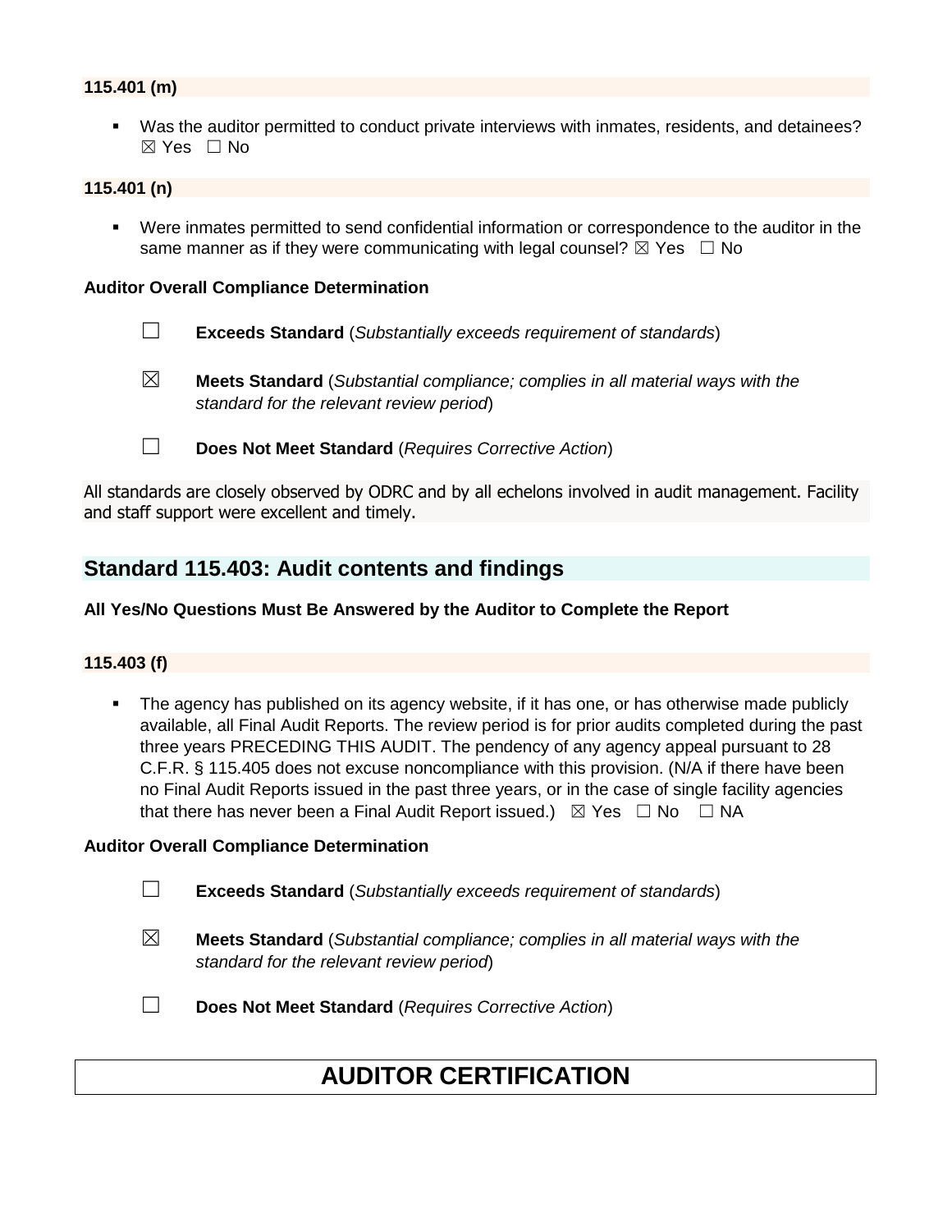**115.401 (m)**

- Was the auditor permitted to conduct private interviews with inmates, residents, and detainees? ☒ Yes ☐ No

**115.401 (n)**

- Were inmates permitted to send confidential information or correspondence to the auditor in the same manner as if they were communicating with legal counsel? ☒ Yes ☐ No

**Auditor Overall Compliance Determination**

☐ **Exceeds Standard** (*Substantially exceeds requirement of standards*)

☒ **Meets Standard** (*Substantial compliance; complies in all material ways with the standard for the relevant review period*)

☐ **Does Not Meet Standard** (*Requires Corrective Action*)

All standards are closely observed by ODRC and by all echelons involved in audit management. Facility and staff support were excellent and timely.

## Standard 115.403: Audit contents and findings

**All Yes/No Questions Must Be Answered by the Auditor to Complete the Report**

**115.403 (f)**

- The agency has published on its agency website, if it has one, or has otherwise made publicly available, all Final Audit Reports. The review period is for prior audits completed during the past three years PRECEDING THIS AUDIT. The pendency of any agency appeal pursuant to 28 C.F.R. § 115.405 does not excuse noncompliance with this provision. (N/A if there have been no Final Audit Reports issued in the past three years, or in the case of single facility agencies that there has never been a Final Audit Report issued.) ☒ Yes ☐ No ☐ NA

**Auditor Overall Compliance Determination**

☐ **Exceeds Standard** (*Substantially exceeds requirement of standards*)

☒ **Meets Standard** (*Substantial compliance; complies in all material ways with the standard for the relevant review period*)

☐ **Does Not Meet Standard** (*Requires Corrective Action*)

# AUDITOR CERTIFICATION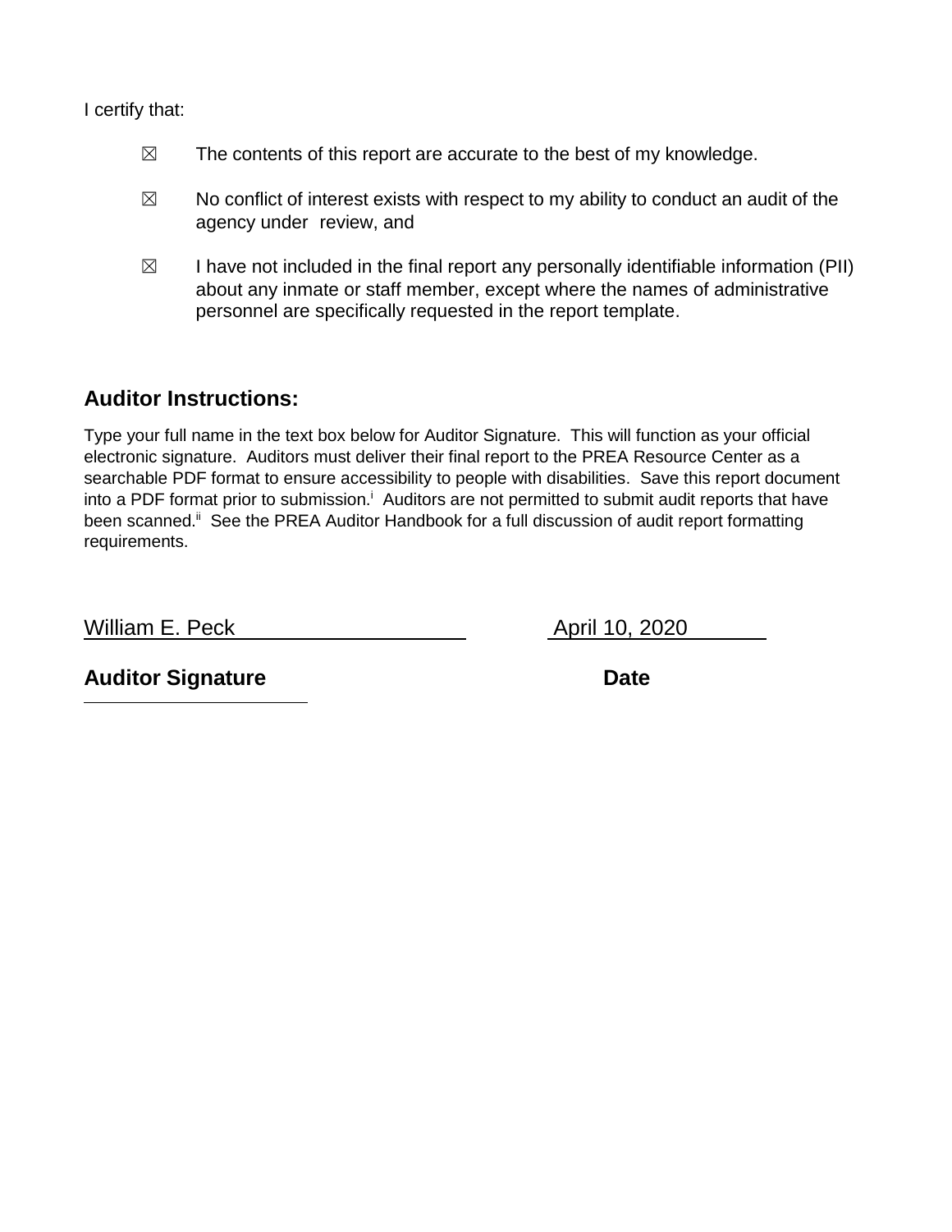I certify that:

- ☒ The contents of this report are accurate to the best of my knowledge.
- ☒ No conflict of interest exists with respect to my ability to conduct an audit of the agency under review, and
- ☒ I have not included in the final report any personally identifiable information (PII) about any inmate or staff member, except where the names of administrative personnel are specifically requested in the report template.

## Auditor Instructions:

Type your full name in the text box below for Auditor Signature. This will function as your official electronic signature. Auditors must deliver their final report to the PREA Resource Center as a searchable PDF format to ensure accessibility to people with disabilities. Save this report document into a PDF format prior to submission.[i] Auditors are not permitted to submit audit reports that have been scanned.[ii] See the PREA Auditor Handbook for a full discussion of audit report formatting requirements.

William E. Peck — April 10, 2020

**Auditor Signature** **Date**